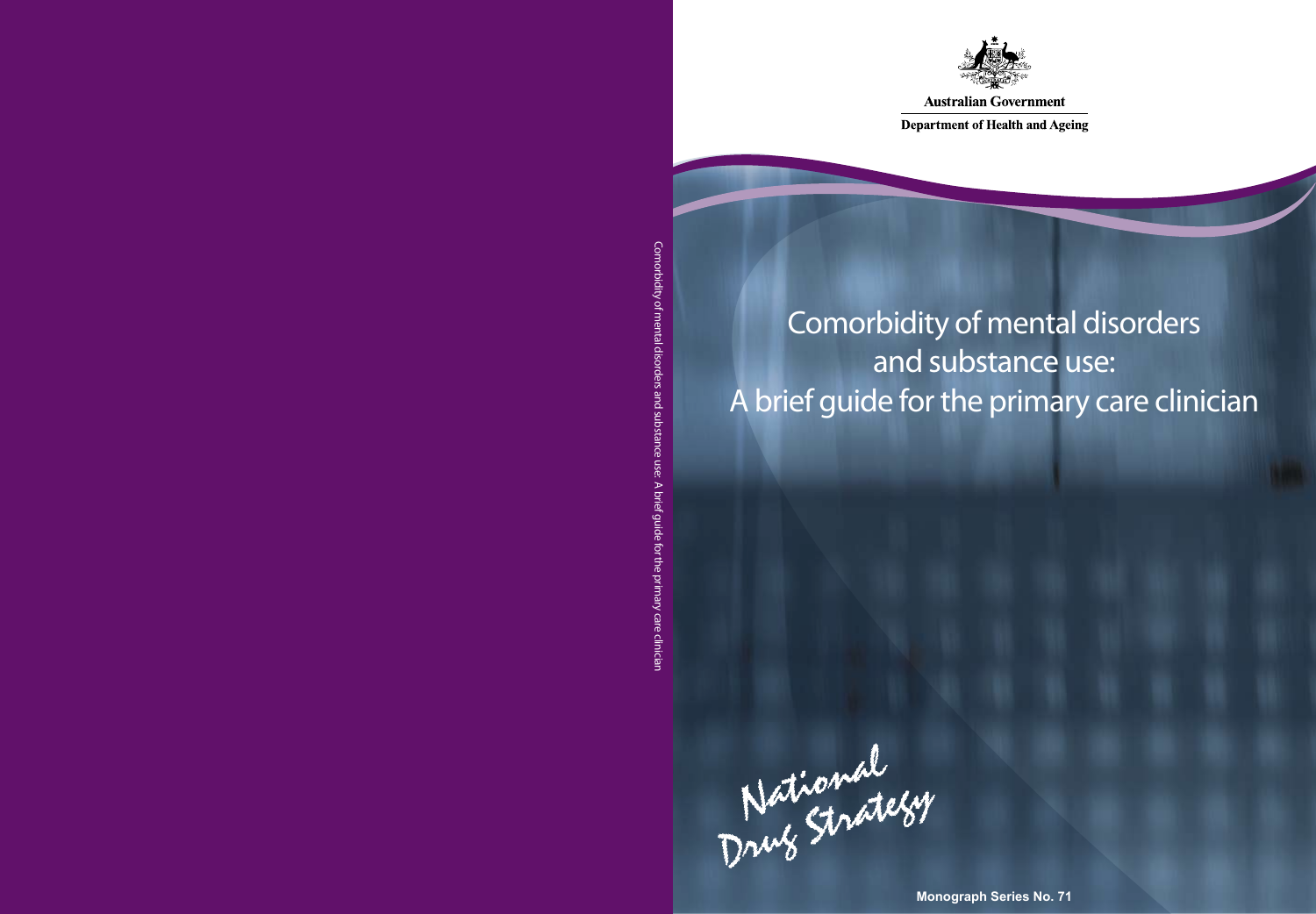Comorbidity of mental disorders and substance use: A brief guide for the primary care clinician

Australian Government

Department of Health and Ageing

# Comorbidity of mental disorders and substance use: A brief guide for the primary care clinician

National Drug Strategy

Monograph Series No. 71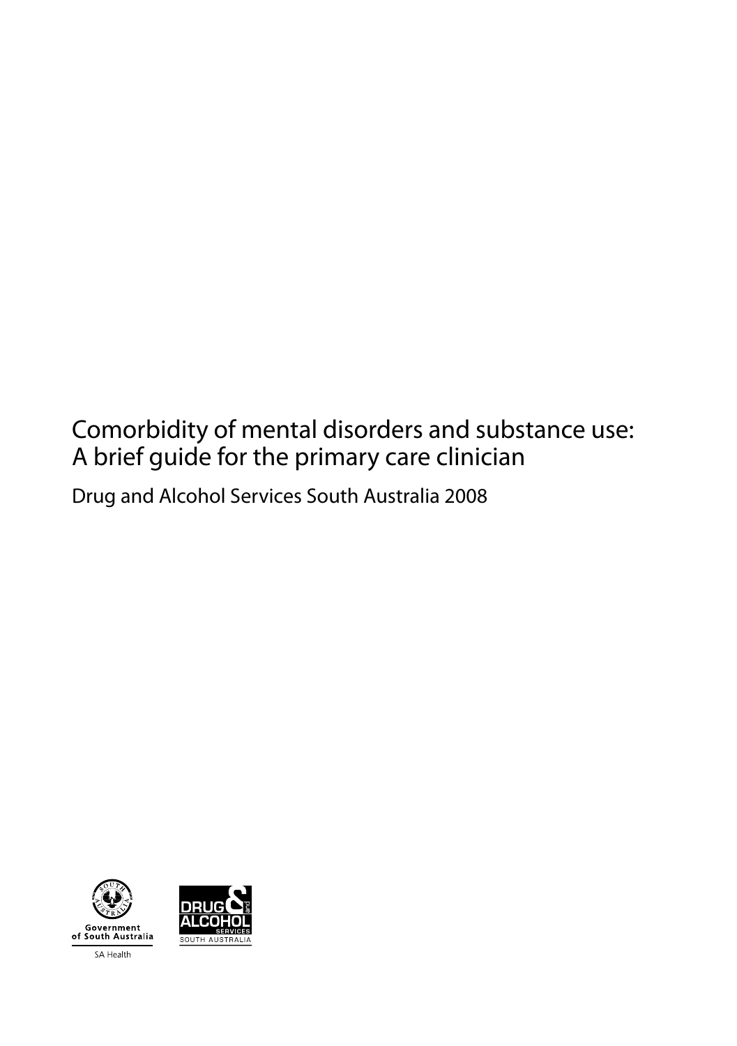# Comorbidity of mental disorders and substance use: A brief guide for the primary care clinician

Drug and Alcohol Services South Australia 2008

Government of South Australia

SA Health

DRUG and ALCOHOL SERVICES SOUTH AUSTRALIA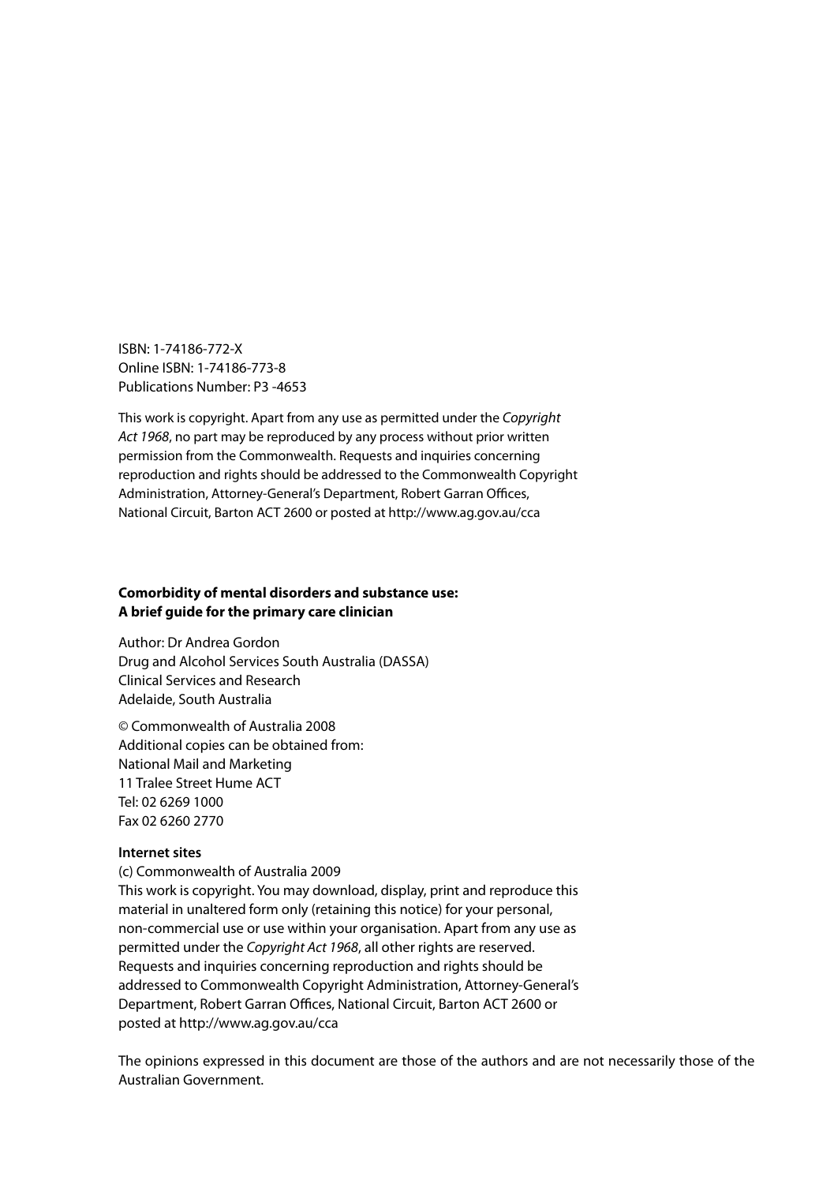ISBN: 1-74186-772-X
Online ISBN: 1-74186-773-8
Publications Number: P3 -4653

This work is copyright. Apart from any use as permitted under the *Copyright Act 1968*, no part may be reproduced by any process without prior written permission from the Commonwealth. Requests and inquiries concerning reproduction and rights should be addressed to the Commonwealth Copyright Administration, Attorney-General's Department, Robert Garran Offices, National Circuit, Barton ACT 2600 or posted at http://www.ag.gov.au/cca

**Comorbidity of mental disorders and substance use: A brief guide for the primary care clinician**

Author: Dr Andrea Gordon
Drug and Alcohol Services South Australia (DASSA)
Clinical Services and Research
Adelaide, South Australia

© Commonwealth of Australia 2008
Additional copies can be obtained from:
National Mail and Marketing
11 Tralee Street Hume ACT
Tel: 02 6269 1000
Fax 02 6260 2770

**Internet sites**

(c) Commonwealth of Australia 2009
This work is copyright. You may download, display, print and reproduce this material in unaltered form only (retaining this notice) for your personal, non-commercial use or use within your organisation. Apart from any use as permitted under the *Copyright Act 1968*, all other rights are reserved. Requests and inquiries concerning reproduction and rights should be addressed to Commonwealth Copyright Administration, Attorney-General's Department, Robert Garran Offices, National Circuit, Barton ACT 2600 or posted at http://www.ag.gov.au/cca

The opinions expressed in this document are those of the authors and are not necessarily those of the Australian Government.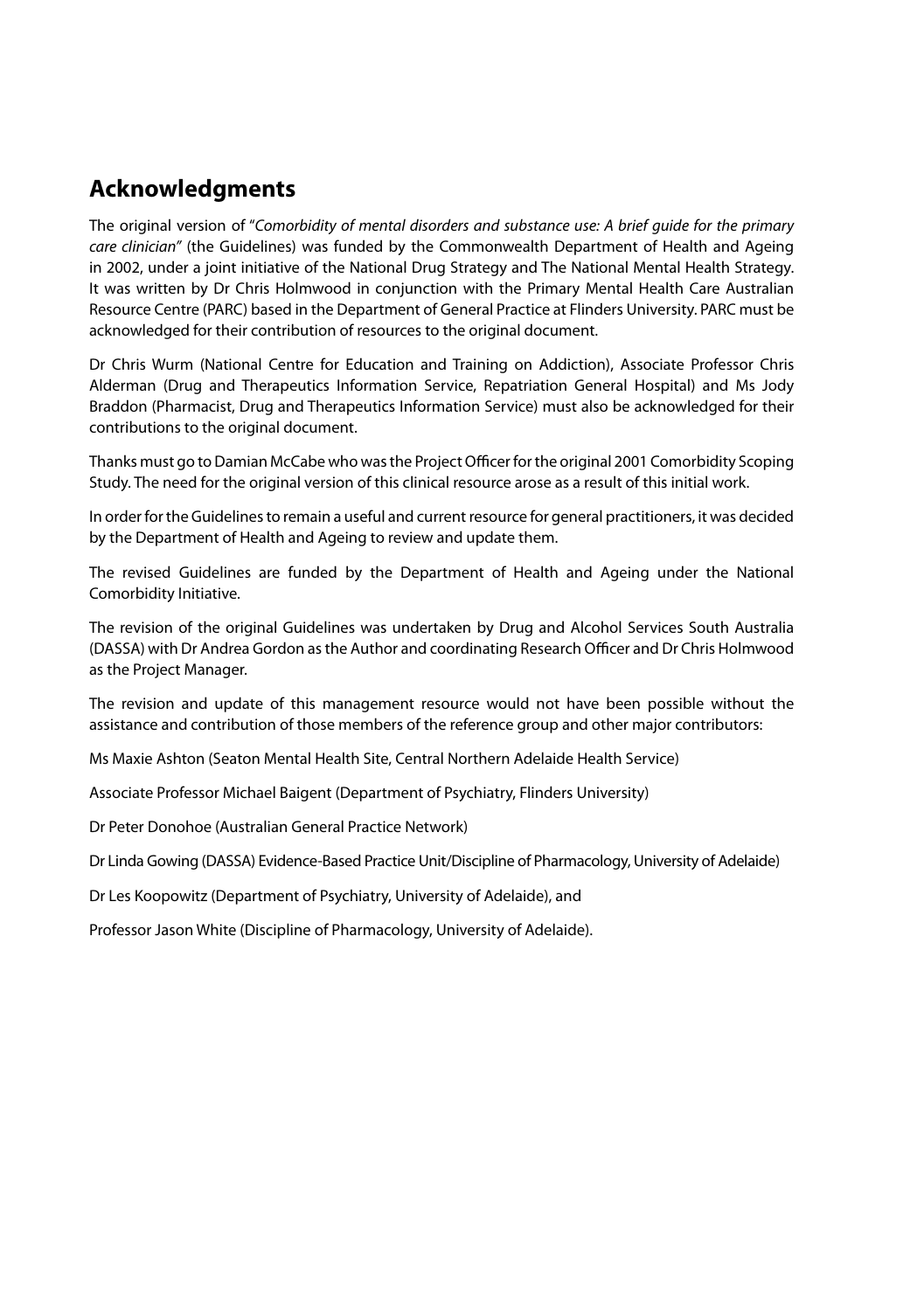## Acknowledgments

The original version of "*Comorbidity of mental disorders and substance use: A brief guide for the primary care clinician*" (the Guidelines) was funded by the Commonwealth Department of Health and Ageing in 2002, under a joint initiative of the National Drug Strategy and The National Mental Health Strategy. It was written by Dr Chris Holmwood in conjunction with the Primary Mental Health Care Australian Resource Centre (PARC) based in the Department of General Practice at Flinders University. PARC must be acknowledged for their contribution of resources to the original document.

Dr Chris Wurm (National Centre for Education and Training on Addiction), Associate Professor Chris Alderman (Drug and Therapeutics Information Service, Repatriation General Hospital) and Ms Jody Braddon (Pharmacist, Drug and Therapeutics Information Service) must also be acknowledged for their contributions to the original document.

Thanks must go to Damian McCabe who was the Project Officer for the original 2001 Comorbidity Scoping Study. The need for the original version of this clinical resource arose as a result of this initial work.

In order for the Guidelines to remain a useful and current resource for general practitioners, it was decided by the Department of Health and Ageing to review and update them.

The revised Guidelines are funded by the Department of Health and Ageing under the National Comorbidity Initiative.

The revision of the original Guidelines was undertaken by Drug and Alcohol Services South Australia (DASSA) with Dr Andrea Gordon as the Author and coordinating Research Officer and Dr Chris Holmwood as the Project Manager.

The revision and update of this management resource would not have been possible without the assistance and contribution of those members of the reference group and other major contributors:

Ms Maxie Ashton (Seaton Mental Health Site, Central Northern Adelaide Health Service)

Associate Professor Michael Baigent (Department of Psychiatry, Flinders University)

Dr Peter Donohoe (Australian General Practice Network)

Dr Linda Gowing (DASSA) Evidence-Based Practice Unit/Discipline of Pharmacology, University of Adelaide)

Dr Les Koopowitz (Department of Psychiatry, University of Adelaide), and

Professor Jason White (Discipline of Pharmacology, University of Adelaide).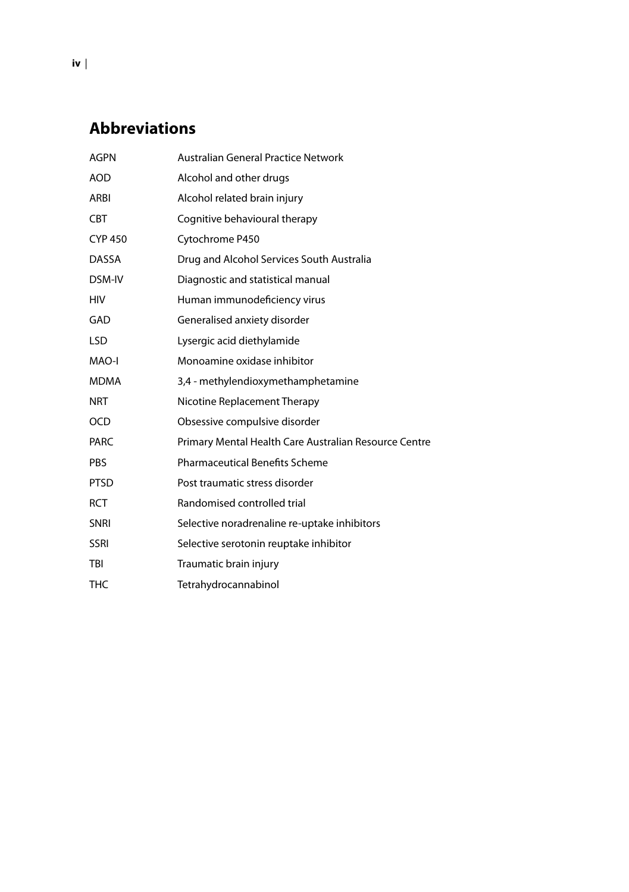## Abbreviations

| | |
|---|---|
| AGPN | Australian General Practice Network |
| AOD | Alcohol and other drugs |
| ARBI | Alcohol related brain injury |
| CBT | Cognitive behavioural therapy |
| CYP 450 | Cytochrome P450 |
| DASSA | Drug and Alcohol Services South Australia |
| DSM-IV | Diagnostic and statistical manual |
| HIV | Human immunodeficiency virus |
| GAD | Generalised anxiety disorder |
| LSD | Lysergic acid diethylamide |
| MAO-I | Monoamine oxidase inhibitor |
| MDMA | 3,4 - methylendioxymethamphetamine |
| NRT | Nicotine Replacement Therapy |
| OCD | Obsessive compulsive disorder |
| PARC | Primary Mental Health Care Australian Resource Centre |
| PBS | Pharmaceutical Benefits Scheme |
| PTSD | Post traumatic stress disorder |
| RCT | Randomised controlled trial |
| SNRI | Selective noradrenaline re-uptake inhibitors |
| SSRI | Selective serotonin reuptake inhibitor |
| TBI | Traumatic brain injury |
| THC | Tetrahydrocannabinol |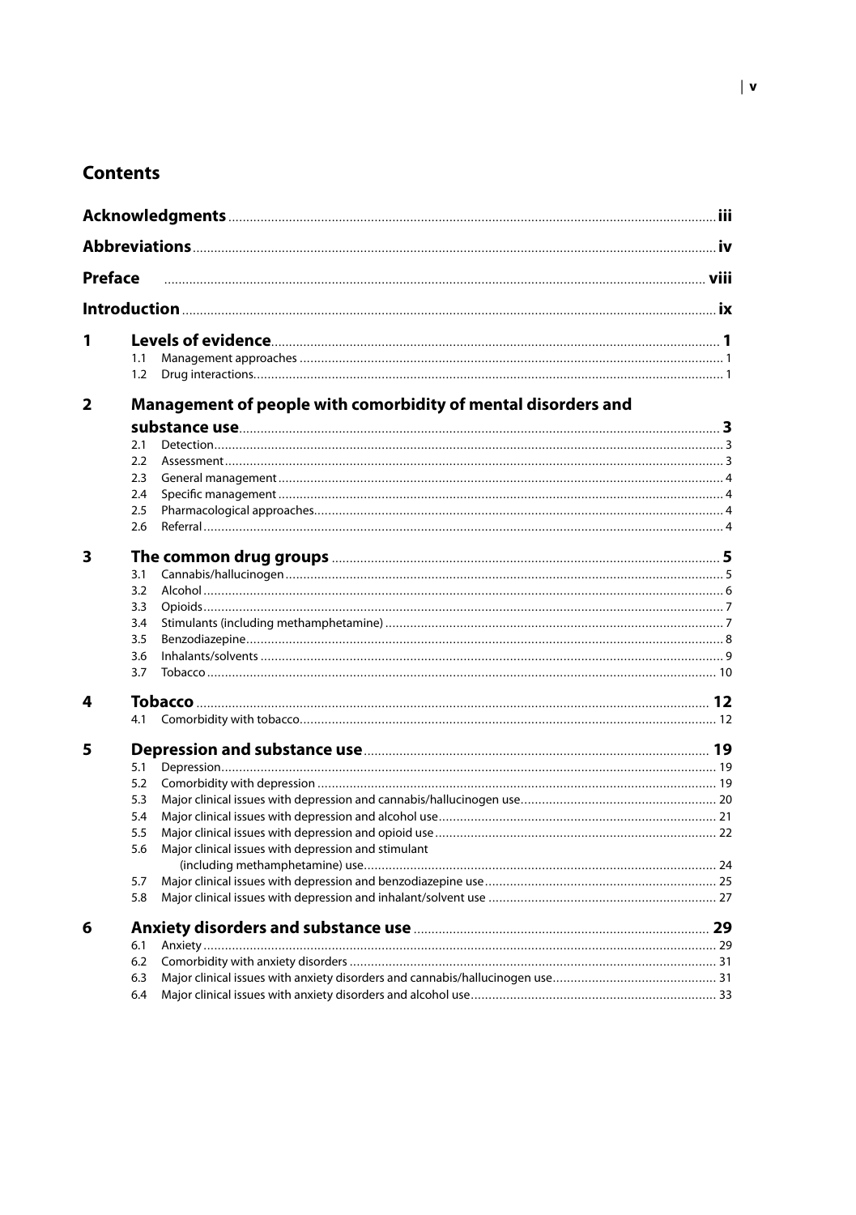# Contents

**Acknowledgments** iii

**Abbreviations** iv

**Preface** viii

**Introduction** ix

**1 Levels of evidence** 1

- 1.1 Management approaches 1
- 1.2 Drug interactions 1

**2 Management of people with comorbidity of mental disorders and substance use** 3

- 2.1 Detection 3
- 2.2 Assessment 3
- 2.3 General management 4
- 2.4 Specific management 4
- 2.5 Pharmacological approaches 4
- 2.6 Referral 4

**3 The common drug groups** 5

- 3.1 Cannabis/hallucinogen 5
- 3.2 Alcohol 6
- 3.3 Opioids 7
- 3.4 Stimulants (including methamphetamine) 7
- 3.5 Benzodiazepine 8
- 3.6 Inhalants/solvents 9
- 3.7 Tobacco 10

**4 Tobacco** 12

- 4.1 Comorbidity with tobacco 12

**5 Depression and substance use** 19

- 5.1 Depression 19
- 5.2 Comorbidity with depression 19
- 5.3 Major clinical issues with depression and cannabis/hallucinogen use 20
- 5.4 Major clinical issues with depression and alcohol use 21
- 5.5 Major clinical issues with depression and opioid use 22
- 5.6 Major clinical issues with depression and stimulant (including methamphetamine) use 24
- 5.7 Major clinical issues with depression and benzodiazepine use 25
- 5.8 Major clinical issues with depression and inhalant/solvent use 27

**6 Anxiety disorders and substance use** 29

- 6.1 Anxiety 29
- 6.2 Comorbidity with anxiety disorders 31
- 6.3 Major clinical issues with anxiety disorders and cannabis/hallucinogen use 31
- 6.4 Major clinical issues with anxiety disorders and alcohol use 33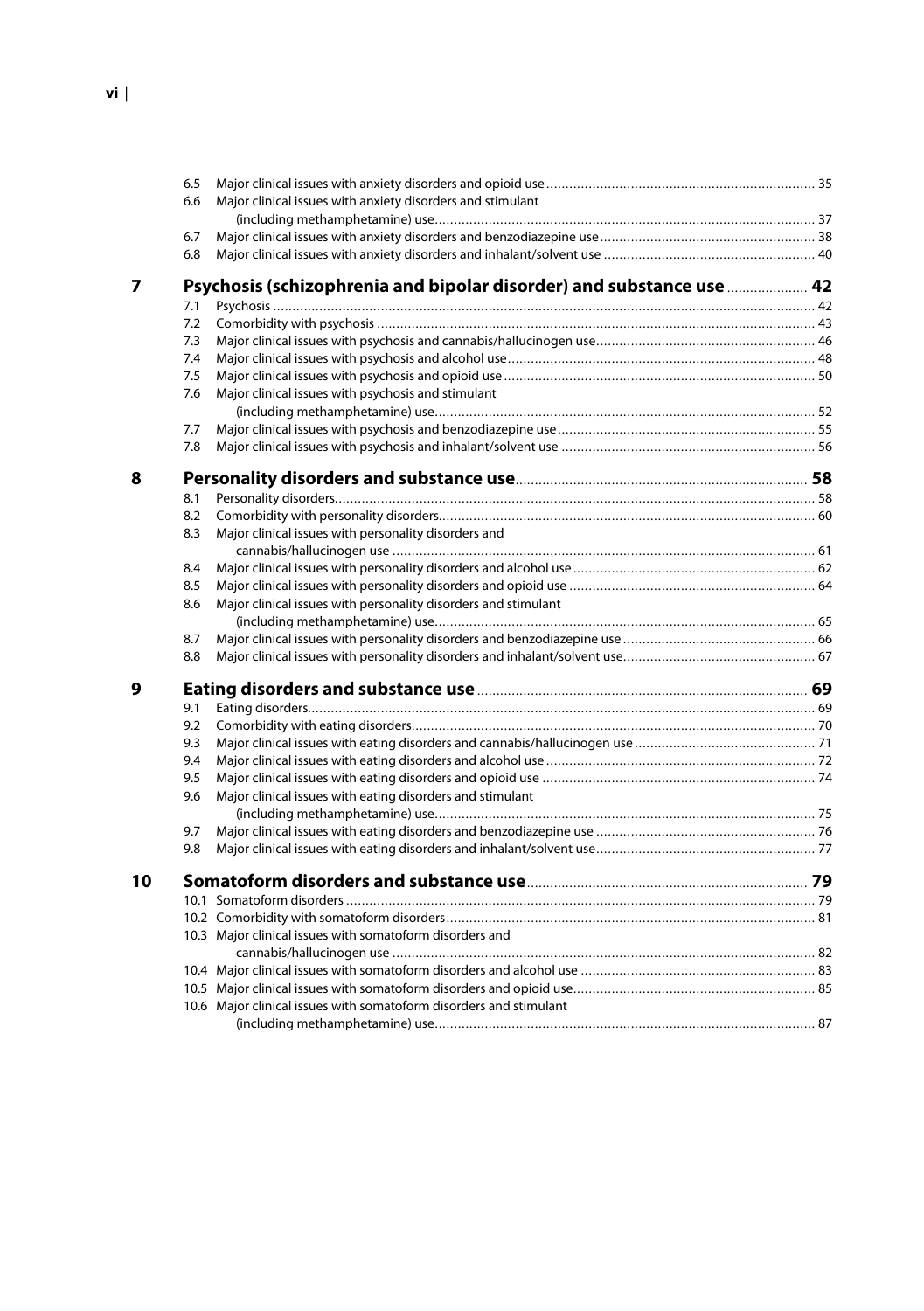6.5 Major clinical issues with anxiety disorders and opioid use ..... 35
6.6 Major clinical issues with anxiety disorders and stimulant (including methamphetamine) use ..... 37
6.7 Major clinical issues with anxiety disorders and benzodiazepine use ..... 38
6.8 Major clinical issues with anxiety disorders and inhalant/solvent use ..... 40

## 7 Psychosis (schizophrenia and bipolar disorder) and substance use ..... 42

7.1 Psychosis ..... 42
7.2 Comorbidity with psychosis ..... 43
7.3 Major clinical issues with psychosis and cannabis/hallucinogen use ..... 46
7.4 Major clinical issues with psychosis and alcohol use ..... 48
7.5 Major clinical issues with psychosis and opioid use ..... 50
7.6 Major clinical issues with psychosis and stimulant (including methamphetamine) use ..... 52
7.7 Major clinical issues with psychosis and benzodiazepine use ..... 55
7.8 Major clinical issues with psychosis and inhalant/solvent use ..... 56

## 8 Personality disorders and substance use ..... 58

8.1 Personality disorders ..... 58
8.2 Comorbidity with personality disorders ..... 60
8.3 Major clinical issues with personality disorders and cannabis/hallucinogen use ..... 61
8.4 Major clinical issues with personality disorders and alcohol use ..... 62
8.5 Major clinical issues with personality disorders and opioid use ..... 64
8.6 Major clinical issues with personality disorders and stimulant (including methamphetamine) use ..... 65
8.7 Major clinical issues with personality disorders and benzodiazepine use ..... 66
8.8 Major clinical issues with personality disorders and inhalant/solvent use ..... 67

## 9 Eating disorders and substance use ..... 69

9.1 Eating disorders ..... 69
9.2 Comorbidity with eating disorders ..... 70
9.3 Major clinical issues with eating disorders and cannabis/hallucinogen use ..... 71
9.4 Major clinical issues with eating disorders and alcohol use ..... 72
9.5 Major clinical issues with eating disorders and opioid use ..... 74
9.6 Major clinical issues with eating disorders and stimulant (including methamphetamine) use ..... 75
9.7 Major clinical issues with eating disorders and benzodiazepine use ..... 76
9.8 Major clinical issues with eating disorders and inhalant/solvent use ..... 77

## 10 Somatoform disorders and substance use ..... 79

10.1 Somatoform disorders ..... 79
10.2 Comorbidity with somatoform disorders ..... 81
10.3 Major clinical issues with somatoform disorders and cannabis/hallucinogen use ..... 82
10.4 Major clinical issues with somatoform disorders and alcohol use ..... 83
10.5 Major clinical issues with somatoform disorders and opioid use ..... 85
10.6 Major clinical issues with somatoform disorders and stimulant (including methamphetamine) use ..... 87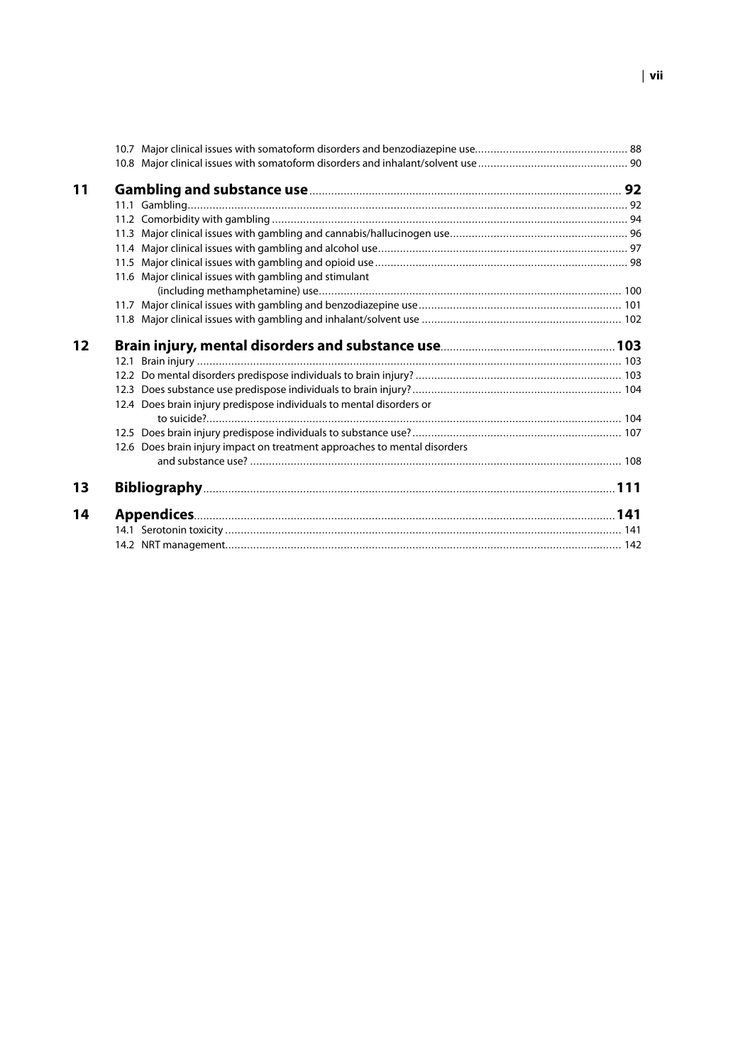10.7 Major clinical issues with somatoform disorders and benzodiazepine use ... 88
10.8 Major clinical issues with somatoform disorders and inhalant/solvent use ... 90

**11 Gambling and substance use ... 92**

11.1 Gambling ... 92
11.2 Comorbidity with gambling ... 94
11.3 Major clinical issues with gambling and cannabis/hallucinogen use ... 96
11.4 Major clinical issues with gambling and alcohol use ... 97
11.5 Major clinical issues with gambling and opioid use ... 98
11.6 Major clinical issues with gambling and stimulant (including methamphetamine) use ... 100
11.7 Major clinical issues with gambling and benzodiazepine use ... 101
11.8 Major clinical issues with gambling and inhalant/solvent use ... 102

**12 Brain injury, mental disorders and substance use ... 103**

12.1 Brain injury ... 103
12.2 Do mental disorders predispose individuals to brain injury? ... 103
12.3 Does substance use predispose individuals to brain injury? ... 104
12.4 Does brain injury predispose individuals to mental disorders or to suicide? ... 104
12.5 Does brain injury predispose individuals to substance use? ... 107
12.6 Does brain injury impact on treatment approaches to mental disorders and substance use? ... 108

**13 Bibliography ... 111**

**14 Appendices ... 141**

14.1 Serotonin toxicity ... 141
14.2 NRT management ... 142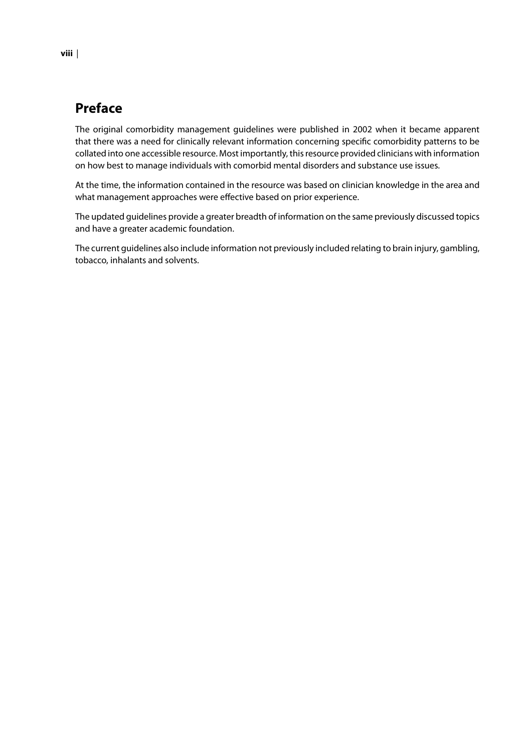# Preface

The original comorbidity management guidelines were published in 2002 when it became apparent that there was a need for clinically relevant information concerning specific comorbidity patterns to be collated into one accessible resource. Most importantly, this resource provided clinicians with information on how best to manage individuals with comorbid mental disorders and substance use issues.

At the time, the information contained in the resource was based on clinician knowledge in the area and what management approaches were effective based on prior experience.

The updated guidelines provide a greater breadth of information on the same previously discussed topics and have a greater academic foundation.

The current guidelines also include information not previously included relating to brain injury, gambling, tobacco, inhalants and solvents.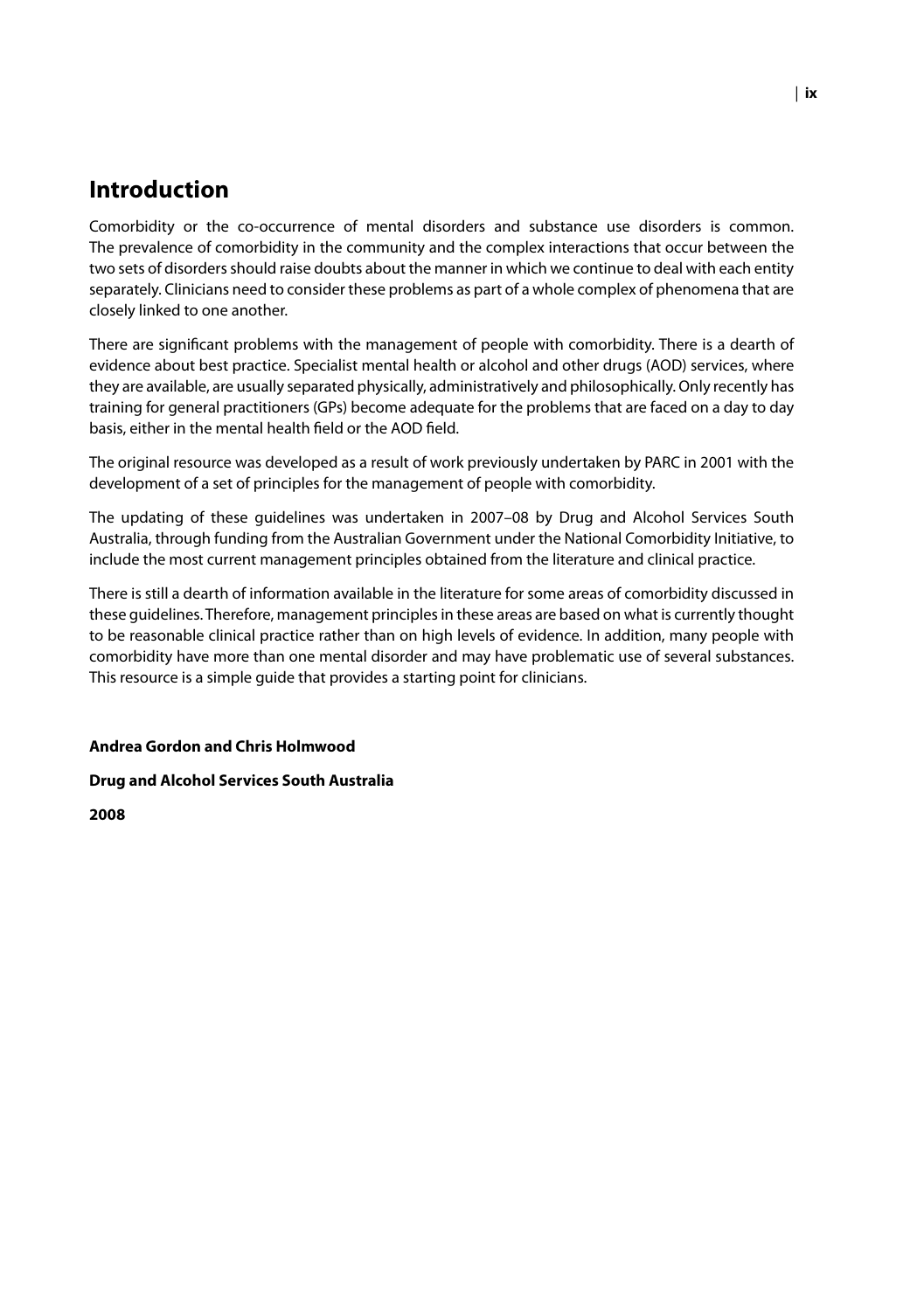# Introduction

Comorbidity or the co-occurrence of mental disorders and substance use disorders is common. The prevalence of comorbidity in the community and the complex interactions that occur between the two sets of disorders should raise doubts about the manner in which we continue to deal with each entity separately. Clinicians need to consider these problems as part of a whole complex of phenomena that are closely linked to one another.

There are significant problems with the management of people with comorbidity. There is a dearth of evidence about best practice. Specialist mental health or alcohol and other drugs (AOD) services, where they are available, are usually separated physically, administratively and philosophically. Only recently has training for general practitioners (GPs) become adequate for the problems that are faced on a day to day basis, either in the mental health field or the AOD field.

The original resource was developed as a result of work previously undertaken by PARC in 2001 with the development of a set of principles for the management of people with comorbidity.

The updating of these guidelines was undertaken in 2007–08 by Drug and Alcohol Services South Australia, through funding from the Australian Government under the National Comorbidity Initiative, to include the most current management principles obtained from the literature and clinical practice.

There is still a dearth of information available in the literature for some areas of comorbidity discussed in these guidelines. Therefore, management principles in these areas are based on what is currently thought to be reasonable clinical practice rather than on high levels of evidence. In addition, many people with comorbidity have more than one mental disorder and may have problematic use of several substances. This resource is a simple guide that provides a starting point for clinicians.

**Andrea Gordon and Chris Holmwood**

**Drug and Alcohol Services South Australia**

**2008**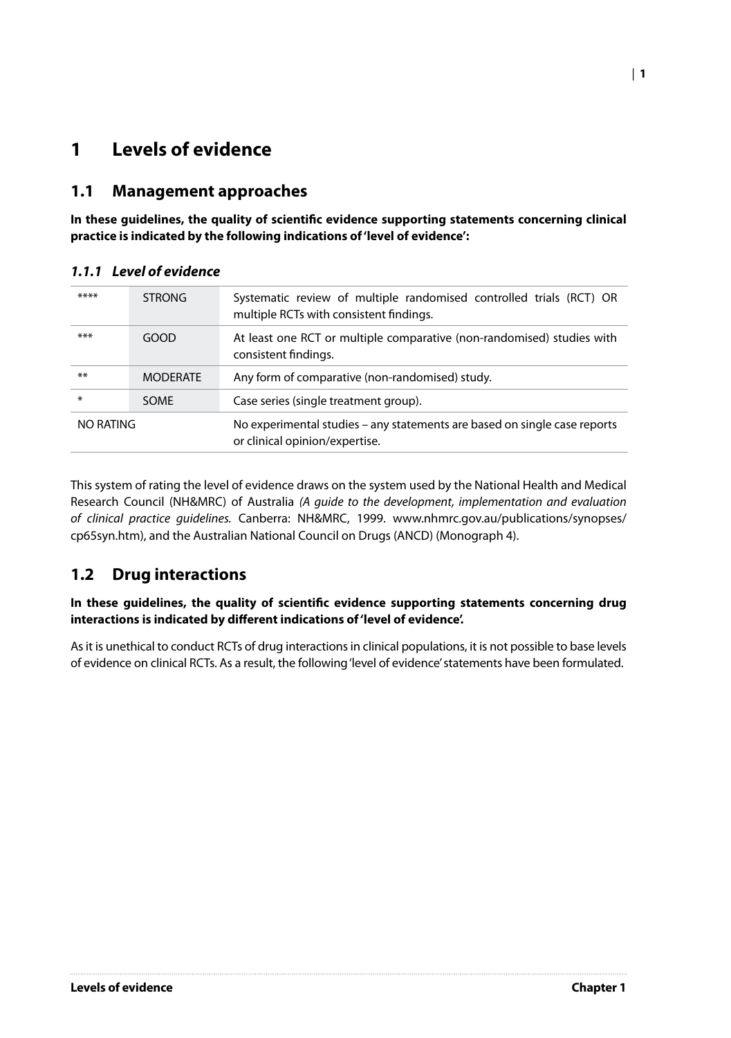# 1 Levels of evidence

## 1.1 Management approaches

**In these guidelines, the quality of scientific evidence supporting statements concerning clinical practice is indicated by the following indications of 'level of evidence':**

### *1.1.1 Level of evidence*

| | | |
|---|---|---|
| **** | STRONG | Systematic review of multiple randomised controlled trials (RCT) OR multiple RCTs with consistent findings. |
| *** | GOOD | At least one RCT or multiple comparative (non-randomised) studies with consistent findings. |
| ** | MODERATE | Any form of comparative (non-randomised) study. |
| * | SOME | Case series (single treatment group). |
| NO RATING | | No experimental studies – any statements are based on single case reports or clinical opinion/expertise. |

This system of rating the level of evidence draws on the system used by the National Health and Medical Research Council (NH&MRC) of Australia *(A guide to the development, implementation and evaluation of clinical practice guidelines.* Canberra: NH&MRC, 1999. www.nhmrc.gov.au/publications/synopses/cp65syn.htm), and the Australian National Council on Drugs (ANCD) (Monograph 4).

## 1.2 Drug interactions

**In these guidelines, the quality of scientific evidence supporting statements concerning drug interactions is indicated by different indications of 'level of evidence'.**

As it is unethical to conduct RCTs of drug interactions in clinical populations, it is not possible to base levels of evidence on clinical RCTs. As a result, the following 'level of evidence' statements have been formulated.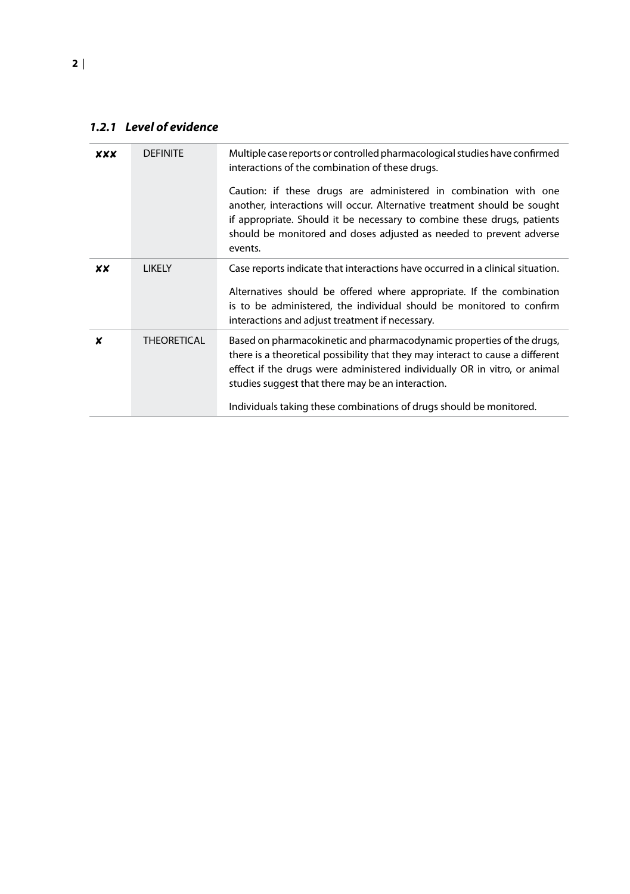### *1.2.1 Level of evidence*

| | | |
|---|---|---|
| ✘✘✘ | DEFINITE | Multiple case reports or controlled pharmacological studies have confirmed interactions of the combination of these drugs.<br><br>Caution: if these drugs are administered in combination with one another, interactions will occur. Alternative treatment should be sought if appropriate. Should it be necessary to combine these drugs, patients should be monitored and doses adjusted as needed to prevent adverse events. |
| ✘✘ | LIKELY | Case reports indicate that interactions have occurred in a clinical situation.<br><br>Alternatives should be offered where appropriate. If the combination is to be administered, the individual should be monitored to confirm interactions and adjust treatment if necessary. |
| ✘ | THEORETICAL | Based on pharmacokinetic and pharmacodynamic properties of the drugs, there is a theoretical possibility that they may interact to cause a different effect if the drugs were administered individually OR in vitro, or animal studies suggest that there may be an interaction.<br><br>Individuals taking these combinations of drugs should be monitored. |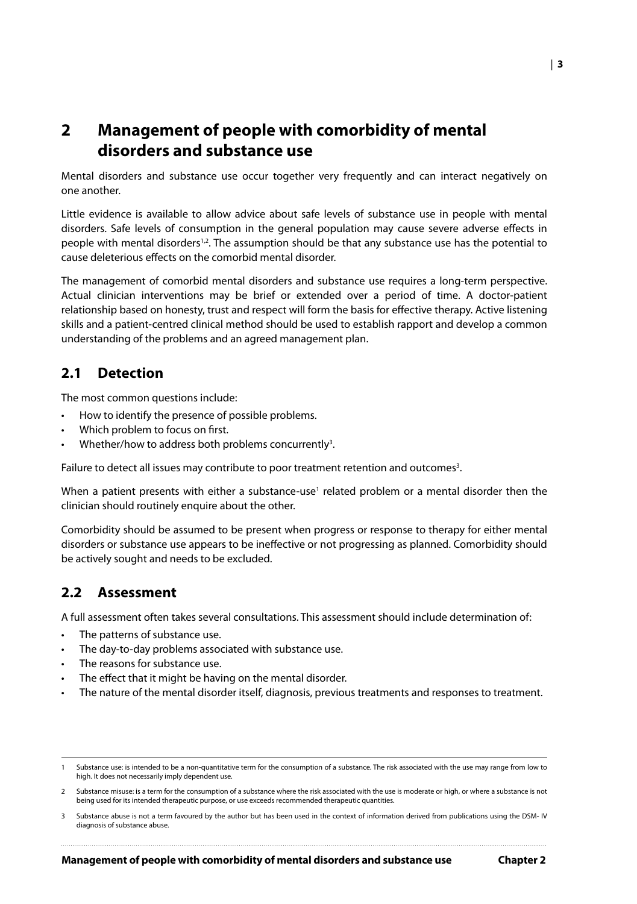# 2 Management of people with comorbidity of mental disorders and substance use

Mental disorders and substance use occur together very frequently and can interact negatively on one another.

Little evidence is available to allow advice about safe levels of substance use in people with mental disorders. Safe levels of consumption in the general population may cause severe adverse effects in people with mental disorders[1,2]. The assumption should be that any substance use has the potential to cause deleterious effects on the comorbid mental disorder.

The management of comorbid mental disorders and substance use requires a long-term perspective. Actual clinician interventions may be brief or extended over a period of time. A doctor-patient relationship based on honesty, trust and respect will form the basis for effective therapy. Active listening skills and a patient-centred clinical method should be used to establish rapport and develop a common understanding of the problems and an agreed management plan.

## 2.1 Detection

The most common questions include:

- How to identify the presence of possible problems.
- Which problem to focus on first.
- Whether/how to address both problems concurrently[3].

Failure to detect all issues may contribute to poor treatment retention and outcomes[3].

When a patient presents with either a substance-use[1] related problem or a mental disorder then the clinician should routinely enquire about the other.

Comorbidity should be assumed to be present when progress or response to therapy for either mental disorders or substance use appears to be ineffective or not progressing as planned. Comorbidity should be actively sought and needs to be excluded.

## 2.2 Assessment

A full assessment often takes several consultations. This assessment should include determination of:

- The patterns of substance use.
- The day-to-day problems associated with substance use.
- The reasons for substance use.
- The effect that it might be having on the mental disorder.
- The nature of the mental disorder itself, diagnosis, previous treatments and responses to treatment.

---

1 Substance use: is intended to be a non-quantitative term for the consumption of a substance. The risk associated with the use may range from low to high. It does not necessarily imply dependent use.

2 Substance misuse: is a term for the consumption of a substance where the risk associated with the use is moderate or high, or where a substance is not being used for its intended therapeutic purpose, or use exceeds recommended therapeutic quantities.

3 Substance abuse is not a term favoured by the author but has been used in the context of information derived from publications using the DSM- IV diagnosis of substance abuse.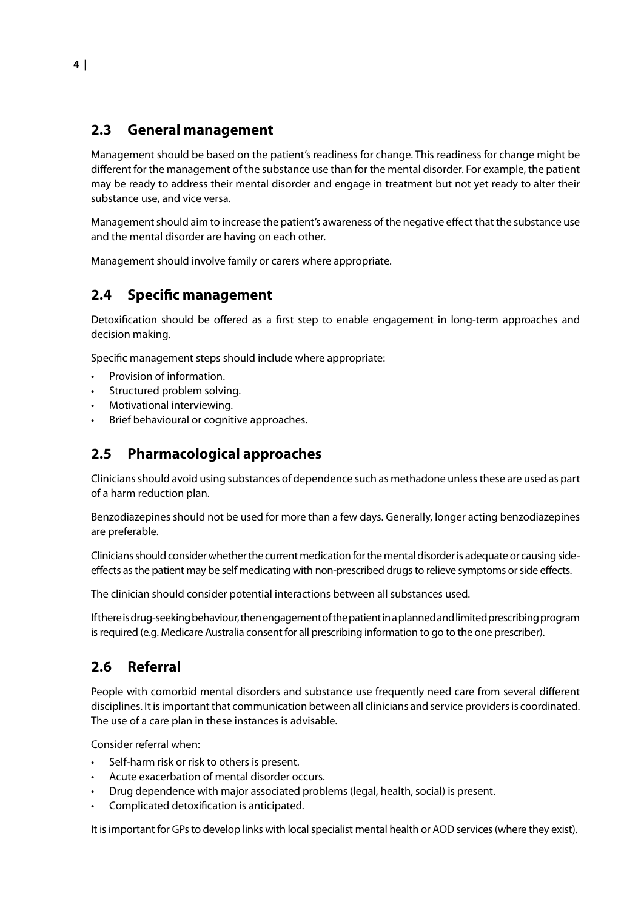## 2.3 General management

Management should be based on the patient's readiness for change. This readiness for change might be different for the management of the substance use than for the mental disorder. For example, the patient may be ready to address their mental disorder and engage in treatment but not yet ready to alter their substance use, and vice versa.

Management should aim to increase the patient's awareness of the negative effect that the substance use and the mental disorder are having on each other.

Management should involve family or carers where appropriate.

## 2.4 Specific management

Detoxification should be offered as a first step to enable engagement in long-term approaches and decision making.

Specific management steps should include where appropriate:

- Provision of information.
- Structured problem solving.
- Motivational interviewing.
- Brief behavioural or cognitive approaches.

## 2.5 Pharmacological approaches

Clinicians should avoid using substances of dependence such as methadone unless these are used as part of a harm reduction plan.

Benzodiazepines should not be used for more than a few days. Generally, longer acting benzodiazepines are preferable.

Clinicians should consider whether the current medication for the mental disorder is adequate or causing side-effects as the patient may be self medicating with non-prescribed drugs to relieve symptoms or side effects.

The clinician should consider potential interactions between all substances used.

If there is drug-seeking behaviour, then engagement of the patient in a planned and limited prescribing program is required (e.g. Medicare Australia consent for all prescribing information to go to the one prescriber).

## 2.6 Referral

People with comorbid mental disorders and substance use frequently need care from several different disciplines. It is important that communication between all clinicians and service providers is coordinated. The use of a care plan in these instances is advisable.

Consider referral when:

- Self-harm risk or risk to others is present.
- Acute exacerbation of mental disorder occurs.
- Drug dependence with major associated problems (legal, health, social) is present.
- Complicated detoxification is anticipated.

It is important for GPs to develop links with local specialist mental health or AOD services (where they exist).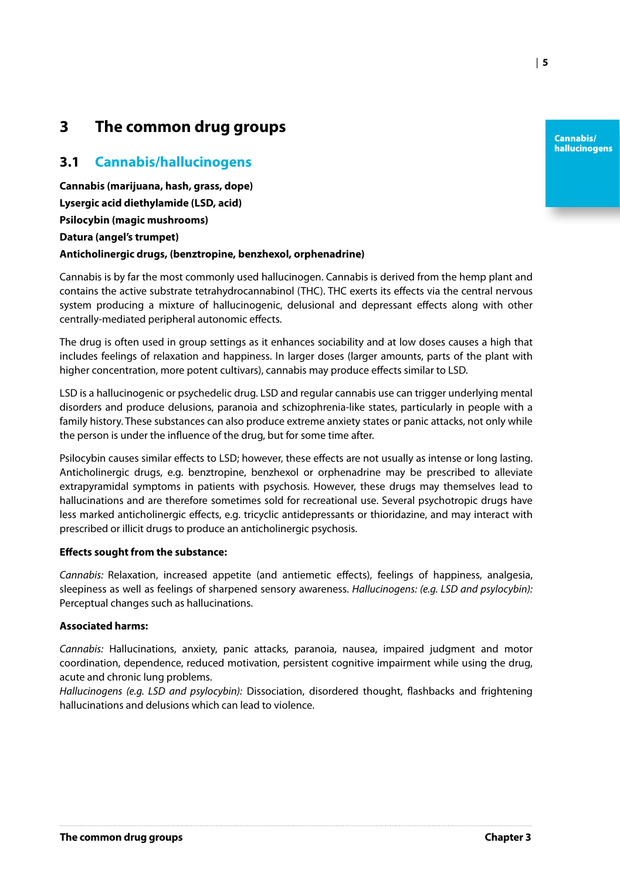# 3 The common drug groups

## 3.1 Cannabis/hallucinogens

**Cannabis (marijuana, hash, grass, dope)**

**Lysergic acid diethylamide (LSD, acid)**

**Psilocybin (magic mushrooms)**

**Datura (angel's trumpet)**

**Anticholinergic drugs, (benztropine, benzhexol, orphenadrine)**

Cannabis is by far the most commonly used hallucinogen. Cannabis is derived from the hemp plant and contains the active substrate tetrahydrocannabinol (THC). THC exerts its effects via the central nervous system producing a mixture of hallucinogenic, delusional and depressant effects along with other centrally-mediated peripheral autonomic effects.

The drug is often used in group settings as it enhances sociability and at low doses causes a high that includes feelings of relaxation and happiness. In larger doses (larger amounts, parts of the plant with higher concentration, more potent cultivars), cannabis may produce effects similar to LSD.

LSD is a hallucinogenic or psychedelic drug. LSD and regular cannabis use can trigger underlying mental disorders and produce delusions, paranoia and schizophrenia-like states, particularly in people with a family history. These substances can also produce extreme anxiety states or panic attacks, not only while the person is under the influence of the drug, but for some time after.

Psilocybin causes similar effects to LSD; however, these effects are not usually as intense or long lasting. Anticholinergic drugs, e.g. benztropine, benzhexol or orphenadrine may be prescribed to alleviate extrapyramidal symptoms in patients with psychosis. However, these drugs may themselves lead to hallucinations and are therefore sometimes sold for recreational use. Several psychotropic drugs have less marked anticholinergic effects, e.g. tricyclic antidepressants or thioridazine, and may interact with prescribed or illicit drugs to produce an anticholinergic psychosis.

**Effects sought from the substance:**

*Cannabis:* Relaxation, increased appetite (and antiemetic effects), feelings of happiness, analgesia, sleepiness as well as feelings of sharpened sensory awareness. *Hallucinogens: (e.g. LSD and psylocybin):* Perceptual changes such as hallucinations.

**Associated harms:**

*Cannabis:* Hallucinations, anxiety, panic attacks, paranoia, nausea, impaired judgment and motor coordination, dependence, reduced motivation, persistent cognitive impairment while using the drug, acute and chronic lung problems.

*Hallucinogens (e.g. LSD and psylocybin):* Dissociation, disordered thought, flashbacks and frightening hallucinations and delusions which can lead to violence.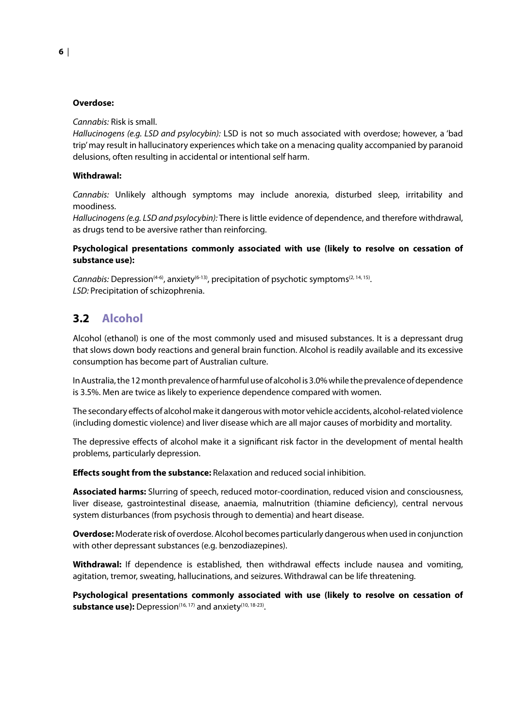**Overdose:**

*Cannabis:* Risk is small.
*Hallucinogens (e.g. LSD and psylocybin):* LSD is not so much associated with overdose; however, a 'bad trip' may result in hallucinatory experiences which take on a menacing quality accompanied by paranoid delusions, often resulting in accidental or intentional self harm.

**Withdrawal:**

*Cannabis:* Unlikely although symptoms may include anorexia, disturbed sleep, irritability and moodiness.
*Hallucinogens (e.g. LSD and psylocybin):* There is little evidence of dependence, and therefore withdrawal, as drugs tend to be aversive rather than reinforcing.

**Psychological presentations commonly associated with use (likely to resolve on cessation of substance use):**

*Cannabis:* Depression[4-6], anxiety[6-13], precipitation of psychotic symptoms[2, 14, 15].
*LSD:* Precipitation of schizophrenia.

## 3.2 Alcohol

Alcohol (ethanol) is one of the most commonly used and misused substances. It is a depressant drug that slows down body reactions and general brain function. Alcohol is readily available and its excessive consumption has become part of Australian culture.

In Australia, the 12 month prevalence of harmful use of alcohol is 3.0% while the prevalence of dependence is 3.5%. Men are twice as likely to experience dependence compared with women.

The secondary effects of alcohol make it dangerous with motor vehicle accidents, alcohol-related violence (including domestic violence) and liver disease which are all major causes of morbidity and mortality.

The depressive effects of alcohol make it a significant risk factor in the development of mental health problems, particularly depression.

**Effects sought from the substance:** Relaxation and reduced social inhibition.

**Associated harms:** Slurring of speech, reduced motor-coordination, reduced vision and consciousness, liver disease, gastrointestinal disease, anaemia, malnutrition (thiamine deficiency), central nervous system disturbances (from psychosis through to dementia) and heart disease.

**Overdose:** Moderate risk of overdose. Alcohol becomes particularly dangerous when used in conjunction with other depressant substances (e.g. benzodiazepines).

**Withdrawal:** If dependence is established, then withdrawal effects include nausea and vomiting, agitation, tremor, sweating, hallucinations, and seizures. Withdrawal can be life threatening.

**Psychological presentations commonly associated with use (likely to resolve on cessation of substance use):** Depression[16, 17] and anxiety[10, 18-23].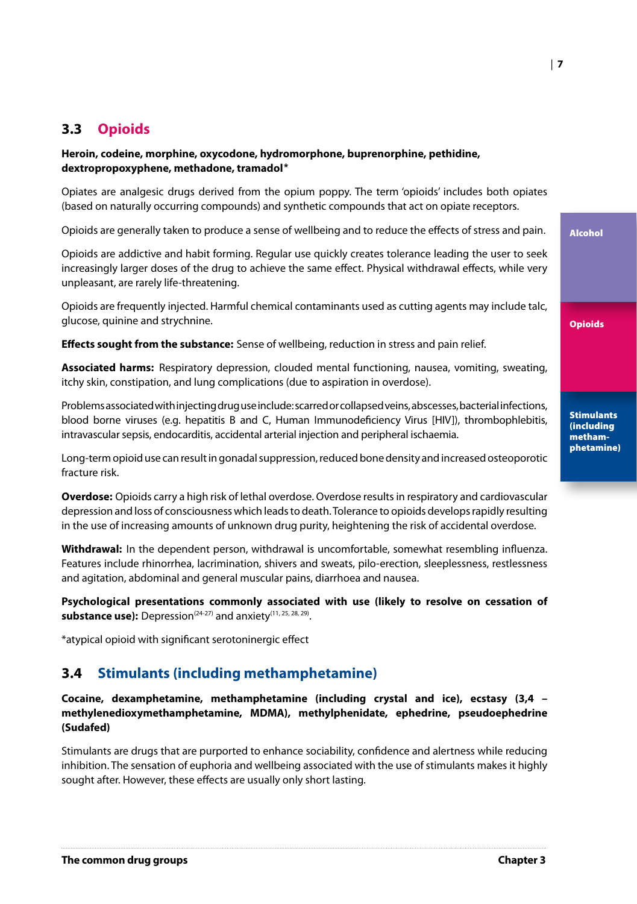## 3.3 Opioids

**Heroin, codeine, morphine, oxycodone, hydromorphone, buprenorphine, pethidine, dextropropoxyphene, methadone, tramadol***

Opiates are analgesic drugs derived from the opium poppy. The term 'opioids' includes both opiates (based on naturally occurring compounds) and synthetic compounds that act on opiate receptors.

Opioids are generally taken to produce a sense of wellbeing and to reduce the effects of stress and pain.

Opioids are addictive and habit forming. Regular use quickly creates tolerance leading the user to seek increasingly larger doses of the drug to achieve the same effect. Physical withdrawal effects, while very unpleasant, are rarely life-threatening.

Opioids are frequently injected. Harmful chemical contaminants used as cutting agents may include talc, glucose, quinine and strychnine.

**Effects sought from the substance:** Sense of wellbeing, reduction in stress and pain relief.

**Associated harms:** Respiratory depression, clouded mental functioning, nausea, vomiting, sweating, itchy skin, constipation, and lung complications (due to aspiration in overdose).

Problems associated with injecting drug use include: scarred or collapsed veins, abscesses, bacterial infections, blood borne viruses (e.g. hepatitis B and C, Human Immunodeficiency Virus [HIV]), thrombophlebitis, intravascular sepsis, endocarditis, accidental arterial injection and peripheral ischaemia.

Long-term opioid use can result in gonadal suppression, reduced bone density and increased osteoporotic fracture risk.

**Overdose:** Opioids carry a high risk of lethal overdose. Overdose results in respiratory and cardiovascular depression and loss of consciousness which leads to death. Tolerance to opioids develops rapidly resulting in the use of increasing amounts of unknown drug purity, heightening the risk of accidental overdose.

**Withdrawal:** In the dependent person, withdrawal is uncomfortable, somewhat resembling influenza. Features include rhinorrhea, lacrimination, shivers and sweats, pilo-erection, sleeplessness, restlessness and agitation, abdominal and general muscular pains, diarrhoea and nausea.

**Psychological presentations commonly associated with use (likely to resolve on cessation of substance use):** Depression[24-27] and anxiety[11, 25, 28, 29].

*atypical opioid with significant serotoninergic effect

## 3.4 Stimulants (including methamphetamine)

**Cocaine, dexamphetamine, methamphetamine (including crystal and ice), ecstasy (3,4 – methylenedioxymethamphetamine, MDMA), methylphenidate, ephedrine, pseudoephedrine (Sudafed)**

Stimulants are drugs that are purported to enhance sociability, confidence and alertness while reducing inhibition. The sensation of euphoria and wellbeing associated with the use of stimulants makes it highly sought after. However, these effects are usually only short lasting.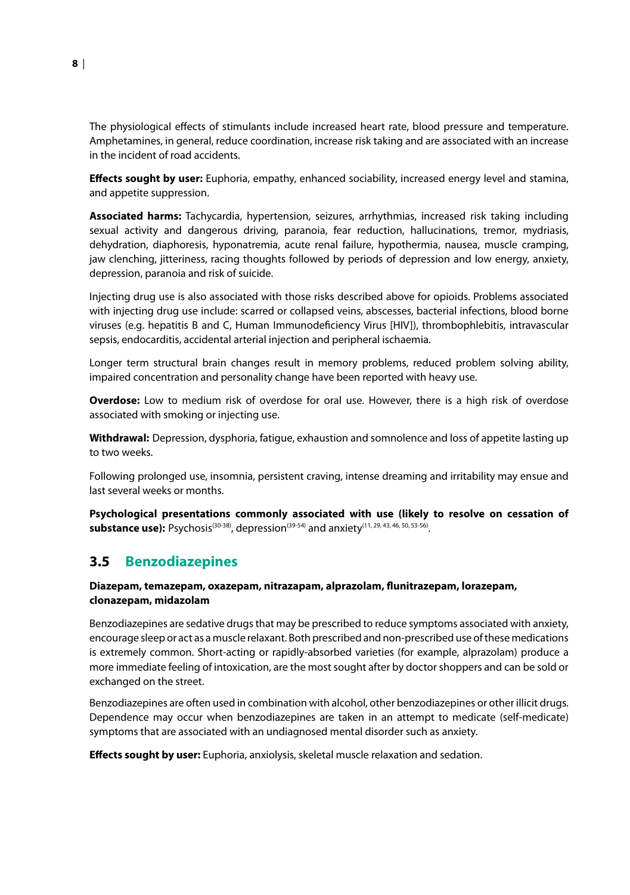The physiological effects of stimulants include increased heart rate, blood pressure and temperature. Amphetamines, in general, reduce coordination, increase risk taking and are associated with an increase in the incident of road accidents.

**Effects sought by user:** Euphoria, empathy, enhanced sociability, increased energy level and stamina, and appetite suppression.

**Associated harms:** Tachycardia, hypertension, seizures, arrhythmias, increased risk taking including sexual activity and dangerous driving, paranoia, fear reduction, hallucinations, tremor, mydriasis, dehydration, diaphoresis, hyponatremia, acute renal failure, hypothermia, nausea, muscle cramping, jaw clenching, jitteriness, racing thoughts followed by periods of depression and low energy, anxiety, depression, paranoia and risk of suicide.

Injecting drug use is also associated with those risks described above for opioids. Problems associated with injecting drug use include: scarred or collapsed veins, abscesses, bacterial infections, blood borne viruses (e.g. hepatitis B and C, Human Immunodeficiency Virus [HIV]), thrombophlebitis, intravascular sepsis, endocarditis, accidental arterial injection and peripheral ischaemia.

Longer term structural brain changes result in memory problems, reduced problem solving ability, impaired concentration and personality change have been reported with heavy use.

**Overdose:** Low to medium risk of overdose for oral use. However, there is a high risk of overdose associated with smoking or injecting use.

**Withdrawal:** Depression, dysphoria, fatigue, exhaustion and somnolence and loss of appetite lasting up to two weeks.

Following prolonged use, insomnia, persistent craving, intense dreaming and irritability may ensue and last several weeks or months.

**Psychological presentations commonly associated with use (likely to resolve on cessation of substance use):** Psychosis[30-38], depression[39-54] and anxiety[11, 29, 43, 46, 50, 53-56].

## 3.5 Benzodiazepines

**Diazepam, temazepam, oxazepam, nitrazapam, alprazolam, flunitrazepam, lorazepam, clonazepam, midazolam**

Benzodiazepines are sedative drugs that may be prescribed to reduce symptoms associated with anxiety, encourage sleep or act as a muscle relaxant. Both prescribed and non-prescribed use of these medications is extremely common. Short-acting or rapidly-absorbed varieties (for example, alprazolam) produce a more immediate feeling of intoxication, are the most sought after by doctor shoppers and can be sold or exchanged on the street.

Benzodiazepines are often used in combination with alcohol, other benzodiazepines or other illicit drugs. Dependence may occur when benzodiazepines are taken in an attempt to medicate (self-medicate) symptoms that are associated with an undiagnosed mental disorder such as anxiety.

**Effects sought by user:** Euphoria, anxiolysis, skeletal muscle relaxation and sedation.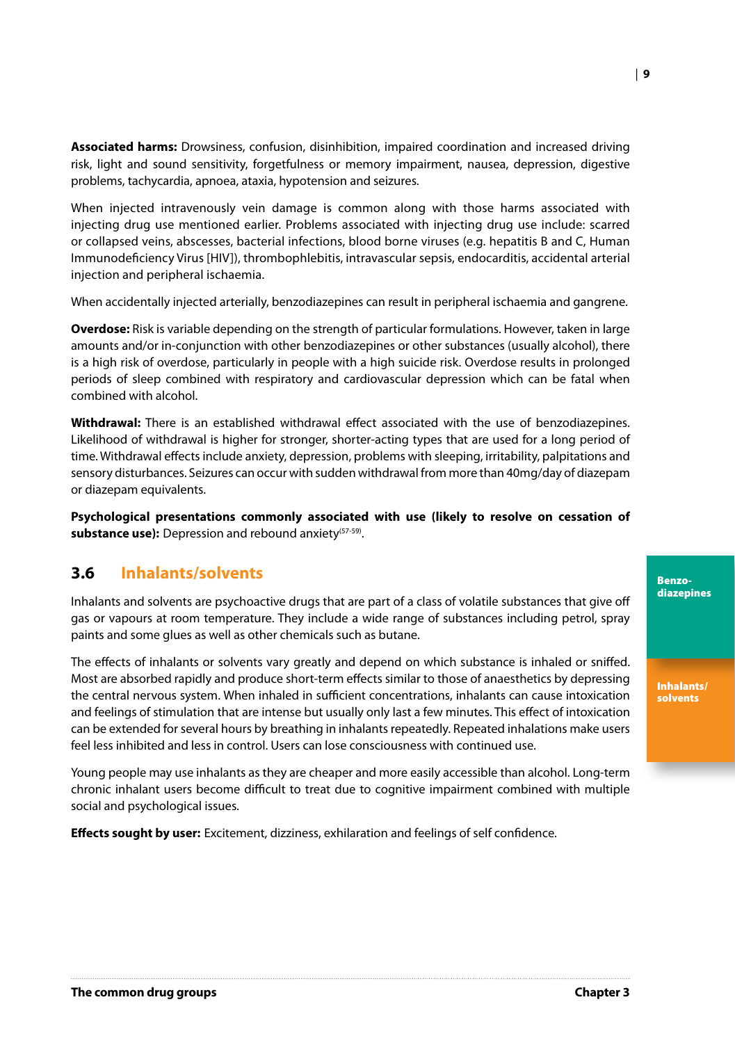**Associated harms:** Drowsiness, confusion, disinhibition, impaired coordination and increased driving risk, light and sound sensitivity, forgetfulness or memory impairment, nausea, depression, digestive problems, tachycardia, apnoea, ataxia, hypotension and seizures.

When injected intravenously vein damage is common along with those harms associated with injecting drug use mentioned earlier. Problems associated with injecting drug use include: scarred or collapsed veins, abscesses, bacterial infections, blood borne viruses (e.g. hepatitis B and C, Human Immunodeficiency Virus [HIV]), thrombophlebitis, intravascular sepsis, endocarditis, accidental arterial injection and peripheral ischaemia.

When accidentally injected arterially, benzodiazepines can result in peripheral ischaemia and gangrene.

**Overdose:** Risk is variable depending on the strength of particular formulations. However, taken in large amounts and/or in-conjunction with other benzodiazepines or other substances (usually alcohol), there is a high risk of overdose, particularly in people with a high suicide risk. Overdose results in prolonged periods of sleep combined with respiratory and cardiovascular depression which can be fatal when combined with alcohol.

**Withdrawal:** There is an established withdrawal effect associated with the use of benzodiazepines. Likelihood of withdrawal is higher for stronger, shorter-acting types that are used for a long period of time. Withdrawal effects include anxiety, depression, problems with sleeping, irritability, palpitations and sensory disturbances. Seizures can occur with sudden withdrawal from more than 40mg/day of diazepam or diazepam equivalents.

**Psychological presentations commonly associated with use (likely to resolve on cessation of substance use):** Depression and rebound anxiety[57-59].

## 3.6 Inhalants/solvents

Inhalants and solvents are psychoactive drugs that are part of a class of volatile substances that give off gas or vapours at room temperature. They include a wide range of substances including petrol, spray paints and some glues as well as other chemicals such as butane.

The effects of inhalants or solvents vary greatly and depend on which substance is inhaled or sniffed. Most are absorbed rapidly and produce short-term effects similar to those of anaesthetics by depressing the central nervous system. When inhaled in sufficient concentrations, inhalants can cause intoxication and feelings of stimulation that are intense but usually only last a few minutes. This effect of intoxication can be extended for several hours by breathing in inhalants repeatedly. Repeated inhalations make users feel less inhibited and less in control. Users can lose consciousness with continued use.

Young people may use inhalants as they are cheaper and more easily accessible than alcohol. Long-term chronic inhalant users become difficult to treat due to cognitive impairment combined with multiple social and psychological issues.

**Effects sought by user:** Excitement, dizziness, exhilaration and feelings of self confidence.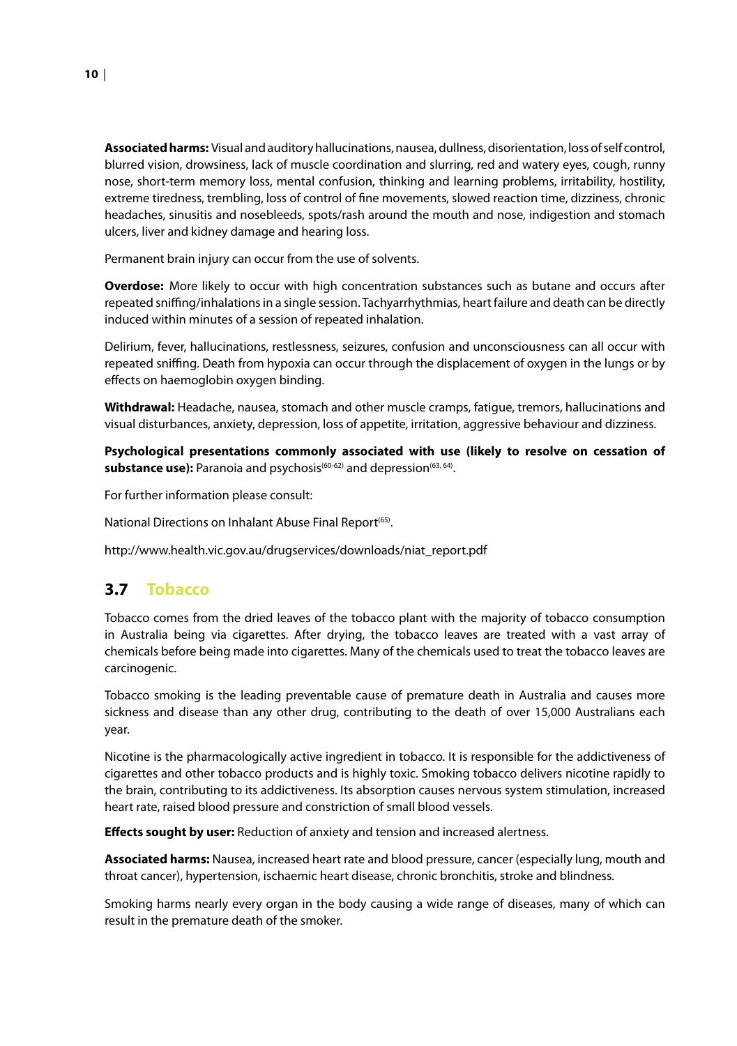**Associated harms:** Visual and auditory hallucinations, nausea, dullness, disorientation, loss of self control, blurred vision, drowsiness, lack of muscle coordination and slurring, red and watery eyes, cough, runny nose, short-term memory loss, mental confusion, thinking and learning problems, irritability, hostility, extreme tiredness, trembling, loss of control of fine movements, slowed reaction time, dizziness, chronic headaches, sinusitis and nosebleeds, spots/rash around the mouth and nose, indigestion and stomach ulcers, liver and kidney damage and hearing loss.

Permanent brain injury can occur from the use of solvents.

**Overdose:** More likely to occur with high concentration substances such as butane and occurs after repeated sniffing/inhalations in a single session. Tachyarrhythmias, heart failure and death can be directly induced within minutes of a session of repeated inhalation.

Delirium, fever, hallucinations, restlessness, seizures, confusion and unconsciousness can all occur with repeated sniffing. Death from hypoxia can occur through the displacement of oxygen in the lungs or by effects on haemoglobin oxygen binding.

**Withdrawal:** Headache, nausea, stomach and other muscle cramps, fatigue, tremors, hallucinations and visual disturbances, anxiety, depression, loss of appetite, irritation, aggressive behaviour and dizziness.

**Psychological presentations commonly associated with use (likely to resolve on cessation of substance use):** Paranoia and psychosis[60-62] and depression[63, 64].

For further information please consult:

National Directions on Inhalant Abuse Final Report[65].

http://www.health.vic.gov.au/drugservices/downloads/niat_report.pdf

## 3.7 Tobacco

Tobacco comes from the dried leaves of the tobacco plant with the majority of tobacco consumption in Australia being via cigarettes. After drying, the tobacco leaves are treated with a vast array of chemicals before being made into cigarettes. Many of the chemicals used to treat the tobacco leaves are carcinogenic.

Tobacco smoking is the leading preventable cause of premature death in Australia and causes more sickness and disease than any other drug, contributing to the death of over 15,000 Australians each year.

Nicotine is the pharmacologically active ingredient in tobacco. It is responsible for the addictiveness of cigarettes and other tobacco products and is highly toxic. Smoking tobacco delivers nicotine rapidly to the brain, contributing to its addictiveness. Its absorption causes nervous system stimulation, increased heart rate, raised blood pressure and constriction of small blood vessels.

**Effects sought by user:** Reduction of anxiety and tension and increased alertness.

**Associated harms:** Nausea, increased heart rate and blood pressure, cancer (especially lung, mouth and throat cancer), hypertension, ischaemic heart disease, chronic bronchitis, stroke and blindness.

Smoking harms nearly every organ in the body causing a wide range of diseases, many of which can result in the premature death of the smoker.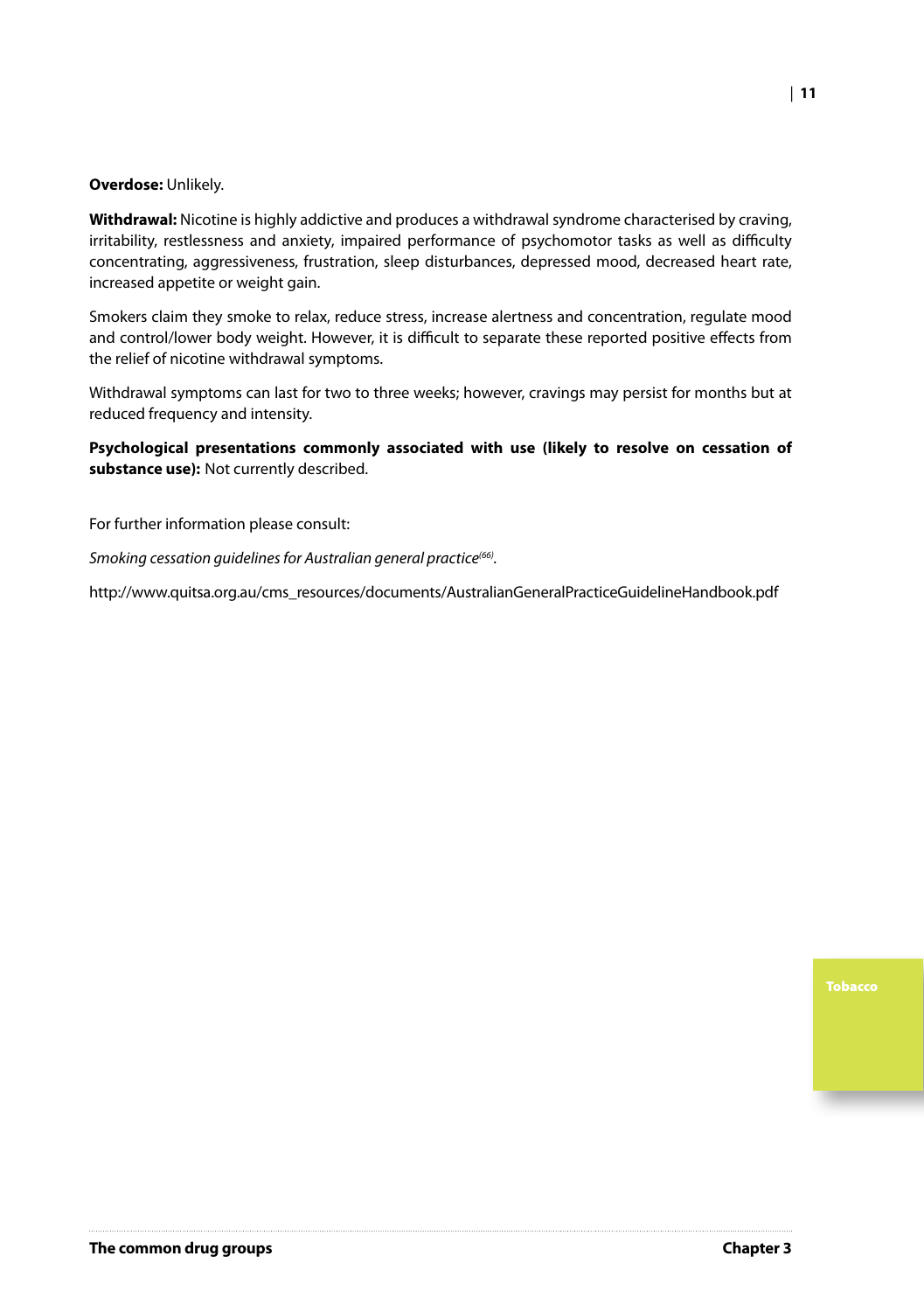**Overdose:** Unlikely.

**Withdrawal:** Nicotine is highly addictive and produces a withdrawal syndrome characterised by craving, irritability, restlessness and anxiety, impaired performance of psychomotor tasks as well as difficulty concentrating, aggressiveness, frustration, sleep disturbances, depressed mood, decreased heart rate, increased appetite or weight gain.

Smokers claim they smoke to relax, reduce stress, increase alertness and concentration, regulate mood and control/lower body weight. However, it is difficult to separate these reported positive effects from the relief of nicotine withdrawal symptoms.

Withdrawal symptoms can last for two to three weeks; however, cravings may persist for months but at reduced frequency and intensity.

**Psychological presentations commonly associated with use (likely to resolve on cessation of substance use):** Not currently described.

For further information please consult:

*Smoking cessation guidelines for Australian general practice*[66].

http://www.quitsa.org.au/cms_resources/documents/AustralianGeneralPracticeGuidelineHandbook.pdf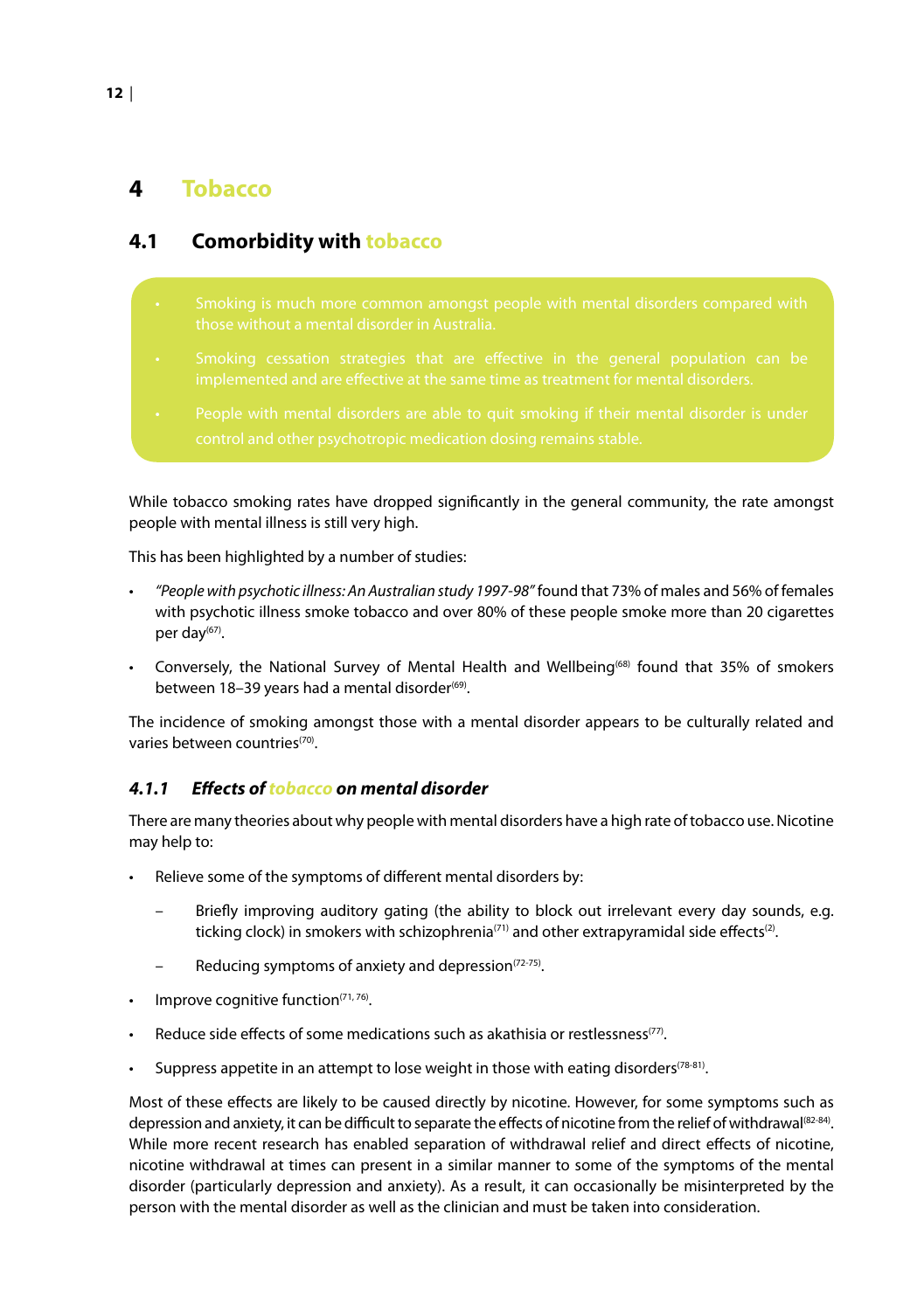# 4 Tobacco

## 4.1 Comorbidity with tobacco

- Smoking is much more common amongst people with mental disorders compared with those without a mental disorder in Australia.
- Smoking cessation strategies that are effective in the general population can be implemented and are effective at the same time as treatment for mental disorders.
- People with mental disorders are able to quit smoking if their mental disorder is under control and other psychotropic medication dosing remains stable.

While tobacco smoking rates have dropped significantly in the general community, the rate amongst people with mental illness is still very high.

This has been highlighted by a number of studies:

- *"People with psychotic illness: An Australian study 1997-98"* found that 73% of males and 56% of females with psychotic illness smoke tobacco and over 80% of these people smoke more than 20 cigarettes per day[67].
- Conversely, the National Survey of Mental Health and Wellbeing[68] found that 35% of smokers between 18–39 years had a mental disorder[69].

The incidence of smoking amongst those with a mental disorder appears to be culturally related and varies between countries[70].

### 4.1.1 *Effects of tobacco on mental disorder*

There are many theories about why people with mental disorders have a high rate of tobacco use. Nicotine may help to:

- Relieve some of the symptoms of different mental disorders by:
  - Briefly improving auditory gating (the ability to block out irrelevant every day sounds, e.g. ticking clock) in smokers with schizophrenia[71] and other extrapyramidal side effects[2].
  - Reducing symptoms of anxiety and depression[72-75].
- Improve cognitive function[71, 76].
- Reduce side effects of some medications such as akathisia or restlessness[77].
- Suppress appetite in an attempt to lose weight in those with eating disorders[78-81].

Most of these effects are likely to be caused directly by nicotine. However, for some symptoms such as depression and anxiety, it can be difficult to separate the effects of nicotine from the relief of withdrawal[82-84]. While more recent research has enabled separation of withdrawal relief and direct effects of nicotine, nicotine withdrawal at times can present in a similar manner to some of the symptoms of the mental disorder (particularly depression and anxiety). As a result, it can occasionally be misinterpreted by the person with the mental disorder as well as the clinician and must be taken into consideration.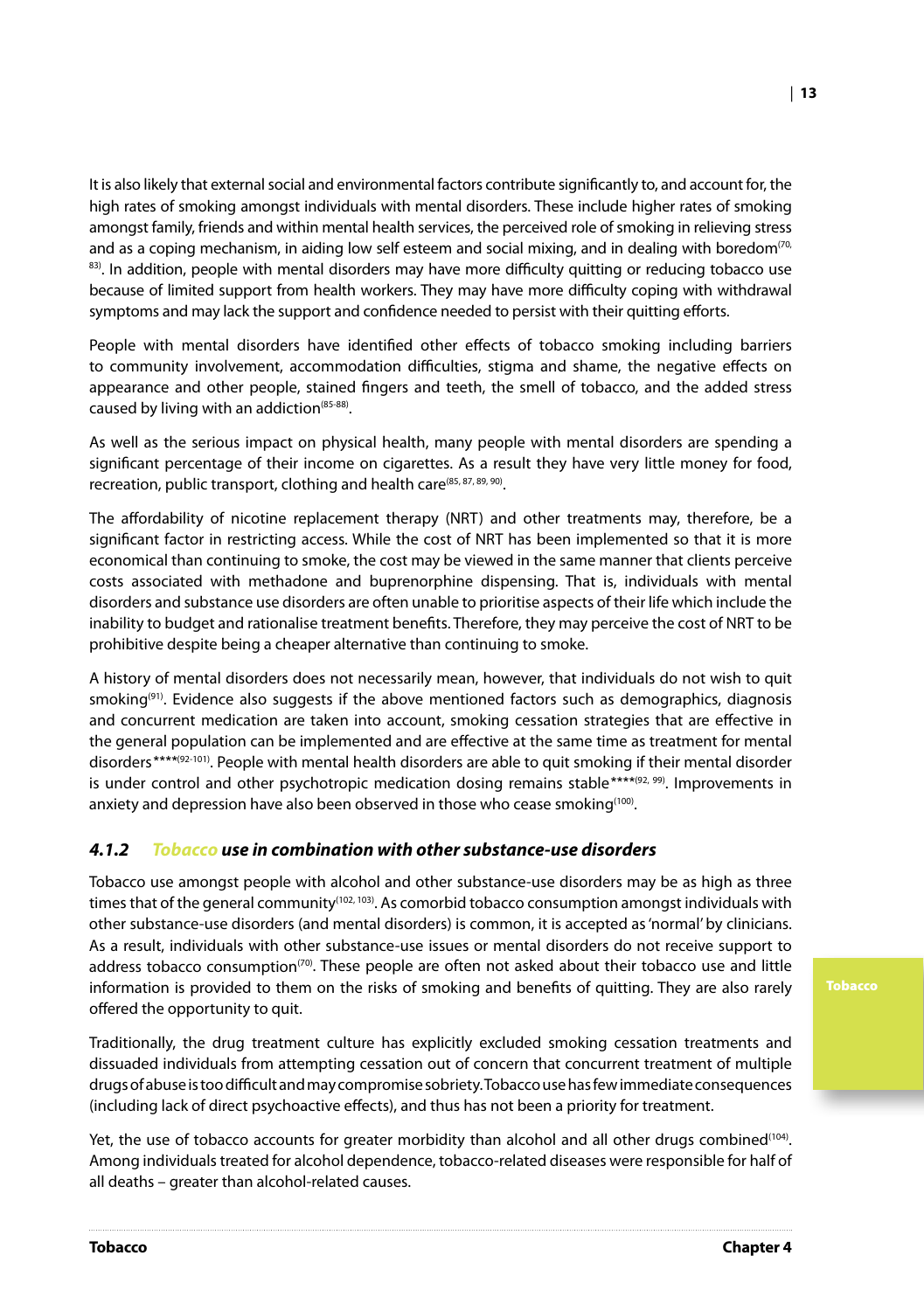It is also likely that external social and environmental factors contribute significantly to, and account for, the high rates of smoking amongst individuals with mental disorders. These include higher rates of smoking amongst family, friends and within mental health services, the perceived role of smoking in relieving stress and as a coping mechanism, in aiding low self esteem and social mixing, and in dealing with boredom[70, 83]. In addition, people with mental disorders may have more difficulty quitting or reducing tobacco use because of limited support from health workers. They may have more difficulty coping with withdrawal symptoms and may lack the support and confidence needed to persist with their quitting efforts.

People with mental disorders have identified other effects of tobacco smoking including barriers to community involvement, accommodation difficulties, stigma and shame, the negative effects on appearance and other people, stained fingers and teeth, the smell of tobacco, and the added stress caused by living with an addiction[85-88].

As well as the serious impact on physical health, many people with mental disorders are spending a significant percentage of their income on cigarettes. As a result they have very little money for food, recreation, public transport, clothing and health care[85, 87, 89, 90].

The affordability of nicotine replacement therapy (NRT) and other treatments may, therefore, be a significant factor in restricting access. While the cost of NRT has been implemented so that it is more economical than continuing to smoke, the cost may be viewed in the same manner that clients perceive costs associated with methadone and buprenorphine dispensing. That is, individuals with mental disorders and substance use disorders are often unable to prioritise aspects of their life which include the inability to budget and rationalise treatment benefits. Therefore, they may perceive the cost of NRT to be prohibitive despite being a cheaper alternative than continuing to smoke.

A history of mental disorders does not necessarily mean, however, that individuals do not wish to quit smoking[91]. Evidence also suggests if the above mentioned factors such as demographics, diagnosis and concurrent medication are taken into account, smoking cessation strategies that are effective in the general population can be implemented and are effective at the same time as treatment for mental disorders****[92-101]. People with mental health disorders are able to quit smoking if their mental disorder is under control and other psychotropic medication dosing remains stable****[92, 99]. Improvements in anxiety and depression have also been observed in those who cease smoking[100].

### *4.1.2 Tobacco use in combination with other substance-use disorders*

Tobacco use amongst people with alcohol and other substance-use disorders may be as high as three times that of the general community[102, 103]. As comorbid tobacco consumption amongst individuals with other substance-use disorders (and mental disorders) is common, it is accepted as 'normal' by clinicians. As a result, individuals with other substance-use issues or mental disorders do not receive support to address tobacco consumption[70]. These people are often not asked about their tobacco use and little information is provided to them on the risks of smoking and benefits of quitting. They are also rarely offered the opportunity to quit.

Traditionally, the drug treatment culture has explicitly excluded smoking cessation treatments and dissuaded individuals from attempting cessation out of concern that concurrent treatment of multiple drugs of abuse is too difficult and may compromise sobriety. Tobacco use has few immediate consequences (including lack of direct psychoactive effects), and thus has not been a priority for treatment.

Yet, the use of tobacco accounts for greater morbidity than alcohol and all other drugs combined[104]. Among individuals treated for alcohol dependence, tobacco-related diseases were responsible for half of all deaths – greater than alcohol-related causes.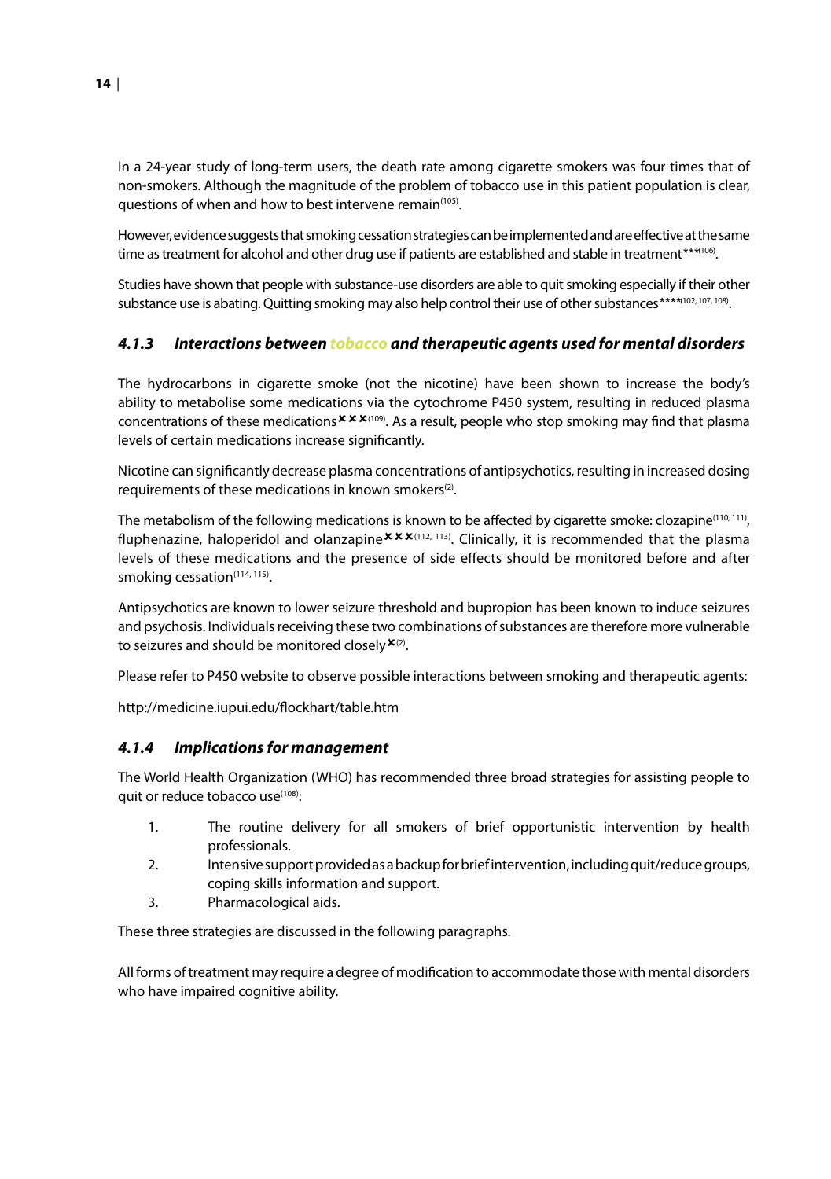In a 24-year study of long-term users, the death rate among cigarette smokers was four times that of non-smokers. Although the magnitude of the problem of tobacco use in this patient population is clear, questions of when and how to best intervene remain[105].

However, evidence suggests that smoking cessation strategies can be implemented and are effective at the same time as treatment for alcohol and other drug use if patients are established and stable in treatment***[106].

Studies have shown that people with substance-use disorders are able to quit smoking especially if their other substance use is abating. Quitting smoking may also help control their use of other substances****[102, 107, 108].

### *4.1.3 Interactions between tobacco and therapeutic agents used for mental disorders*

The hydrocarbons in cigarette smoke (not the nicotine) have been shown to increase the body's ability to metabolise some medications via the cytochrome P450 system, resulting in reduced plasma concentrations of these medications✖✖✖[109]. As a result, people who stop smoking may find that plasma levels of certain medications increase significantly.

Nicotine can significantly decrease plasma concentrations of antipsychotics, resulting in increased dosing requirements of these medications in known smokers[2].

The metabolism of the following medications is known to be affected by cigarette smoke: clozapine[110, 111], fluphenazine, haloperidol and olanzapine✖✖✖[112, 113]. Clinically, it is recommended that the plasma levels of these medications and the presence of side effects should be monitored before and after smoking cessation[114, 115].

Antipsychotics are known to lower seizure threshold and bupropion has been known to induce seizures and psychosis. Individuals receiving these two combinations of substances are therefore more vulnerable to seizures and should be monitored closely✖[2].

Please refer to P450 website to observe possible interactions between smoking and therapeutic agents:

http://medicine.iupui.edu/flockhart/table.htm

### *4.1.4 Implications for management*

The World Health Organization (WHO) has recommended three broad strategies for assisting people to quit or reduce tobacco use[108]:

1. The routine delivery for all smokers of brief opportunistic intervention by health professionals.
2. Intensive support provided as a backup for brief intervention, including quit/reduce groups, coping skills information and support.
3. Pharmacological aids.

These three strategies are discussed in the following paragraphs.

All forms of treatment may require a degree of modification to accommodate those with mental disorders who have impaired cognitive ability.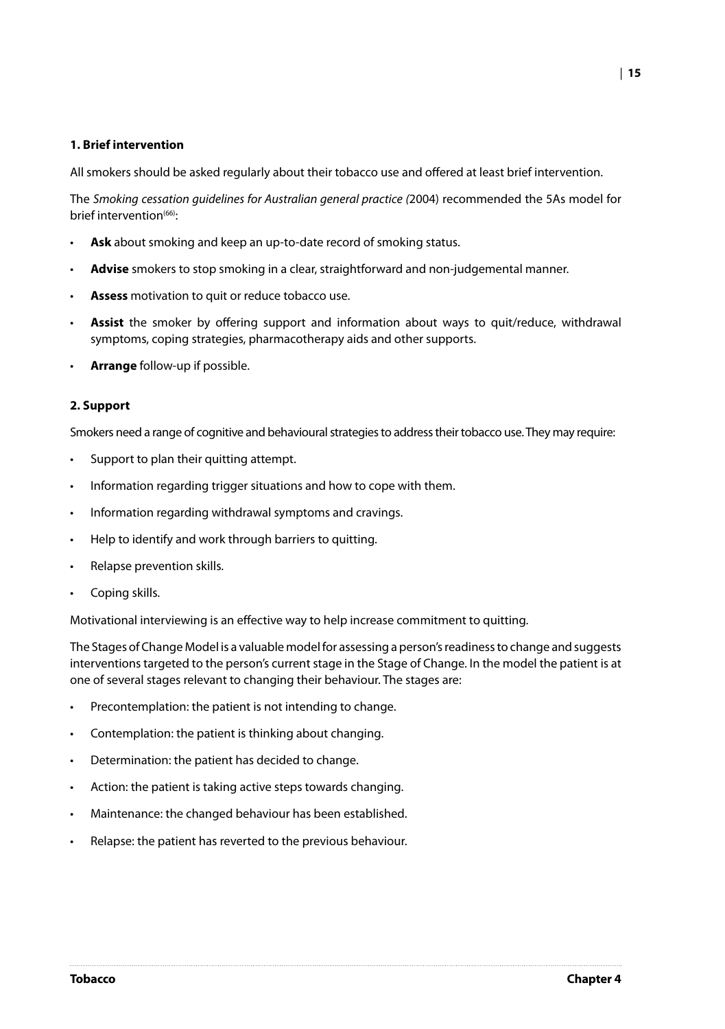**1. Brief intervention**

All smokers should be asked regularly about their tobacco use and offered at least brief intervention.

The *Smoking cessation guidelines for Australian general practice (*2004) recommended the 5As model for brief intervention[66]:

- **Ask** about smoking and keep an up-to-date record of smoking status.
- **Advise** smokers to stop smoking in a clear, straightforward and non-judgemental manner.
- **Assess** motivation to quit or reduce tobacco use.
- **Assist** the smoker by offering support and information about ways to quit/reduce, withdrawal symptoms, coping strategies, pharmacotherapy aids and other supports.
- **Arrange** follow-up if possible.

**2. Support**

Smokers need a range of cognitive and behavioural strategies to address their tobacco use. They may require:

- Support to plan their quitting attempt.
- Information regarding trigger situations and how to cope with them.
- Information regarding withdrawal symptoms and cravings.
- Help to identify and work through barriers to quitting.
- Relapse prevention skills.
- Coping skills.

Motivational interviewing is an effective way to help increase commitment to quitting.

The Stages of Change Model is a valuable model for assessing a person's readiness to change and suggests interventions targeted to the person's current stage in the Stage of Change. In the model the patient is at one of several stages relevant to changing their behaviour. The stages are:

- Precontemplation: the patient is not intending to change.
- Contemplation: the patient is thinking about changing.
- Determination: the patient has decided to change.
- Action: the patient is taking active steps towards changing.
- Maintenance: the changed behaviour has been established.
- Relapse: the patient has reverted to the previous behaviour.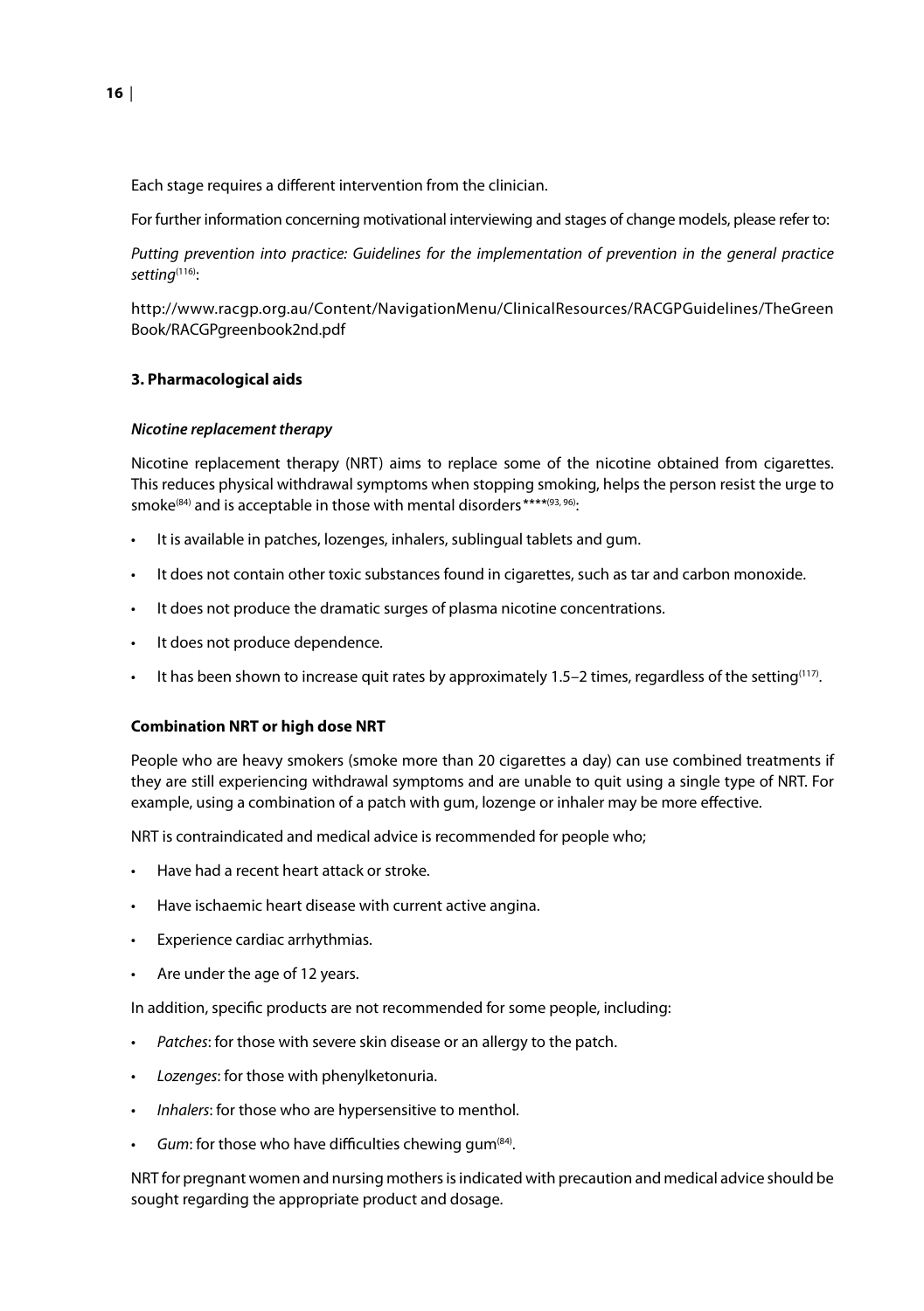Each stage requires a different intervention from the clinician.

For further information concerning motivational interviewing and stages of change models, please refer to:

*Putting prevention into practice: Guidelines for the implementation of prevention in the general practice setting*[116]:

http://www.racgp.org.au/Content/NavigationMenu/ClinicalResources/RACGPGuidelines/TheGreenBook/RACGPgreenbook2nd.pdf

#### 3. Pharmacological aids

##### *Nicotine replacement therapy*

Nicotine replacement therapy (NRT) aims to replace some of the nicotine obtained from cigarettes. This reduces physical withdrawal symptoms when stopping smoking, helps the person resist the urge to smoke[84] and is acceptable in those with mental disorders****[93, 96]:

- It is available in patches, lozenges, inhalers, sublingual tablets and gum.
- It does not contain other toxic substances found in cigarettes, such as tar and carbon monoxide.
- It does not produce the dramatic surges of plasma nicotine concentrations.
- It does not produce dependence.
- It has been shown to increase quit rates by approximately 1.5–2 times, regardless of the setting[117].

#### Combination NRT or high dose NRT

People who are heavy smokers (smoke more than 20 cigarettes a day) can use combined treatments if they are still experiencing withdrawal symptoms and are unable to quit using a single type of NRT. For example, using a combination of a patch with gum, lozenge or inhaler may be more effective.

NRT is contraindicated and medical advice is recommended for people who;

- Have had a recent heart attack or stroke.
- Have ischaemic heart disease with current active angina.
- Experience cardiac arrhythmias.
- Are under the age of 12 years.

In addition, specific products are not recommended for some people, including:

- *Patches*: for those with severe skin disease or an allergy to the patch.
- *Lozenges*: for those with phenylketonuria.
- *Inhalers*: for those who are hypersensitive to menthol.
- *Gum*: for those who have difficulties chewing gum[84].

NRT for pregnant women and nursing mothers is indicated with precaution and medical advice should be sought regarding the appropriate product and dosage.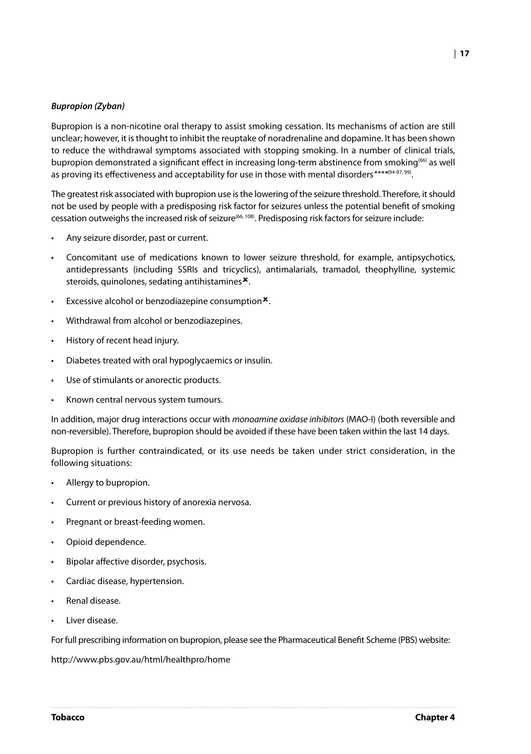***Bupropion (Zyban)***

Bupropion is a non-nicotine oral therapy to assist smoking cessation. Its mechanisms of action are still unclear; however, it is thought to inhibit the reuptake of noradrenaline and dopamine. It has been shown to reduce the withdrawal symptoms associated with stopping smoking. In a number of clinical trials, bupropion demonstrated a significant effect in increasing long-term abstinence from smoking[66] as well as proving its effectiveness and acceptability for use in those with mental disorders****[94-97, 99].

The greatest risk associated with bupropion use is the lowering of the seizure threshold. Therefore, it should not be used by people with a predisposing risk factor for seizures unless the potential benefit of smoking cessation outweighs the increased risk of seizure[66, 108]. Predisposing risk factors for seizure include:

- Any seizure disorder, past or current.
- Concomitant use of medications known to lower seizure threshold, for example, antipsychotics, antidepressants (including SSRIs and tricyclics), antimalarials, tramadol, theophylline, systemic steroids, quinolones, sedating antihistamines✖.
- Excessive alcohol or benzodiazepine consumption✖.
- Withdrawal from alcohol or benzodiazepines.
- History of recent head injury.
- Diabetes treated with oral hypoglycaemics or insulin.
- Use of stimulants or anorectic products.
- Known central nervous system tumours.

In addition, major drug interactions occur with *monoamine oxidase inhibitors* (MAO-I) (both reversible and non-reversible). Therefore, bupropion should be avoided if these have been taken within the last 14 days.

Bupropion is further contraindicated, or its use needs be taken under strict consideration, in the following situations:

- Allergy to bupropion.
- Current or previous history of anorexia nervosa.
- Pregnant or breast-feeding women.
- Opioid dependence.
- Bipolar affective disorder, psychosis.
- Cardiac disease, hypertension.
- Renal disease.
- Liver disease.

For full prescribing information on bupropion, please see the Pharmaceutical Benefit Scheme (PBS) website:

http://www.pbs.gov.au/html/healthpro/home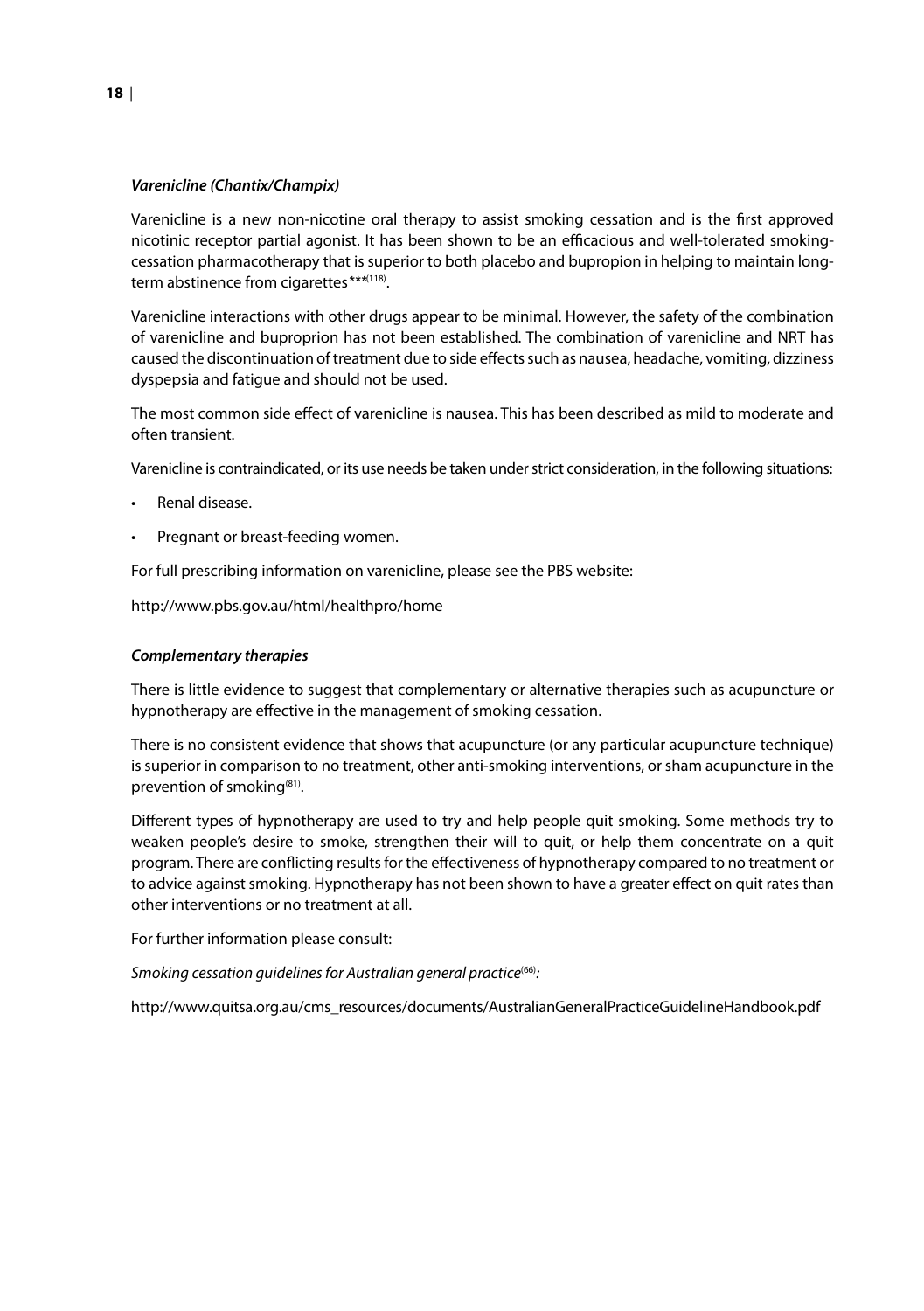***Varenicline (Chantix/Champix)***

Varenicline is a new non-nicotine oral therapy to assist smoking cessation and is the first approved nicotinic receptor partial agonist. It has been shown to be an efficacious and well-tolerated smoking-cessation pharmacotherapy that is superior to both placebo and bupropion in helping to maintain long-term abstinence from cigarettes***[118].

Varenicline interactions with other drugs appear to be minimal. However, the safety of the combination of varenicline and buproprion has not been established. The combination of varenicline and NRT has caused the discontinuation of treatment due to side effects such as nausea, headache, vomiting, dizziness dyspepsia and fatigue and should not be used.

The most common side effect of varenicline is nausea. This has been described as mild to moderate and often transient.

Varenicline is contraindicated, or its use needs be taken under strict consideration, in the following situations:

- Renal disease.
- Pregnant or breast-feeding women.

For full prescribing information on varenicline, please see the PBS website:

http://www.pbs.gov.au/html/healthpro/home

***Complementary therapies***

There is little evidence to suggest that complementary or alternative therapies such as acupuncture or hypnotherapy are effective in the management of smoking cessation.

There is no consistent evidence that shows that acupuncture (or any particular acupuncture technique) is superior in comparison to no treatment, other anti-smoking interventions, or sham acupuncture in the prevention of smoking[81].

Different types of hypnotherapy are used to try and help people quit smoking. Some methods try to weaken people's desire to smoke, strengthen their will to quit, or help them concentrate on a quit program. There are conflicting results for the effectiveness of hypnotherapy compared to no treatment or to advice against smoking. Hypnotherapy has not been shown to have a greater effect on quit rates than other interventions or no treatment at all.

For further information please consult:

*Smoking cessation guidelines for Australian general practice*[66]*:*

http://www.quitsa.org.au/cms_resources/documents/AustralianGeneralPracticeGuidelineHandbook.pdf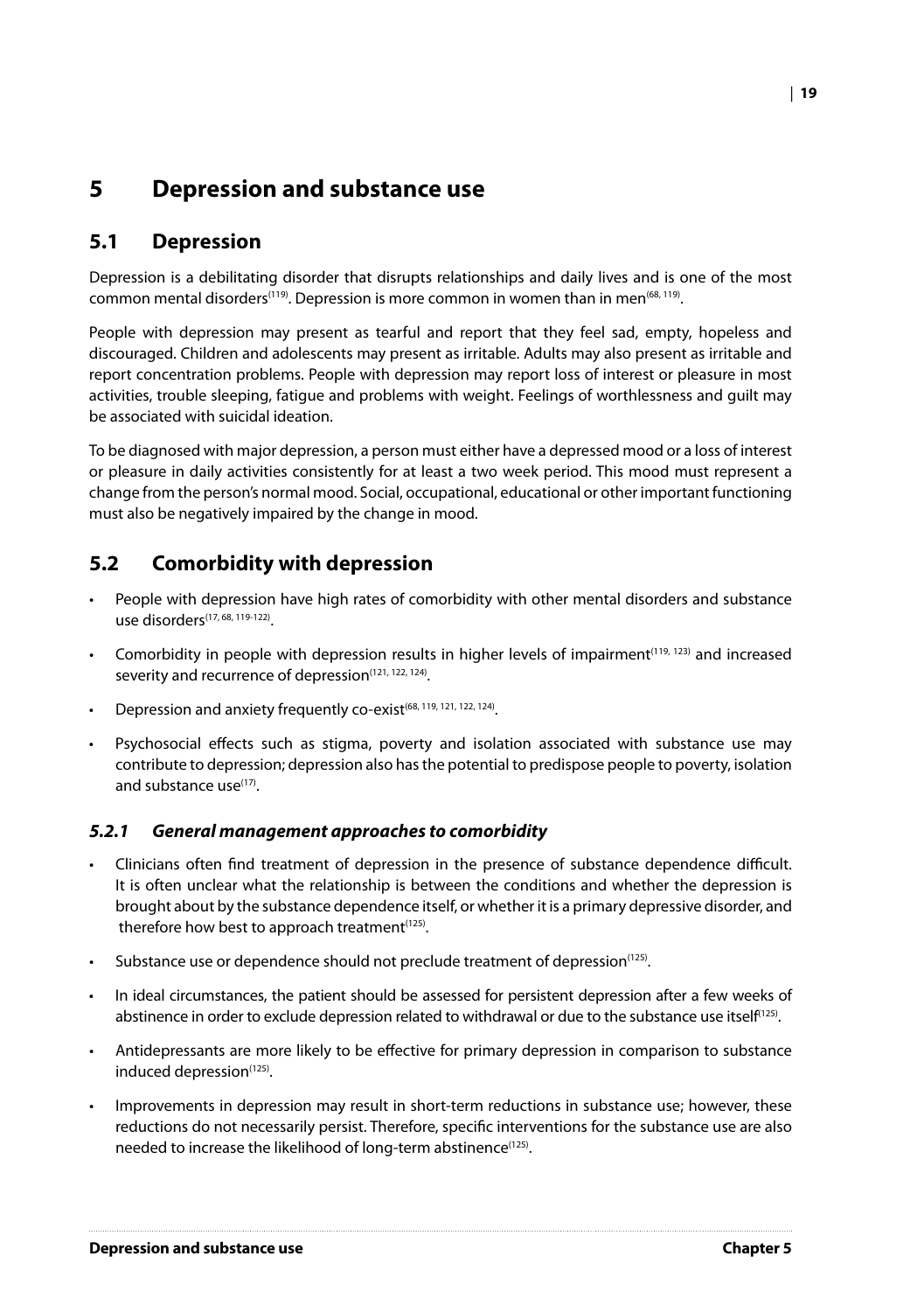# 5 Depression and substance use

## 5.1 Depression

Depression is a debilitating disorder that disrupts relationships and daily lives and is one of the most common mental disorders[119]. Depression is more common in women than in men[68, 119].

People with depression may present as tearful and report that they feel sad, empty, hopeless and discouraged. Children and adolescents may present as irritable. Adults may also present as irritable and report concentration problems. People with depression may report loss of interest or pleasure in most activities, trouble sleeping, fatigue and problems with weight. Feelings of worthlessness and guilt may be associated with suicidal ideation.

To be diagnosed with major depression, a person must either have a depressed mood or a loss of interest or pleasure in daily activities consistently for at least a two week period. This mood must represent a change from the person's normal mood. Social, occupational, educational or other important functioning must also be negatively impaired by the change in mood.

## 5.2 Comorbidity with depression

- People with depression have high rates of comorbidity with other mental disorders and substance use disorders[17, 68, 119-122].
- Comorbidity in people with depression results in higher levels of impairment[119, 123] and increased severity and recurrence of depression[121, 122, 124].
- Depression and anxiety frequently co-exist[68, 119, 121, 122, 124].
- Psychosocial effects such as stigma, poverty and isolation associated with substance use may contribute to depression; depression also has the potential to predispose people to poverty, isolation and substance use[17].

### *5.2.1 General management approaches to comorbidity*

- Clinicians often find treatment of depression in the presence of substance dependence difficult. It is often unclear what the relationship is between the conditions and whether the depression is brought about by the substance dependence itself, or whether it is a primary depressive disorder, and therefore how best to approach treatment[125].
- Substance use or dependence should not preclude treatment of depression[125].
- In ideal circumstances, the patient should be assessed for persistent depression after a few weeks of abstinence in order to exclude depression related to withdrawal or due to the substance use itself[125].
- Antidepressants are more likely to be effective for primary depression in comparison to substance induced depression[125].
- Improvements in depression may result in short-term reductions in substance use; however, these reductions do not necessarily persist. Therefore, specific interventions for the substance use are also needed to increase the likelihood of long-term abstinence[125].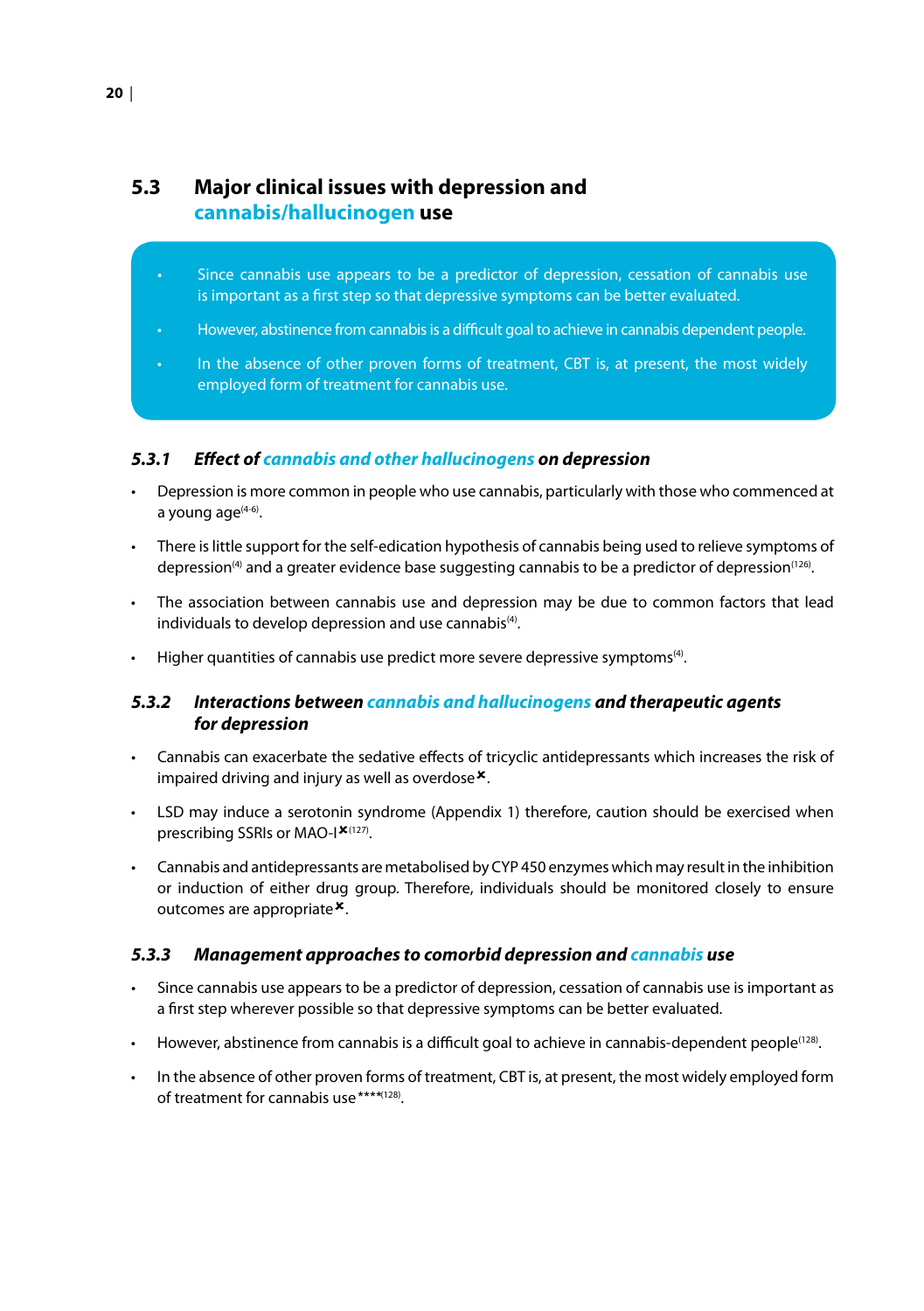## 5.3 Major clinical issues with depression and cannabis/hallucinogen use

- Since cannabis use appears to be a predictor of depression, cessation of cannabis use is important as a first step so that depressive symptoms can be better evaluated.
- However, abstinence from cannabis is a difficult goal to achieve in cannabis dependent people.
- In the absence of other proven forms of treatment, CBT is, at present, the most widely employed form of treatment for cannabis use.

### *5.3.1 Effect of cannabis and other hallucinogens on depression*

- Depression is more common in people who use cannabis, particularly with those who commenced at a young age[4-6].
- There is little support for the self-edication hypothesis of cannabis being used to relieve symptoms of depression[4] and a greater evidence base suggesting cannabis to be a predictor of depression[126].
- The association between cannabis use and depression may be due to common factors that lead individuals to develop depression and use cannabis[4].
- Higher quantities of cannabis use predict more severe depressive symptoms[4].

### *5.3.2 Interactions between cannabis and hallucinogens and therapeutic agents for depression*

- Cannabis can exacerbate the sedative effects of tricyclic antidepressants which increases the risk of impaired driving and injury as well as overdose✖.
- LSD may induce a serotonin syndrome (Appendix 1) therefore, caution should be exercised when prescribing SSRIs or MAO-I✖[127].
- Cannabis and antidepressants are metabolised by CYP 450 enzymes which may result in the inhibition or induction of either drug group. Therefore, individuals should be monitored closely to ensure outcomes are appropriate✖.

### *5.3.3 Management approaches to comorbid depression and cannabis use*

- Since cannabis use appears to be a predictor of depression, cessation of cannabis use is important as a first step wherever possible so that depressive symptoms can be better evaluated.
- However, abstinence from cannabis is a difficult goal to achieve in cannabis-dependent people[128].
- In the absence of other proven forms of treatment, CBT is, at present, the most widely employed form of treatment for cannabis use****[128].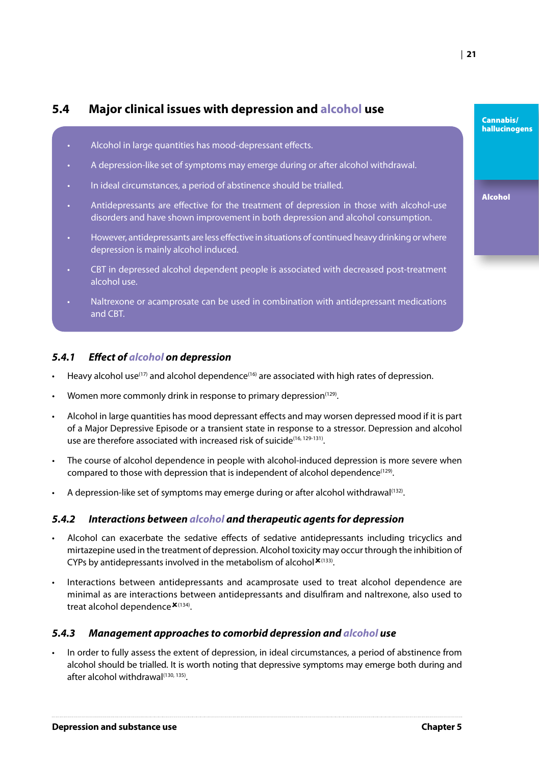## 5.4 Major clinical issues with depression and alcohol use

- Alcohol in large quantities has mood-depressant effects.
- A depression-like set of symptoms may emerge during or after alcohol withdrawal.
- In ideal circumstances, a period of abstinence should be trialled.
- Antidepressants are effective for the treatment of depression in those with alcohol-use disorders and have shown improvement in both depression and alcohol consumption.
- However, antidepressants are less effective in situations of continued heavy drinking or where depression is mainly alcohol induced.
- CBT in depressed alcohol dependent people is associated with decreased post-treatment alcohol use.
- Naltrexone or acamprosate can be used in combination with antidepressant medications and CBT.

### *5.4.1 Effect of alcohol on depression*

- Heavy alcohol use[17] and alcohol dependence[16] are associated with high rates of depression.
- Women more commonly drink in response to primary depression[129].
- Alcohol in large quantities has mood depressant effects and may worsen depressed mood if it is part of a Major Depressive Episode or a transient state in response to a stressor. Depression and alcohol use are therefore associated with increased risk of suicide[16, 129-131].
- The course of alcohol dependence in people with alcohol-induced depression is more severe when compared to those with depression that is independent of alcohol dependence[129].
- A depression-like set of symptoms may emerge during or after alcohol withdrawal[132].

### *5.4.2 Interactions between alcohol and therapeutic agents for depression*

- Alcohol can exacerbate the sedative effects of sedative antidepressants including tricyclics and mirtazepine used in the treatment of depression. Alcohol toxicity may occur through the inhibition of CYPs by antidepressants involved in the metabolism of alcohol✖[133].
- Interactions between antidepressants and acamprosate used to treat alcohol dependence are minimal as are interactions between antidepressants and disulfiram and naltrexone, also used to treat alcohol dependence✖[134].

### *5.4.3 Management approaches to comorbid depression and alcohol use*

- In order to fully assess the extent of depression, in ideal circumstances, a period of abstinence from alcohol should be trialled. It is worth noting that depressive symptoms may emerge both during and after alcohol withdrawal[130, 135].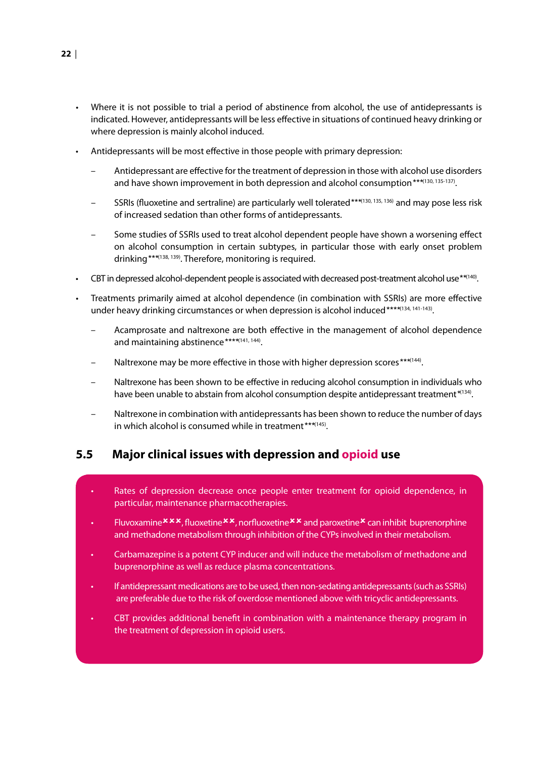- Where it is not possible to trial a period of abstinence from alcohol, the use of antidepressants is indicated. However, antidepressants will be less effective in situations of continued heavy drinking or where depression is mainly alcohol induced.
- Antidepressants will be most effective in those people with primary depression:
  - Antidepressant are effective for the treatment of depression in those with alcohol use disorders and have shown improvement in both depression and alcohol consumption***[130, 135-137].
  - SSRIs (fluoxetine and sertraline) are particularly well tolerated***[130, 135, 136] and may pose less risk of increased sedation than other forms of antidepressants.
  - Some studies of SSRIs used to treat alcohol dependent people have shown a worsening effect on alcohol consumption in certain subtypes, in particular those with early onset problem drinking***[138, 139]. Therefore, monitoring is required.
- CBT in depressed alcohol-dependent people is associated with decreased post-treatment alcohol use**[140].
- Treatments primarily aimed at alcohol dependence (in combination with SSRIs) are more effective under heavy drinking circumstances or when depression is alcohol induced****[134, 141-143].
  - Acamprosate and naltrexone are both effective in the management of alcohol dependence and maintaining abstinence****[141, 144].
  - Naltrexone may be more effective in those with higher depression scores***[144].
  - Naltrexone has been shown to be effective in reducing alcohol consumption in individuals who have been unable to abstain from alcohol consumption despite antidepressant treatment*[134].
  - Naltrexone in combination with antidepressants has been shown to reduce the number of days in which alcohol is consumed while in treatment***[145].

## 5.5 Major clinical issues with depression and opioid use

- Rates of depression decrease once people enter treatment for opioid dependence, in particular, maintenance pharmacotherapies.
- Fluvoxamine✖✖✖, fluoxetine✖✖, norfluoxetine✖✖ and paroxetine✖ can inhibit buprenorphine and methadone metabolism through inhibition of the CYPs involved in their metabolism.
- Carbamazepine is a potent CYP inducer and will induce the metabolism of methadone and buprenorphine as well as reduce plasma concentrations.
- If antidepressant medications are to be used, then non-sedating antidepressants (such as SSRIs) are preferable due to the risk of overdose mentioned above with tricyclic antidepressants.
- CBT provides additional benefit in combination with a maintenance therapy program in the treatment of depression in opioid users.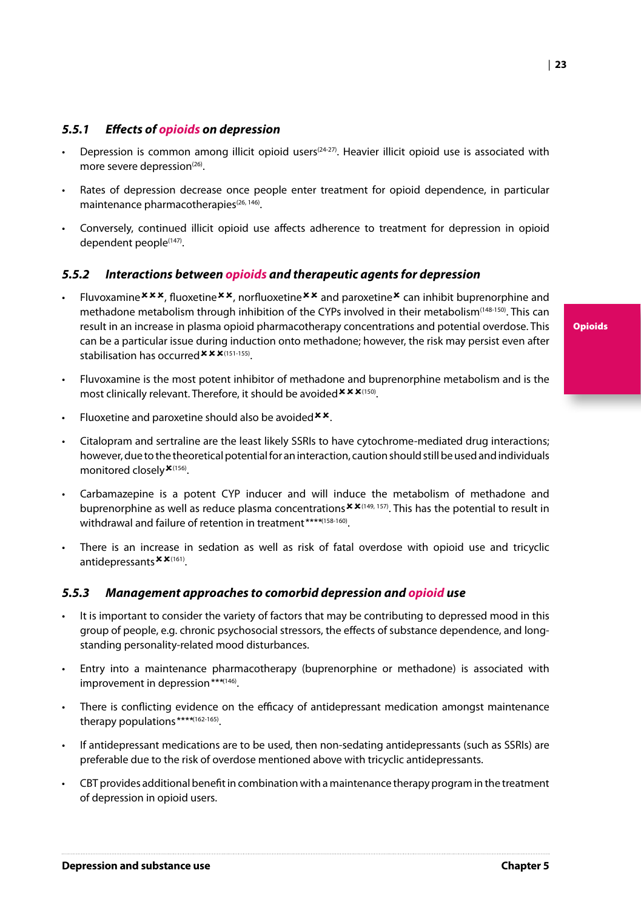### 5.5.1 *Effects of opioids on depression*

- Depression is common among illicit opioid users[24-27]. Heavier illicit opioid use is associated with more severe depression[26].
- Rates of depression decrease once people enter treatment for opioid dependence, in particular maintenance pharmacotherapies[26, 146].
- Conversely, continued illicit opioid use affects adherence to treatment for depression in opioid dependent people[147].

### 5.5.2 *Interactions between opioids and therapeutic agents for depression*

- Fluvoxamine✖✖✖, fluoxetine✖✖, norfluoxetine✖✖ and paroxetine✖ can inhibit buprenorphine and methadone metabolism through inhibition of the CYPs involved in their metabolism[148-150]. This can result in an increase in plasma opioid pharmacotherapy concentrations and potential overdose. This can be a particular issue during induction onto methadone; however, the risk may persist even after stabilisation has occurred✖✖✖[151-155].
- Fluvoxamine is the most potent inhibitor of methadone and buprenorphine metabolism and is the most clinically relevant. Therefore, it should be avoided✖✖✖[150].
- Fluoxetine and paroxetine should also be avoided✖✖.
- Citalopram and sertraline are the least likely SSRIs to have cytochrome-mediated drug interactions; however, due to the theoretical potential for an interaction, caution should still be used and individuals monitored closely✖[156].
- Carbamazepine is a potent CYP inducer and will induce the metabolism of methadone and buprenorphine as well as reduce plasma concentrations✖✖[149, 157]. This has the potential to result in withdrawal and failure of retention in treatment****[158-160].
- There is an increase in sedation as well as risk of fatal overdose with opioid use and tricyclic antidepressants✖✖[161].

### 5.5.3 *Management approaches to comorbid depression and opioid use*

- It is important to consider the variety of factors that may be contributing to depressed mood in this group of people, e.g. chronic psychosocial stressors, the effects of substance dependence, and long-standing personality-related mood disturbances.
- Entry into a maintenance pharmacotherapy (buprenorphine or methadone) is associated with improvement in depression***[146].
- There is conflicting evidence on the efficacy of antidepressant medication amongst maintenance therapy populations****[162-165].
- If antidepressant medications are to be used, then non-sedating antidepressants (such as SSRIs) are preferable due to the risk of overdose mentioned above with tricyclic antidepressants.
- CBT provides additional benefit in combination with a maintenance therapy program in the treatment of depression in opioid users.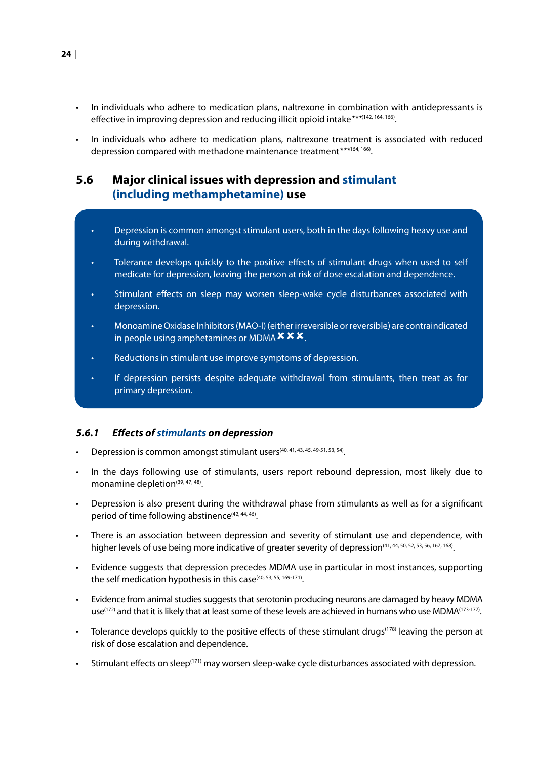- In individuals who adhere to medication plans, naltrexone in combination with antidepressants is effective in improving depression and reducing illicit opioid intake***[142, 164, 166].

- In individuals who adhere to medication plans, naltrexone treatment is associated with reduced depression compared with methadone maintenance treatment***[164, 166].

## 5.6 Major clinical issues with depression and stimulant (including methamphetamine) use

- Depression is common amongst stimulant users, both in the days following heavy use and during withdrawal.
- Tolerance develops quickly to the positive effects of stimulant drugs when used to self medicate for depression, leaving the person at risk of dose escalation and dependence.
- Stimulant effects on sleep may worsen sleep-wake cycle disturbances associated with depression.
- Monoamine Oxidase Inhibitors (MAO-I) (either irreversible or reversible) are contraindicated in people using amphetamines or MDMA ✗✗✗.
- Reductions in stimulant use improve symptoms of depression.
- If depression persists despite adequate withdrawal from stimulants, then treat as for primary depression.

### *5.6.1 Effects of stimulants on depression*

- Depression is common amongst stimulant users[40, 41, 43, 45, 49-51, 53, 54].
- In the days following use of stimulants, users report rebound depression, most likely due to monamine depletion[39, 47, 48].
- Depression is also present during the withdrawal phase from stimulants as well as for a significant period of time following abstinence[42, 44, 46].
- There is an association between depression and severity of stimulant use and dependence, with higher levels of use being more indicative of greater severity of depression[41, 44, 50, 52, 53, 56, 167, 168].
- Evidence suggests that depression precedes MDMA use in particular in most instances, supporting the self medication hypothesis in this case[40, 53, 55, 169-171].
- Evidence from animal studies suggests that serotonin producing neurons are damaged by heavy MDMA use[172] and that it is likely that at least some of these levels are achieved in humans who use MDMA[173-177].
- Tolerance develops quickly to the positive effects of these stimulant drugs[178] leaving the person at risk of dose escalation and dependence.
- Stimulant effects on sleep[171] may worsen sleep-wake cycle disturbances associated with depression.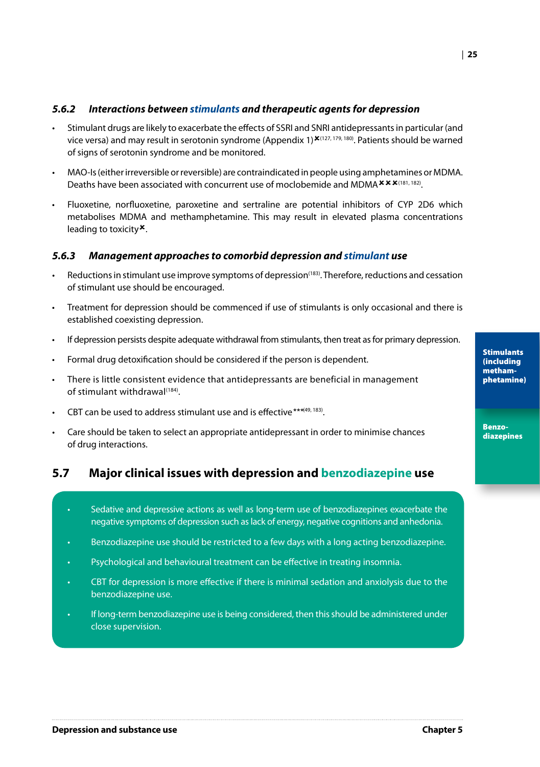### 5.6.2 *Interactions between stimulants and therapeutic agents for depression*

- Stimulant drugs are likely to exacerbate the effects of SSRI and SNRI antidepressants in particular (and vice versa) and may result in serotonin syndrome (Appendix 1)✖[127, 179, 180]. Patients should be warned of signs of serotonin syndrome and be monitored.
- MAO-Is (either irreversible or reversible) are contraindicated in people using amphetamines or MDMA. Deaths have been associated with concurrent use of moclobemide and MDMA✖✖✖[181, 182].
- Fluoxetine, norfluoxetine, paroxetine and sertraline are potential inhibitors of CYP 2D6 which metabolises MDMA and methamphetamine. This may result in elevated plasma concentrations leading to toxicity✖.

### 5.6.3 *Management approaches to comorbid depression and stimulant use*

- Reductions in stimulant use improve symptoms of depression[183]. Therefore, reductions and cessation of stimulant use should be encouraged.
- Treatment for depression should be commenced if use of stimulants is only occasional and there is established coexisting depression.
- If depression persists despite adequate withdrawal from stimulants, then treat as for primary depression.
- Formal drug detoxification should be considered if the person is dependent.
- There is little consistent evidence that antidepressants are beneficial in management of stimulant withdrawal[184].
- CBT can be used to address stimulant use and is effective***[49, 183].
- Care should be taken to select an appropriate antidepressant in order to minimise chances of drug interactions.

## 5.7 Major clinical issues with depression and benzodiazepine use

- Sedative and depressive actions as well as long-term use of benzodiazepines exacerbate the negative symptoms of depression such as lack of energy, negative cognitions and anhedonia.
- Benzodiazepine use should be restricted to a few days with a long acting benzodiazepine.
- Psychological and behavioural treatment can be effective in treating insomnia.
- CBT for depression is more effective if there is minimal sedation and anxiolysis due to the benzodiazepine use.
- If long-term benzodiazepine use is being considered, then this should be administered under close supervision.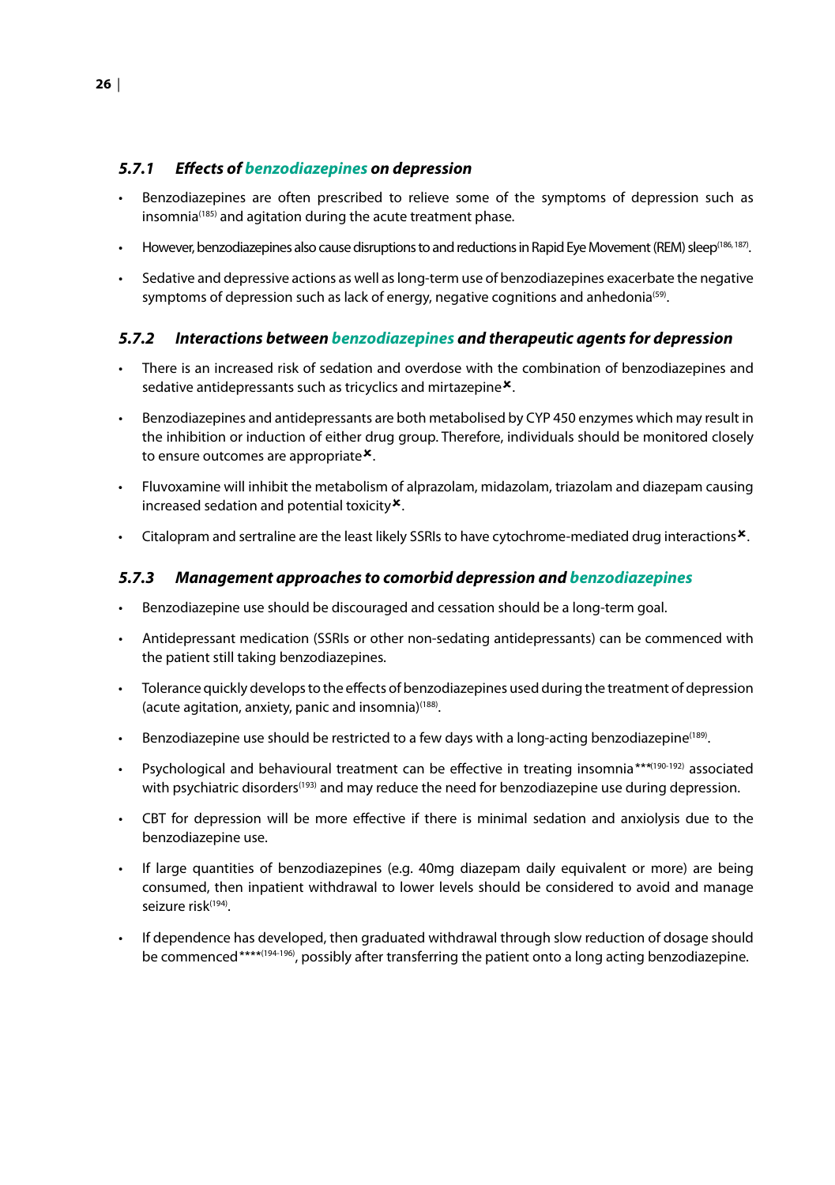### *5.7.1 Effects of benzodiazepines on depression*

- Benzodiazepines are often prescribed to relieve some of the symptoms of depression such as insomnia[185] and agitation during the acute treatment phase.
- However, benzodiazepines also cause disruptions to and reductions in Rapid Eye Movement (REM) sleep[186, 187].
- Sedative and depressive actions as well as long-term use of benzodiazepines exacerbate the negative symptoms of depression such as lack of energy, negative cognitions and anhedonia[59].

### *5.7.2 Interactions between benzodiazepines and therapeutic agents for depression*

- There is an increased risk of sedation and overdose with the combination of benzodiazepines and sedative antidepressants such as tricyclics and mirtazapine✖.
- Benzodiazepines and antidepressants are both metabolised by CYP 450 enzymes which may result in the inhibition or induction of either drug group. Therefore, individuals should be monitored closely to ensure outcomes are appropriate✖.
- Fluvoxamine will inhibit the metabolism of alprazolam, midazolam, triazolam and diazepam causing increased sedation and potential toxicity✖.
- Citalopram and sertraline are the least likely SSRIs to have cytochrome-mediated drug interactions✖.

### *5.7.3 Management approaches to comorbid depression and benzodiazepines*

- Benzodiazepine use should be discouraged and cessation should be a long-term goal.
- Antidepressant medication (SSRIs or other non-sedating antidepressants) can be commenced with the patient still taking benzodiazepines.
- Tolerance quickly develops to the effects of benzodiazepines used during the treatment of depression (acute agitation, anxiety, panic and insomnia)[188].
- Benzodiazepine use should be restricted to a few days with a long-acting benzodiazepine[189].
- Psychological and behavioural treatment can be effective in treating insomnia***[190-192] associated with psychiatric disorders[193] and may reduce the need for benzodiazepine use during depression.
- CBT for depression will be more effective if there is minimal sedation and anxiolysis due to the benzodiazepine use.
- If large quantities of benzodiazepines (e.g. 40mg diazepam daily equivalent or more) are being consumed, then inpatient withdrawal to lower levels should be considered to avoid and manage seizure risk[194].
- If dependence has developed, then graduated withdrawal through slow reduction of dosage should be commenced****[194-196], possibly after transferring the patient onto a long acting benzodiazepine.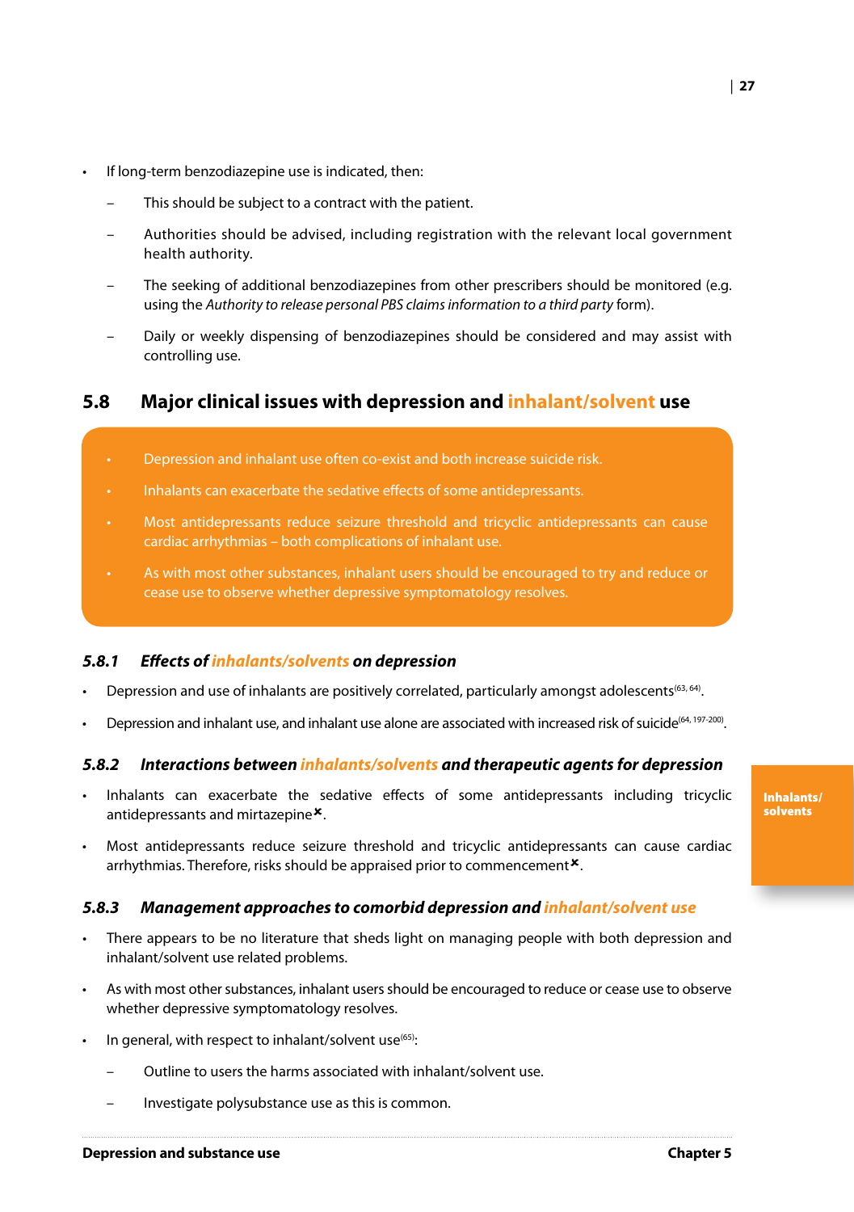- If long-term benzodiazepine use is indicated, then:
  - This should be subject to a contract with the patient.
  - Authorities should be advised, including registration with the relevant local government health authority.
  - The seeking of additional benzodiazepines from other prescribers should be monitored (e.g. using the *Authority to release personal PBS claims information to a third party* form).
  - Daily or weekly dispensing of benzodiazepines should be considered and may assist with controlling use.

## 5.8 Major clinical issues with depression and inhalant/solvent use

- Depression and inhalant use often co-exist and both increase suicide risk.
- Inhalants can exacerbate the sedative effects of some antidepressants.
- Most antidepressants reduce seizure threshold and tricyclic antidepressants can cause cardiac arrhythmias – both complications of inhalant use.
- As with most other substances, inhalant users should be encouraged to try and reduce or cease use to observe whether depressive symptomatology resolves.

### *5.8.1 Effects of inhalants/solvents on depression*

- Depression and use of inhalants are positively correlated, particularly amongst adolescents[63, 64].
- Depression and inhalant use, and inhalant use alone are associated with increased risk of suicide[64, 197-200].

### *5.8.2 Interactions between inhalants/solvents and therapeutic agents for depression*

- Inhalants can exacerbate the sedative effects of some antidepressants including tricyclic antidepressants and mirtazepine✖.
- Most antidepressants reduce seizure threshold and tricyclic antidepressants can cause cardiac arrhythmias. Therefore, risks should be appraised prior to commencement✖.

### *5.8.3 Management approaches to comorbid depression and inhalant/solvent use*

- There appears to be no literature that sheds light on managing people with both depression and inhalant/solvent use related problems.
- As with most other substances, inhalant users should be encouraged to reduce or cease use to observe whether depressive symptomatology resolves.
- In general, with respect to inhalant/solvent use[65]:
  - Outline to users the harms associated with inhalant/solvent use.
  - Investigate polysubstance use as this is common.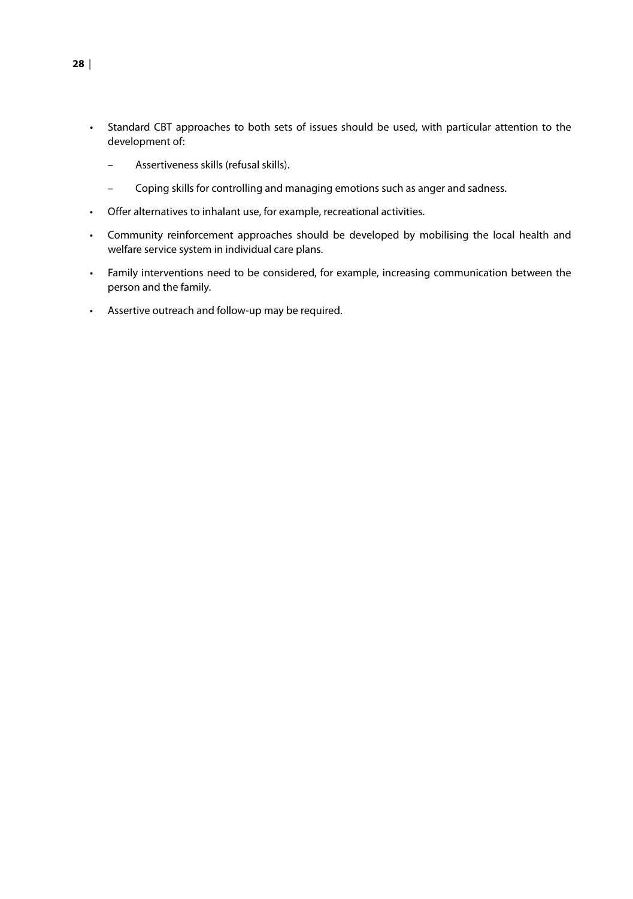- Standard CBT approaches to both sets of issues should be used, with particular attention to the development of:
  - Assertiveness skills (refusal skills).
  - Coping skills for controlling and managing emotions such as anger and sadness.
- Offer alternatives to inhalant use, for example, recreational activities.
- Community reinforcement approaches should be developed by mobilising the local health and welfare service system in individual care plans.
- Family interventions need to be considered, for example, increasing communication between the person and the family.
- Assertive outreach and follow-up may be required.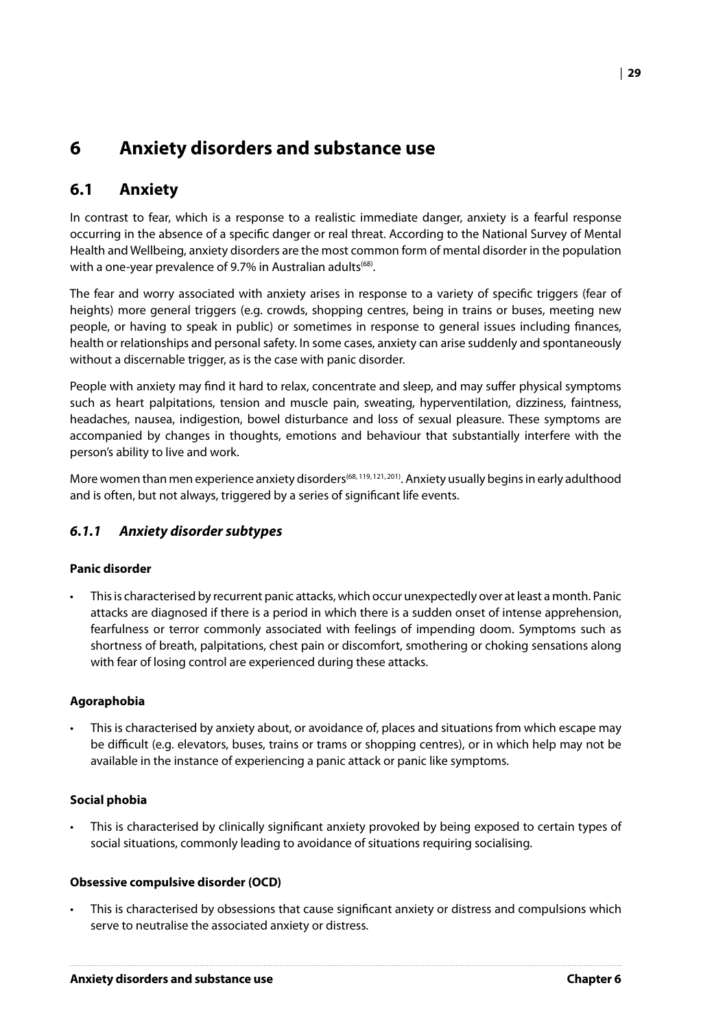# 6 Anxiety disorders and substance use

## 6.1 Anxiety

In contrast to fear, which is a response to a realistic immediate danger, anxiety is a fearful response occurring in the absence of a specific danger or real threat. According to the National Survey of Mental Health and Wellbeing, anxiety disorders are the most common form of mental disorder in the population with a one-year prevalence of 9.7% in Australian adults[68].

The fear and worry associated with anxiety arises in response to a variety of specific triggers (fear of heights) more general triggers (e.g. crowds, shopping centres, being in trains or buses, meeting new people, or having to speak in public) or sometimes in response to general issues including finances, health or relationships and personal safety. In some cases, anxiety can arise suddenly and spontaneously without a discernable trigger, as is the case with panic disorder.

People with anxiety may find it hard to relax, concentrate and sleep, and may suffer physical symptoms such as heart palpitations, tension and muscle pain, sweating, hyperventilation, dizziness, faintness, headaches, nausea, indigestion, bowel disturbance and loss of sexual pleasure. These symptoms are accompanied by changes in thoughts, emotions and behaviour that substantially interfere with the person's ability to live and work.

More women than men experience anxiety disorders[68, 119, 121, 201]. Anxiety usually begins in early adulthood and is often, but not always, triggered by a series of significant life events.

### *6.1.1 Anxiety disorder subtypes*

**Panic disorder**

- This is characterised by recurrent panic attacks, which occur unexpectedly over at least a month. Panic attacks are diagnosed if there is a period in which there is a sudden onset of intense apprehension, fearfulness or terror commonly associated with feelings of impending doom. Symptoms such as shortness of breath, palpitations, chest pain or discomfort, smothering or choking sensations along with fear of losing control are experienced during these attacks.

**Agoraphobia**

- This is characterised by anxiety about, or avoidance of, places and situations from which escape may be difficult (e.g. elevators, buses, trains or trams or shopping centres), or in which help may not be available in the instance of experiencing a panic attack or panic like symptoms.

**Social phobia**

- This is characterised by clinically significant anxiety provoked by being exposed to certain types of social situations, commonly leading to avoidance of situations requiring socialising.

**Obsessive compulsive disorder (OCD)**

- This is characterised by obsessions that cause significant anxiety or distress and compulsions which serve to neutralise the associated anxiety or distress.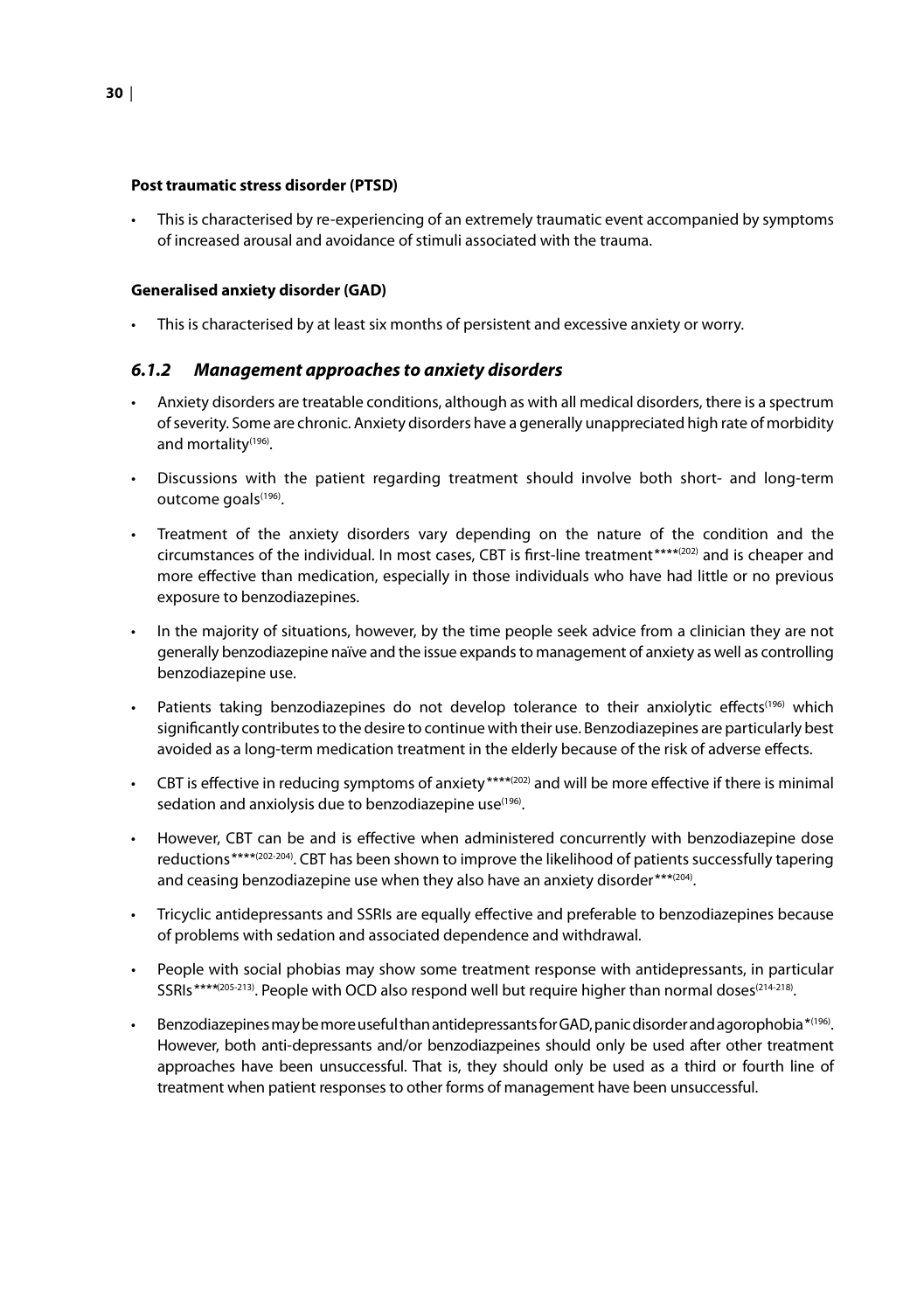**Post traumatic stress disorder (PTSD)**

- This is characterised by re-experiencing of an extremely traumatic event accompanied by symptoms of increased arousal and avoidance of stimuli associated with the trauma.

**Generalised anxiety disorder (GAD)**

- This is characterised by at least six months of persistent and excessive anxiety or worry.

### *6.1.2 Management approaches to anxiety disorders*

- Anxiety disorders are treatable conditions, although as with all medical disorders, there is a spectrum of severity. Some are chronic. Anxiety disorders have a generally unappreciated high rate of morbidity and mortality[196].
- Discussions with the patient regarding treatment should involve both short- and long-term outcome goals[196].
- Treatment of the anxiety disorders vary depending on the nature of the condition and the circumstances of the individual. In most cases, CBT is first-line treatment****[202] and is cheaper and more effective than medication, especially in those individuals who have had little or no previous exposure to benzodiazepines.
- In the majority of situations, however, by the time people seek advice from a clinician they are not generally benzodiazepine naïve and the issue expands to management of anxiety as well as controlling benzodiazepine use.
- Patients taking benzodiazepines do not develop tolerance to their anxiolytic effects[196] which significantly contributes to the desire to continue with their use. Benzodiazepines are particularly best avoided as a long-term medication treatment in the elderly because of the risk of adverse effects.
- CBT is effective in reducing symptoms of anxiety****[202] and will be more effective if there is minimal sedation and anxiolysis due to benzodiazepine use[196].
- However, CBT can be and is effective when administered concurrently with benzodiazepine dose reductions****[202-204]. CBT has been shown to improve the likelihood of patients successfully tapering and ceasing benzodiazepine use when they also have an anxiety disorder***[204].
- Tricyclic antidepressants and SSRIs are equally effective and preferable to benzodiazepines because of problems with sedation and associated dependence and withdrawal.
- People with social phobias may show some treatment response with antidepressants, in particular SSRIs****[205-213]. People with OCD also respond well but require higher than normal doses[214-218].
- Benzodiazepines may be more useful than antidepressants for GAD, panic disorder and agorophobia*[196]. However, both anti-depressants and/or benzodiazpeines should only be used after other treatment approaches have been unsuccessful. That is, they should only be used as a third or fourth line of treatment when patient responses to other forms of management have been unsuccessful.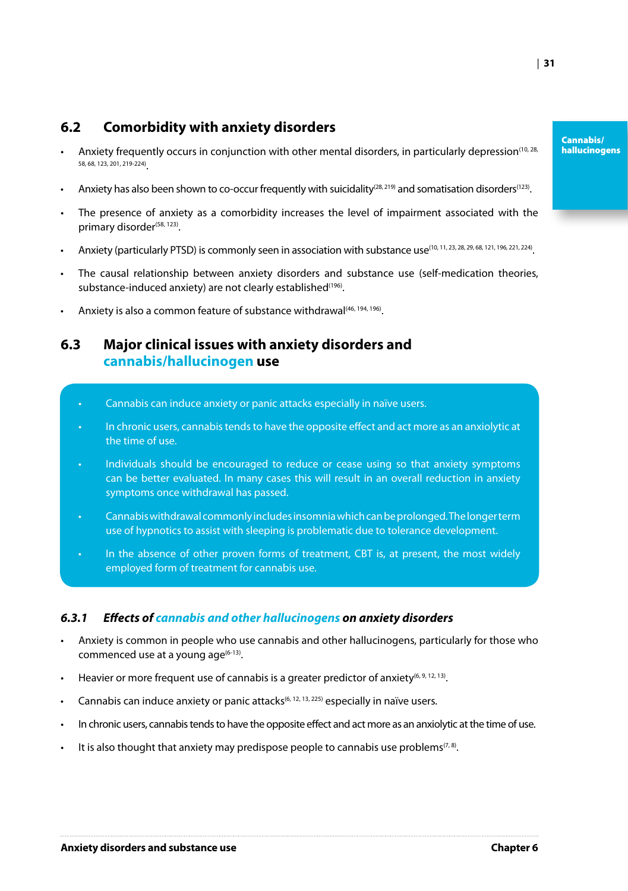## 6.2 Comorbidity with anxiety disorders

- Anxiety frequently occurs in conjunction with other mental disorders, in particularly depression[10, 28, 58, 68, 123, 201, 219-224].
- Anxiety has also been shown to co-occur frequently with suicidality[28, 219] and somatisation disorders[123].
- The presence of anxiety as a comorbidity increases the level of impairment associated with the primary disorder[58, 123].
- Anxiety (particularly PTSD) is commonly seen in association with substance use[10, 11, 23, 28, 29, 68, 121, 196, 221, 224].
- The causal relationship between anxiety disorders and substance use (self-medication theories, substance-induced anxiety) are not clearly established[196].
- Anxiety is also a common feature of substance withdrawal[46, 194, 196].

## 6.3 Major clinical issues with anxiety disorders and cannabis/hallucinogen use

- Cannabis can induce anxiety or panic attacks especially in naïve users.
- In chronic users, cannabis tends to have the opposite effect and act more as an anxiolytic at the time of use.
- Individuals should be encouraged to reduce or cease using so that anxiety symptoms can be better evaluated. In many cases this will result in an overall reduction in anxiety symptoms once withdrawal has passed.
- Cannabis withdrawal commonly includes insomnia which can be prolonged. The longer term use of hypnotics to assist with sleeping is problematic due to tolerance development.
- In the absence of other proven forms of treatment, CBT is, at present, the most widely employed form of treatment for cannabis use.

### *6.3.1 Effects of cannabis and other hallucinogens on anxiety disorders*

- Anxiety is common in people who use cannabis and other hallucinogens, particularly for those who commenced use at a young age[6-13].
- Heavier or more frequent use of cannabis is a greater predictor of anxiety[6, 9, 12, 13].
- Cannabis can induce anxiety or panic attacks[6, 12, 13, 225] especially in naïve users.
- In chronic users, cannabis tends to have the opposite effect and act more as an anxiolytic at the time of use.
- It is also thought that anxiety may predispose people to cannabis use problems[7, 8].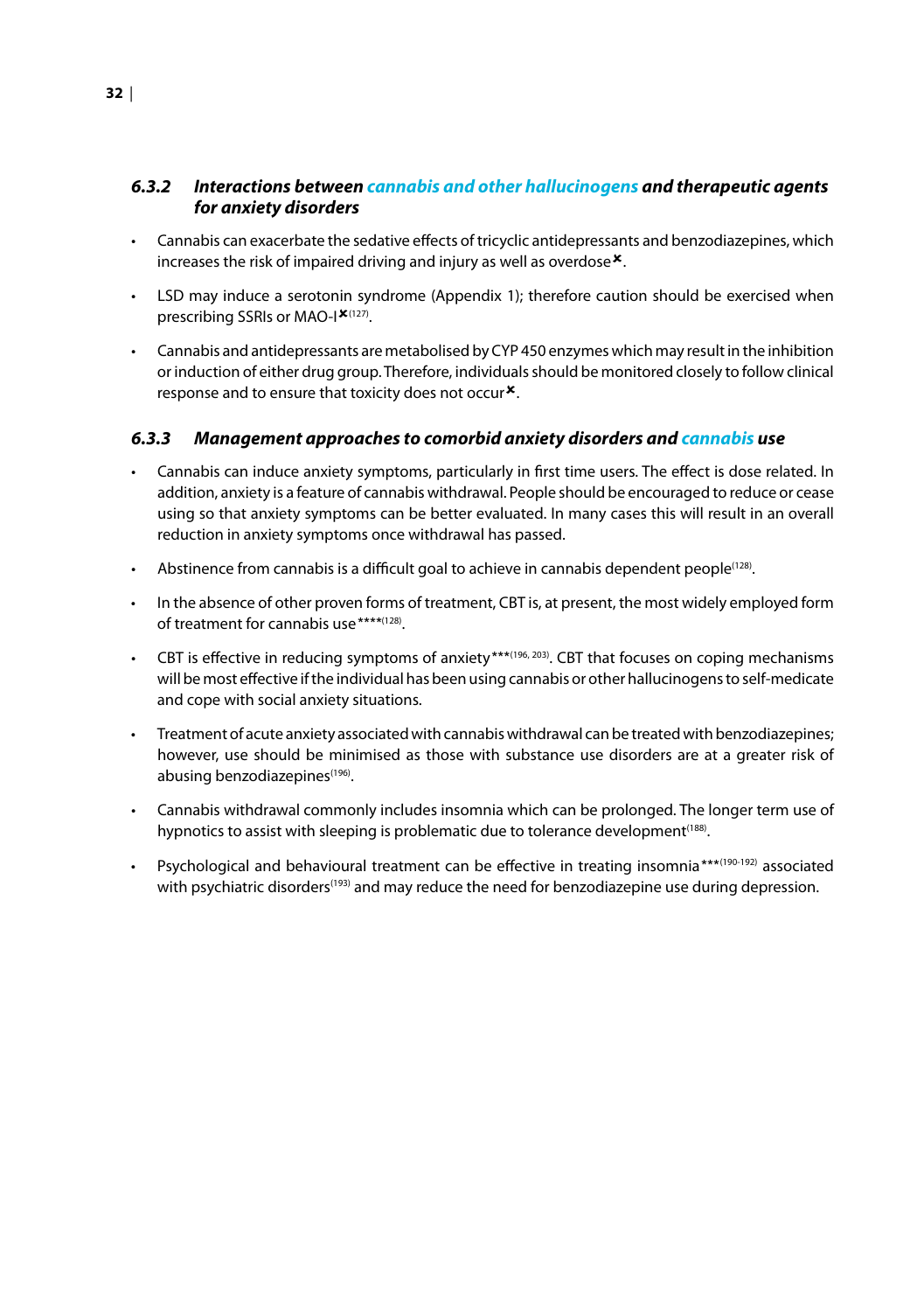### *6.3.2 Interactions between cannabis and other hallucinogens and therapeutic agents for anxiety disorders*

- Cannabis can exacerbate the sedative effects of tricyclic antidepressants and benzodiazepines, which increases the risk of impaired driving and injury as well as overdose✖.
- LSD may induce a serotonin syndrome (Appendix 1); therefore caution should be exercised when prescribing SSRIs or MAO-I✖[127].
- Cannabis and antidepressants are metabolised by CYP 450 enzymes which may result in the inhibition or induction of either drug group. Therefore, individuals should be monitored closely to follow clinical response and to ensure that toxicity does not occur✖.

### *6.3.3 Management approaches to comorbid anxiety disorders and cannabis use*

- Cannabis can induce anxiety symptoms, particularly in first time users. The effect is dose related. In addition, anxiety is a feature of cannabis withdrawal. People should be encouraged to reduce or cease using so that anxiety symptoms can be better evaluated. In many cases this will result in an overall reduction in anxiety symptoms once withdrawal has passed.
- Abstinence from cannabis is a difficult goal to achieve in cannabis dependent people[128].
- In the absence of other proven forms of treatment, CBT is, at present, the most widely employed form of treatment for cannabis use****[128].
- CBT is effective in reducing symptoms of anxiety***[196, 203]. CBT that focuses on coping mechanisms will be most effective if the individual has been using cannabis or other hallucinogens to self-medicate and cope with social anxiety situations.
- Treatment of acute anxiety associated with cannabis withdrawal can be treated with benzodiazepines; however, use should be minimised as those with substance use disorders are at a greater risk of abusing benzodiazepines[196].
- Cannabis withdrawal commonly includes insomnia which can be prolonged. The longer term use of hypnotics to assist with sleeping is problematic due to tolerance development[188].
- Psychological and behavioural treatment can be effective in treating insomnia***[190-192] associated with psychiatric disorders[193] and may reduce the need for benzodiazepine use during depression.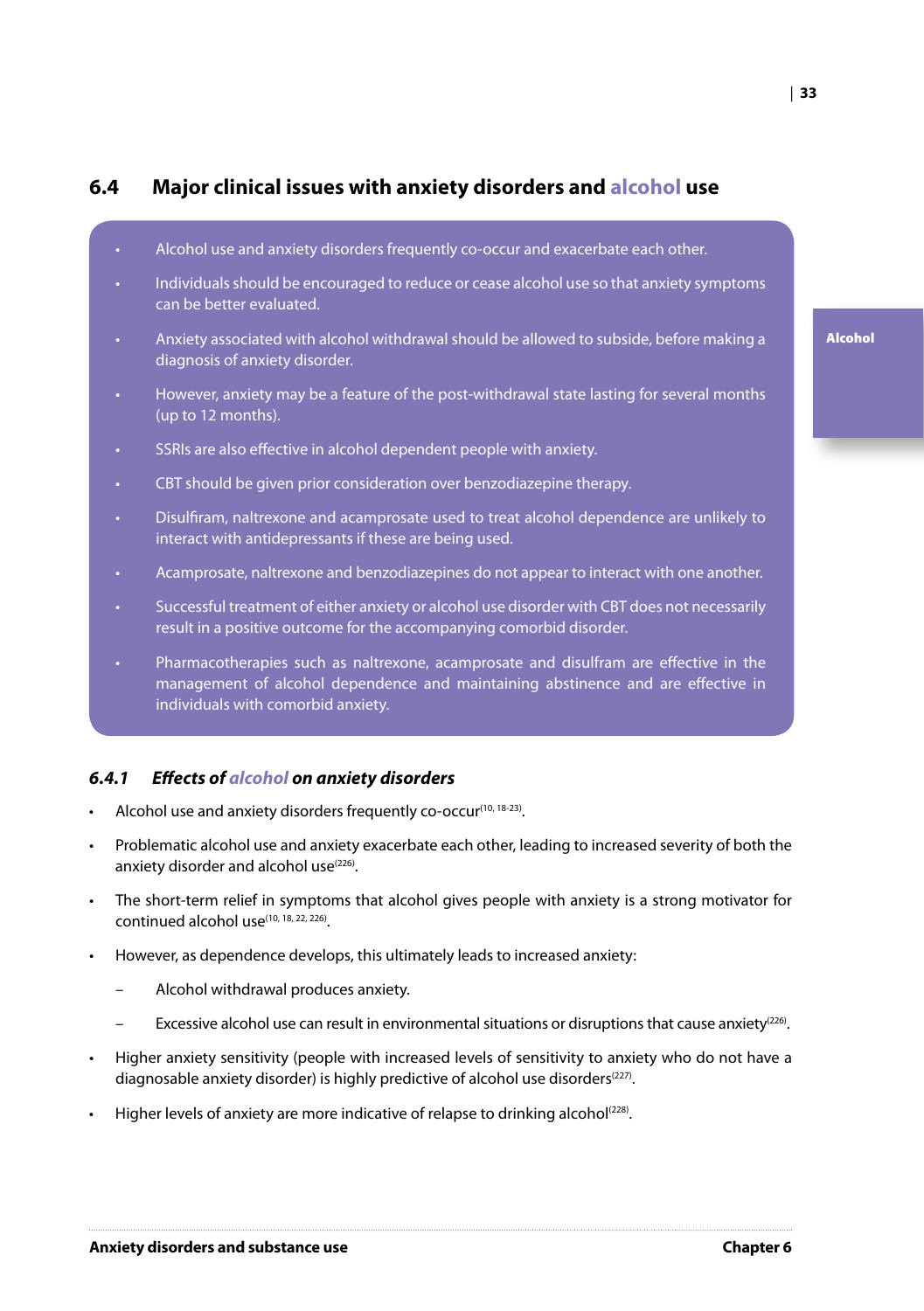## 6.4 Major clinical issues with anxiety disorders and alcohol use

- Alcohol use and anxiety disorders frequently co-occur and exacerbate each other.
- Individuals should be encouraged to reduce or cease alcohol use so that anxiety symptoms can be better evaluated.
- Anxiety associated with alcohol withdrawal should be allowed to subside, before making a diagnosis of anxiety disorder.
- However, anxiety may be a feature of the post-withdrawal state lasting for several months (up to 12 months).
- SSRIs are also effective in alcohol dependent people with anxiety.
- CBT should be given prior consideration over benzodiazepine therapy.
- Disulfiram, naltrexone and acamprosate used to treat alcohol dependence are unlikely to interact with antidepressants if these are being used.
- Acamprosate, naltrexone and benzodiazepines do not appear to interact with one another.
- Successful treatment of either anxiety or alcohol use disorder with CBT does not necessarily result in a positive outcome for the accompanying comorbid disorder.
- Pharmacotherapies such as naltrexone, acamprosate and disulfram are effective in the management of alcohol dependence and maintaining abstinence and are effective in individuals with comorbid anxiety.

### *6.4.1 Effects of alcohol on anxiety disorders*

- Alcohol use and anxiety disorders frequently co-occur[10, 18-23].
- Problematic alcohol use and anxiety exacerbate each other, leading to increased severity of both the anxiety disorder and alcohol use[226].
- The short-term relief in symptoms that alcohol gives people with anxiety is a strong motivator for continued alcohol use[10, 18, 22, 226].
- However, as dependence develops, this ultimately leads to increased anxiety:
  - Alcohol withdrawal produces anxiety.
  - Excessive alcohol use can result in environmental situations or disruptions that cause anxiety[226].
- Higher anxiety sensitivity (people with increased levels of sensitivity to anxiety who do not have a diagnosable anxiety disorder) is highly predictive of alcohol use disorders[227].
- Higher levels of anxiety are more indicative of relapse to drinking alcohol[228].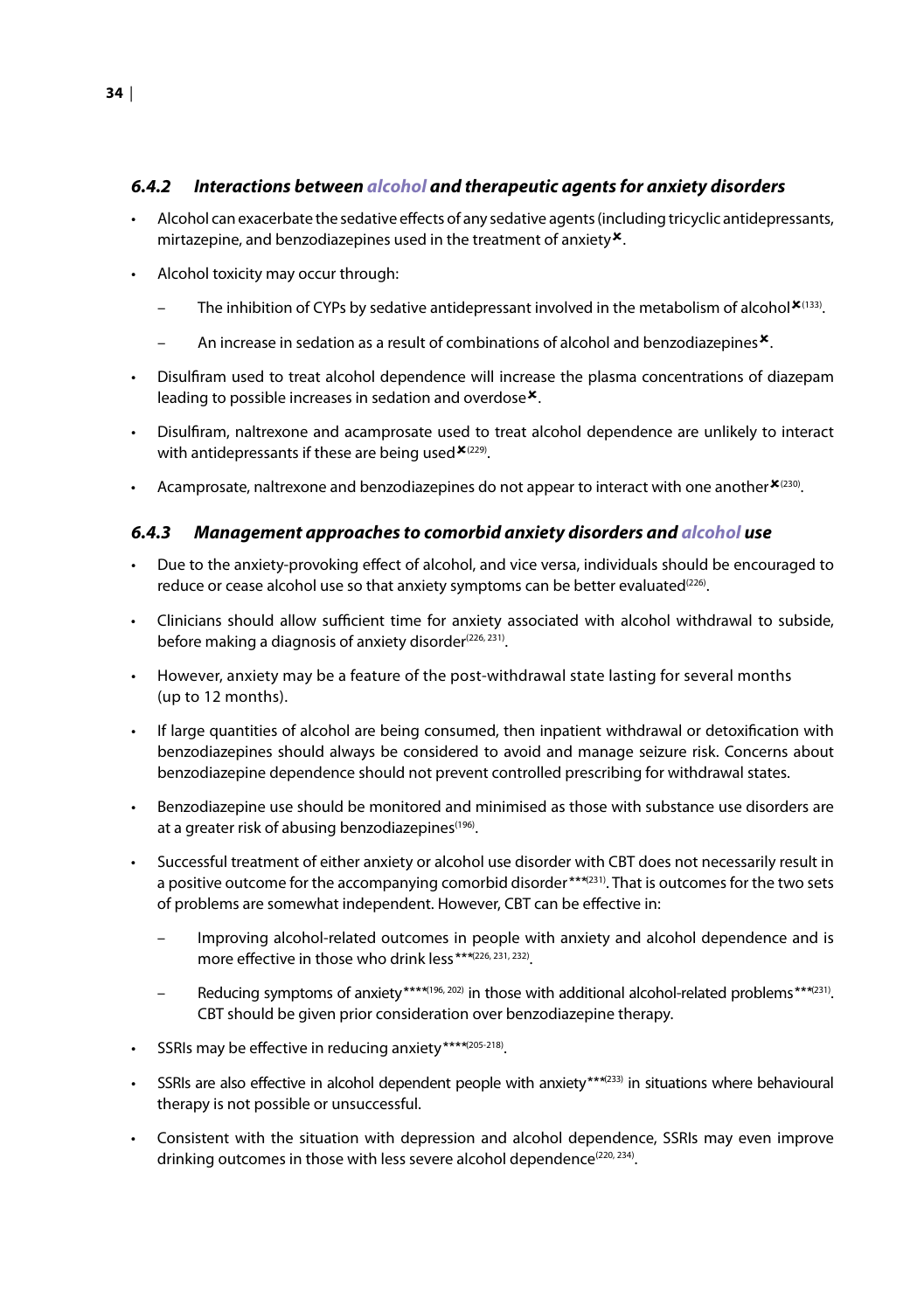### *6.4.2 Interactions between alcohol and therapeutic agents for anxiety disorders*

- Alcohol can exacerbate the sedative effects of any sedative agents (including tricyclic antidepressants, mirtazepine, and benzodiazepines used in the treatment of anxiety✖.
- Alcohol toxicity may occur through:
  - The inhibition of CYPs by sedative antidepressant involved in the metabolism of alcohol✖[133].
  - An increase in sedation as a result of combinations of alcohol and benzodiazepines✖.
- Disulfiram used to treat alcohol dependence will increase the plasma concentrations of diazepam leading to possible increases in sedation and overdose✖.
- Disulfiram, naltrexone and acamprosate used to treat alcohol dependence are unlikely to interact with antidepressants if these are being used✖[229].
- Acamprosate, naltrexone and benzodiazepines do not appear to interact with one another✖[230].

### *6.4.3 Management approaches to comorbid anxiety disorders and alcohol use*

- Due to the anxiety-provoking effect of alcohol, and vice versa, individuals should be encouraged to reduce or cease alcohol use so that anxiety symptoms can be better evaluated[226].
- Clinicians should allow sufficient time for anxiety associated with alcohol withdrawal to subside, before making a diagnosis of anxiety disorder[226, 231].
- However, anxiety may be a feature of the post-withdrawal state lasting for several months (up to 12 months).
- If large quantities of alcohol are being consumed, then inpatient withdrawal or detoxification with benzodiazepines should always be considered to avoid and manage seizure risk. Concerns about benzodiazepine dependence should not prevent controlled prescribing for withdrawal states.
- Benzodiazepine use should be monitored and minimised as those with substance use disorders are at a greater risk of abusing benzodiazepines[196].
- Successful treatment of either anxiety or alcohol use disorder with CBT does not necessarily result in a positive outcome for the accompanying comorbid disorder***[231]. That is outcomes for the two sets of problems are somewhat independent. However, CBT can be effective in:
  - Improving alcohol-related outcomes in people with anxiety and alcohol dependence and is more effective in those who drink less***[226, 231, 232].
  - Reducing symptoms of anxiety****[196, 202] in those with additional alcohol-related problems***[231]. CBT should be given prior consideration over benzodiazepine therapy.
- SSRIs may be effective in reducing anxiety****[205-218].
- SSRIs are also effective in alcohol dependent people with anxiety***[233] in situations where behavioural therapy is not possible or unsuccessful.
- Consistent with the situation with depression and alcohol dependence, SSRIs may even improve drinking outcomes in those with less severe alcohol dependence[220, 234].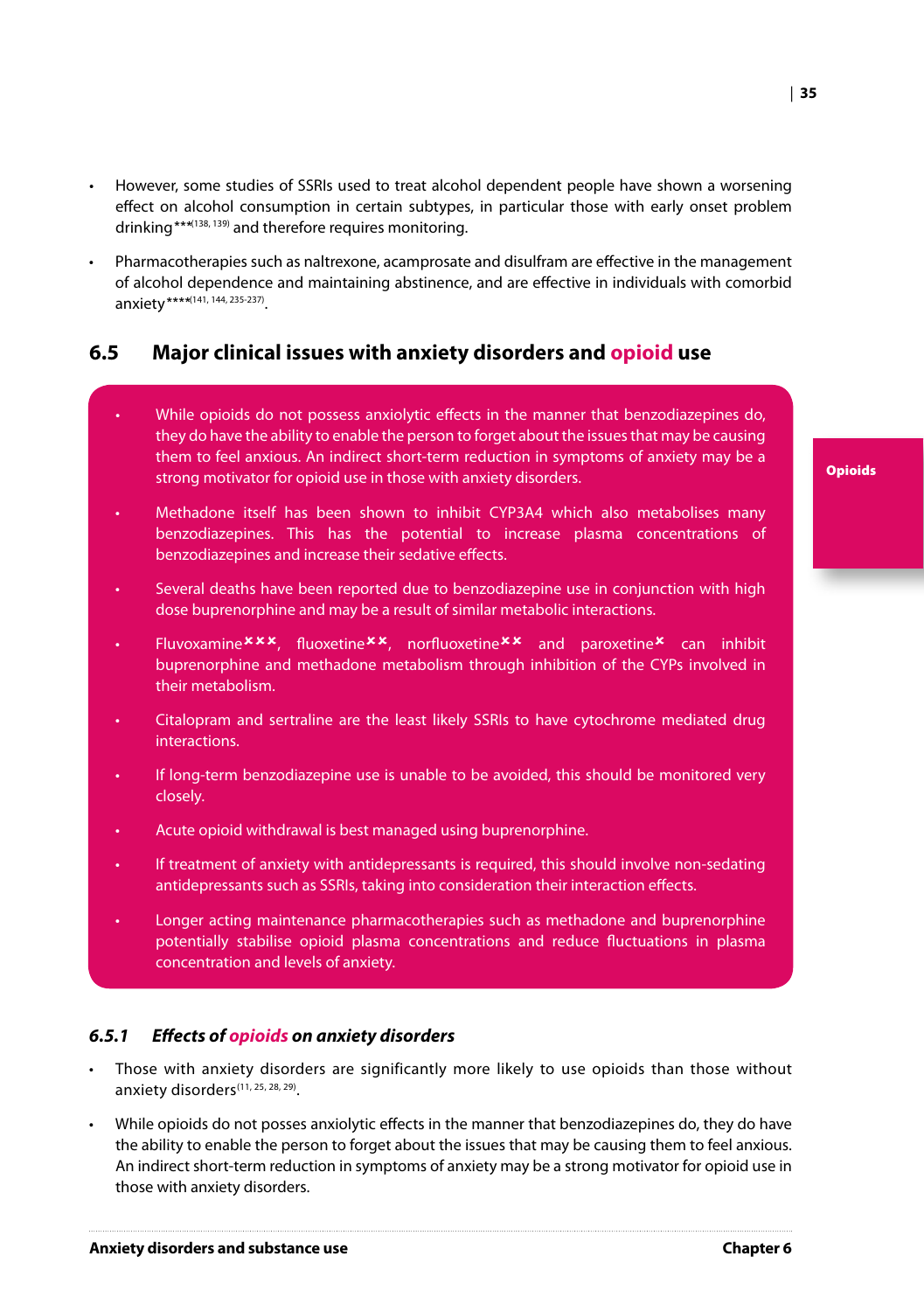- However, some studies of SSRIs used to treat alcohol dependent people have shown a worsening effect on alcohol consumption in certain subtypes, in particular those with early onset problem drinking***[138, 139] and therefore requires monitoring.
- Pharmacotherapies such as naltrexone, acamprosate and disulfram are effective in the management of alcohol dependence and maintaining abstinence, and are effective in individuals with comorbid anxiety****[141, 144, 235-237].

## 6.5 Major clinical issues with anxiety disorders and opioid use

- While opioids do not possess anxiolytic effects in the manner that benzodiazepines do, they do have the ability to enable the person to forget about the issues that may be causing them to feel anxious. An indirect short-term reduction in symptoms of anxiety may be a strong motivator for opioid use in those with anxiety disorders.
- Methadone itself has been shown to inhibit CYP3A4 which also metabolises many benzodiazepines. This has the potential to increase plasma concentrations of benzodiazepines and increase their sedative effects.
- Several deaths have been reported due to benzodiazepine use in conjunction with high dose buprenorphine and may be a result of similar metabolic interactions.
- Fluvoxamine✖✖✖, fluoxetine✖✖, norfluoxetine✖✖ and paroxetine✖ can inhibit buprenorphine and methadone metabolism through inhibition of the CYPs involved in their metabolism.
- Citalopram and sertraline are the least likely SSRIs to have cytochrome mediated drug interactions.
- If long-term benzodiazepine use is unable to be avoided, this should be monitored very closely.
- Acute opioid withdrawal is best managed using buprenorphine.
- If treatment of anxiety with antidepressants is required, this should involve non-sedating antidepressants such as SSRIs, taking into consideration their interaction effects.
- Longer acting maintenance pharmacotherapies such as methadone and buprenorphine potentially stabilise opioid plasma concentrations and reduce fluctuations in plasma concentration and levels of anxiety.

### *6.5.1 Effects of opioids on anxiety disorders*

- Those with anxiety disorders are significantly more likely to use opioids than those without anxiety disorders[11, 25, 28, 29].
- While opioids do not posses anxiolytic effects in the manner that benzodiazepines do, they do have the ability to enable the person to forget about the issues that may be causing them to feel anxious. An indirect short-term reduction in symptoms of anxiety may be a strong motivator for opioid use in those with anxiety disorders.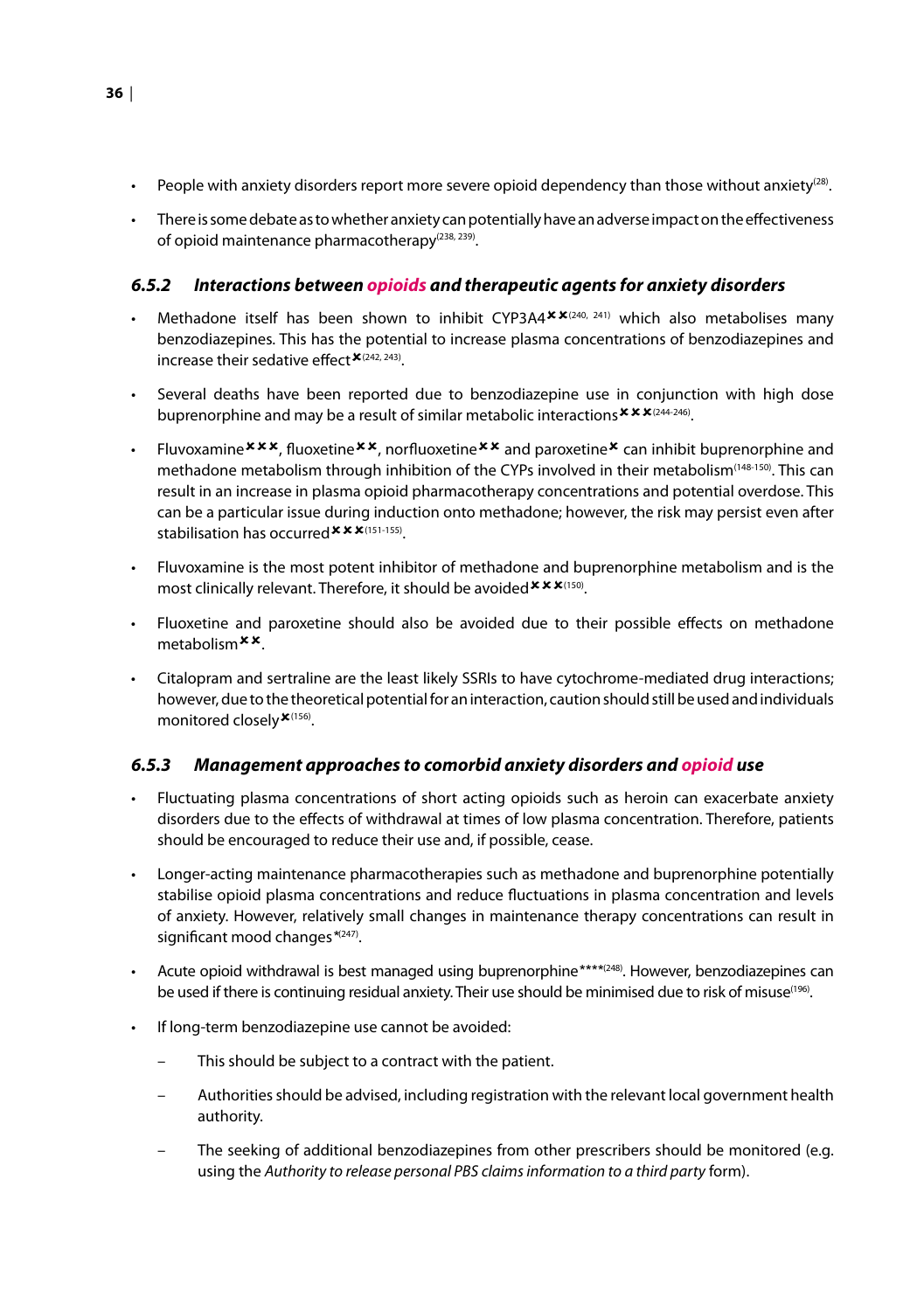- People with anxiety disorders report more severe opioid dependency than those without anxiety[28].
- There is some debate as to whether anxiety can potentially have an adverse impact on the effectiveness of opioid maintenance pharmacotherapy[238, 239].

### 6.5.2 Interactions between opioids and therapeutic agents for anxiety disorders

- Methadone itself has been shown to inhibit CYP3A4✖✖[240, 241] which also metabolises many benzodiazepines. This has the potential to increase plasma concentrations of benzodiazepines and increase their sedative effect✖[242, 243].
- Several deaths have been reported due to benzodiazepine use in conjunction with high dose buprenorphine and may be a result of similar metabolic interactions✖✖✖[244-246].
- Fluvoxamine✖✖✖, fluoxetine✖✖, norfluoxetine✖✖ and paroxetine✖ can inhibit buprenorphine and methadone metabolism through inhibition of the CYPs involved in their metabolism[148-150]. This can result in an increase in plasma opioid pharmacotherapy concentrations and potential overdose. This can be a particular issue during induction onto methadone; however, the risk may persist even after stabilisation has occurred✖✖✖[151-155].
- Fluvoxamine is the most potent inhibitor of methadone and buprenorphine metabolism and is the most clinically relevant. Therefore, it should be avoided✖✖✖[150].
- Fluoxetine and paroxetine should also be avoided due to their possible effects on methadone metabolism✖✖.
- Citalopram and sertraline are the least likely SSRIs to have cytochrome-mediated drug interactions; however, due to the theoretical potential for an interaction, caution should still be used and individuals monitored closely✖[156].

### 6.5.3 Management approaches to comorbid anxiety disorders and opioid use

- Fluctuating plasma concentrations of short acting opioids such as heroin can exacerbate anxiety disorders due to the effects of withdrawal at times of low plasma concentration. Therefore, patients should be encouraged to reduce their use and, if possible, cease.
- Longer-acting maintenance pharmacotherapies such as methadone and buprenorphine potentially stabilise opioid plasma concentrations and reduce fluctuations in plasma concentration and levels of anxiety. However, relatively small changes in maintenance therapy concentrations can result in significant mood changes*[247].
- Acute opioid withdrawal is best managed using buprenorphine****[248]. However, benzodiazepines can be used if there is continuing residual anxiety. Their use should be minimised due to risk of misuse[196].
- If long-term benzodiazepine use cannot be avoided:
  - This should be subject to a contract with the patient.
  - Authorities should be advised, including registration with the relevant local government health authority.
  - The seeking of additional benzodiazepines from other prescribers should be monitored (e.g. using the *Authority to release personal PBS claims information to a third party* form).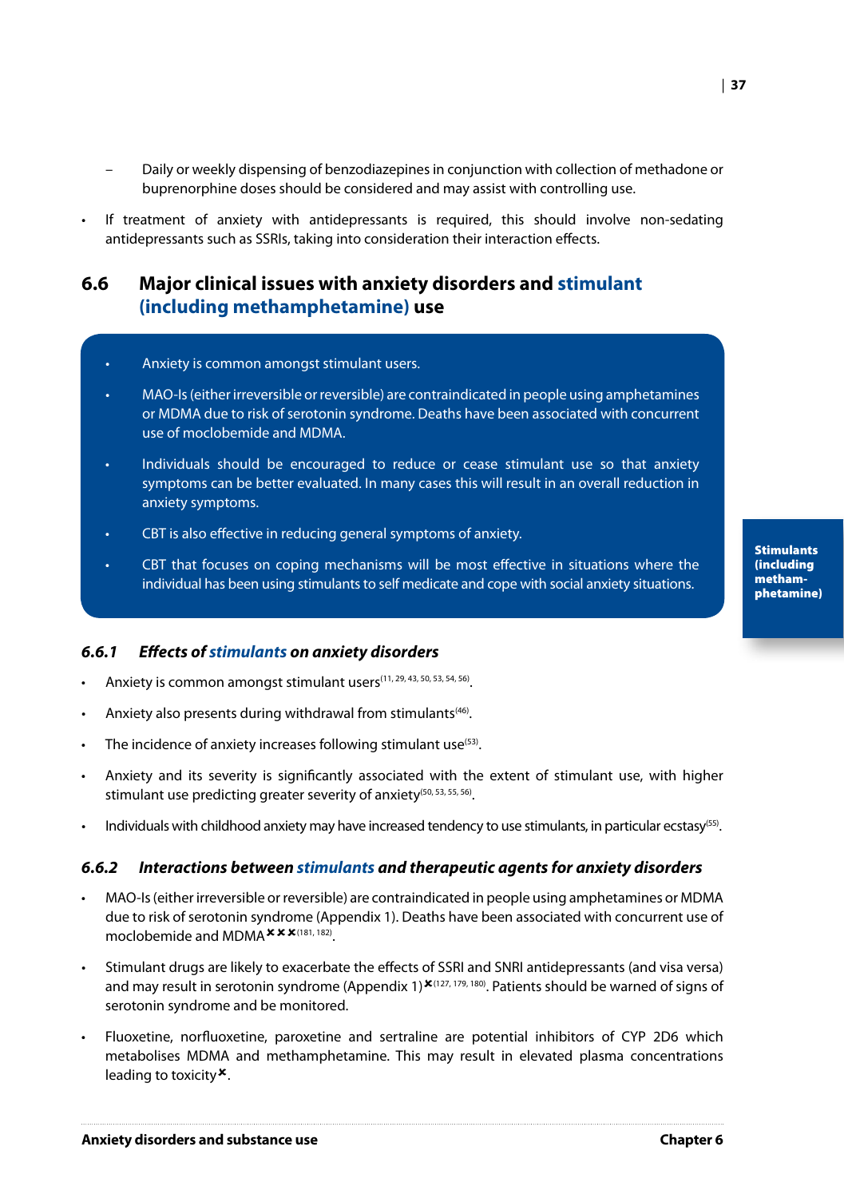– Daily or weekly dispensing of benzodiazepines in conjunction with collection of methadone or buprenorphine doses should be considered and may assist with controlling use.

- If treatment of anxiety with antidepressants is required, this should involve non-sedating antidepressants such as SSRIs, taking into consideration their interaction effects.

## 6.6 Major clinical issues with anxiety disorders and stimulant (including methamphetamine) use

- Anxiety is common amongst stimulant users.
- MAO-Is (either irreversible or reversible) are contraindicated in people using amphetamines or MDMA due to risk of serotonin syndrome. Deaths have been associated with concurrent use of moclobemide and MDMA.
- Individuals should be encouraged to reduce or cease stimulant use so that anxiety symptoms can be better evaluated. In many cases this will result in an overall reduction in anxiety symptoms.
- CBT is also effective in reducing general symptoms of anxiety.
- CBT that focuses on coping mechanisms will be most effective in situations where the individual has been using stimulants to self medicate and cope with social anxiety situations.

### *6.6.1 Effects of stimulants on anxiety disorders*

- Anxiety is common amongst stimulant users[11, 29, 43, 50, 53, 54, 56].
- Anxiety also presents during withdrawal from stimulants[46].
- The incidence of anxiety increases following stimulant use[53].
- Anxiety and its severity is significantly associated with the extent of stimulant use, with higher stimulant use predicting greater severity of anxiety[50, 53, 55, 56].
- Individuals with childhood anxiety may have increased tendency to use stimulants, in particular ecstasy[55].

### *6.6.2 Interactions between stimulants and therapeutic agents for anxiety disorders*

- MAO-Is (either irreversible or reversible) are contraindicated in people using amphetamines or MDMA due to risk of serotonin syndrome (Appendix 1). Deaths have been associated with concurrent use of moclobemide and MDMA ✖✖✖[181, 182].
- Stimulant drugs are likely to exacerbate the effects of SSRI and SNRI antidepressants (and visa versa) and may result in serotonin syndrome (Appendix 1)✖[127, 179, 180]. Patients should be warned of signs of serotonin syndrome and be monitored.
- Fluoxetine, norfluoxetine, paroxetine and sertraline are potential inhibitors of CYP 2D6 which metabolises MDMA and methamphetamine. This may result in elevated plasma concentrations leading to toxicity✖.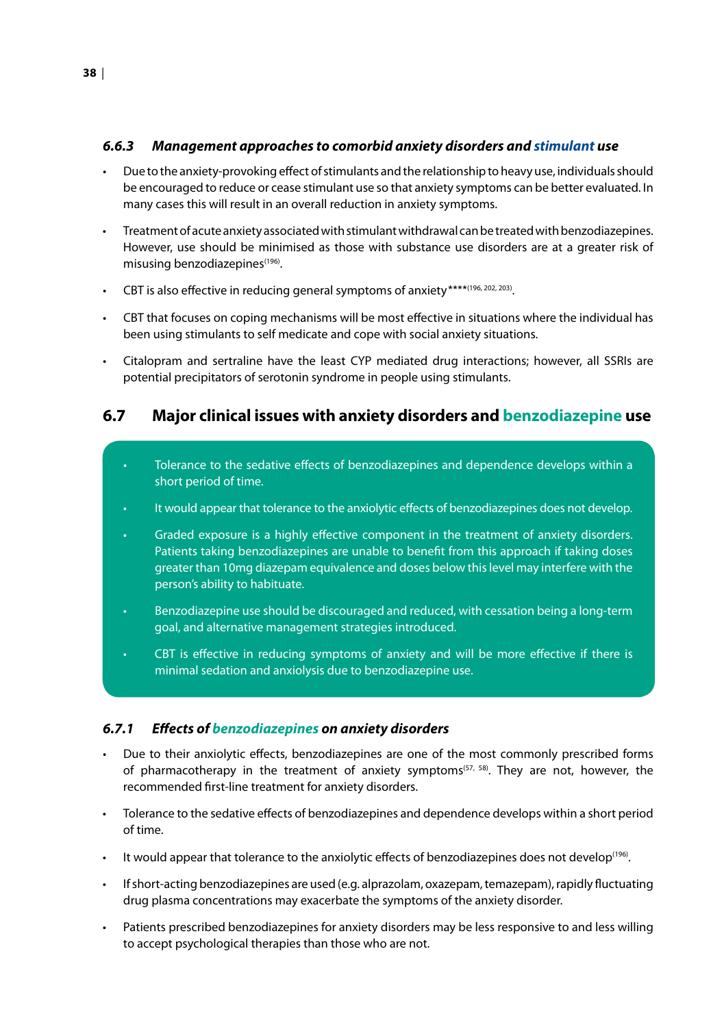### *6.6.3 Management approaches to comorbid anxiety disorders and stimulant use*

- Due to the anxiety-provoking effect of stimulants and the relationship to heavy use, individuals should be encouraged to reduce or cease stimulant use so that anxiety symptoms can be better evaluated. In many cases this will result in an overall reduction in anxiety symptoms.
- Treatment of acute anxiety associated with stimulant withdrawal can be treated with benzodiazepines. However, use should be minimised as those with substance use disorders are at a greater risk of misusing benzodiazepines[196].
- CBT is also effective in reducing general symptoms of anxiety****[196, 202, 203].
- CBT that focuses on coping mechanisms will be most effective in situations where the individual has been using stimulants to self medicate and cope with social anxiety situations.
- Citalopram and sertraline have the least CYP mediated drug interactions; however, all SSRIs are potential precipitators of serotonin syndrome in people using stimulants.

## 6.7 Major clinical issues with anxiety disorders and benzodiazepine use

- Tolerance to the sedative effects of benzodiazepines and dependence develops within a short period of time.
- It would appear that tolerance to the anxiolytic effects of benzodiazepines does not develop.
- Graded exposure is a highly effective component in the treatment of anxiety disorders. Patients taking benzodiazepines are unable to benefit from this approach if taking doses greater than 10mg diazepam equivalence and doses below this level may interfere with the person's ability to habituate.
- Benzodiazepine use should be discouraged and reduced, with cessation being a long-term goal, and alternative management strategies introduced.
- CBT is effective in reducing symptoms of anxiety and will be more effective if there is minimal sedation and anxiolysis due to benzodiazepine use.

### *6.7.1 Effects of benzodiazepines on anxiety disorders*

- Due to their anxiolytic effects, benzodiazepines are one of the most commonly prescribed forms of pharmacotherapy in the treatment of anxiety symptoms[57, 58]. They are not, however, the recommended first-line treatment for anxiety disorders.
- Tolerance to the sedative effects of benzodiazepines and dependence develops within a short period of time.
- It would appear that tolerance to the anxiolytic effects of benzodiazepines does not develop[196].
- If short-acting benzodiazepines are used (e.g. alprazolam, oxazepam, temazepam), rapidly fluctuating drug plasma concentrations may exacerbate the symptoms of the anxiety disorder.
- Patients prescribed benzodiazepines for anxiety disorders may be less responsive to and less willing to accept psychological therapies than those who are not.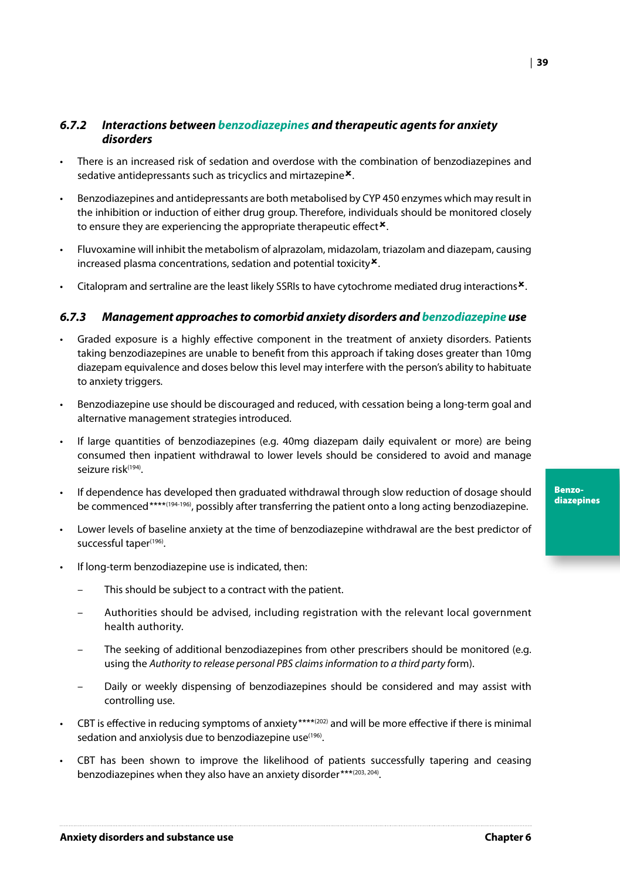### *6.7.2 Interactions between benzodiazepines and therapeutic agents for anxiety disorders*

- There is an increased risk of sedation and overdose with the combination of benzodiazepines and sedative antidepressants such as tricyclics and mirtazepine✖.
- Benzodiazepines and antidepressants are both metabolised by CYP 450 enzymes which may result in the inhibition or induction of either drug group. Therefore, individuals should be monitored closely to ensure they are experiencing the appropriate therapeutic effect✖.
- Fluvoxamine will inhibit the metabolism of alprazolam, midazolam, triazolam and diazepam, causing increased plasma concentrations, sedation and potential toxicity✖.
- Citalopram and sertraline are the least likely SSRIs to have cytochrome mediated drug interactions✖.

### *6.7.3 Management approaches to comorbid anxiety disorders and benzodiazepine use*

- Graded exposure is a highly effective component in the treatment of anxiety disorders. Patients taking benzodiazepines are unable to benefit from this approach if taking doses greater than 10mg diazepam equivalence and doses below this level may interfere with the person's ability to habituate to anxiety triggers.
- Benzodiazepine use should be discouraged and reduced, with cessation being a long-term goal and alternative management strategies introduced.
- If large quantities of benzodiazepines (e.g. 40mg diazepam daily equivalent or more) are being consumed then inpatient withdrawal to lower levels should be considered to avoid and manage seizure risk[194].
- If dependence has developed then graduated withdrawal through slow reduction of dosage should be commenced****[194-196], possibly after transferring the patient onto a long acting benzodiazepine.
- Lower levels of baseline anxiety at the time of benzodiazepine withdrawal are the best predictor of successful taper[196].
- If long-term benzodiazepine use is indicated, then:
  - This should be subject to a contract with the patient.
  - Authorities should be advised, including registration with the relevant local government health authority.
  - The seeking of additional benzodiazepines from other prescribers should be monitored (e.g. using the *Authority to release personal PBS claims information to a third party* form).
  - Daily or weekly dispensing of benzodiazepines should be considered and may assist with controlling use.
- CBT is effective in reducing symptoms of anxiety****[202] and will be more effective if there is minimal sedation and anxiolysis due to benzodiazepine use[196].
- CBT has been shown to improve the likelihood of patients successfully tapering and ceasing benzodiazepines when they also have an anxiety disorder***[203, 204].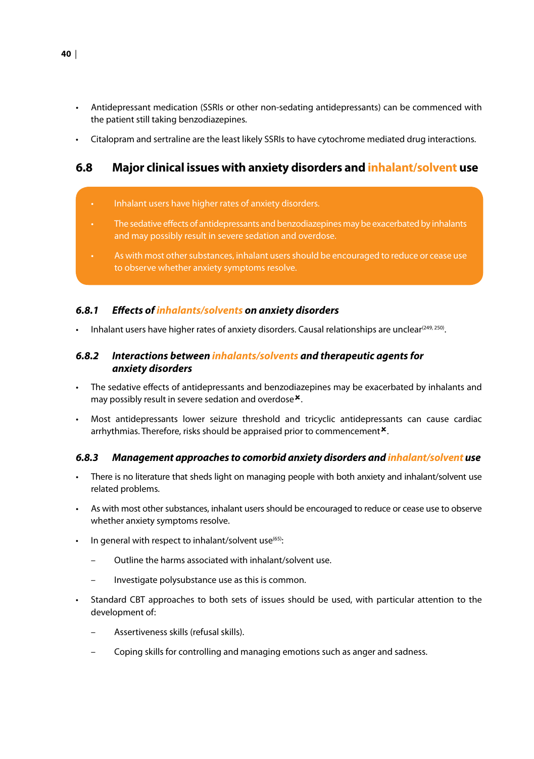- Antidepressant medication (SSRIs or other non-sedating antidepressants) can be commenced with the patient still taking benzodiazepines.
- Citalopram and sertraline are the least likely SSRIs to have cytochrome mediated drug interactions.

## 6.8 Major clinical issues with anxiety disorders and inhalant/solvent use

- Inhalant users have higher rates of anxiety disorders.
- The sedative effects of antidepressants and benzodiazepines may be exacerbated by inhalants and may possibly result in severe sedation and overdose.
- As with most other substances, inhalant users should be encouraged to reduce or cease use to observe whether anxiety symptoms resolve.

### *6.8.1 Effects of inhalants/solvents on anxiety disorders*

- Inhalant users have higher rates of anxiety disorders. Causal relationships are unclear[249, 250].

### *6.8.2 Interactions between inhalants/solvents and therapeutic agents for anxiety disorders*

- The sedative effects of antidepressants and benzodiazepines may be exacerbated by inhalants and may possibly result in severe sedation and overdose✖.
- Most antidepressants lower seizure threshold and tricyclic antidepressants can cause cardiac arrhythmias. Therefore, risks should be appraised prior to commencement✖.

### *6.8.3 Management approaches to comorbid anxiety disorders and inhalant/solvent use*

- There is no literature that sheds light on managing people with both anxiety and inhalant/solvent use related problems.
- As with most other substances, inhalant users should be encouraged to reduce or cease use to observe whether anxiety symptoms resolve.
- In general with respect to inhalant/solvent use[65]:
  - Outline the harms associated with inhalant/solvent use.
  - Investigate polysubstance use as this is common.
- Standard CBT approaches to both sets of issues should be used, with particular attention to the development of:
  - Assertiveness skills (refusal skills).
  - Coping skills for controlling and managing emotions such as anger and sadness.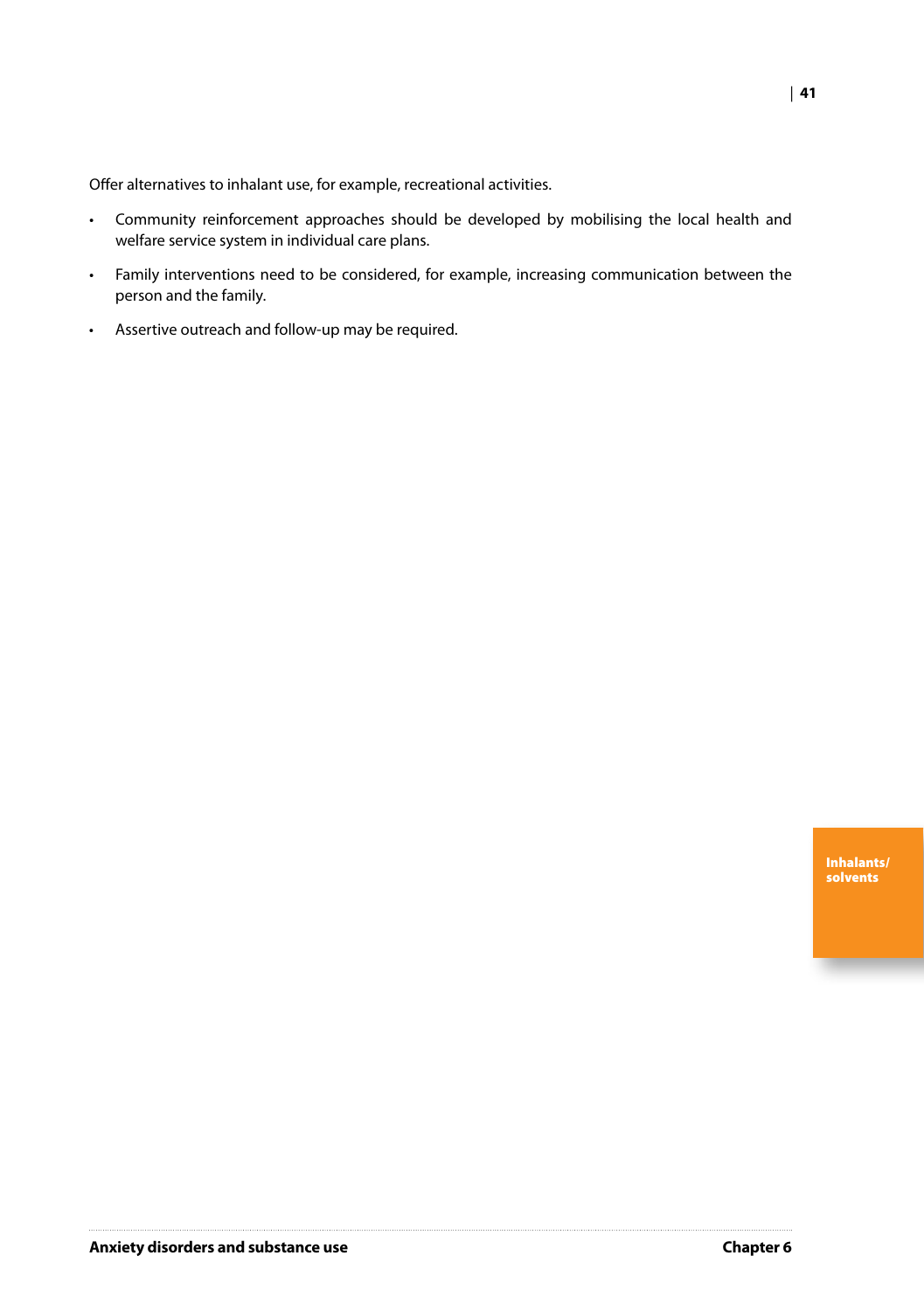Offer alternatives to inhalant use, for example, recreational activities.

- Community reinforcement approaches should be developed by mobilising the local health and welfare service system in individual care plans.
- Family interventions need to be considered, for example, increasing communication between the person and the family.
- Assertive outreach and follow-up may be required.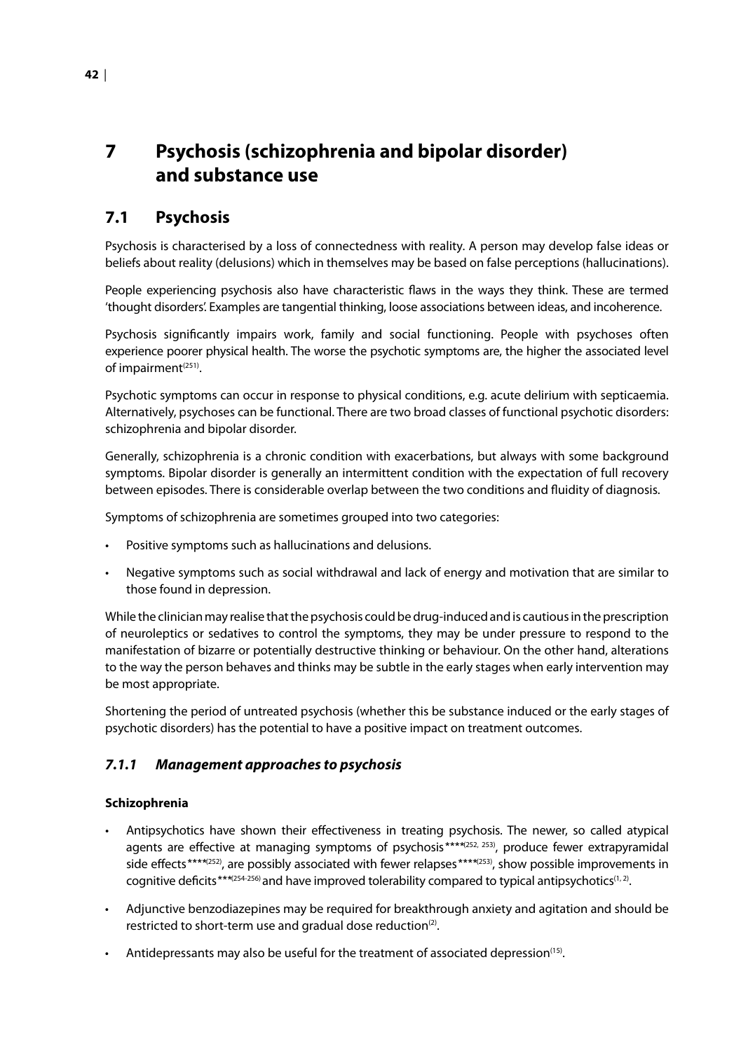# 7 Psychosis (schizophrenia and bipolar disorder) and substance use

## 7.1 Psychosis

Psychosis is characterised by a loss of connectedness with reality. A person may develop false ideas or beliefs about reality (delusions) which in themselves may be based on false perceptions (hallucinations).

People experiencing psychosis also have characteristic flaws in the ways they think. These are termed 'thought disorders'. Examples are tangential thinking, loose associations between ideas, and incoherence.

Psychosis significantly impairs work, family and social functioning. People with psychoses often experience poorer physical health. The worse the psychotic symptoms are, the higher the associated level of impairment[251].

Psychotic symptoms can occur in response to physical conditions, e.g. acute delirium with septicaemia. Alternatively, psychoses can be functional. There are two broad classes of functional psychotic disorders: schizophrenia and bipolar disorder.

Generally, schizophrenia is a chronic condition with exacerbations, but always with some background symptoms. Bipolar disorder is generally an intermittent condition with the expectation of full recovery between episodes. There is considerable overlap between the two conditions and fluidity of diagnosis.

Symptoms of schizophrenia are sometimes grouped into two categories:

- Positive symptoms such as hallucinations and delusions.
- Negative symptoms such as social withdrawal and lack of energy and motivation that are similar to those found in depression.

While the clinician may realise that the psychosis could be drug-induced and is cautious in the prescription of neuroleptics or sedatives to control the symptoms, they may be under pressure to respond to the manifestation of bizarre or potentially destructive thinking or behaviour. On the other hand, alterations to the way the person behaves and thinks may be subtle in the early stages when early intervention may be most appropriate.

Shortening the period of untreated psychosis (whether this be substance induced or the early stages of psychotic disorders) has the potential to have a positive impact on treatment outcomes.

### *7.1.1 Management approaches to psychosis*

**Schizophrenia**

- Antipsychotics have shown their effectiveness in treating psychosis. The newer, so called atypical agents are effective at managing symptoms of psychosis****[252, 253], produce fewer extrapyramidal side effects****[252], are possibly associated with fewer relapses****[253], show possible improvements in cognitive deficits***[254-256] and have improved tolerability compared to typical antipsychotics[1, 2].
- Adjunctive benzodiazepines may be required for breakthrough anxiety and agitation and should be restricted to short-term use and gradual dose reduction[2].
- Antidepressants may also be useful for the treatment of associated depression[15].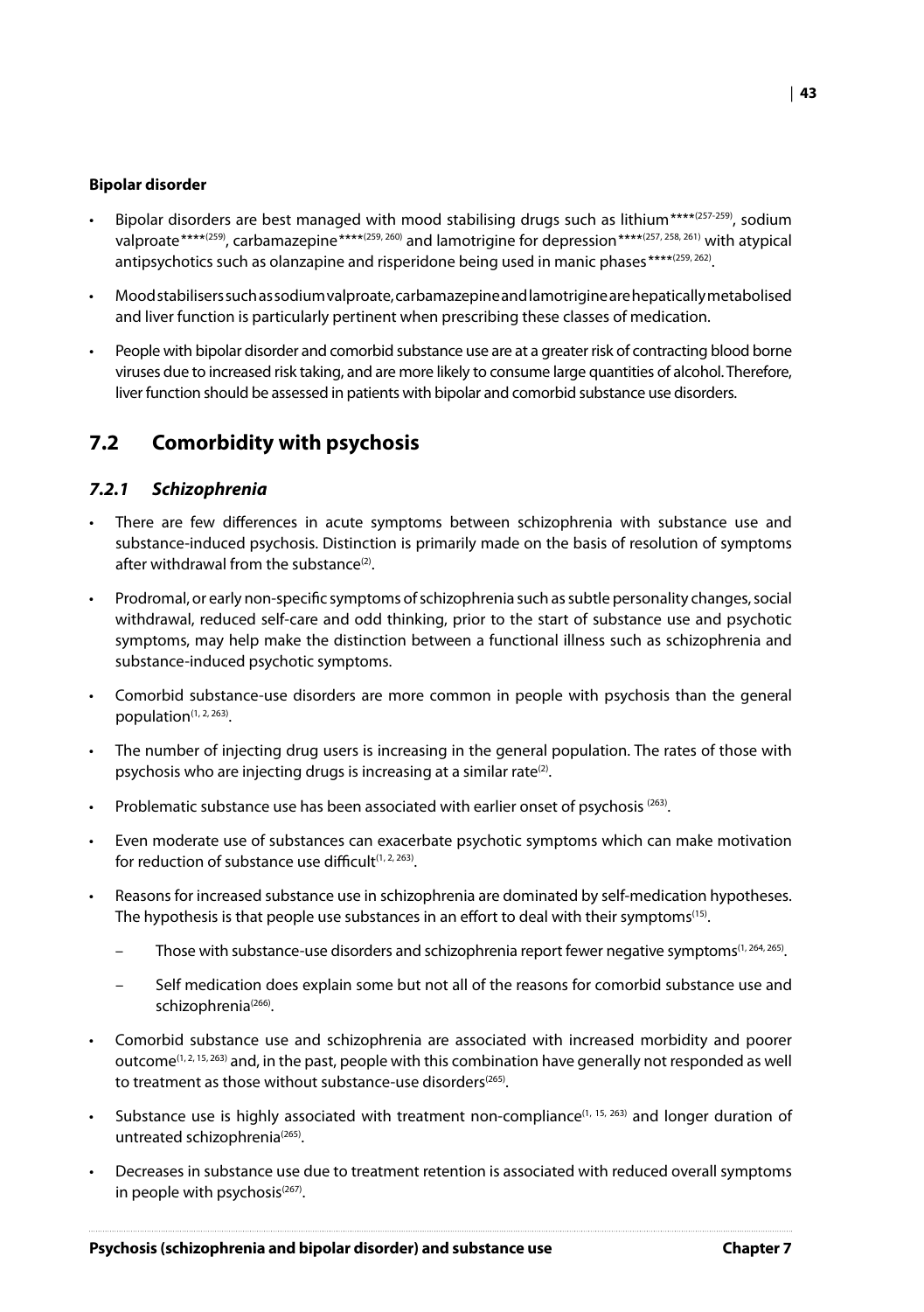**Bipolar disorder**

- Bipolar disorders are best managed with mood stabilising drugs such as lithium****[257-259], sodium valproate****[259], carbamazepine****[259, 260] and lamotrigine for depression****[257, 258, 261] with atypical antipsychotics such as olanzapine and risperidone being used in manic phases****[259, 262].
- Mood stabilisers such as sodium valproate, carbamazepine and lamotrigine are hepatically metabolised and liver function is particularly pertinent when prescribing these classes of medication.
- People with bipolar disorder and comorbid substance use are at a greater risk of contracting blood borne viruses due to increased risk taking, and are more likely to consume large quantities of alcohol. Therefore, liver function should be assessed in patients with bipolar and comorbid substance use disorders.

## 7.2 Comorbidity with psychosis

### *7.2.1 Schizophrenia*

- There are few differences in acute symptoms between schizophrenia with substance use and substance-induced psychosis. Distinction is primarily made on the basis of resolution of symptoms after withdrawal from the substance[2].
- Prodromal, or early non-specific symptoms of schizophrenia such as subtle personality changes, social withdrawal, reduced self-care and odd thinking, prior to the start of substance use and psychotic symptoms, may help make the distinction between a functional illness such as schizophrenia and substance-induced psychotic symptoms.
- Comorbid substance-use disorders are more common in people with psychosis than the general population[1, 2, 263].
- The number of injecting drug users is increasing in the general population. The rates of those with psychosis who are injecting drugs is increasing at a similar rate[2].
- Problematic substance use has been associated with earlier onset of psychosis [263].
- Even moderate use of substances can exacerbate psychotic symptoms which can make motivation for reduction of substance use difficult[1, 2, 263].
- Reasons for increased substance use in schizophrenia are dominated by self-medication hypotheses. The hypothesis is that people use substances in an effort to deal with their symptoms[15].
  - Those with substance-use disorders and schizophrenia report fewer negative symptoms[1, 264, 265].
  - Self medication does explain some but not all of the reasons for comorbid substance use and schizophrenia[266].
- Comorbid substance use and schizophrenia are associated with increased morbidity and poorer outcome[1, 2, 15, 263] and, in the past, people with this combination have generally not responded as well to treatment as those without substance-use disorders[265].
- Substance use is highly associated with treatment non-compliance[1, 15, 263] and longer duration of untreated schizophrenia[265].
- Decreases in substance use due to treatment retention is associated with reduced overall symptoms in people with psychosis[267].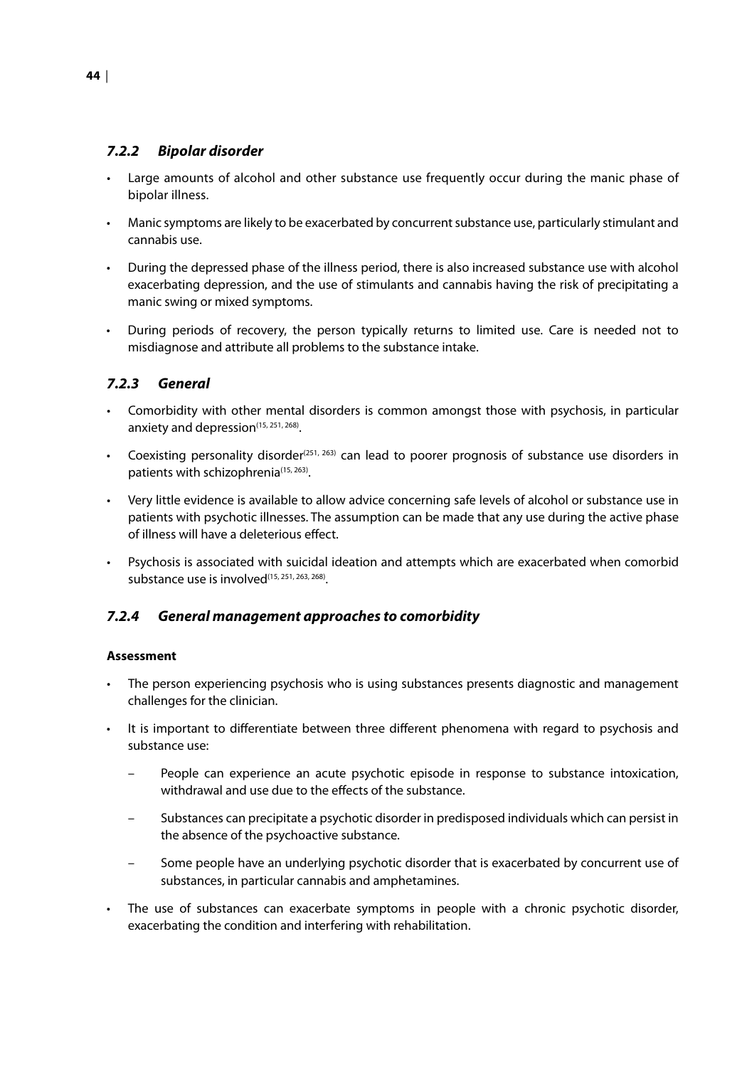### *7.2.2 Bipolar disorder*

- Large amounts of alcohol and other substance use frequently occur during the manic phase of bipolar illness.
- Manic symptoms are likely to be exacerbated by concurrent substance use, particularly stimulant and cannabis use.
- During the depressed phase of the illness period, there is also increased substance use with alcohol exacerbating depression, and the use of stimulants and cannabis having the risk of precipitating a manic swing or mixed symptoms.
- During periods of recovery, the person typically returns to limited use. Care is needed not to misdiagnose and attribute all problems to the substance intake.

### *7.2.3 General*

- Comorbidity with other mental disorders is common amongst those with psychosis, in particular anxiety and depression[15, 251, 268].
- Coexisting personality disorder[251, 263] can lead to poorer prognosis of substance use disorders in patients with schizophrenia[15, 263].
- Very little evidence is available to allow advice concerning safe levels of alcohol or substance use in patients with psychotic illnesses. The assumption can be made that any use during the active phase of illness will have a deleterious effect.
- Psychosis is associated with suicidal ideation and attempts which are exacerbated when comorbid substance use is involved[15, 251, 263, 268].

### *7.2.4 General management approaches to comorbidity*

**Assessment**

- The person experiencing psychosis who is using substances presents diagnostic and management challenges for the clinician.
- It is important to differentiate between three different phenomena with regard to psychosis and substance use:
  - People can experience an acute psychotic episode in response to substance intoxication, withdrawal and use due to the effects of the substance.
  - Substances can precipitate a psychotic disorder in predisposed individuals which can persist in the absence of the psychoactive substance.
  - Some people have an underlying psychotic disorder that is exacerbated by concurrent use of substances, in particular cannabis and amphetamines.
- The use of substances can exacerbate symptoms in people with a chronic psychotic disorder, exacerbating the condition and interfering with rehabilitation.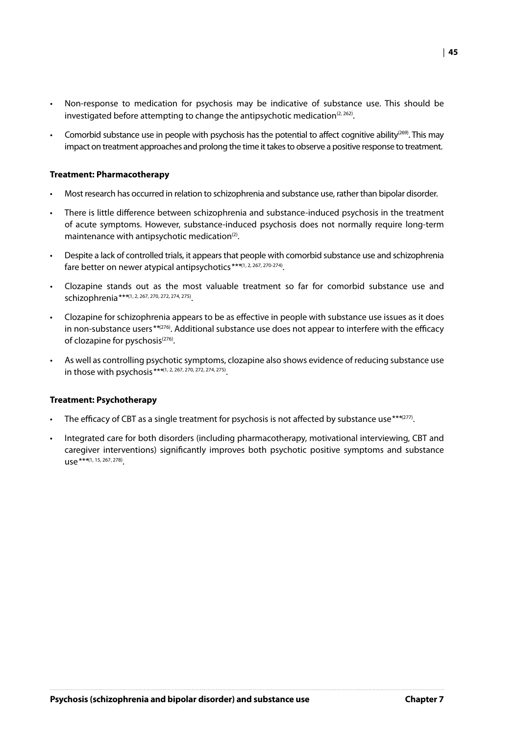- Non-response to medication for psychosis may be indicative of substance use. This should be investigated before attempting to change the antipsychotic medication[2, 262].
- Comorbid substance use in people with psychosis has the potential to affect cognitive ability[269]. This may impact on treatment approaches and prolong the time it takes to observe a positive response to treatment.

**Treatment: Pharmacotherapy**

- Most research has occurred in relation to schizophrenia and substance use, rather than bipolar disorder.
- There is little difference between schizophrenia and substance-induced psychosis in the treatment of acute symptoms. However, substance-induced psychosis does not normally require long-term maintenance with antipsychotic medication[2].
- Despite a lack of controlled trials, it appears that people with comorbid substance use and schizophrenia fare better on newer atypical antipsychotics ***[1, 2, 267, 270-274].
- Clozapine stands out as the most valuable treatment so far for comorbid substance use and schizophrenia ***[1, 2, 267, 270, 272, 274, 275].
- Clozapine for schizophrenia appears to be as effective in people with substance use issues as it does in non-substance users **[276]. Additional substance use does not appear to interfere with the efficacy of clozapine for pyschosis[276].
- As well as controlling psychotic symptoms, clozapine also shows evidence of reducing substance use in those with psychosis ***[1, 2, 267, 270, 272, 274, 275].

**Treatment: Psychotherapy**

- The efficacy of CBT as a single treatment for psychosis is not affected by substance use ***[277].
- Integrated care for both disorders (including pharmacotherapy, motivational interviewing, CBT and caregiver interventions) significantly improves both psychotic positive symptoms and substance use ***[1, 15, 267, 278].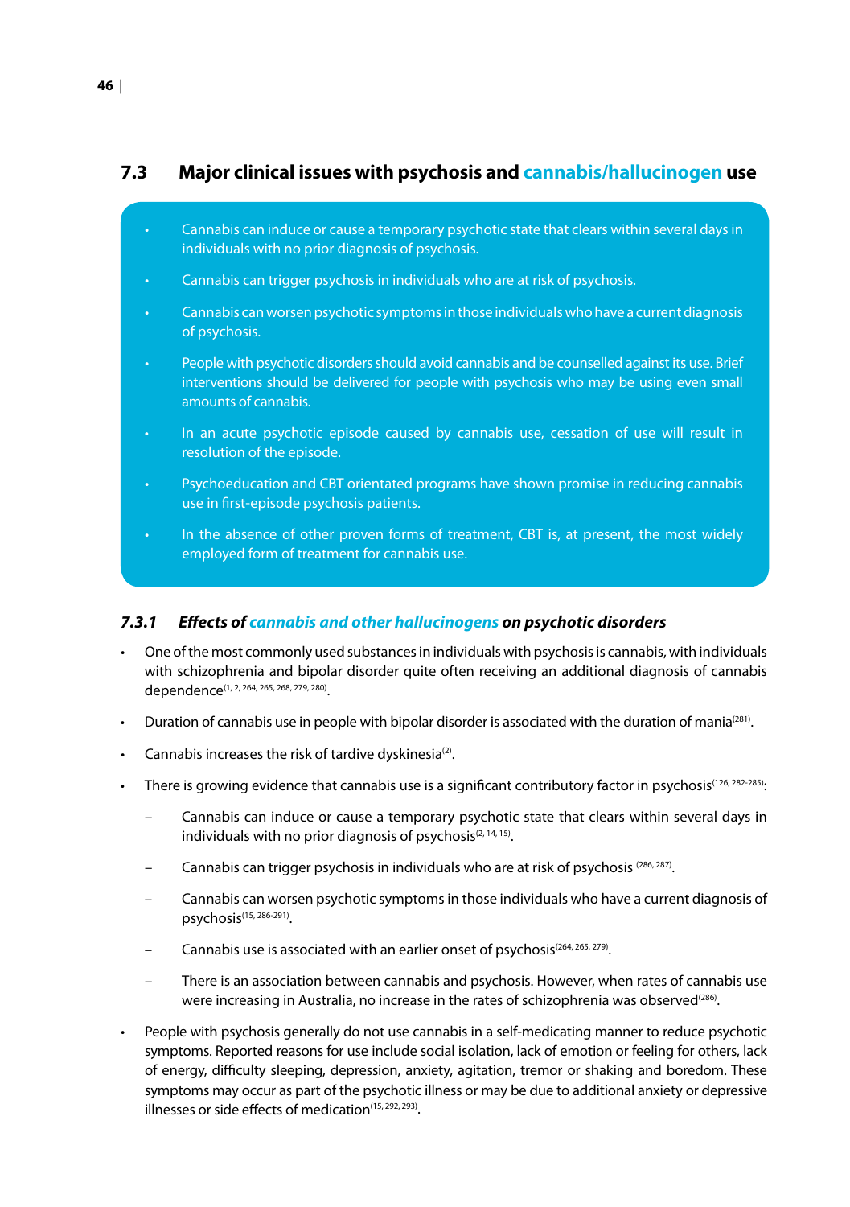## 7.3 Major clinical issues with psychosis and cannabis/hallucinogen use

- Cannabis can induce or cause a temporary psychotic state that clears within several days in individuals with no prior diagnosis of psychosis.
- Cannabis can trigger psychosis in individuals who are at risk of psychosis.
- Cannabis can worsen psychotic symptoms in those individuals who have a current diagnosis of psychosis.
- People with psychotic disorders should avoid cannabis and be counselled against its use. Brief interventions should be delivered for people with psychosis who may be using even small amounts of cannabis.
- In an acute psychotic episode caused by cannabis use, cessation of use will result in resolution of the episode.
- Psychoeducation and CBT orientated programs have shown promise in reducing cannabis use in first-episode psychosis patients.
- In the absence of other proven forms of treatment, CBT is, at present, the most widely employed form of treatment for cannabis use.

### *7.3.1 Effects of cannabis and other hallucinogens on psychotic disorders*

- One of the most commonly used substances in individuals with psychosis is cannabis, with individuals with schizophrenia and bipolar disorder quite often receiving an additional diagnosis of cannabis dependence[1, 2, 264, 265, 268, 279, 280].
- Duration of cannabis use in people with bipolar disorder is associated with the duration of mania[281].
- Cannabis increases the risk of tardive dyskinesia[2].
- There is growing evidence that cannabis use is a significant contributory factor in psychosis[126, 282-285]:
  - Cannabis can induce or cause a temporary psychotic state that clears within several days in individuals with no prior diagnosis of psychosis[2, 14, 15].
  - Cannabis can trigger psychosis in individuals who are at risk of psychosis [286, 287].
  - Cannabis can worsen psychotic symptoms in those individuals who have a current diagnosis of psychosis[15, 286-291].
  - Cannabis use is associated with an earlier onset of psychosis[264, 265, 279].
  - There is an association between cannabis and psychosis. However, when rates of cannabis use were increasing in Australia, no increase in the rates of schizophrenia was observed[286].
- People with psychosis generally do not use cannabis in a self-medicating manner to reduce psychotic symptoms. Reported reasons for use include social isolation, lack of emotion or feeling for others, lack of energy, difficulty sleeping, depression, anxiety, agitation, tremor or shaking and boredom. These symptoms may occur as part of the psychotic illness or may be due to additional anxiety or depressive illnesses or side effects of medication[15, 292, 293].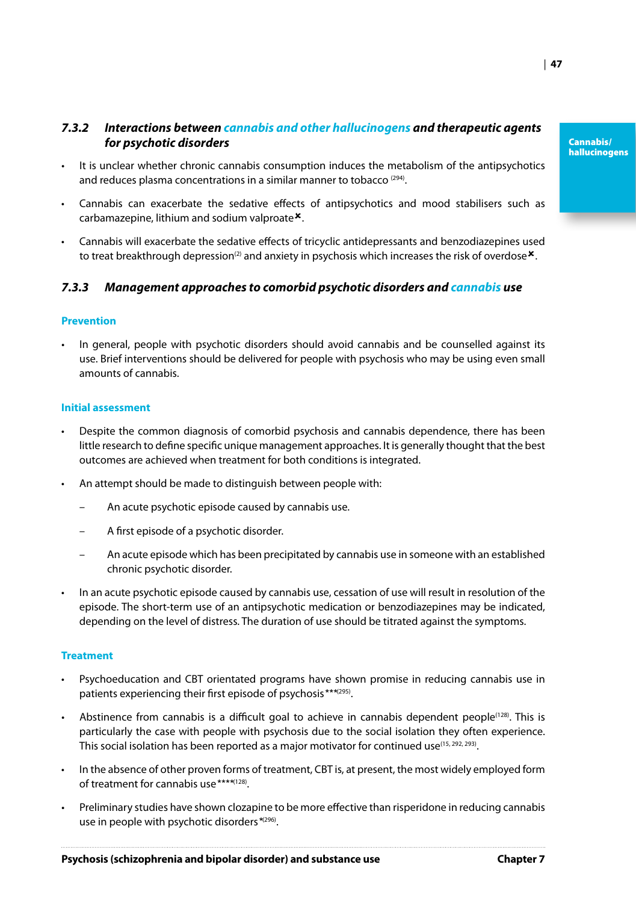### 7.3.2 *Interactions between cannabis and other hallucinogens and therapeutic agents for psychotic disorders*

- It is unclear whether chronic cannabis consumption induces the metabolism of the antipsychotics and reduces plasma concentrations in a similar manner to tobacco [294].
- Cannabis can exacerbate the sedative effects of antipsychotics and mood stabilisers such as carbamazepine, lithium and sodium valproate✖.
- Cannabis will exacerbate the sedative effects of tricyclic antidepressants and benzodiazepines used to treat breakthrough depression[2] and anxiety in psychosis which increases the risk of overdose✖.

### 7.3.3 *Management approaches to comorbid psychotic disorders and cannabis use*

#### Prevention

- In general, people with psychotic disorders should avoid cannabis and be counselled against its use. Brief interventions should be delivered for people with psychosis who may be using even small amounts of cannabis.

#### Initial assessment

- Despite the common diagnosis of comorbid psychosis and cannabis dependence, there has been little research to define specific unique management approaches. It is generally thought that the best outcomes are achieved when treatment for both conditions is integrated.
- An attempt should be made to distinguish between people with:
  - An acute psychotic episode caused by cannabis use.
  - A first episode of a psychotic disorder.
  - An acute episode which has been precipitated by cannabis use in someone with an established chronic psychotic disorder.
- In an acute psychotic episode caused by cannabis use, cessation of use will result in resolution of the episode. The short-term use of an antipsychotic medication or benzodiazepines may be indicated, depending on the level of distress. The duration of use should be titrated against the symptoms.

#### Treatment

- Psychoeducation and CBT orientated programs have shown promise in reducing cannabis use in patients experiencing their first episode of psychosis ***[295].
- Abstinence from cannabis is a difficult goal to achieve in cannabis dependent people[128]. This is particularly the case with people with psychosis due to the social isolation they often experience. This social isolation has been reported as a major motivator for continued use[15, 292, 293].
- In the absence of other proven forms of treatment, CBT is, at present, the most widely employed form of treatment for cannabis use ****[128].
- Preliminary studies have shown clozapine to be more effective than risperidone in reducing cannabis use in people with psychotic disorders *[296].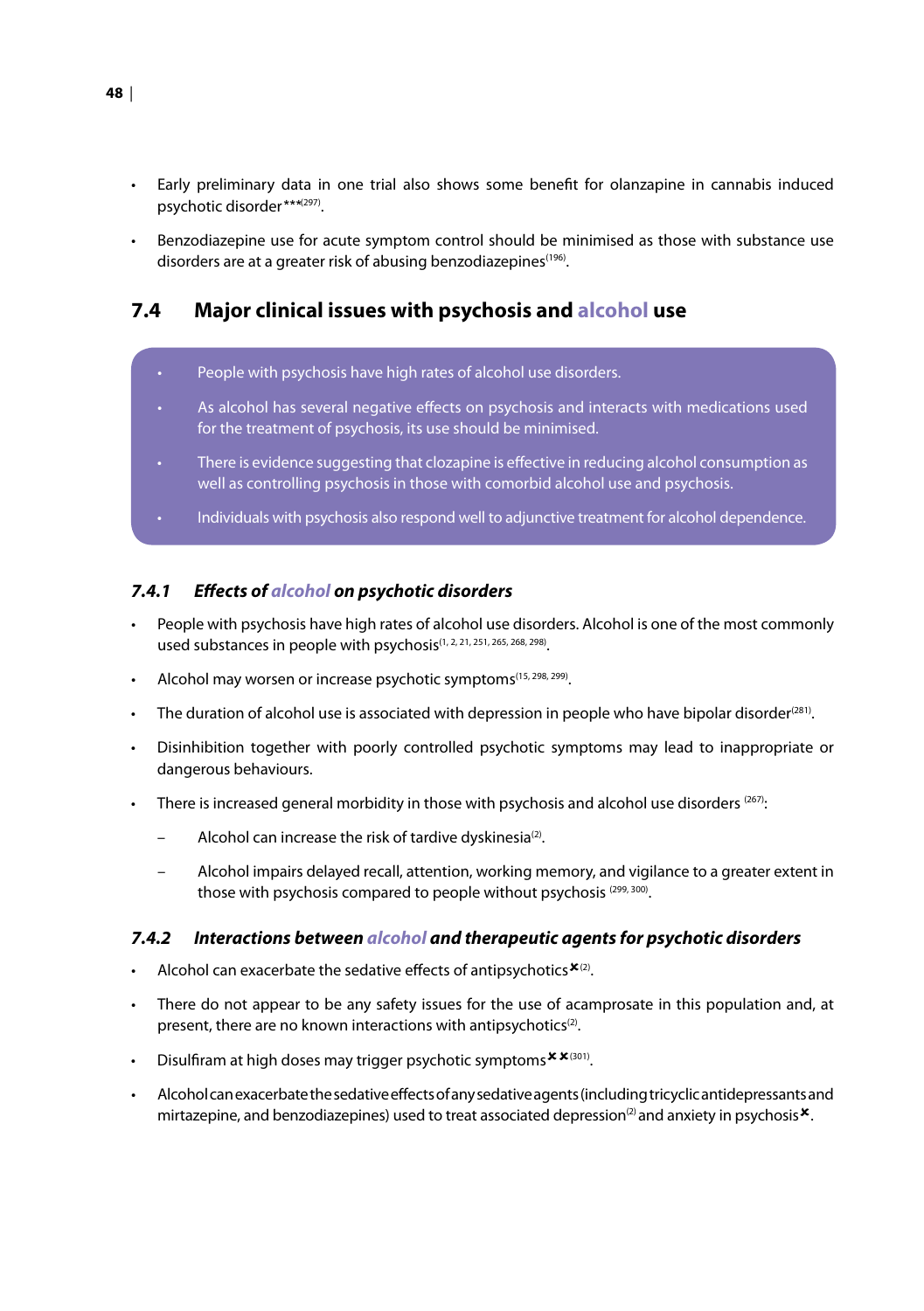- Early preliminary data in one trial also shows some benefit for olanzapine in cannabis induced psychotic disorder***[297].
- Benzodiazepine use for acute symptom control should be minimised as those with substance use disorders are at a greater risk of abusing benzodiazepines[196].

## 7.4 Major clinical issues with psychosis and alcohol use

- People with psychosis have high rates of alcohol use disorders.
- As alcohol has several negative effects on psychosis and interacts with medications used for the treatment of psychosis, its use should be minimised.
- There is evidence suggesting that clozapine is effective in reducing alcohol consumption as well as controlling psychosis in those with comorbid alcohol use and psychosis.
- Individuals with psychosis also respond well to adjunctive treatment for alcohol dependence.

### *7.4.1 Effects of alcohol on psychotic disorders*

- People with psychosis have high rates of alcohol use disorders. Alcohol is one of the most commonly used substances in people with psychosis[1, 2, 21, 251, 265, 268, 298].
- Alcohol may worsen or increase psychotic symptoms[15, 298, 299].
- The duration of alcohol use is associated with depression in people who have bipolar disorder[281].
- Disinhibition together with poorly controlled psychotic symptoms may lead to inappropriate or dangerous behaviours.
- There is increased general morbidity in those with psychosis and alcohol use disorders [267]:
  - Alcohol can increase the risk of tardive dyskinesia[2].
  - Alcohol impairs delayed recall, attention, working memory, and vigilance to a greater extent in those with psychosis compared to people without psychosis [299, 300].

### *7.4.2 Interactions between alcohol and therapeutic agents for psychotic disorders*

- Alcohol can exacerbate the sedative effects of antipsychotics✖[2].
- There do not appear to be any safety issues for the use of acamprosate in this population and, at present, there are no known interactions with antipsychotics[2].
- Disulfiram at high doses may trigger psychotic symptoms✖✖[301].
- Alcohol can exacerbate the sedative effects of any sedative agents (including tricyclic antidepressants and mirtazepine, and benzodiazepines) used to treat associated depression[2] and anxiety in psychosis✖.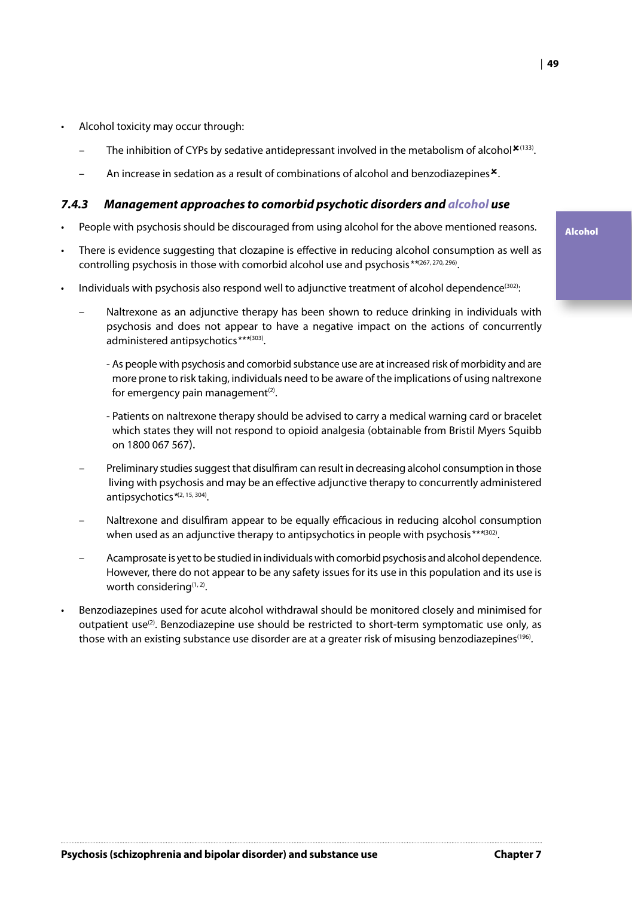- Alcohol toxicity may occur through:
  - The inhibition of CYPs by sedative antidepressant involved in the metabolism of alcohol✖[133].
  - An increase in sedation as a result of combinations of alcohol and benzodiazepines✖.

### 7.4.3 *Management approaches to comorbid psychotic disorders and alcohol use*

- People with psychosis should be discouraged from using alcohol for the above mentioned reasons.
- There is evidence suggesting that clozapine is effective in reducing alcohol consumption as well as controlling psychosis in those with comorbid alcohol use and psychosis**[267, 270, 296].
- Individuals with psychosis also respond well to adjunctive treatment of alcohol dependence[302]:
  - Naltrexone as an adjunctive therapy has been shown to reduce drinking in individuals with psychosis and does not appear to have a negative impact on the actions of concurrently administered antipsychotics***[303].
    - As people with psychosis and comorbid substance use are at increased risk of morbidity and are more prone to risk taking, individuals need to be aware of the implications of using naltrexone for emergency pain management[2].
    - Patients on naltrexone therapy should be advised to carry a medical warning card or bracelet which states they will not respond to opioid analgesia (obtainable from Bristil Myers Squibb on 1800 067 567).
  - Preliminary studies suggest that disulfiram can result in decreasing alcohol consumption in those living with psychosis and may be an effective adjunctive therapy to concurrently administered antipsychotics*[2, 15, 304].
  - Naltrexone and disulfiram appear to be equally efficacious in reducing alcohol consumption when used as an adjunctive therapy to antipsychotics in people with psychosis***[302].
  - Acamprosate is yet to be studied in individuals with comorbid psychosis and alcohol dependence. However, there do not appear to be any safety issues for its use in this population and its use is worth considering[1, 2].
- Benzodiazepines used for acute alcohol withdrawal should be monitored closely and minimised for outpatient use[2]. Benzodiazepine use should be restricted to short-term symptomatic use only, as those with an existing substance use disorder are at a greater risk of misusing benzodiazepines[196].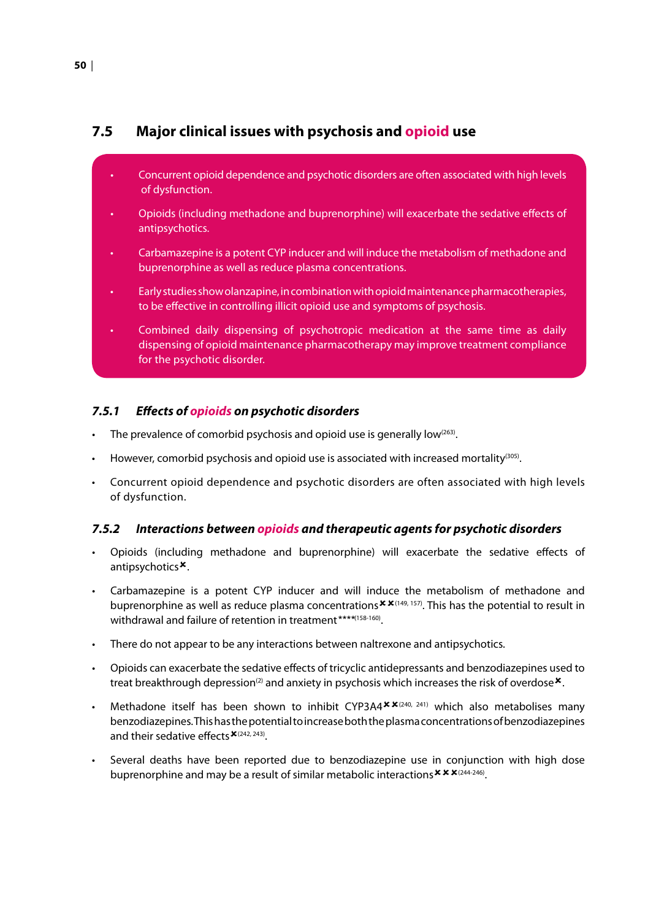## 7.5 Major clinical issues with psychosis and opioid use

- Concurrent opioid dependence and psychotic disorders are often associated with high levels of dysfunction.
- Opioids (including methadone and buprenorphine) will exacerbate the sedative effects of antipsychotics.
- Carbamazepine is a potent CYP inducer and will induce the metabolism of methadone and buprenorphine as well as reduce plasma concentrations.
- Early studies show olanzapine, in combination with opioid maintenance pharmacotherapies, to be effective in controlling illicit opioid use and symptoms of psychosis.
- Combined daily dispensing of psychotropic medication at the same time as daily dispensing of opioid maintenance pharmacotherapy may improve treatment compliance for the psychotic disorder.

### *7.5.1 Effects of opioids on psychotic disorders*

- The prevalence of comorbid psychosis and opioid use is generally low[263].
- However, comorbid psychosis and opioid use is associated with increased mortality[305].
- Concurrent opioid dependence and psychotic disorders are often associated with high levels of dysfunction.

### *7.5.2 Interactions between opioids and therapeutic agents for psychotic disorders*

- Opioids (including methadone and buprenorphine) will exacerbate the sedative effects of antipsychotics✖.
- Carbamazepine is a potent CYP inducer and will induce the metabolism of methadone and buprenorphine as well as reduce plasma concentrations✖✖[149, 157]. This has the potential to result in withdrawal and failure of retention in treatment****[158-160].
- There do not appear to be any interactions between naltrexone and antipsychotics.
- Opioids can exacerbate the sedative effects of tricyclic antidepressants and benzodiazepines used to treat breakthrough depression[2] and anxiety in psychosis which increases the risk of overdose✖.
- Methadone itself has been shown to inhibit CYP3A4✖✖[240, 241] which also metabolises many benzodiazepines. This has the potential to increase both the plasma concentrations of benzodiazepines and their sedative effects✖[242, 243].
- Several deaths have been reported due to benzodiazepine use in conjunction with high dose buprenorphine and may be a result of similar metabolic interactions✖✖✖[244-246].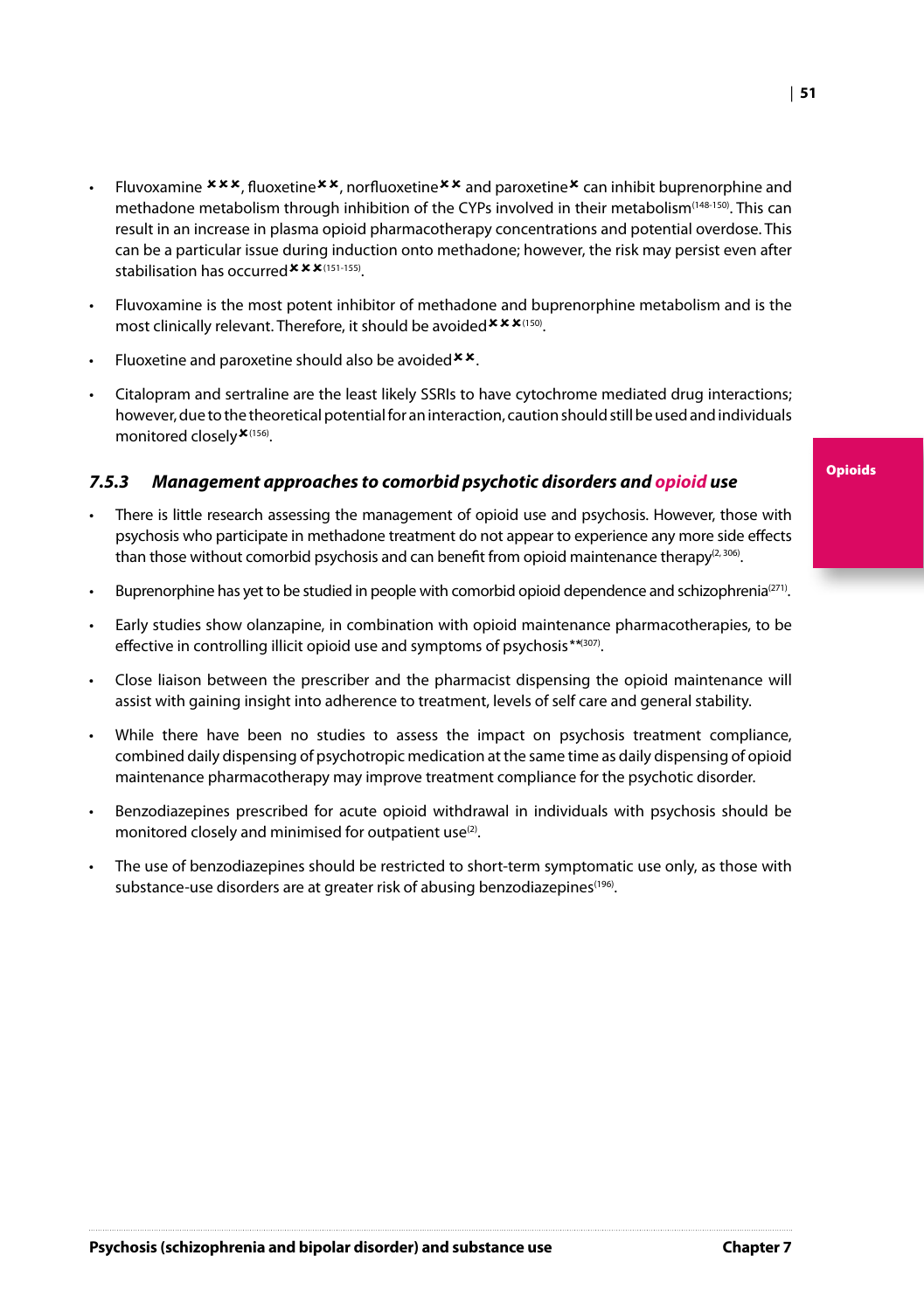- Fluvoxamine ✖✖✖, fluoxetine✖✖, norfluoxetine✖✖ and paroxetine✖ can inhibit buprenorphine and methadone metabolism through inhibition of the CYPs involved in their metabolism[148-150]. This can result in an increase in plasma opioid pharmacotherapy concentrations and potential overdose. This can be a particular issue during induction onto methadone; however, the risk may persist even after stabilisation has occurred✖✖✖[151-155].
- Fluvoxamine is the most potent inhibitor of methadone and buprenorphine metabolism and is the most clinically relevant. Therefore, it should be avoided✖✖✖[150].
- Fluoxetine and paroxetine should also be avoided✖✖.
- Citalopram and sertraline are the least likely SSRIs to have cytochrome mediated drug interactions; however, due to the theoretical potential for an interaction, caution should still be used and individuals monitored closely✖[156].

### *7.5.3 Management approaches to comorbid psychotic disorders and opioid use*

- There is little research assessing the management of opioid use and psychosis. However, those with psychosis who participate in methadone treatment do not appear to experience any more side effects than those without comorbid psychosis and can benefit from opioid maintenance therapy[2, 306].
- Buprenorphine has yet to be studied in people with comorbid opioid dependence and schizophrenia[271].
- Early studies show olanzapine, in combination with opioid maintenance pharmacotherapies, to be effective in controlling illicit opioid use and symptoms of psychosis**[307].
- Close liaison between the prescriber and the pharmacist dispensing the opioid maintenance will assist with gaining insight into adherence to treatment, levels of self care and general stability.
- While there have been no studies to assess the impact on psychosis treatment compliance, combined daily dispensing of psychotropic medication at the same time as daily dispensing of opioid maintenance pharmacotherapy may improve treatment compliance for the psychotic disorder.
- Benzodiazepines prescribed for acute opioid withdrawal in individuals with psychosis should be monitored closely and minimised for outpatient use[2].
- The use of benzodiazepines should be restricted to short-term symptomatic use only, as those with substance-use disorders are at greater risk of abusing benzodiazepines[196].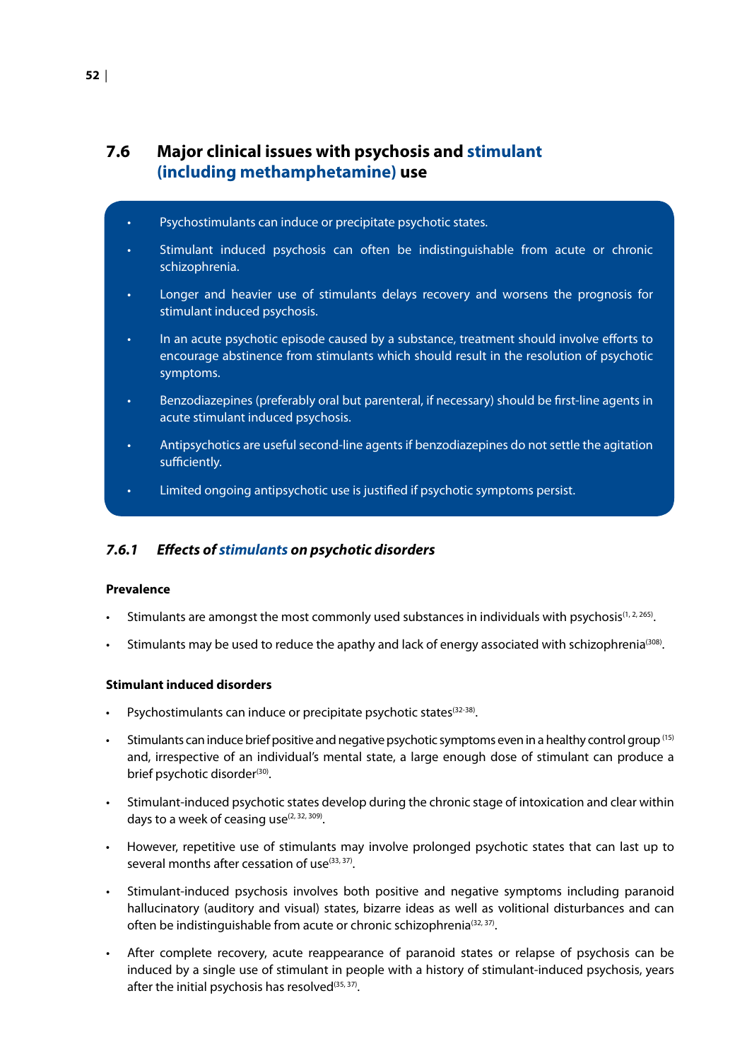## 7.6 Major clinical issues with psychosis and stimulant (including methamphetamine) use

- Psychostimulants can induce or precipitate psychotic states.
- Stimulant induced psychosis can often be indistinguishable from acute or chronic schizophrenia.
- Longer and heavier use of stimulants delays recovery and worsens the prognosis for stimulant induced psychosis.
- In an acute psychotic episode caused by a substance, treatment should involve efforts to encourage abstinence from stimulants which should result in the resolution of psychotic symptoms.
- Benzodiazepines (preferably oral but parenteral, if necessary) should be first-line agents in acute stimulant induced psychosis.
- Antipsychotics are useful second-line agents if benzodiazepines do not settle the agitation sufficiently.
- Limited ongoing antipsychotic use is justified if psychotic symptoms persist.

### *7.6.1 Effects of stimulants on psychotic disorders*

**Prevalence**

- Stimulants are amongst the most commonly used substances in individuals with psychosis[1, 2, 265].
- Stimulants may be used to reduce the apathy and lack of energy associated with schizophrenia[308].

**Stimulant induced disorders**

- Psychostimulants can induce or precipitate psychotic states[32-38].
- Stimulants can induce brief positive and negative psychotic symptoms even in a healthy control group[15] and, irrespective of an individual's mental state, a large enough dose of stimulant can produce a brief psychotic disorder[30].
- Stimulant-induced psychotic states develop during the chronic stage of intoxication and clear within days to a week of ceasing use[2, 32, 309].
- However, repetitive use of stimulants may involve prolonged psychotic states that can last up to several months after cessation of use[33, 37].
- Stimulant-induced psychosis involves both positive and negative symptoms including paranoid hallucinatory (auditory and visual) states, bizarre ideas as well as volitional disturbances and can often be indistinguishable from acute or chronic schizophrenia[32, 37].
- After complete recovery, acute reappearance of paranoid states or relapse of psychosis can be induced by a single use of stimulant in people with a history of stimulant-induced psychosis, years after the initial psychosis has resolved[35, 37].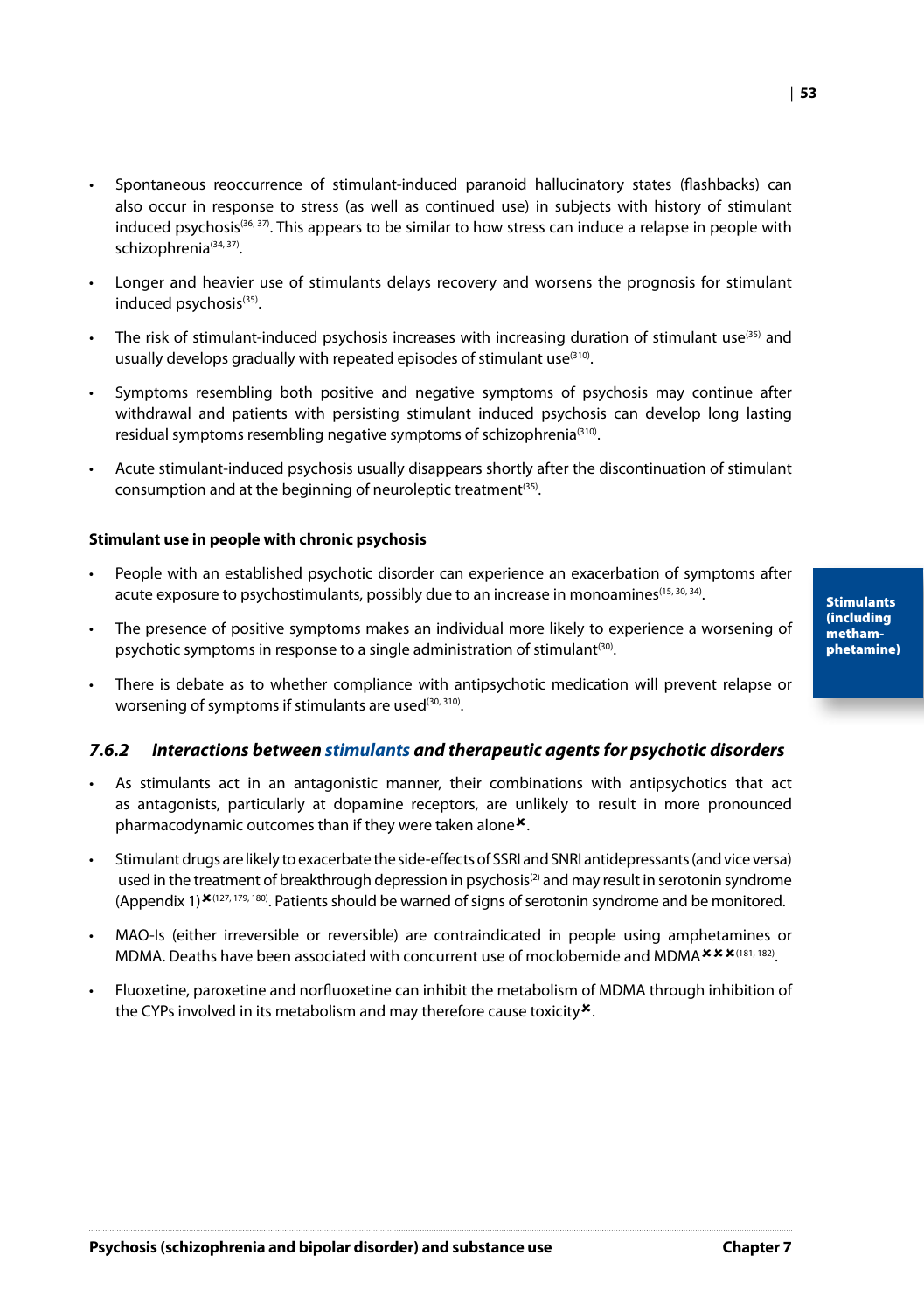- Spontaneous reoccurrence of stimulant-induced paranoid hallucinatory states (flashbacks) can also occur in response to stress (as well as continued use) in subjects with history of stimulant induced psychosis[36, 37]. This appears to be similar to how stress can induce a relapse in people with schizophrenia[34, 37].
- Longer and heavier use of stimulants delays recovery and worsens the prognosis for stimulant induced psychosis[35].
- The risk of stimulant-induced psychosis increases with increasing duration of stimulant use[35] and usually develops gradually with repeated episodes of stimulant use[310].
- Symptoms resembling both positive and negative symptoms of psychosis may continue after withdrawal and patients with persisting stimulant induced psychosis can develop long lasting residual symptoms resembling negative symptoms of schizophrenia[310].
- Acute stimulant-induced psychosis usually disappears shortly after the discontinuation of stimulant consumption and at the beginning of neuroleptic treatment[35].

**Stimulant use in people with chronic psychosis**

- People with an established psychotic disorder can experience an exacerbation of symptoms after acute exposure to psychostimulants, possibly due to an increase in monoamines[15, 30, 34].
- The presence of positive symptoms makes an individual more likely to experience a worsening of psychotic symptoms in response to a single administration of stimulant[30].
- There is debate as to whether compliance with antipsychotic medication will prevent relapse or worsening of symptoms if stimulants are used[30, 310].

### *7.6.2 Interactions between stimulants and therapeutic agents for psychotic disorders*

- As stimulants act in an antagonistic manner, their combinations with antipsychotics that act as antagonists, particularly at dopamine receptors, are unlikely to result in more pronounced pharmacodynamic outcomes than if they were taken alone✖.
- Stimulant drugs are likely to exacerbate the side-effects of SSRI and SNRI antidepressants (and vice versa) used in the treatment of breakthrough depression in psychosis[2] and may result in serotonin syndrome (Appendix 1)✖[127, 179, 180]. Patients should be warned of signs of serotonin syndrome and be monitored.
- MAO-Is (either irreversible or reversible) are contraindicated in people using amphetamines or MDMA. Deaths have been associated with concurrent use of moclobemide and MDMA✖✖✖[181, 182].
- Fluoxetine, paroxetine and norfluoxetine can inhibit the metabolism of MDMA through inhibition of the CYPs involved in its metabolism and may therefore cause toxicity✖.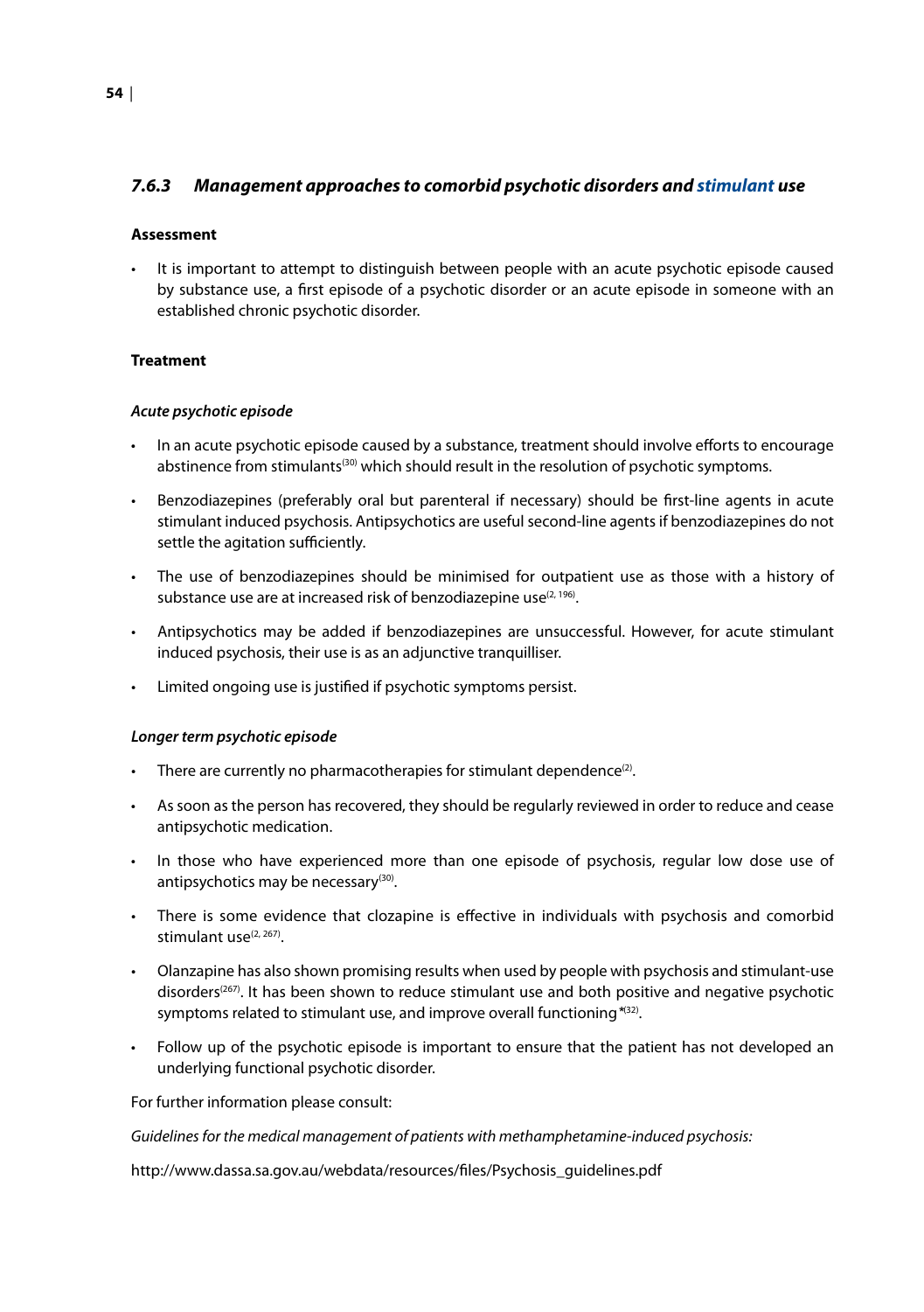### *7.6.3 Management approaches to comorbid psychotic disorders and stimulant use*

**Assessment**

- It is important to attempt to distinguish between people with an acute psychotic episode caused by substance use, a first episode of a psychotic disorder or an acute episode in someone with an established chronic psychotic disorder.

**Treatment**

***Acute psychotic episode***

- In an acute psychotic episode caused by a substance, treatment should involve efforts to encourage abstinence from stimulants[30] which should result in the resolution of psychotic symptoms.
- Benzodiazepines (preferably oral but parenteral if necessary) should be first-line agents in acute stimulant induced psychosis. Antipsychotics are useful second-line agents if benzodiazepines do not settle the agitation sufficiently.
- The use of benzodiazepines should be minimised for outpatient use as those with a history of substance use are at increased risk of benzodiazepine use[2, 196].
- Antipsychotics may be added if benzodiazepines are unsuccessful. However, for acute stimulant induced psychosis, their use is as an adjunctive tranquilliser.
- Limited ongoing use is justified if psychotic symptoms persist.

***Longer term psychotic episode***

- There are currently no pharmacotherapies for stimulant dependence[2].
- As soon as the person has recovered, they should be regularly reviewed in order to reduce and cease antipsychotic medication.
- In those who have experienced more than one episode of psychosis, regular low dose use of antipsychotics may be necessary[30].
- There is some evidence that clozapine is effective in individuals with psychosis and comorbid stimulant use[2, 267].
- Olanzapine has also shown promising results when used by people with psychosis and stimulant-use disorders[267]. It has been shown to reduce stimulant use and both positive and negative psychotic symptoms related to stimulant use, and improve overall functioning*[32].
- Follow up of the psychotic episode is important to ensure that the patient has not developed an underlying functional psychotic disorder.

For further information please consult:

*Guidelines for the medical management of patients with methamphetamine-induced psychosis:*

http://www.dassa.sa.gov.au/webdata/resources/files/Psychosis_guidelines.pdf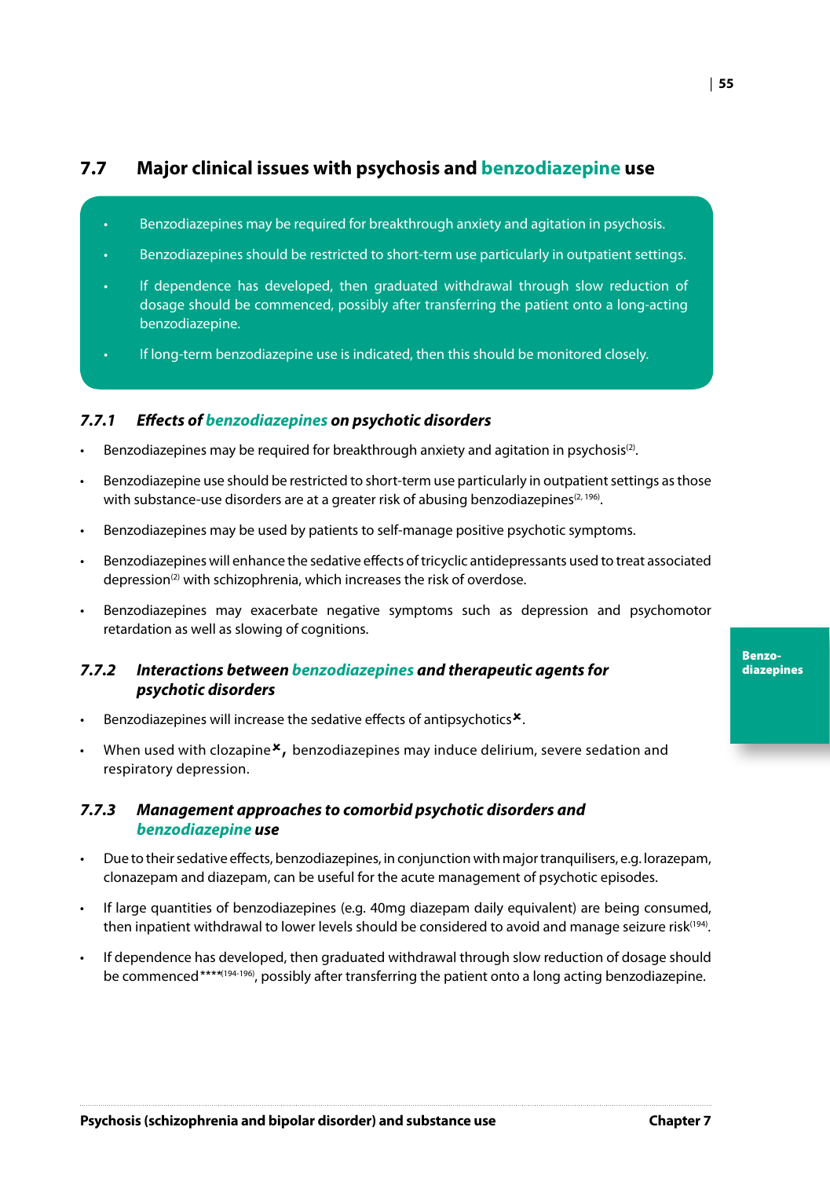## 7.7 Major clinical issues with psychosis and benzodiazepine use

- Benzodiazepines may be required for breakthrough anxiety and agitation in psychosis.
- Benzodiazepines should be restricted to short-term use particularly in outpatient settings.
- If dependence has developed, then graduated withdrawal through slow reduction of dosage should be commenced, possibly after transferring the patient onto a long-acting benzodiazepine.
- If long-term benzodiazepine use is indicated, then this should be monitored closely.

### *7.7.1 Effects of benzodiazepines on psychotic disorders*

- Benzodiazepines may be required for breakthrough anxiety and agitation in psychosis[2].
- Benzodiazepine use should be restricted to short-term use particularly in outpatient settings as those with substance-use disorders are at a greater risk of abusing benzodiazepines[2, 196].
- Benzodiazepines may be used by patients to self-manage positive psychotic symptoms.
- Benzodiazepines will enhance the sedative effects of tricyclic antidepressants used to treat associated depression[2] with schizophrenia, which increases the risk of overdose.
- Benzodiazepines may exacerbate negative symptoms such as depression and psychomotor retardation as well as slowing of cognitions.

### *7.7.2 Interactions between benzodiazepines and therapeutic agents for psychotic disorders*

- Benzodiazepines will increase the sedative effects of antipsychotics✖.
- When used with clozapine✖, benzodiazepines may induce delirium, severe sedation and respiratory depression.

### *7.7.3 Management approaches to comorbid psychotic disorders and benzodiazepine use*

- Due to their sedative effects, benzodiazepines, in conjunction with major tranquilisers, e.g. lorazepam, clonazepam and diazepam, can be useful for the acute management of psychotic episodes.
- If large quantities of benzodiazepines (e.g. 40mg diazepam daily equivalent) are being consumed, then inpatient withdrawal to lower levels should be considered to avoid and manage seizure risk[194].
- If dependence has developed, then graduated withdrawal through slow reduction of dosage should be commenced****[194-196], possibly after transferring the patient onto a long acting benzodiazepine.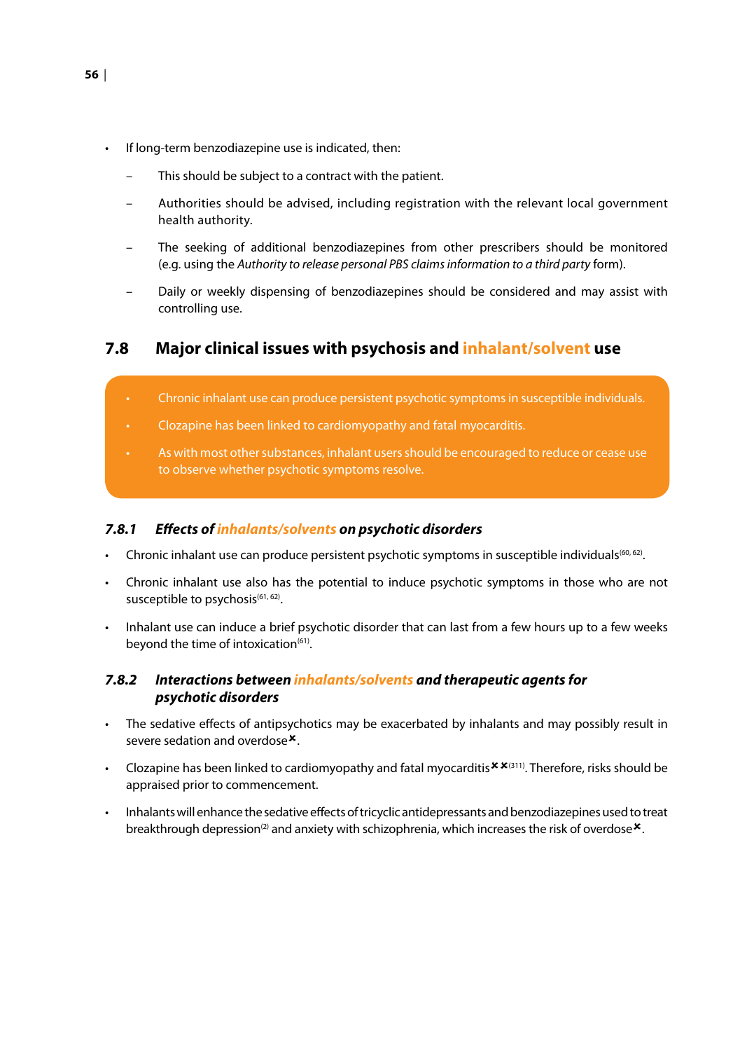- If long-term benzodiazepine use is indicated, then:
  - This should be subject to a contract with the patient.
  - Authorities should be advised, including registration with the relevant local government health authority.
  - The seeking of additional benzodiazepines from other prescribers should be monitored (e.g. using the *Authority to release personal PBS claims information to a third party* form).
  - Daily or weekly dispensing of benzodiazepines should be considered and may assist with controlling use.

## 7.8 Major clinical issues with psychosis and inhalant/solvent use

- Chronic inhalant use can produce persistent psychotic symptoms in susceptible individuals.
- Clozapine has been linked to cardiomyopathy and fatal myocarditis.
- As with most other substances, inhalant users should be encouraged to reduce or cease use to observe whether psychotic symptoms resolve.

### *7.8.1 Effects of inhalants/solvents on psychotic disorders*

- Chronic inhalant use can produce persistent psychotic symptoms in susceptible individuals[60, 62].
- Chronic inhalant use also has the potential to induce psychotic symptoms in those who are not susceptible to psychosis[61, 62].
- Inhalant use can induce a brief psychotic disorder that can last from a few hours up to a few weeks beyond the time of intoxication[61].

### *7.8.2 Interactions between inhalants/solvents and therapeutic agents for psychotic disorders*

- The sedative effects of antipsychotics may be exacerbated by inhalants and may possibly result in severe sedation and overdose✖.
- Clozapine has been linked to cardiomyopathy and fatal myocarditis✖✖[311]. Therefore, risks should be appraised prior to commencement.
- Inhalants will enhance the sedative effects of tricyclic antidepressants and benzodiazepines used to treat breakthrough depression[2] and anxiety with schizophrenia, which increases the risk of overdose✖.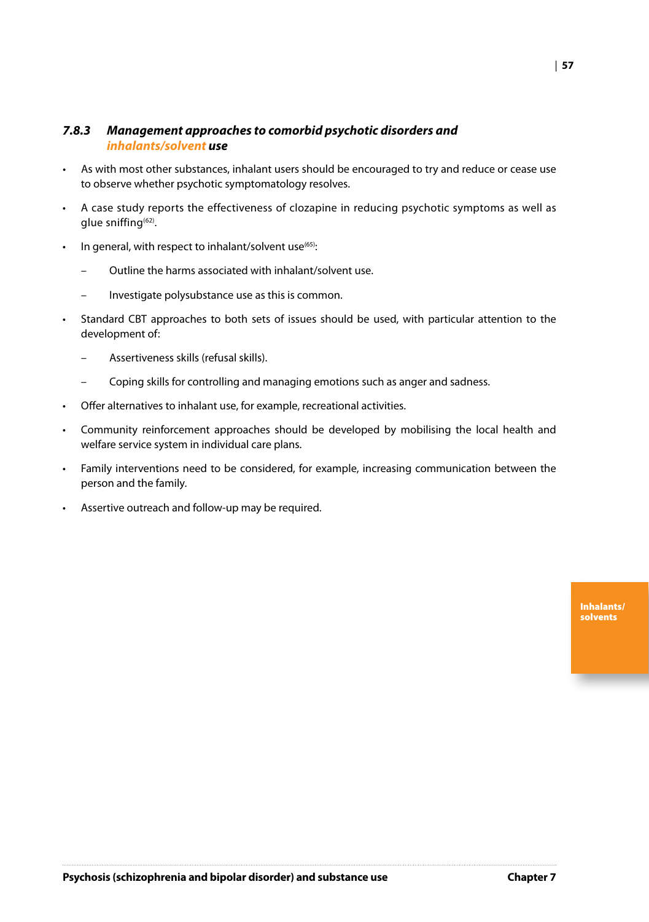### *7.8.3 Management approaches to comorbid psychotic disorders and inhalants/solvent use*

- As with most other substances, inhalant users should be encouraged to try and reduce or cease use to observe whether psychotic symptomatology resolves.
- A case study reports the effectiveness of clozapine in reducing psychotic symptoms as well as glue sniffing[62].
- In general, with respect to inhalant/solvent use[65]:
  - Outline the harms associated with inhalant/solvent use.
  - Investigate polysubstance use as this is common.
- Standard CBT approaches to both sets of issues should be used, with particular attention to the development of:
  - Assertiveness skills (refusal skills).
  - Coping skills for controlling and managing emotions such as anger and sadness.
- Offer alternatives to inhalant use, for example, recreational activities.
- Community reinforcement approaches should be developed by mobilising the local health and welfare service system in individual care plans.
- Family interventions need to be considered, for example, increasing communication between the person and the family.
- Assertive outreach and follow-up may be required.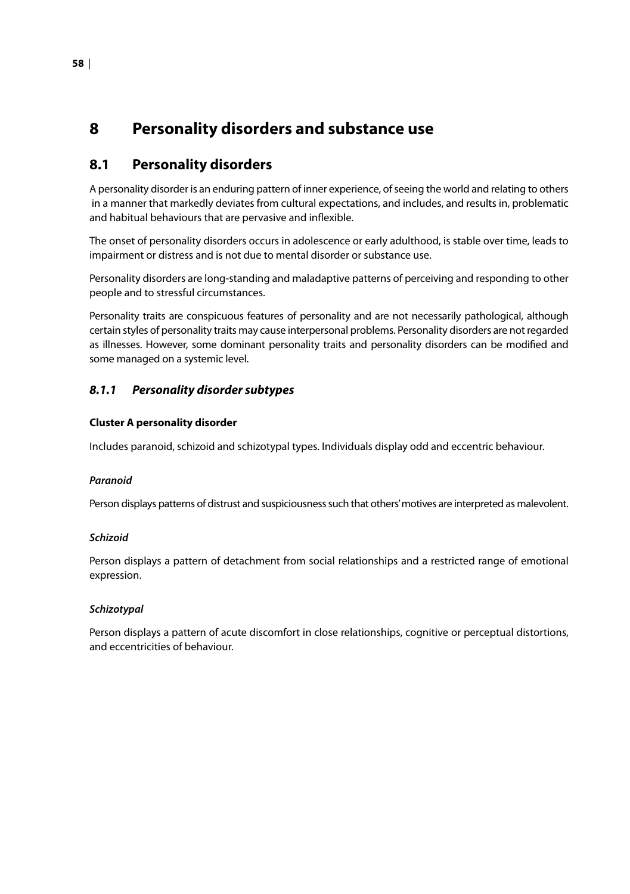# 8 Personality disorders and substance use

## 8.1 Personality disorders

A personality disorder is an enduring pattern of inner experience, of seeing the world and relating to others in a manner that markedly deviates from cultural expectations, and includes, and results in, problematic and habitual behaviours that are pervasive and inflexible.

The onset of personality disorders occurs in adolescence or early adulthood, is stable over time, leads to impairment or distress and is not due to mental disorder or substance use.

Personality disorders are long-standing and maladaptive patterns of perceiving and responding to other people and to stressful circumstances.

Personality traits are conspicuous features of personality and are not necessarily pathological, although certain styles of personality traits may cause interpersonal problems. Personality disorders are not regarded as illnesses. However, some dominant personality traits and personality disorders can be modified and some managed on a systemic level.

### *8.1.1 Personality disorder subtypes*

**Cluster A personality disorder**

Includes paranoid, schizoid and schizotypal types. Individuals display odd and eccentric behaviour.

***Paranoid***

Person displays patterns of distrust and suspiciousness such that others' motives are interpreted as malevolent.

***Schizoid***

Person displays a pattern of detachment from social relationships and a restricted range of emotional expression.

***Schizotypal***

Person displays a pattern of acute discomfort in close relationships, cognitive or perceptual distortions, and eccentricities of behaviour.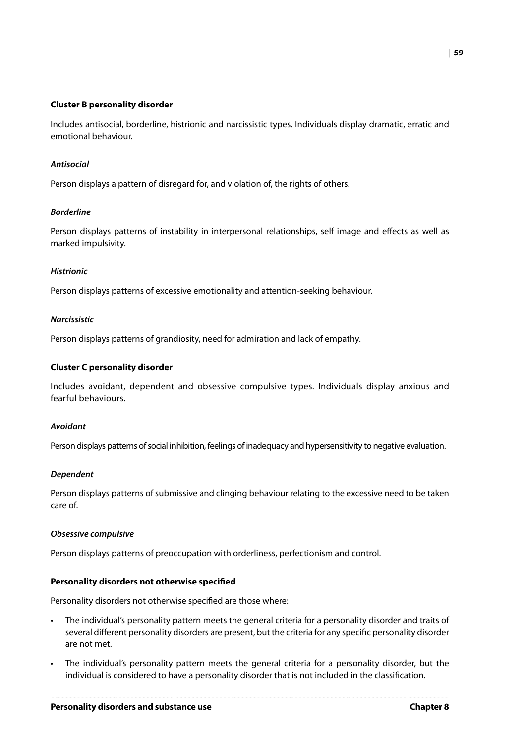### Cluster B personality disorder

Includes antisocial, borderline, histrionic and narcissistic types. Individuals display dramatic, erratic and emotional behaviour.

#### *Antisocial*

Person displays a pattern of disregard for, and violation of, the rights of others.

#### *Borderline*

Person displays patterns of instability in interpersonal relationships, self image and effects as well as marked impulsivity.

#### *Histrionic*

Person displays patterns of excessive emotionality and attention-seeking behaviour.

#### *Narcissistic*

Person displays patterns of grandiosity, need for admiration and lack of empathy.

### Cluster C personality disorder

Includes avoidant, dependent and obsessive compulsive types. Individuals display anxious and fearful behaviours.

#### *Avoidant*

Person displays patterns of social inhibition, feelings of inadequacy and hypersensitivity to negative evaluation.

#### *Dependent*

Person displays patterns of submissive and clinging behaviour relating to the excessive need to be taken care of.

#### *Obsessive compulsive*

Person displays patterns of preoccupation with orderliness, perfectionism and control.

### Personality disorders not otherwise specified

Personality disorders not otherwise specified are those where:

- The individual's personality pattern meets the general criteria for a personality disorder and traits of several different personality disorders are present, but the criteria for any specific personality disorder are not met.
- The individual's personality pattern meets the general criteria for a personality disorder, but the individual is considered to have a personality disorder that is not included in the classification.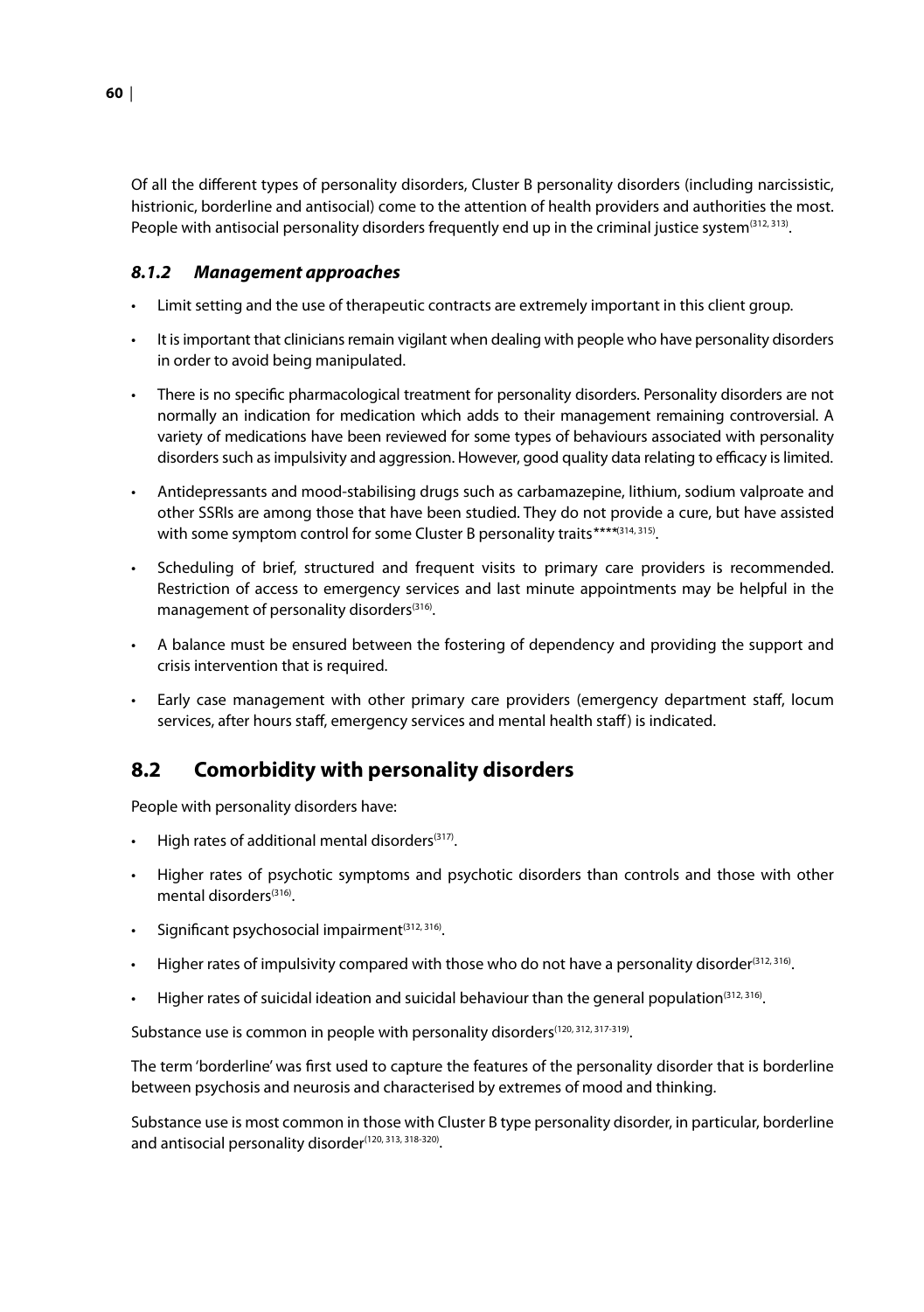Of all the different types of personality disorders, Cluster B personality disorders (including narcissistic, histrionic, borderline and antisocial) come to the attention of health providers and authorities the most. People with antisocial personality disorders frequently end up in the criminal justice system[312, 313].

### *8.1.2 Management approaches*

- Limit setting and the use of therapeutic contracts are extremely important in this client group.
- It is important that clinicians remain vigilant when dealing with people who have personality disorders in order to avoid being manipulated.
- There is no specific pharmacological treatment for personality disorders. Personality disorders are not normally an indication for medication which adds to their management remaining controversial. A variety of medications have been reviewed for some types of behaviours associated with personality disorders such as impulsivity and aggression. However, good quality data relating to efficacy is limited.
- Antidepressants and mood-stabilising drugs such as carbamazepine, lithium, sodium valproate and other SSRIs are among those that have been studied. They do not provide a cure, but have assisted with some symptom control for some Cluster B personality traits****[314, 315].
- Scheduling of brief, structured and frequent visits to primary care providers is recommended. Restriction of access to emergency services and last minute appointments may be helpful in the management of personality disorders[316].
- A balance must be ensured between the fostering of dependency and providing the support and crisis intervention that is required.
- Early case management with other primary care providers (emergency department staff, locum services, after hours staff, emergency services and mental health staff) is indicated.

## 8.2 Comorbidity with personality disorders

People with personality disorders have:

- High rates of additional mental disorders[317].
- Higher rates of psychotic symptoms and psychotic disorders than controls and those with other mental disorders[316].
- Significant psychosocial impairment[312, 316].
- Higher rates of impulsivity compared with those who do not have a personality disorder[312, 316].
- Higher rates of suicidal ideation and suicidal behaviour than the general population[312, 316].

Substance use is common in people with personality disorders[120, 312, 317-319].

The term 'borderline' was first used to capture the features of the personality disorder that is borderline between psychosis and neurosis and characterised by extremes of mood and thinking.

Substance use is most common in those with Cluster B type personality disorder, in particular, borderline and antisocial personality disorder[120, 313, 318-320].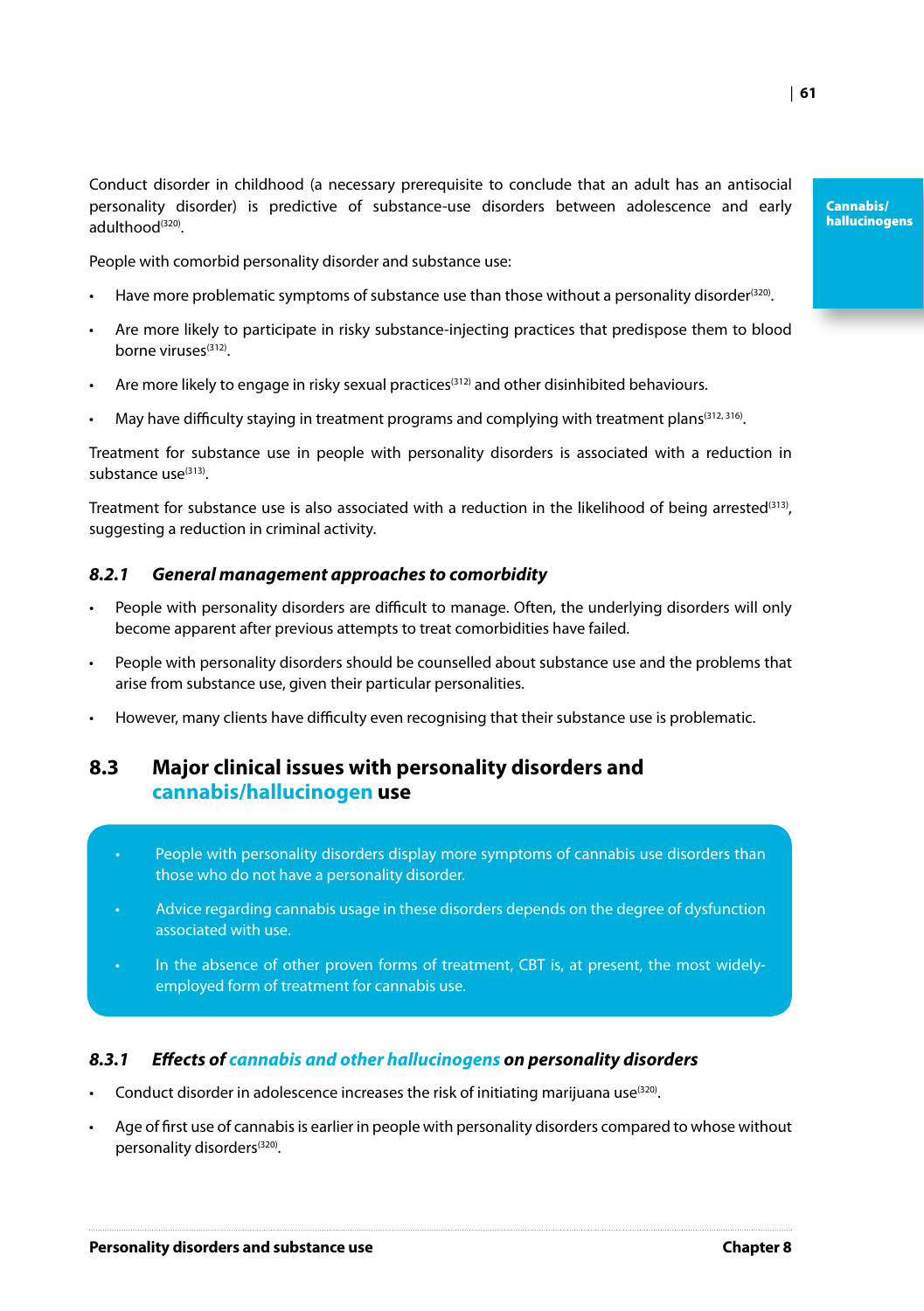Conduct disorder in childhood (a necessary prerequisite to conclude that an adult has an antisocial personality disorder) is predictive of substance-use disorders between adolescence and early adulthood[320].

People with comorbid personality disorder and substance use:

- Have more problematic symptoms of substance use than those without a personality disorder[320].
- Are more likely to participate in risky substance-injecting practices that predispose them to blood borne viruses[312].
- Are more likely to engage in risky sexual practices[312] and other disinhibited behaviours.
- May have difficulty staying in treatment programs and complying with treatment plans[312, 316].

Treatment for substance use in people with personality disorders is associated with a reduction in substance use[313].

Treatment for substance use is also associated with a reduction in the likelihood of being arrested[313], suggesting a reduction in criminal activity.

### *8.2.1 General management approaches to comorbidity*

- People with personality disorders are difficult to manage. Often, the underlying disorders will only become apparent after previous attempts to treat comorbidities have failed.
- People with personality disorders should be counselled about substance use and the problems that arise from substance use, given their particular personalities.
- However, many clients have difficulty even recognising that their substance use is problematic.

## 8.3 Major clinical issues with personality disorders and cannabis/hallucinogen use

- People with personality disorders display more symptoms of cannabis use disorders than those who do not have a personality disorder.
- Advice regarding cannabis usage in these disorders depends on the degree of dysfunction associated with use.
- In the absence of other proven forms of treatment, CBT is, at present, the most widely-employed form of treatment for cannabis use.

### *8.3.1 Effects of cannabis and other hallucinogens on personality disorders*

- Conduct disorder in adolescence increases the risk of initiating marijuana use[320].
- Age of first use of cannabis is earlier in people with personality disorders compared to whose without personality disorders[320].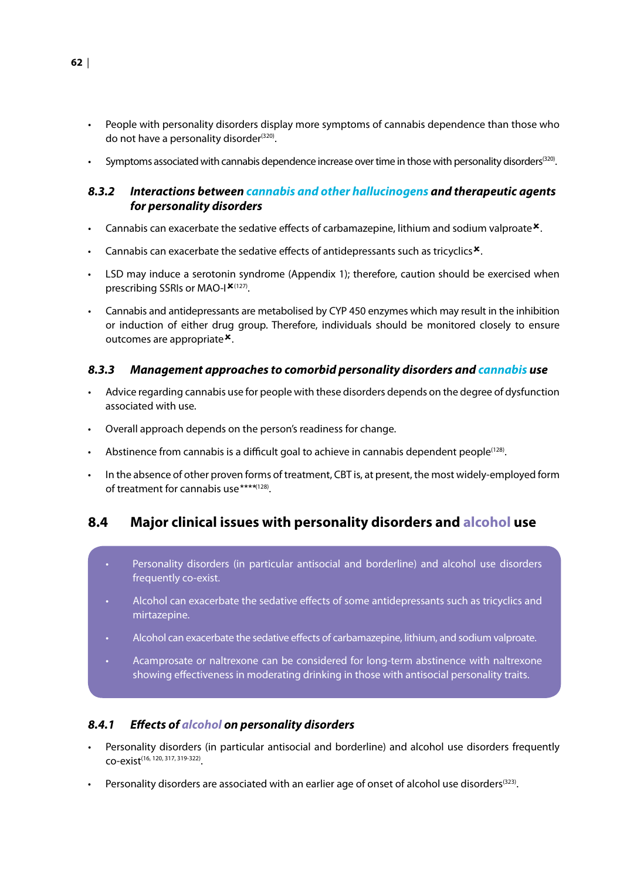- People with personality disorders display more symptoms of cannabis dependence than those who do not have a personality disorder[320].
- Symptoms associated with cannabis dependence increase over time in those with personality disorders[320].

### *8.3.2 Interactions between cannabis and other hallucinogens and therapeutic agents for personality disorders*

- Cannabis can exacerbate the sedative effects of carbamazepine, lithium and sodium valproate✖.
- Cannabis can exacerbate the sedative effects of antidepressants such as tricyclics✖.
- LSD may induce a serotonin syndrome (Appendix 1); therefore, caution should be exercised when prescribing SSRIs or MAO-I✖[127].
- Cannabis and antidepressants are metabolised by CYP 450 enzymes which may result in the inhibition or induction of either drug group. Therefore, individuals should be monitored closely to ensure outcomes are appropriate✖.

### *8.3.3 Management approaches to comorbid personality disorders and cannabis use*

- Advice regarding cannabis use for people with these disorders depends on the degree of dysfunction associated with use.
- Overall approach depends on the person's readiness for change.
- Abstinence from cannabis is a difficult goal to achieve in cannabis dependent people[128].
- In the absence of other proven forms of treatment, CBT is, at present, the most widely-employed form of treatment for cannabis use****[128].

## 8.4 Major clinical issues with personality disorders and alcohol use

- Personality disorders (in particular antisocial and borderline) and alcohol use disorders frequently co-exist.
- Alcohol can exacerbate the sedative effects of some antidepressants such as tricyclics and mirtazepine.
- Alcohol can exacerbate the sedative effects of carbamazepine, lithium, and sodium valproate.
- Acamprosate or naltrexone can be considered for long-term abstinence with naltrexone showing effectiveness in moderating drinking in those with antisocial personality traits.

### *8.4.1 Effects of alcohol on personality disorders*

- Personality disorders (in particular antisocial and borderline) and alcohol use disorders frequently co-exist[16, 120, 317, 319-322].
- Personality disorders are associated with an earlier age of onset of alcohol use disorders[323].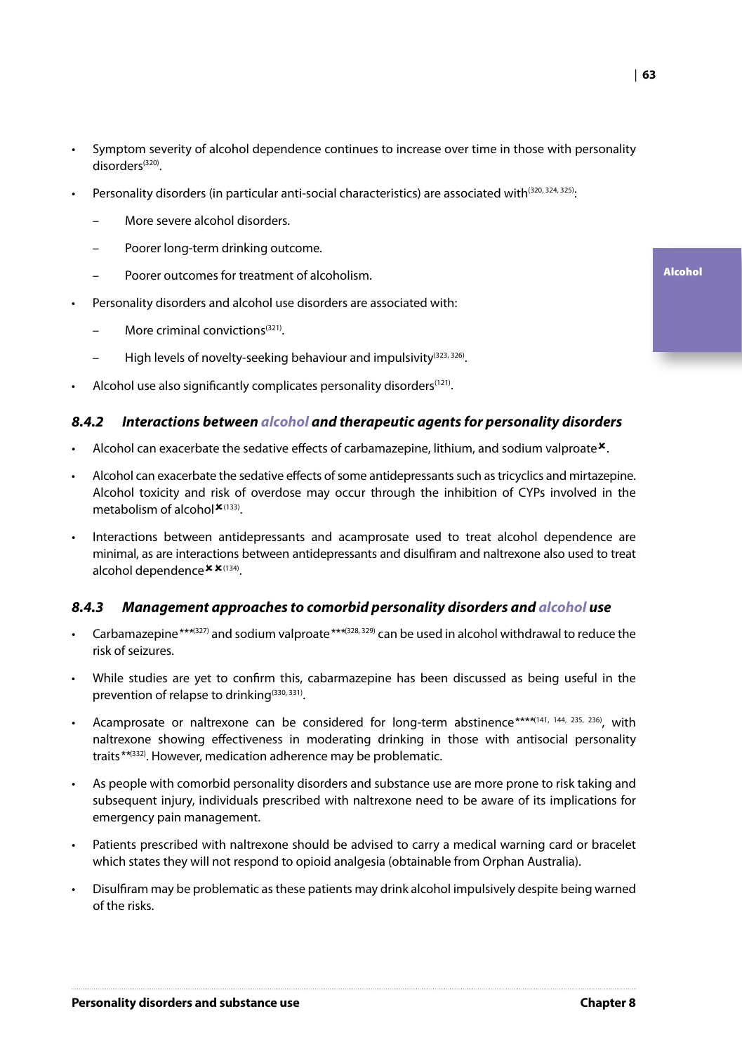- Symptom severity of alcohol dependence continues to increase over time in those with personality disorders[320].
- Personality disorders (in particular anti-social characteristics) are associated with[320, 324, 325]:
  - More severe alcohol disorders.
  - Poorer long-term drinking outcome.
  - Poorer outcomes for treatment of alcoholism.
- Personality disorders and alcohol use disorders are associated with:
  - More criminal convictions[321].
  - High levels of novelty-seeking behaviour and impulsivity[323, 326].
- Alcohol use also significantly complicates personality disorders[121].

### 8.4.2 Interactions between alcohol and therapeutic agents for personality disorders

- Alcohol can exacerbate the sedative effects of carbamazepine, lithium, and sodium valproate✖.
- Alcohol can exacerbate the sedative effects of some antidepressants such as tricyclics and mirtazepine. Alcohol toxicity and risk of overdose may occur through the inhibition of CYPs involved in the metabolism of alcohol✖[133].
- Interactions between antidepressants and acamprosate used to treat alcohol dependence are minimal, as are interactions between antidepressants and disulfiram and naltrexone also used to treat alcohol dependence✖✖[134].

### 8.4.3 Management approaches to comorbid personality disorders and alcohol use

- Carbamazepine***[327] and sodium valproate***[328, 329] can be used in alcohol withdrawal to reduce the risk of seizures.
- While studies are yet to confirm this, cabarmazepine has been discussed as being useful in the prevention of relapse to drinking[330, 331].
- Acamprosate or naltrexone can be considered for long-term abstinence****[141, 144, 235, 236], with naltrexone showing effectiveness in moderating drinking in those with antisocial personality traits**[332]. However, medication adherence may be problematic.
- As people with comorbid personality disorders and substance use are more prone to risk taking and subsequent injury, individuals prescribed with naltrexone need to be aware of its implications for emergency pain management.
- Patients prescribed with naltrexone should be advised to carry a medical warning card or bracelet which states they will not respond to opioid analgesia (obtainable from Orphan Australia).
- Disulfiram may be problematic as these patients may drink alcohol impulsively despite being warned of the risks.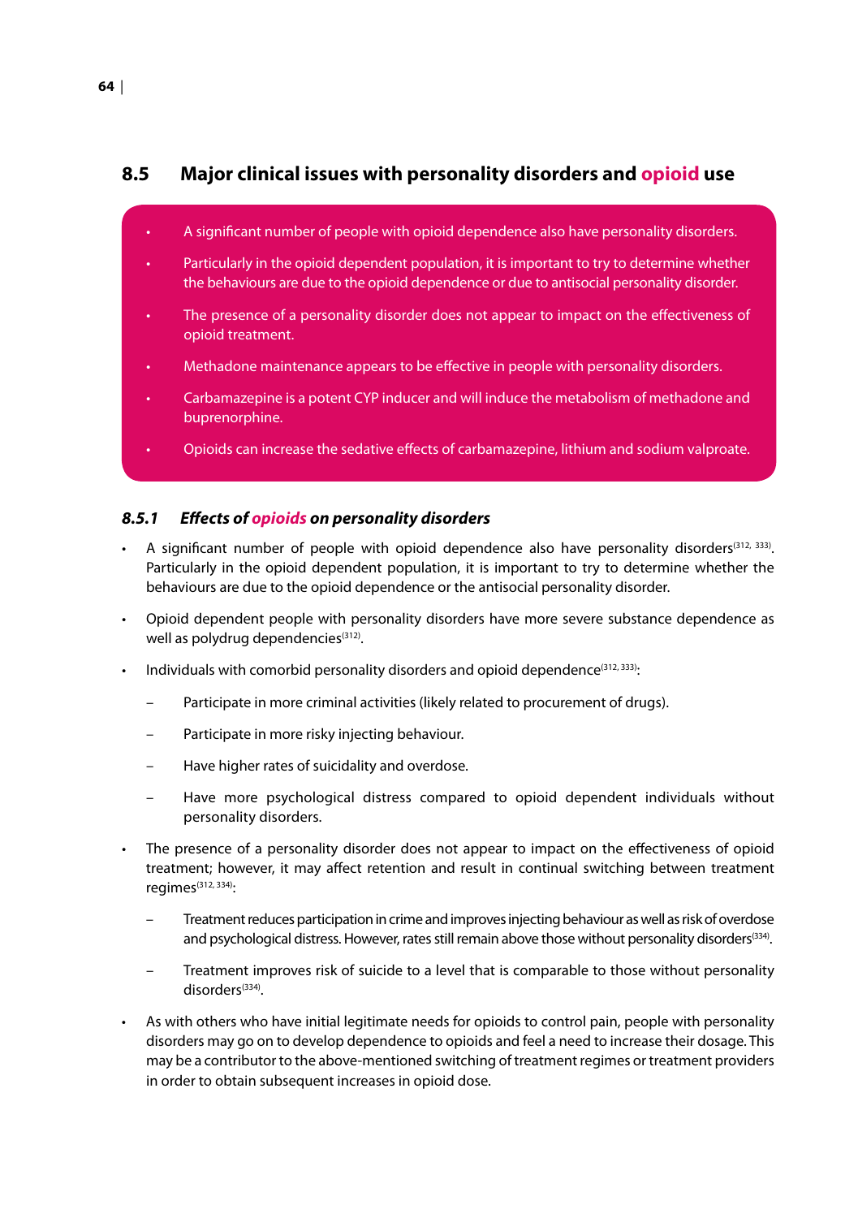## 8.5 Major clinical issues with personality disorders and opioid use

- A significant number of people with opioid dependence also have personality disorders.
- Particularly in the opioid dependent population, it is important to try to determine whether the behaviours are due to the opioid dependence or due to antisocial personality disorder.
- The presence of a personality disorder does not appear to impact on the effectiveness of opioid treatment.
- Methadone maintenance appears to be effective in people with personality disorders.
- Carbamazepine is a potent CYP inducer and will induce the metabolism of methadone and buprenorphine.
- Opioids can increase the sedative effects of carbamazepine, lithium and sodium valproate.

### *8.5.1 Effects of opioids on personality disorders*

- A significant number of people with opioid dependence also have personality disorders[312, 333]. Particularly in the opioid dependent population, it is important to try to determine whether the behaviours are due to the opioid dependence or the antisocial personality disorder.
- Opioid dependent people with personality disorders have more severe substance dependence as well as polydrug dependencies[312].
- Individuals with comorbid personality disorders and opioid dependence[312, 333]:
  - Participate in more criminal activities (likely related to procurement of drugs).
  - Participate in more risky injecting behaviour.
  - Have higher rates of suicidality and overdose.
  - Have more psychological distress compared to opioid dependent individuals without personality disorders.
- The presence of a personality disorder does not appear to impact on the effectiveness of opioid treatment; however, it may affect retention and result in continual switching between treatment regimes[312, 334]:
  - Treatment reduces participation in crime and improves injecting behaviour as well as risk of overdose and psychological distress. However, rates still remain above those without personality disorders[334].
  - Treatment improves risk of suicide to a level that is comparable to those without personality disorders[334].
- As with others who have initial legitimate needs for opioids to control pain, people with personality disorders may go on to develop dependence to opioids and feel a need to increase their dosage. This may be a contributor to the above-mentioned switching of treatment regimes or treatment providers in order to obtain subsequent increases in opioid dose.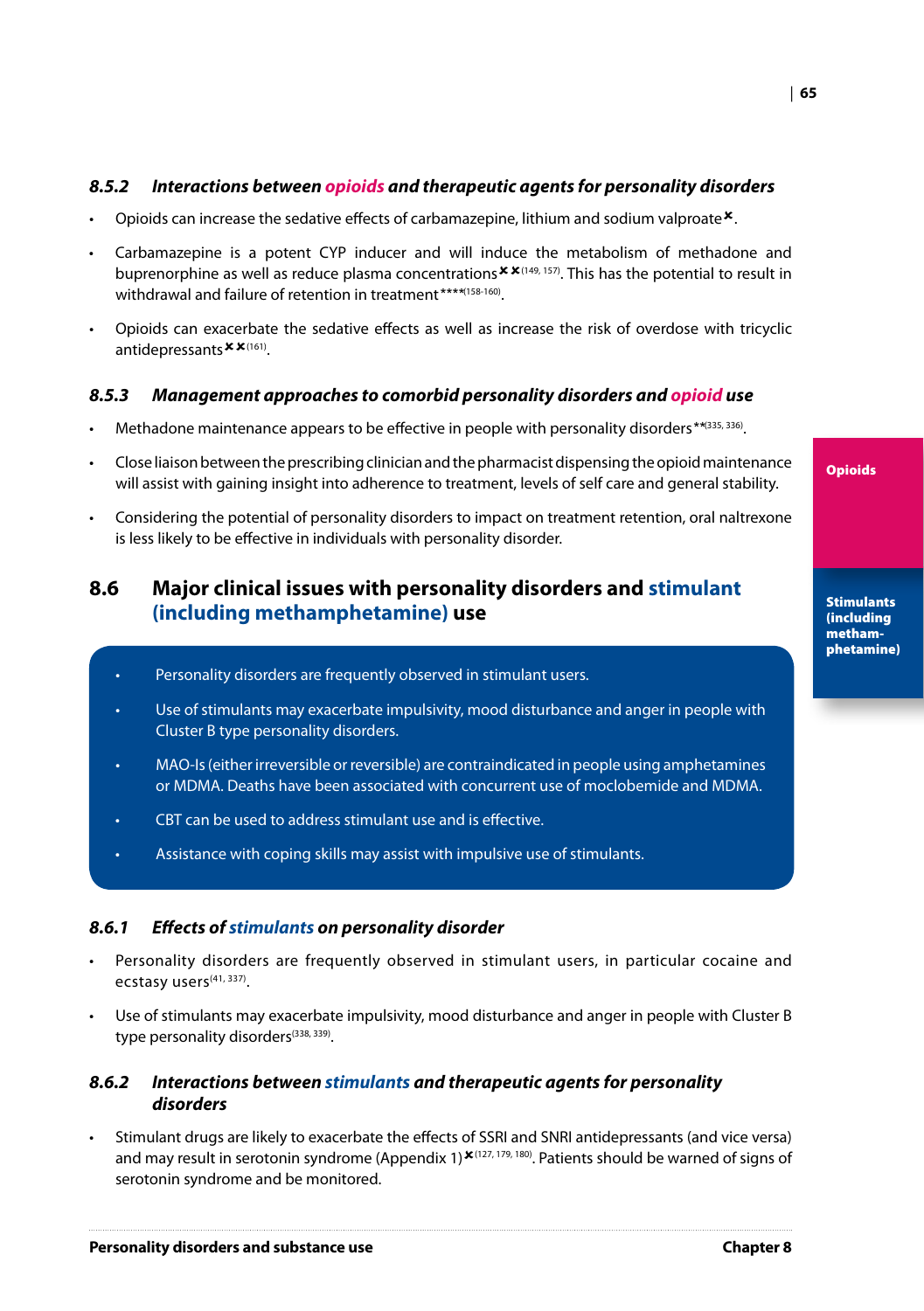#### 8.5.2 Interactions between opioids and therapeutic agents for personality disorders

- Opioids can increase the sedative effects of carbamazepine, lithium and sodium valproate✖.
- Carbamazepine is a potent CYP inducer and will induce the metabolism of methadone and buprenorphine as well as reduce plasma concentrations✖✖[149, 157]. This has the potential to result in withdrawal and failure of retention in treatment****[158-160].
- Opioids can exacerbate the sedative effects as well as increase the risk of overdose with tricyclic antidepressants✖✖[161].

#### 8.5.3 Management approaches to comorbid personality disorders and opioid use

- Methadone maintenance appears to be effective in people with personality disorders**[335, 336].
- Close liaison between the prescribing clinician and the pharmacist dispensing the opioid maintenance will assist with gaining insight into adherence to treatment, levels of self care and general stability.
- Considering the potential of personality disorders to impact on treatment retention, oral naltrexone is less likely to be effective in individuals with personality disorder.

### 8.6 Major clinical issues with personality disorders and stimulant (including methamphetamine) use

- Personality disorders are frequently observed in stimulant users.
- Use of stimulants may exacerbate impulsivity, mood disturbance and anger in people with Cluster B type personality disorders.
- MAO-Is (either irreversible or reversible) are contraindicated in people using amphetamines or MDMA. Deaths have been associated with concurrent use of moclobemide and MDMA.
- CBT can be used to address stimulant use and is effective.
- Assistance with coping skills may assist with impulsive use of stimulants.

#### 8.6.1 Effects of stimulants on personality disorder

- Personality disorders are frequently observed in stimulant users, in particular cocaine and ecstasy users[41, 337].
- Use of stimulants may exacerbate impulsivity, mood disturbance and anger in people with Cluster B type personality disorders[338, 339].

#### 8.6.2 Interactions between stimulants and therapeutic agents for personality disorders

- Stimulant drugs are likely to exacerbate the effects of SSRI and SNRI antidepressants (and vice versa) and may result in serotonin syndrome (Appendix 1)✖[127, 179, 180]. Patients should be warned of signs of serotonin syndrome and be monitored.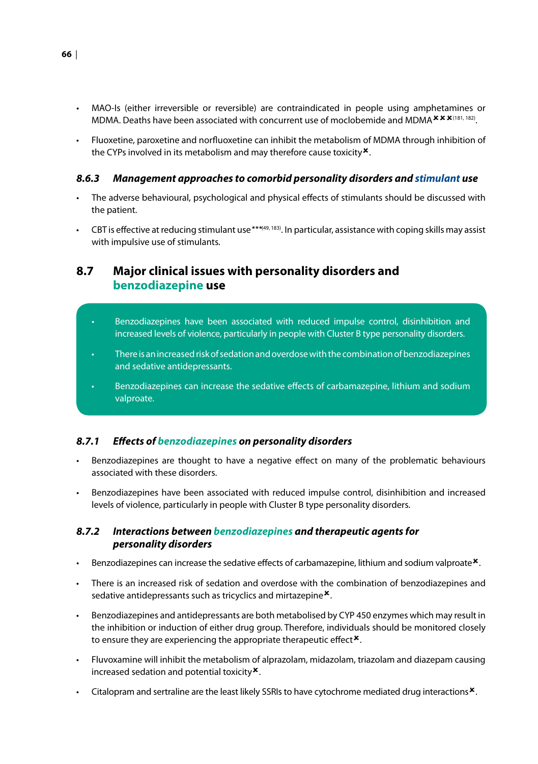- MAO-Is (either irreversible or reversible) are contraindicated in people using amphetamines or MDMA. Deaths have been associated with concurrent use of moclobemide and MDMA✖✖✖[181, 182].
- Fluoxetine, paroxetine and norfluoxetine can inhibit the metabolism of MDMA through inhibition of the CYPs involved in its metabolism and may therefore cause toxicity✖.

### *8.6.3 Management approaches to comorbid personality disorders and stimulant use*

- The adverse behavioural, psychological and physical effects of stimulants should be discussed with the patient.
- CBT is effective at reducing stimulant use***[49, 183]. In particular, assistance with coping skills may assist with impulsive use of stimulants.

## 8.7 Major clinical issues with personality disorders and benzodiazepine use

- Benzodiazepines have been associated with reduced impulse control, disinhibition and increased levels of violence, particularly in people with Cluster B type personality disorders.
- There is an increased risk of sedation and overdose with the combination of benzodiazepines and sedative antidepressants.
- Benzodiazepines can increase the sedative effects of carbamazepine, lithium and sodium valproate.

### *8.7.1 Effects of benzodiazepines on personality disorders*

- Benzodiazepines are thought to have a negative effect on many of the problematic behaviours associated with these disorders.
- Benzodiazepines have been associated with reduced impulse control, disinhibition and increased levels of violence, particularly in people with Cluster B type personality disorders.

### *8.7.2 Interactions between benzodiazepines and therapeutic agents for personality disorders*

- Benzodiazepines can increase the sedative effects of carbamazepine, lithium and sodium valproate✖.
- There is an increased risk of sedation and overdose with the combination of benzodiazepines and sedative antidepressants such as tricyclics and mirtazepine✖.
- Benzodiazepines and antidepressants are both metabolised by CYP 450 enzymes which may result in the inhibition or induction of either drug group. Therefore, individuals should be monitored closely to ensure they are experiencing the appropriate therapeutic effect✖.
- Fluvoxamine will inhibit the metabolism of alprazolam, midazolam, triazolam and diazepam causing increased sedation and potential toxicity✖.
- Citalopram and sertraline are the least likely SSRIs to have cytochrome mediated drug interactions✖.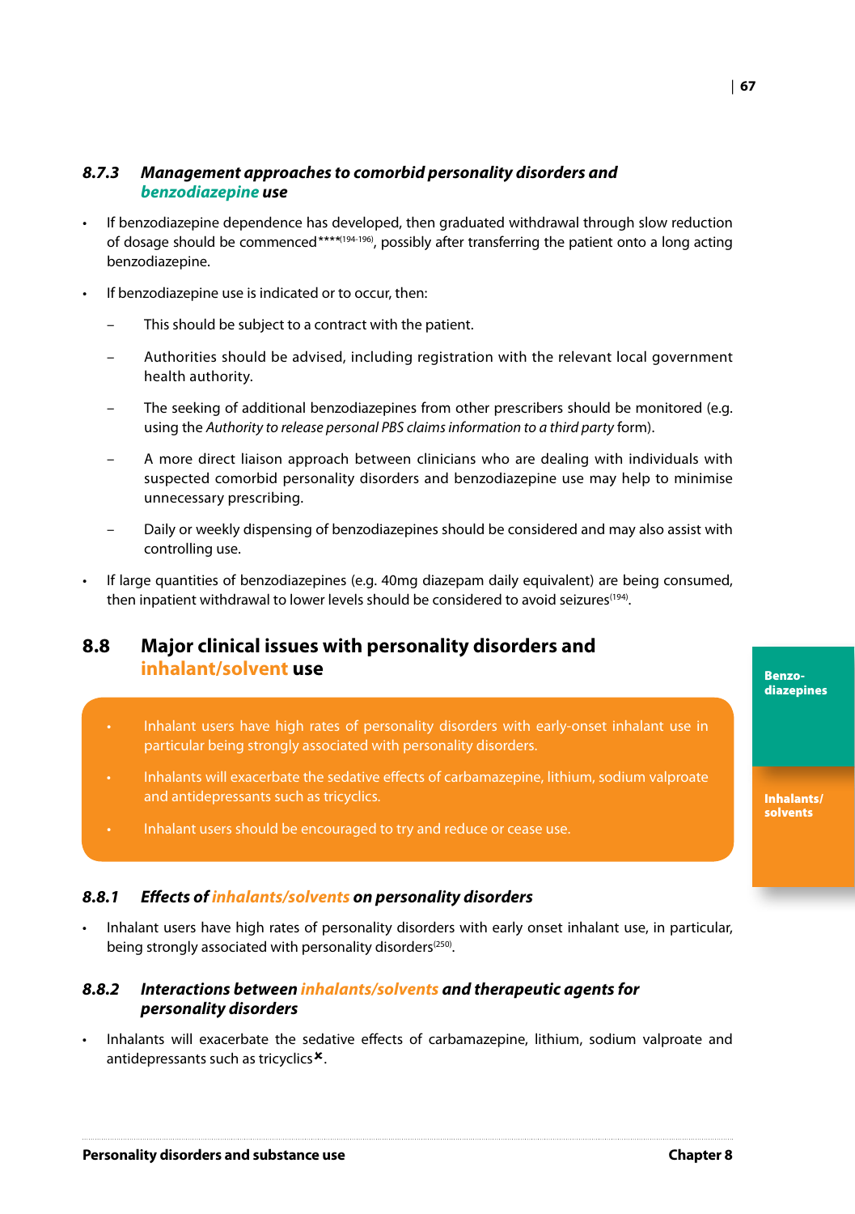### *8.7.3 Management approaches to comorbid personality disorders and benzodiazepine use*

- If benzodiazepine dependence has developed, then graduated withdrawal through slow reduction of dosage should be commenced****[194-196], possibly after transferring the patient onto a long acting benzodiazepine.
- If benzodiazepine use is indicated or to occur, then:
  - This should be subject to a contract with the patient.
  - Authorities should be advised, including registration with the relevant local government health authority.
  - The seeking of additional benzodiazepines from other prescribers should be monitored (e.g. using the *Authority to release personal PBS claims information to a third party* form).
  - A more direct liaison approach between clinicians who are dealing with individuals with suspected comorbid personality disorders and benzodiazepine use may help to minimise unnecessary prescribing.
  - Daily or weekly dispensing of benzodiazepines should be considered and may also assist with controlling use.
- If large quantities of benzodiazepines (e.g. 40mg diazepam daily equivalent) are being consumed, then inpatient withdrawal to lower levels should be considered to avoid seizures[194].

## 8.8 Major clinical issues with personality disorders and inhalant/solvent use

- Inhalant users have high rates of personality disorders with early-onset inhalant use in particular being strongly associated with personality disorders.
- Inhalants will exacerbate the sedative effects of carbamazepine, lithium, sodium valproate and antidepressants such as tricyclics.
- Inhalant users should be encouraged to try and reduce or cease use.

### *8.8.1 Effects of inhalants/solvents on personality disorders*

- Inhalant users have high rates of personality disorders with early onset inhalant use, in particular, being strongly associated with personality disorders[250].

### *8.8.2 Interactions between inhalants/solvents and therapeutic agents for personality disorders*

- Inhalants will exacerbate the sedative effects of carbamazepine, lithium, sodium valproate and antidepressants such as tricyclics✖.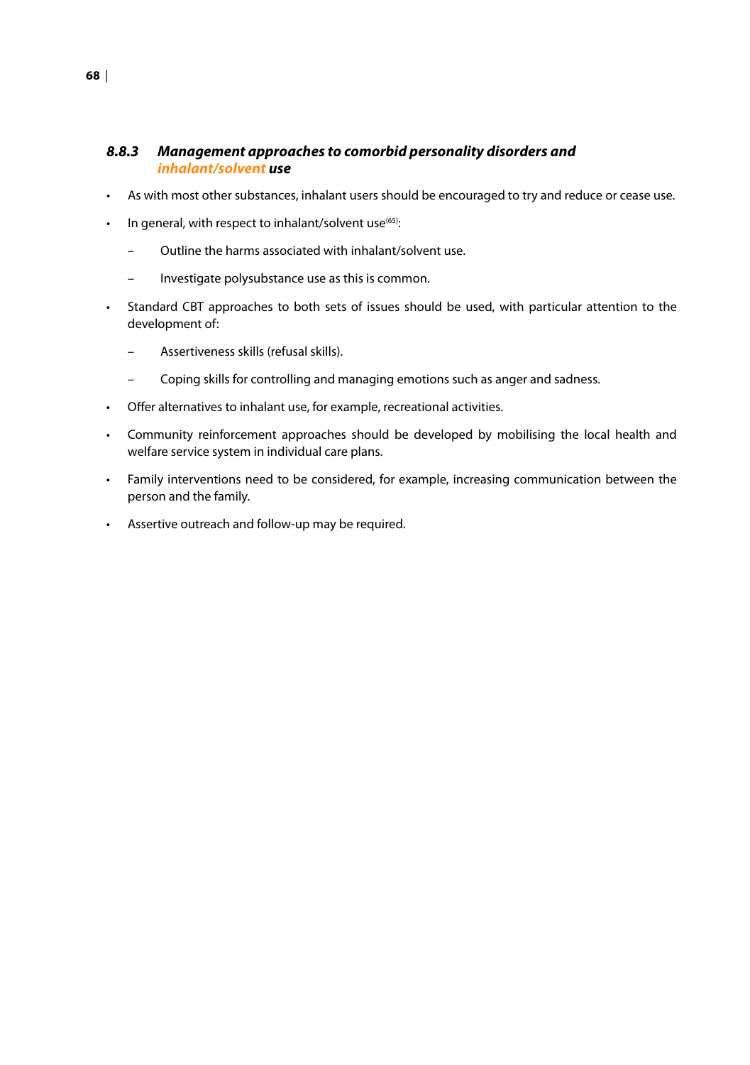### *8.8.3 Management approaches to comorbid personality disorders and inhalant/solvent use*

- As with most other substances, inhalant users should be encouraged to try and reduce or cease use.
- In general, with respect to inhalant/solvent use[65]:
  - Outline the harms associated with inhalant/solvent use.
  - Investigate polysubstance use as this is common.
- Standard CBT approaches to both sets of issues should be used, with particular attention to the development of:
  - Assertiveness skills (refusal skills).
  - Coping skills for controlling and managing emotions such as anger and sadness.
- Offer alternatives to inhalant use, for example, recreational activities.
- Community reinforcement approaches should be developed by mobilising the local health and welfare service system in individual care plans.
- Family interventions need to be considered, for example, increasing communication between the person and the family.
- Assertive outreach and follow-up may be required.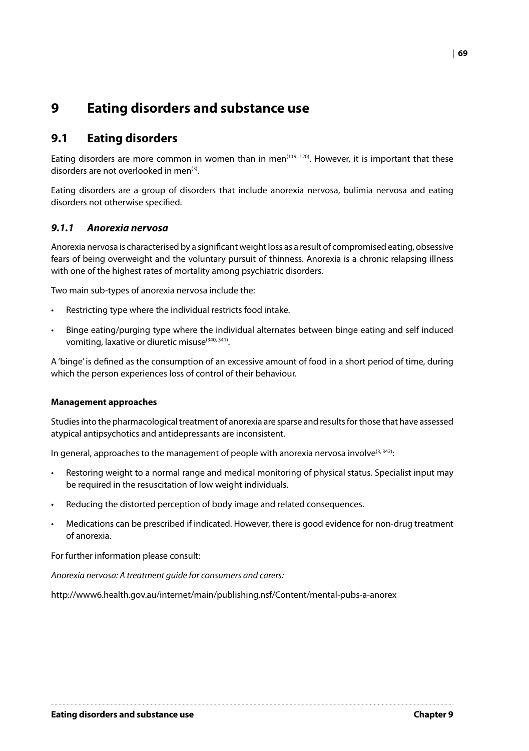# 9 Eating disorders and substance use

## 9.1 Eating disorders

Eating disorders are more common in women than in men[119, 120]. However, it is important that these disorders are not overlooked in men[3].

Eating disorders are a group of disorders that include anorexia nervosa, bulimia nervosa and eating disorders not otherwise specified.

### *9.1.1 Anorexia nervosa*

Anorexia nervosa is characterised by a significant weight loss as a result of compromised eating, obsessive fears of being overweight and the voluntary pursuit of thinness. Anorexia is a chronic relapsing illness with one of the highest rates of mortality among psychiatric disorders.

Two main sub-types of anorexia nervosa include the:

- Restricting type where the individual restricts food intake.
- Binge eating/purging type where the individual alternates between binge eating and self induced vomiting, laxative or diuretic misuse[340, 341].

A 'binge' is defined as the consumption of an excessive amount of food in a short period of time, during which the person experiences loss of control of their behaviour.

**Management approaches**

Studies into the pharmacological treatment of anorexia are sparse and results for those that have assessed atypical antipsychotics and antidepressants are inconsistent.

In general, approaches to the management of people with anorexia nervosa involve[3, 342]:

- Restoring weight to a normal range and medical monitoring of physical status. Specialist input may be required in the resuscitation of low weight individuals.
- Reducing the distorted perception of body image and related consequences.
- Medications can be prescribed if indicated. However, there is good evidence for non-drug treatment of anorexia.

For further information please consult:

*Anorexia nervosa: A treatment guide for consumers and carers:*

http://www6.health.gov.au/internet/main/publishing.nsf/Content/mental-pubs-a-anorex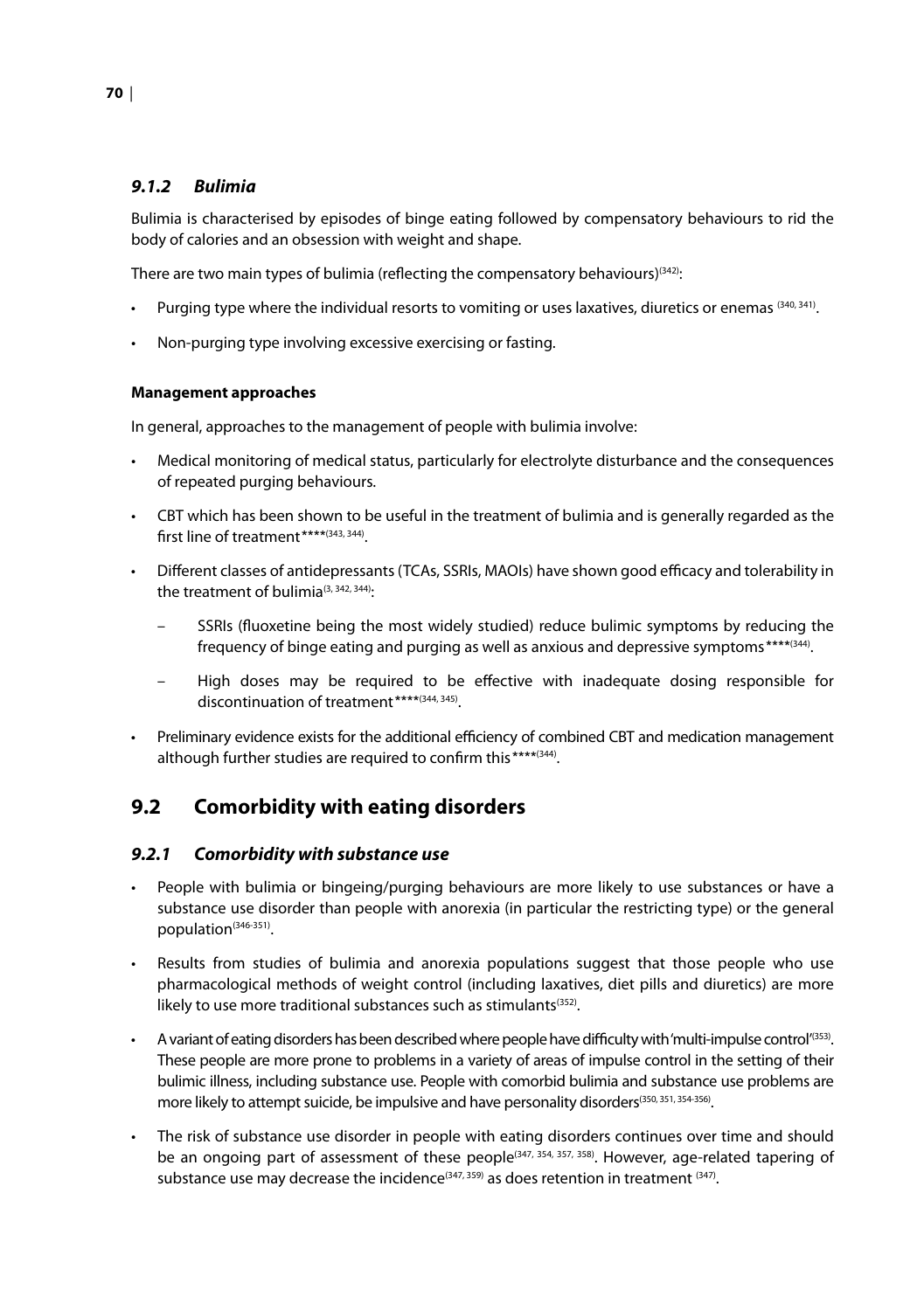### *9.1.2 Bulimia*

Bulimia is characterised by episodes of binge eating followed by compensatory behaviours to rid the body of calories and an obsession with weight and shape.

There are two main types of bulimia (reflecting the compensatory behaviours)[342]:

- Purging type where the individual resorts to vomiting or uses laxatives, diuretics or enemas [340, 341].
- Non-purging type involving excessive exercising or fasting.

#### Management approaches

In general, approaches to the management of people with bulimia involve:

- Medical monitoring of medical status, particularly for electrolyte disturbance and the consequences of repeated purging behaviours.
- CBT which has been shown to be useful in the treatment of bulimia and is generally regarded as the first line of treatment****[343, 344].
- Different classes of antidepressants (TCAs, SSRIs, MAOIs) have shown good efficacy and tolerability in the treatment of bulimia[3, 342, 344]:
  - SSRIs (fluoxetine being the most widely studied) reduce bulimic symptoms by reducing the frequency of binge eating and purging as well as anxious and depressive symptoms****[344].
  - High doses may be required to be effective with inadequate dosing responsible for discontinuation of treatment****[344, 345].
- Preliminary evidence exists for the additional efficiency of combined CBT and medication management although further studies are required to confirm this****[344].

## 9.2 Comorbidity with eating disorders

### *9.2.1 Comorbidity with substance use*

- People with bulimia or bingeing/purging behaviours are more likely to use substances or have a substance use disorder than people with anorexia (in particular the restricting type) or the general population[346-351].
- Results from studies of bulimia and anorexia populations suggest that those people who use pharmacological methods of weight control (including laxatives, diet pills and diuretics) are more likely to use more traditional substances such as stimulants[352].
- A variant of eating disorders has been described where people have difficulty with 'multi-impulse control'[353]. These people are more prone to problems in a variety of areas of impulse control in the setting of their bulimic illness, including substance use. People with comorbid bulimia and substance use problems are more likely to attempt suicide, be impulsive and have personality disorders[350, 351, 354-356].
- The risk of substance use disorder in people with eating disorders continues over time and should be an ongoing part of assessment of these people[347, 354, 357, 358]. However, age-related tapering of substance use may decrease the incidence[347, 359] as does retention in treatment [347].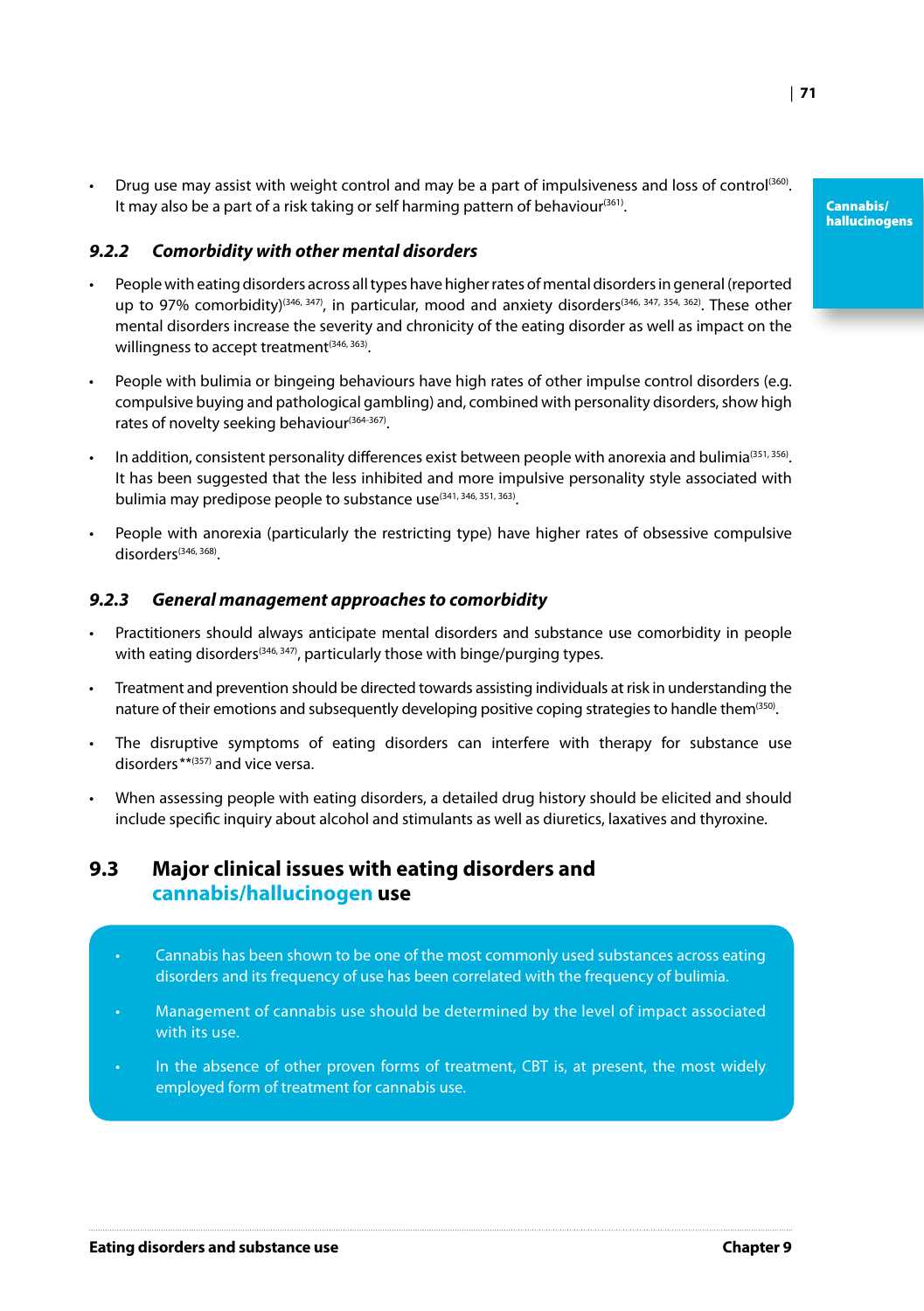- Drug use may assist with weight control and may be a part of impulsiveness and loss of control[360]. It may also be a part of a risk taking or self harming pattern of behaviour[361].

### 9.2.2 *Comorbidity with other mental disorders*

- People with eating disorders across all types have higher rates of mental disorders in general (reported up to 97% comorbidity)[346, 347], in particular, mood and anxiety disorders[346, 347, 354, 362]. These other mental disorders increase the severity and chronicity of the eating disorder as well as impact on the willingness to accept treatment[346, 363].
- People with bulimia or bingeing behaviours have high rates of other impulse control disorders (e.g. compulsive buying and pathological gambling) and, combined with personality disorders, show high rates of novelty seeking behaviour[364-367].
- In addition, consistent personality differences exist between people with anorexia and bulimia[351, 356]. It has been suggested that the less inhibited and more impulsive personality style associated with bulimia may predipose people to substance use[341, 346, 351, 363].
- People with anorexia (particularly the restricting type) have higher rates of obsessive compulsive disorders[346, 368].

### 9.2.3 *General management approaches to comorbidity*

- Practitioners should always anticipate mental disorders and substance use comorbidity in people with eating disorders[346, 347], particularly those with binge/purging types.
- Treatment and prevention should be directed towards assisting individuals at risk in understanding the nature of their emotions and subsequently developing positive coping strategies to handle them[350].
- The disruptive symptoms of eating disorders can interfere with therapy for substance use disorders**[357] and vice versa.
- When assessing people with eating disorders, a detailed drug history should be elicited and should include specific inquiry about alcohol and stimulants as well as diuretics, laxatives and thyroxine.

## 9.3 Major clinical issues with eating disorders and cannabis/hallucinogen use

- Cannabis has been shown to be one of the most commonly used substances across eating disorders and its frequency of use has been correlated with the frequency of bulimia.
- Management of cannabis use should be determined by the level of impact associated with its use.
- In the absence of other proven forms of treatment, CBT is, at present, the most widely employed form of treatment for cannabis use.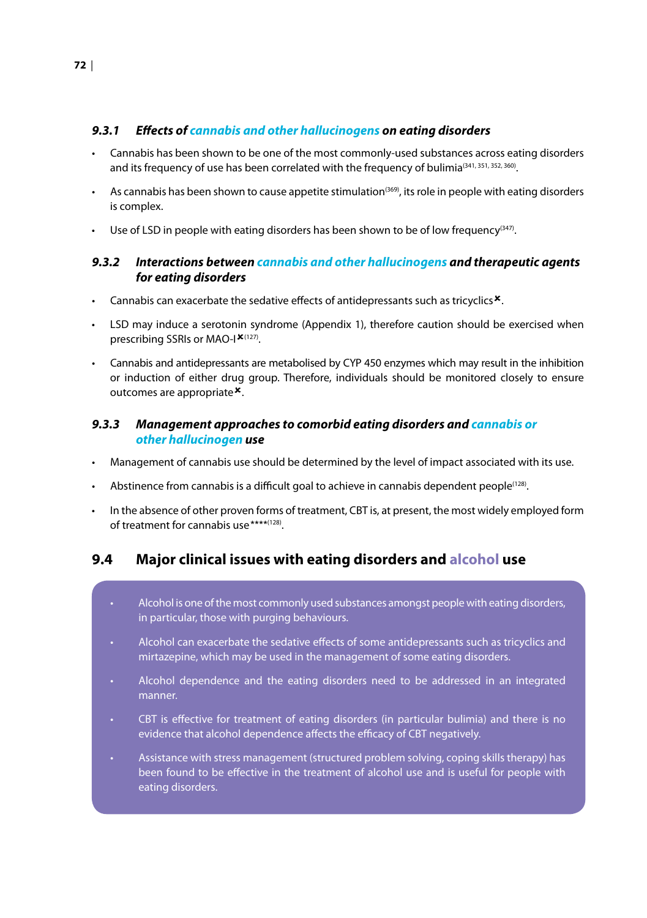### 9.3.1 *Effects of cannabis and other hallucinogens on eating disorders*

- Cannabis has been shown to be one of the most commonly-used substances across eating disorders and its frequency of use has been correlated with the frequency of bulimia[341, 351, 352, 360].
- As cannabis has been shown to cause appetite stimulation[369], its role in people with eating disorders is complex.
- Use of LSD in people with eating disorders has been shown to be of low frequency[347].

### 9.3.2 *Interactions between cannabis and other hallucinogens and therapeutic agents for eating disorders*

- Cannabis can exacerbate the sedative effects of antidepressants such as tricyclics✖.
- LSD may induce a serotonin syndrome (Appendix 1), therefore caution should be exercised when prescribing SSRIs or MAO-I✖[127].
- Cannabis and antidepressants are metabolised by CYP 450 enzymes which may result in the inhibition or induction of either drug group. Therefore, individuals should be monitored closely to ensure outcomes are appropriate✖.

### 9.3.3 *Management approaches to comorbid eating disorders and cannabis or other hallucinogen use*

- Management of cannabis use should be determined by the level of impact associated with its use.
- Abstinence from cannabis is a difficult goal to achieve in cannabis dependent people[128].
- In the absence of other proven forms of treatment, CBT is, at present, the most widely employed form of treatment for cannabis use****[128].

## 9.4 Major clinical issues with eating disorders and alcohol use

- Alcohol is one of the most commonly used substances amongst people with eating disorders, in particular, those with purging behaviours.
- Alcohol can exacerbate the sedative effects of some antidepressants such as tricyclics and mirtazepine, which may be used in the management of some eating disorders.
- Alcohol dependence and the eating disorders need to be addressed in an integrated manner.
- CBT is effective for treatment of eating disorders (in particular bulimia) and there is no evidence that alcohol dependence affects the efficacy of CBT negatively.
- Assistance with stress management (structured problem solving, coping skills therapy) has been found to be effective in the treatment of alcohol use and is useful for people with eating disorders.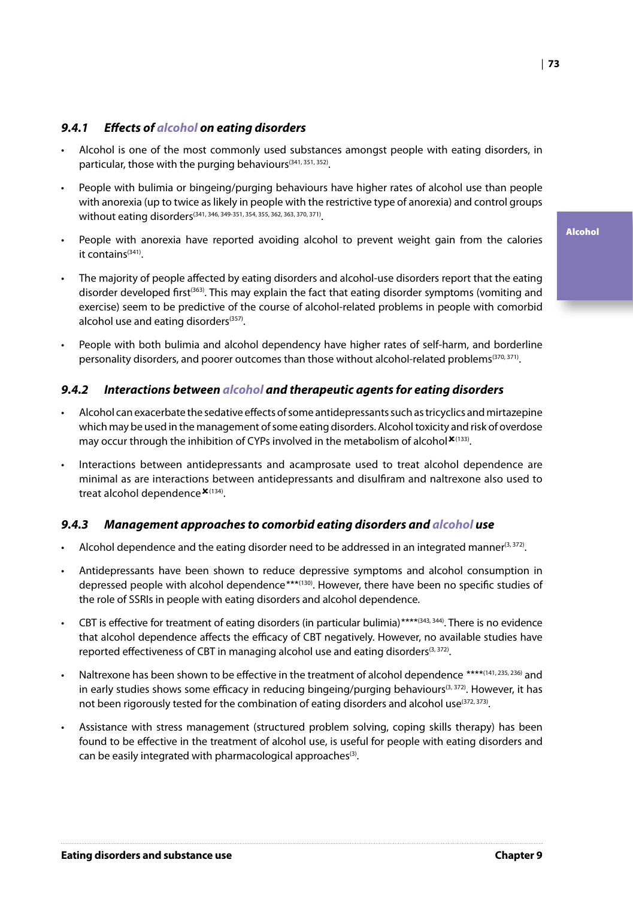### *9.4.1 Effects of alcohol on eating disorders*

- Alcohol is one of the most commonly used substances amongst people with eating disorders, in particular, those with the purging behaviours[341, 351, 352].
- People with bulimia or bingeing/purging behaviours have higher rates of alcohol use than people with anorexia (up to twice as likely in people with the restrictive type of anorexia) and control groups without eating disorders[341, 346, 349-351, 354, 355, 362, 363, 370, 371].
- People with anorexia have reported avoiding alcohol to prevent weight gain from the calories it contains[341].
- The majority of people affected by eating disorders and alcohol-use disorders report that the eating disorder developed first[363]. This may explain the fact that eating disorder symptoms (vomiting and exercise) seem to be predictive of the course of alcohol-related problems in people with comorbid alcohol use and eating disorders[357].
- People with both bulimia and alcohol dependency have higher rates of self-harm, and borderline personality disorders, and poorer outcomes than those without alcohol-related problems[370, 371].

### *9.4.2 Interactions between alcohol and therapeutic agents for eating disorders*

- Alcohol can exacerbate the sedative effects of some antidepressants such as tricyclics and mirtazepine which may be used in the management of some eating disorders. Alcohol toxicity and risk of overdose may occur through the inhibition of CYPs involved in the metabolism of alcohol✖[133].
- Interactions between antidepressants and acamprosate used to treat alcohol dependence are minimal as are interactions between antidepressants and disulfiram and naltrexone also used to treat alcohol dependence✖[134].

### *9.4.3 Management approaches to comorbid eating disorders and alcohol use*

- Alcohol dependence and the eating disorder need to be addressed in an integrated manner[3, 372].
- Antidepressants have been shown to reduce depressive symptoms and alcohol consumption in depressed people with alcohol dependence***[130]. However, there have been no specific studies of the role of SSRIs in people with eating disorders and alcohol dependence.
- CBT is effective for treatment of eating disorders (in particular bulimia)****[343, 344]. There is no evidence that alcohol dependence affects the efficacy of CBT negatively. However, no available studies have reported effectiveness of CBT in managing alcohol use and eating disorders[3, 372].
- Naltrexone has been shown to be effective in the treatment of alcohol dependence ****[141, 235, 236] and in early studies shows some efficacy in reducing bingeing/purging behaviours[3, 372]. However, it has not been rigorously tested for the combination of eating disorders and alcohol use[372, 373].
- Assistance with stress management (structured problem solving, coping skills therapy) has been found to be effective in the treatment of alcohol use, is useful for people with eating disorders and can be easily integrated with pharmacological approaches[3].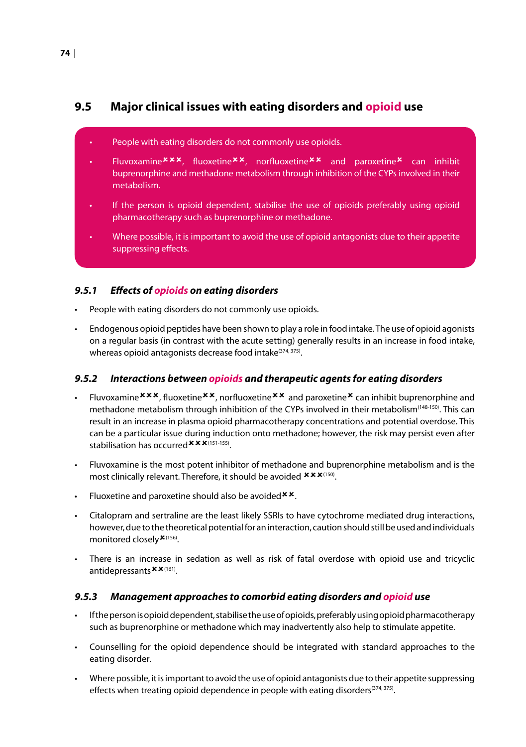## 9.5 Major clinical issues with eating disorders and opioid use

- People with eating disorders do not commonly use opioids.
- Fluvoxamine✖✖✖, fluoxetine✖✖, norfluoxetine✖✖ and paroxetine✖ can inhibit buprenorphine and methadone metabolism through inhibition of the CYPs involved in their metabolism.
- If the person is opioid dependent, stabilise the use of opioids preferably using opioid pharmacotherapy such as buprenorphine or methadone.
- Where possible, it is important to avoid the use of opioid antagonists due to their appetite suppressing effects.

### 9.5.1 *Effects of opioids on eating disorders*

- People with eating disorders do not commonly use opioids.
- Endogenous opioid peptides have been shown to play a role in food intake. The use of opioid agonists on a regular basis (in contrast with the acute setting) generally results in an increase in food intake, whereas opioid antagonists decrease food intake[374, 375].

### 9.5.2 *Interactions between opioids and therapeutic agents for eating disorders*

- Fluvoxamine✖✖✖, fluoxetine✖✖, norfluoxetine✖✖ and paroxetine✖ can inhibit buprenorphine and methadone metabolism through inhibition of the CYPs involved in their metabolism[148-150]. This can result in an increase in plasma opioid pharmacotherapy concentrations and potential overdose. This can be a particular issue during induction onto methadone; however, the risk may persist even after stabilisation has occurred✖✖✖[151-155].
- Fluvoxamine is the most potent inhibitor of methadone and buprenorphine metabolism and is the most clinically relevant. Therefore, it should be avoided ✖✖✖[150].
- Fluoxetine and paroxetine should also be avoided✖✖.
- Citalopram and sertraline are the least likely SSRIs to have cytochrome mediated drug interactions, however, due to the theoretical potential for an interaction, caution should still be used and individuals monitored closely✖[156].
- There is an increase in sedation as well as risk of fatal overdose with opioid use and tricyclic antidepressants✖✖[161].

### 9.5.3 *Management approaches to comorbid eating disorders and opioid use*

- If the person is opioid dependent, stabilise the use of opioids, preferably using opioid pharmacotherapy such as buprenorphine or methadone which may inadvertently also help to stimulate appetite.
- Counselling for the opioid dependence should be integrated with standard approaches to the eating disorder.
- Where possible, it is important to avoid the use of opioid antagonists due to their appetite suppressing effects when treating opioid dependence in people with eating disorders[374, 375].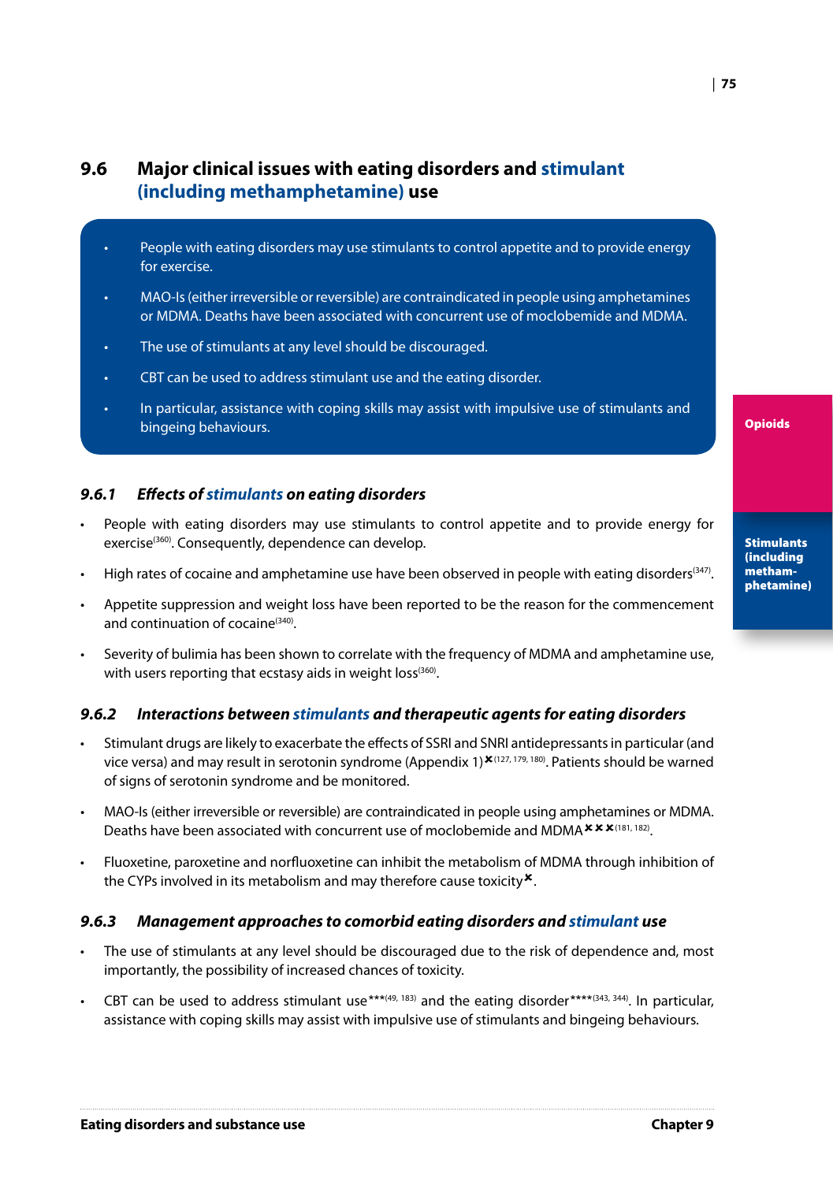## 9.6 Major clinical issues with eating disorders and stimulant (including methamphetamine) use

- People with eating disorders may use stimulants to control appetite and to provide energy for exercise.
- MAO-Is (either irreversible or reversible) are contraindicated in people using amphetamines or MDMA. Deaths have been associated with concurrent use of moclobemide and MDMA.
- The use of stimulants at any level should be discouraged.
- CBT can be used to address stimulant use and the eating disorder.
- In particular, assistance with coping skills may assist with impulsive use of stimulants and bingeing behaviours.

### *9.6.1 Effects of stimulants on eating disorders*

- People with eating disorders may use stimulants to control appetite and to provide energy for exercise[360]. Consequently, dependence can develop.
- High rates of cocaine and amphetamine use have been observed in people with eating disorders[347].
- Appetite suppression and weight loss have been reported to be the reason for the commencement and continuation of cocaine[340].
- Severity of bulimia has been shown to correlate with the frequency of MDMA and amphetamine use, with users reporting that ecstasy aids in weight loss[360].

### *9.6.2 Interactions between stimulants and therapeutic agents for eating disorders*

- Stimulant drugs are likely to exacerbate the effects of SSRI and SNRI antidepressants in particular (and vice versa) and may result in serotonin syndrome (Appendix 1)✖[127, 179, 180]. Patients should be warned of signs of serotonin syndrome and be monitored.
- MAO-Is (either irreversible or reversible) are contraindicated in people using amphetamines or MDMA. Deaths have been associated with concurrent use of moclobemide and MDMA✖✖✖[181, 182].
- Fluoxetine, paroxetine and norfluoxetine can inhibit the metabolism of MDMA through inhibition of the CYPs involved in its metabolism and may therefore cause toxicity✖.

### *9.6.3 Management approaches to comorbid eating disorders and stimulant use*

- The use of stimulants at any level should be discouraged due to the risk of dependence and, most importantly, the possibility of increased chances of toxicity.
- CBT can be used to address stimulant use***[49, 183] and the eating disorder****[343, 344]. In particular, assistance with coping skills may assist with impulsive use of stimulants and bingeing behaviours.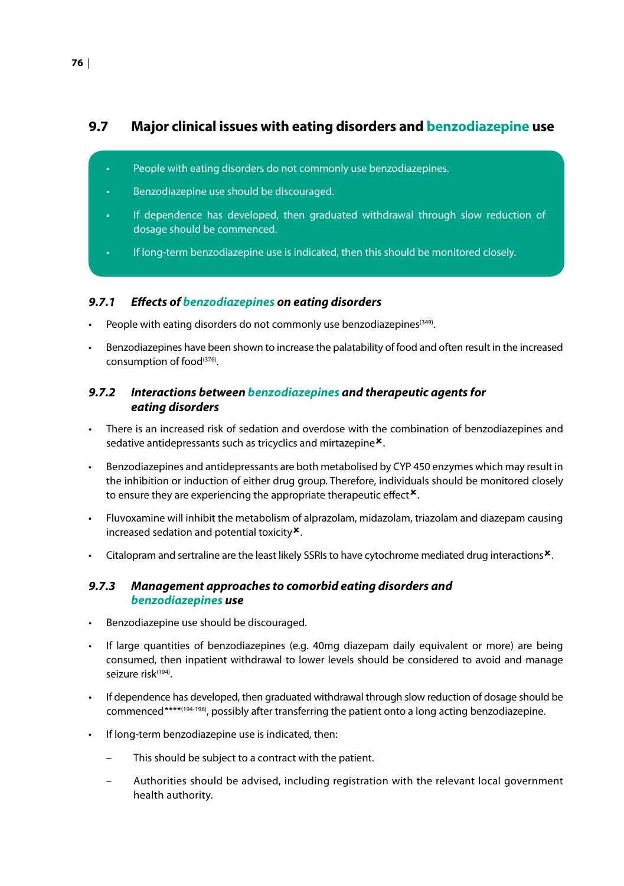## 9.7 Major clinical issues with eating disorders and benzodiazepine use

- People with eating disorders do not commonly use benzodiazepines.
- Benzodiazepine use should be discouraged.
- If dependence has developed, then graduated withdrawal through slow reduction of dosage should be commenced.
- If long-term benzodiazepine use is indicated, then this should be monitored closely.

### *9.7.1 Effects of benzodiazepines on eating disorders*

- People with eating disorders do not commonly use benzodiazepines[349].
- Benzodiazepines have been shown to increase the palatability of food and often result in the increased consumption of food[376].

### *9.7.2 Interactions between benzodiazepines and therapeutic agents for eating disorders*

- There is an increased risk of sedation and overdose with the combination of benzodiazepines and sedative antidepressants such as tricyclics and mirtazepine✖.
- Benzodiazepines and antidepressants are both metabolised by CYP 450 enzymes which may result in the inhibition or induction of either drug group. Therefore, individuals should be monitored closely to ensure they are experiencing the appropriate therapeutic effect✖.
- Fluvoxamine will inhibit the metabolism of alprazolam, midazolam, triazolam and diazepam causing increased sedation and potential toxicity✖.
- Citalopram and sertraline are the least likely SSRIs to have cytochrome mediated drug interactions✖.

### *9.7.3 Management approaches to comorbid eating disorders and benzodiazepines use*

- Benzodiazepine use should be discouraged.
- If large quantities of benzodiazepines (e.g. 40mg diazepam daily equivalent or more) are being consumed, then inpatient withdrawal to lower levels should be considered to avoid and manage seizure risk[194].
- If dependence has developed, then graduated withdrawal through slow reduction of dosage should be commenced****[194-196], possibly after transferring the patient onto a long acting benzodiazepine.
- If long-term benzodiazepine use is indicated, then:
  - This should be subject to a contract with the patient.
  - Authorities should be advised, including registration with the relevant local government health authority.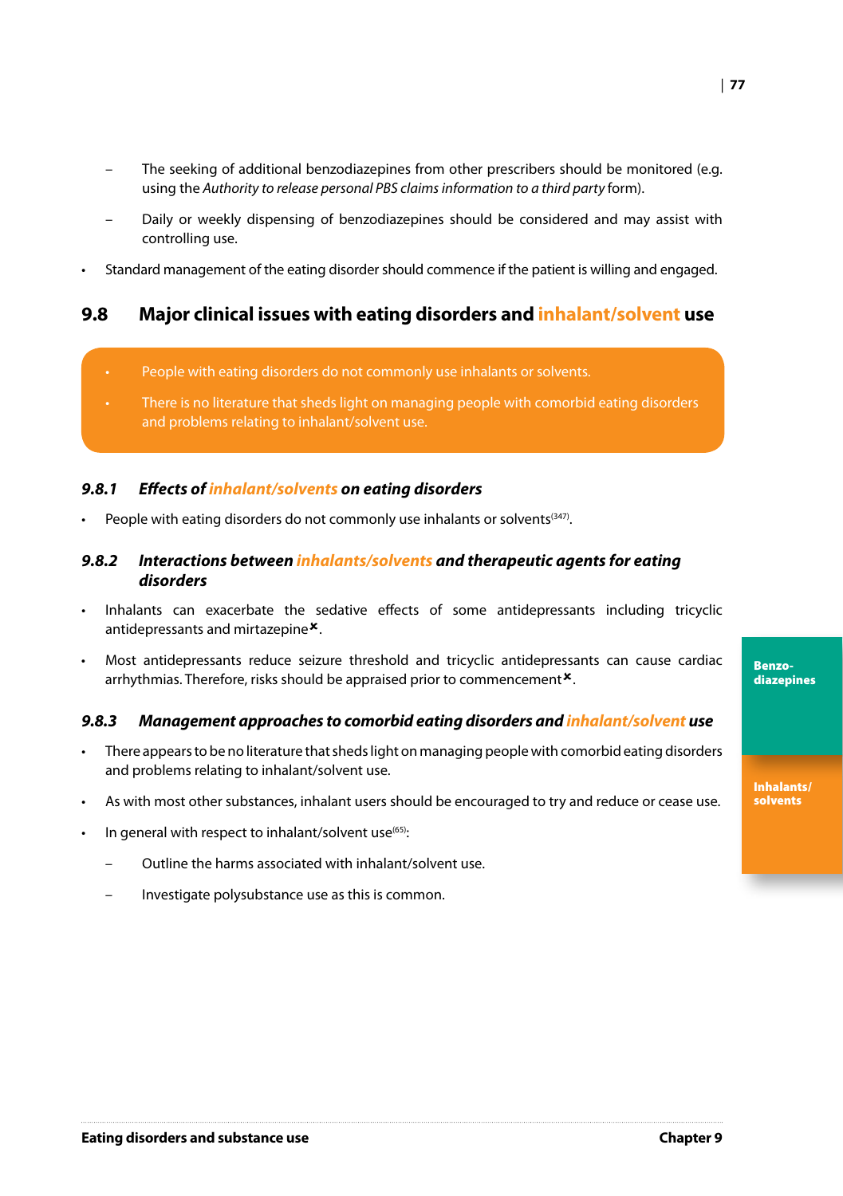- The seeking of additional benzodiazepines from other prescribers should be monitored (e.g. using the *Authority to release personal PBS claims information to a third party* form).
- Daily or weekly dispensing of benzodiazepines should be considered and may assist with controlling use.

- Standard management of the eating disorder should commence if the patient is willing and engaged.

## 9.8 Major clinical issues with eating disorders and inhalant/solvent use

- People with eating disorders do not commonly use inhalants or solvents.
- There is no literature that sheds light on managing people with comorbid eating disorders and problems relating to inhalant/solvent use.

### *9.8.1 Effects of inhalant/solvents on eating disorders*

- People with eating disorders do not commonly use inhalants or solvents[347].

### *9.8.2 Interactions between inhalants/solvents and therapeutic agents for eating disorders*

- Inhalants can exacerbate the sedative effects of some antidepressants including tricyclic antidepressants and mirtazepine✖.
- Most antidepressants reduce seizure threshold and tricyclic antidepressants can cause cardiac arrhythmias. Therefore, risks should be appraised prior to commencement✖.

### *9.8.3 Management approaches to comorbid eating disorders and inhalant/solvent use*

- There appears to be no literature that sheds light on managing people with comorbid eating disorders and problems relating to inhalant/solvent use.
- As with most other substances, inhalant users should be encouraged to try and reduce or cease use.
- In general with respect to inhalant/solvent use[65]:
  - Outline the harms associated with inhalant/solvent use.
  - Investigate polysubstance use as this is common.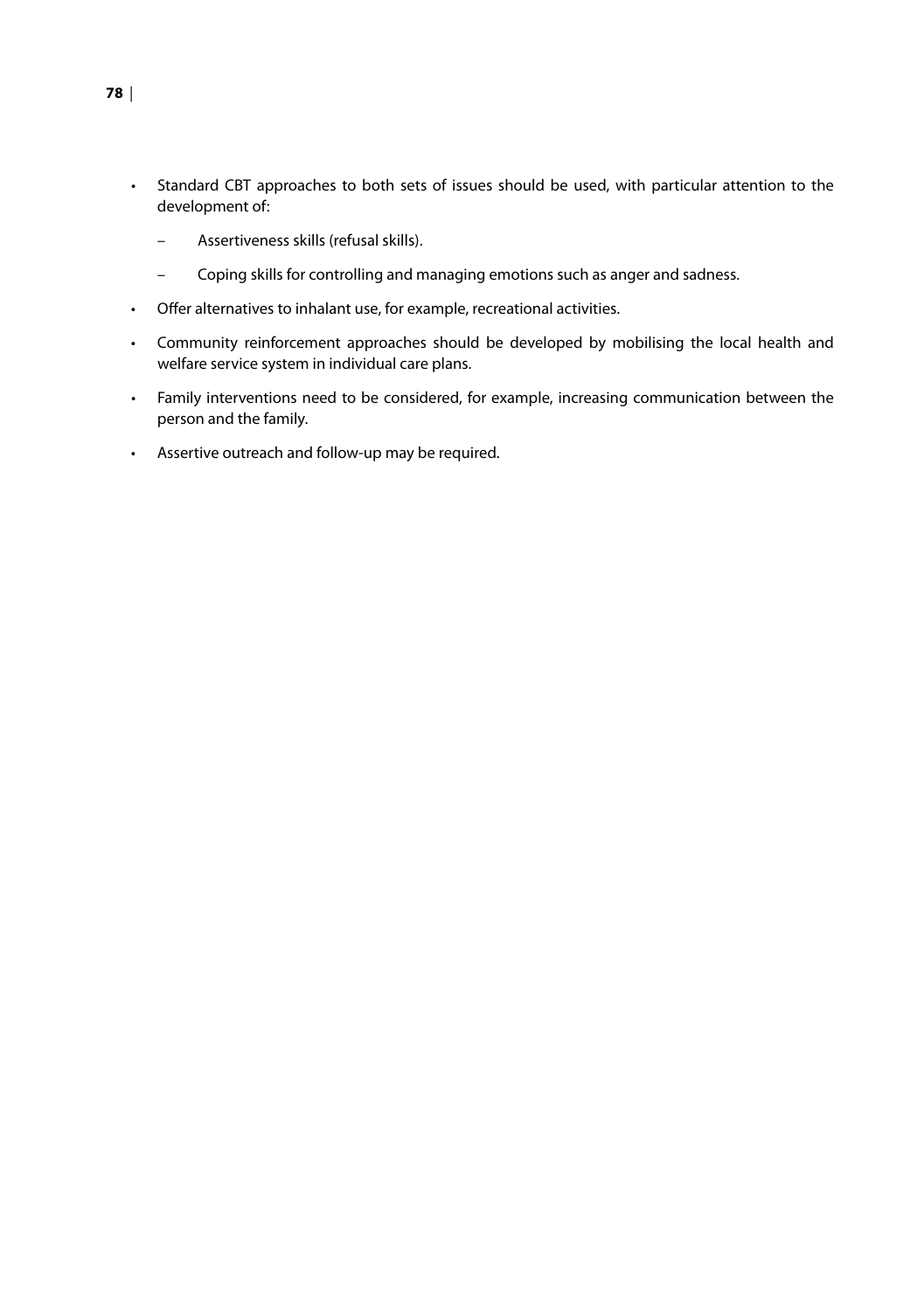- Standard CBT approaches to both sets of issues should be used, with particular attention to the development of:
  - Assertiveness skills (refusal skills).
  - Coping skills for controlling and managing emotions such as anger and sadness.
- Offer alternatives to inhalant use, for example, recreational activities.
- Community reinforcement approaches should be developed by mobilising the local health and welfare service system in individual care plans.
- Family interventions need to be considered, for example, increasing communication between the person and the family.
- Assertive outreach and follow-up may be required.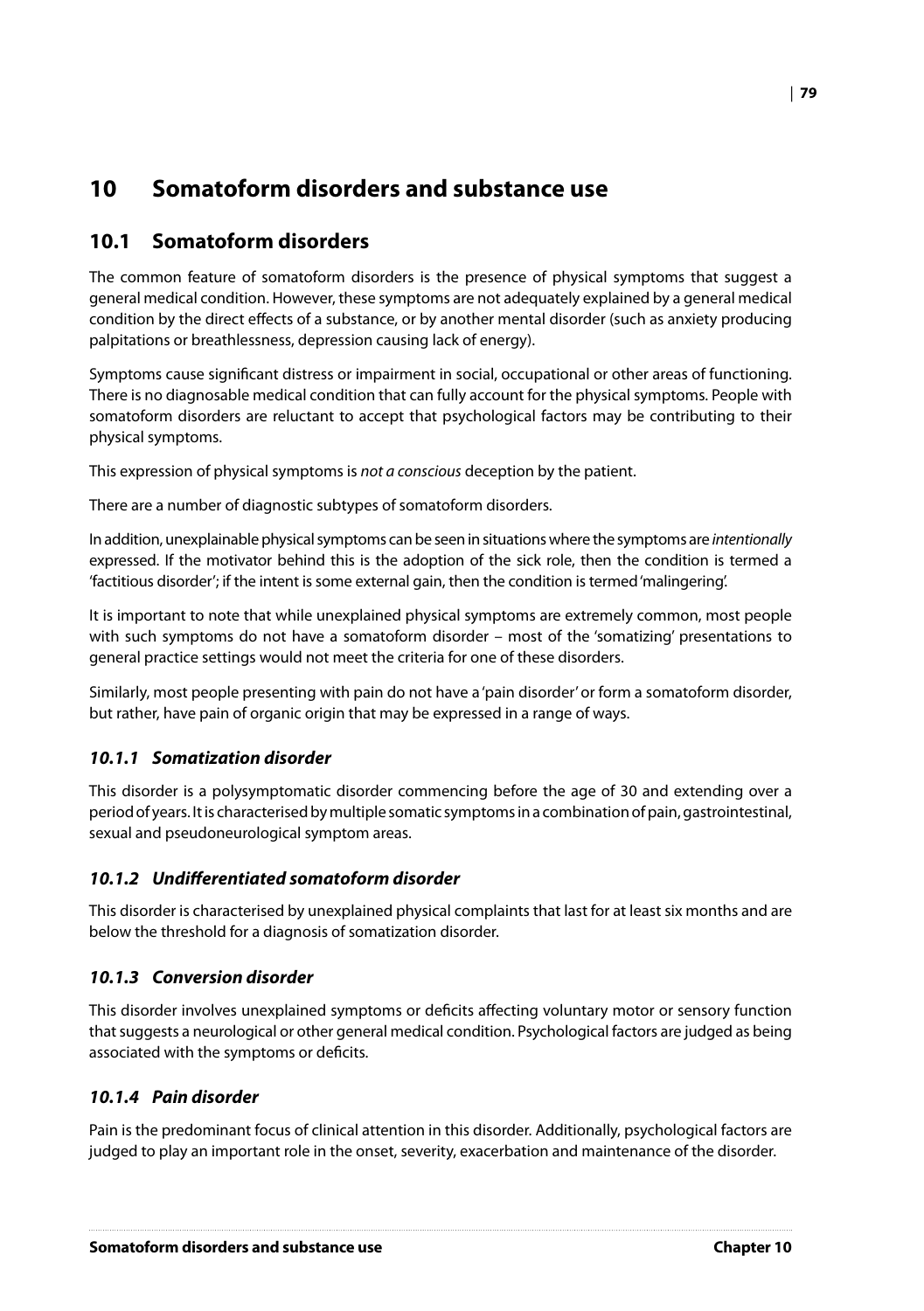# 10 Somatoform disorders and substance use

## 10.1 Somatoform disorders

The common feature of somatoform disorders is the presence of physical symptoms that suggest a general medical condition. However, these symptoms are not adequately explained by a general medical condition by the direct effects of a substance, or by another mental disorder (such as anxiety producing palpitations or breathlessness, depression causing lack of energy).

Symptoms cause significant distress or impairment in social, occupational or other areas of functioning. There is no diagnosable medical condition that can fully account for the physical symptoms. People with somatoform disorders are reluctant to accept that psychological factors may be contributing to their physical symptoms.

This expression of physical symptoms is *not a conscious* deception by the patient.

There are a number of diagnostic subtypes of somatoform disorders.

In addition, unexplainable physical symptoms can be seen in situations where the symptoms are *intentionally* expressed. If the motivator behind this is the adoption of the sick role, then the condition is termed a 'factitious disorder'; if the intent is some external gain, then the condition is termed 'malingering'.

It is important to note that while unexplained physical symptoms are extremely common, most people with such symptoms do not have a somatoform disorder – most of the 'somatizing' presentations to general practice settings would not meet the criteria for one of these disorders.

Similarly, most people presenting with pain do not have a 'pain disorder' or form a somatoform disorder, but rather, have pain of organic origin that may be expressed in a range of ways.

### *10.1.1 Somatization disorder*

This disorder is a polysymptomatic disorder commencing before the age of 30 and extending over a period of years. It is characterised by multiple somatic symptoms in a combination of pain, gastrointestinal, sexual and pseudoneurological symptom areas.

### *10.1.2 Undifferentiated somatoform disorder*

This disorder is characterised by unexplained physical complaints that last for at least six months and are below the threshold for a diagnosis of somatization disorder.

### *10.1.3 Conversion disorder*

This disorder involves unexplained symptoms or deficits affecting voluntary motor or sensory function that suggests a neurological or other general medical condition. Psychological factors are judged as being associated with the symptoms or deficits.

### *10.1.4 Pain disorder*

Pain is the predominant focus of clinical attention in this disorder. Additionally, psychological factors are judged to play an important role in the onset, severity, exacerbation and maintenance of the disorder.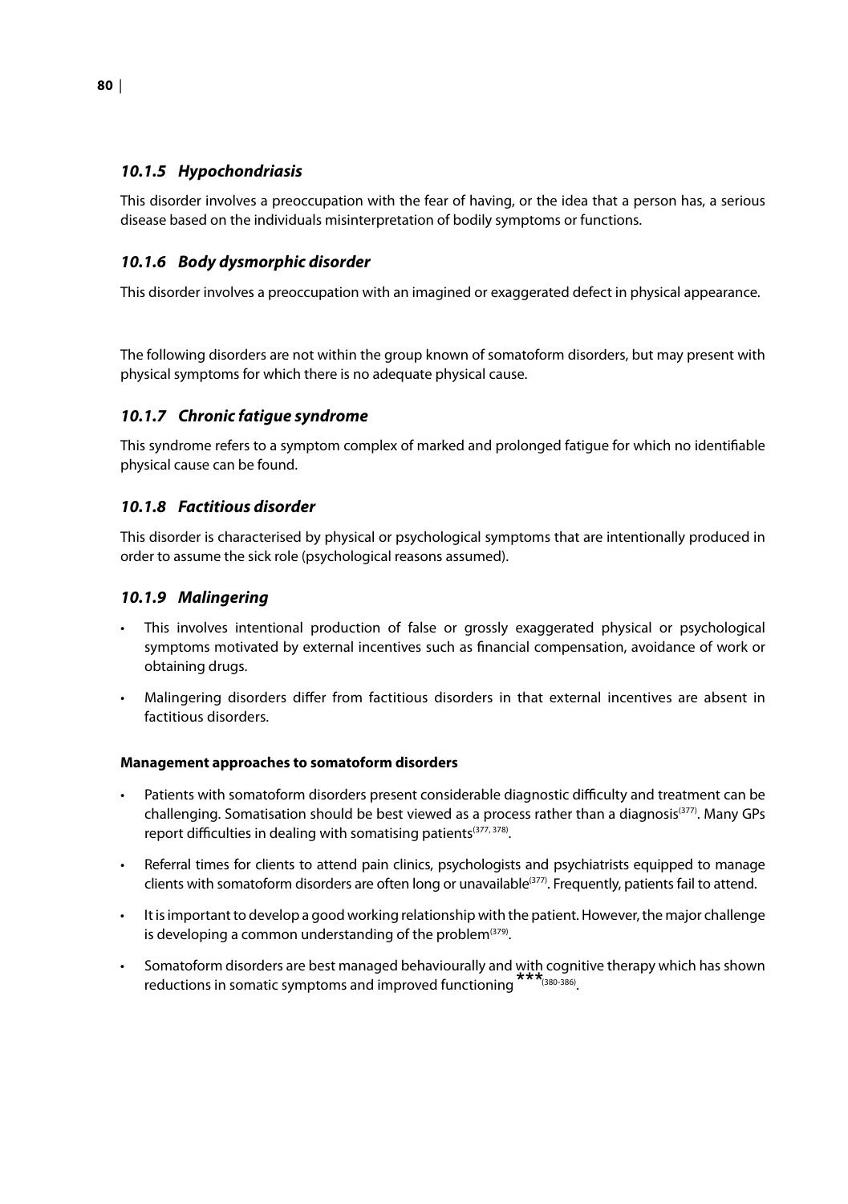### *10.1.5 Hypochondriasis*

This disorder involves a preoccupation with the fear of having, or the idea that a person has, a serious disease based on the individuals misinterpretation of bodily symptoms or functions.

### *10.1.6 Body dysmorphic disorder*

This disorder involves a preoccupation with an imagined or exaggerated defect in physical appearance.

The following disorders are not within the group known of somatoform disorders, but may present with physical symptoms for which there is no adequate physical cause.

### *10.1.7 Chronic fatigue syndrome*

This syndrome refers to a symptom complex of marked and prolonged fatigue for which no identifiable physical cause can be found.

### *10.1.8 Factitious disorder*

This disorder is characterised by physical or psychological symptoms that are intentionally produced in order to assume the sick role (psychological reasons assumed).

### *10.1.9 Malingering*

- This involves intentional production of false or grossly exaggerated physical or psychological symptoms motivated by external incentives such as financial compensation, avoidance of work or obtaining drugs.
- Malingering disorders differ from factitious disorders in that external incentives are absent in factitious disorders.

**Management approaches to somatoform disorders**

- Patients with somatoform disorders present considerable diagnostic difficulty and treatment can be challenging. Somatisation should be best viewed as a process rather than a diagnosis[377]. Many GPs report difficulties in dealing with somatising patients[377, 378].
- Referral times for clients to attend pain clinics, psychologists and psychiatrists equipped to manage clients with somatoform disorders are often long or unavailable[377]. Frequently, patients fail to attend.
- It is important to develop a good working relationship with the patient. However, the major challenge is developing a common understanding of the problem[379].
- Somatoform disorders are best managed behaviourally and with cognitive therapy which has shown reductions in somatic symptoms and improved functioning *** [380-386].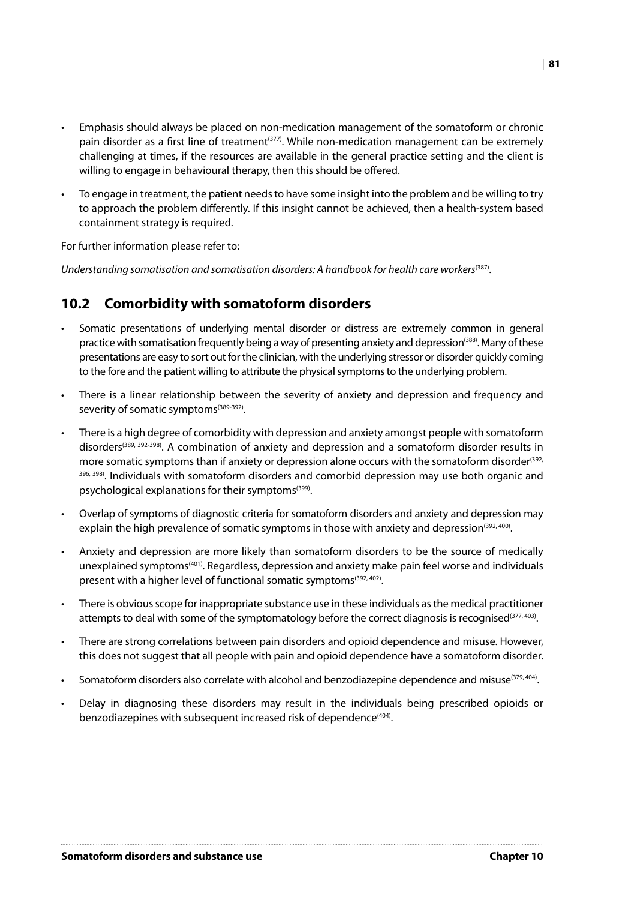- Emphasis should always be placed on non-medication management of the somatoform or chronic pain disorder as a first line of treatment[377]. While non-medication management can be extremely challenging at times, if the resources are available in the general practice setting and the client is willing to engage in behavioural therapy, then this should be offered.
- To engage in treatment, the patient needs to have some insight into the problem and be willing to try to approach the problem differently. If this insight cannot be achieved, then a health-system based containment strategy is required.

For further information please refer to:

*Understanding somatisation and somatisation disorders: A handbook for health care workers*[387].

## 10.2 Comorbidity with somatoform disorders

- Somatic presentations of underlying mental disorder or distress are extremely common in general practice with somatisation frequently being a way of presenting anxiety and depression[388]. Many of these presentations are easy to sort out for the clinician, with the underlying stressor or disorder quickly coming to the fore and the patient willing to attribute the physical symptoms to the underlying problem.
- There is a linear relationship between the severity of anxiety and depression and frequency and severity of somatic symptoms[389-392].
- There is a high degree of comorbidity with depression and anxiety amongst people with somatoform disorders[389, 392-398]. A combination of anxiety and depression and a somatoform disorder results in more somatic symptoms than if anxiety or depression alone occurs with the somatoform disorder[392, 396, 398]. Individuals with somatoform disorders and comorbid depression may use both organic and psychological explanations for their symptoms[399].
- Overlap of symptoms of diagnostic criteria for somatoform disorders and anxiety and depression may explain the high prevalence of somatic symptoms in those with anxiety and depression[392, 400].
- Anxiety and depression are more likely than somatoform disorders to be the source of medically unexplained symptoms[401]. Regardless, depression and anxiety make pain feel worse and individuals present with a higher level of functional somatic symptoms[392, 402].
- There is obvious scope for inappropriate substance use in these individuals as the medical practitioner attempts to deal with some of the symptomatology before the correct diagnosis is recognised[377, 403].
- There are strong correlations between pain disorders and opioid dependence and misuse. However, this does not suggest that all people with pain and opioid dependence have a somatoform disorder.
- Somatoform disorders also correlate with alcohol and benzodiazepine dependence and misuse[379, 404].
- Delay in diagnosing these disorders may result in the individuals being prescribed opioids or benzodiazepines with subsequent increased risk of dependence[404].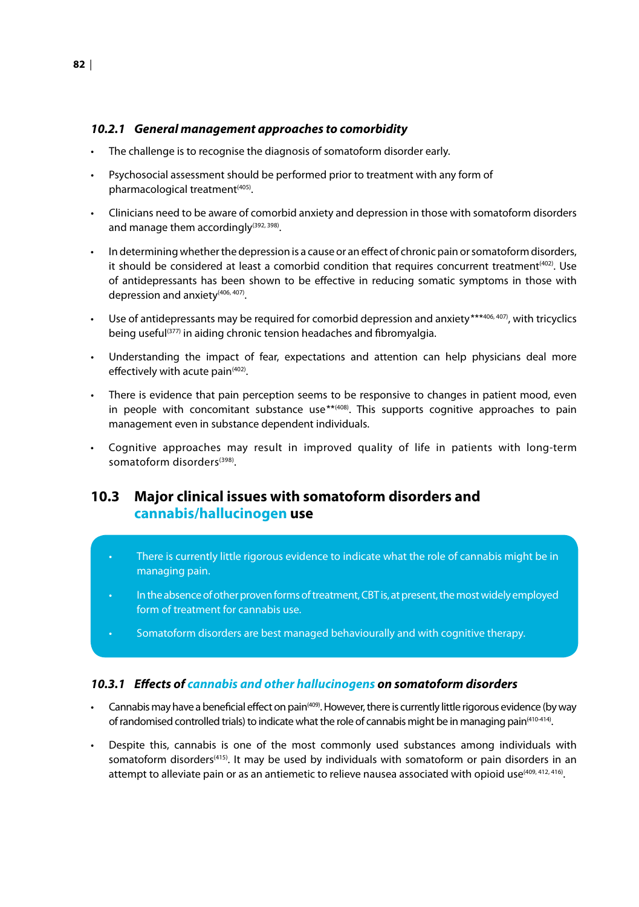### *10.2.1 General management approaches to comorbidity*

- The challenge is to recognise the diagnosis of somatoform disorder early.
- Psychosocial assessment should be performed prior to treatment with any form of pharmacological treatment[405].
- Clinicians need to be aware of comorbid anxiety and depression in those with somatoform disorders and manage them accordingly[392, 398].
- In determining whether the depression is a cause or an effect of chronic pain or somatoform disorders, it should be considered at least a comorbid condition that requires concurrent treatment[402]. Use of antidepressants has been shown to be effective in reducing somatic symptoms in those with depression and anxiety[406, 407].
- Use of antidepressants may be required for comorbid depression and anxiety***[406, 407], with tricyclics being useful[377] in aiding chronic tension headaches and fibromyalgia.
- Understanding the impact of fear, expectations and attention can help physicians deal more effectively with acute pain[402].
- There is evidence that pain perception seems to be responsive to changes in patient mood, even in people with concomitant substance use**[408]. This supports cognitive approaches to pain management even in substance dependent individuals.
- Cognitive approaches may result in improved quality of life in patients with long-term somatoform disorders[398].

## 10.3 Major clinical issues with somatoform disorders and cannabis/hallucinogen use

- There is currently little rigorous evidence to indicate what the role of cannabis might be in managing pain.
- In the absence of other proven forms of treatment, CBT is, at present, the most widely employed form of treatment for cannabis use.
- Somatoform disorders are best managed behaviourally and with cognitive therapy.

### *10.3.1 Effects of cannabis and other hallucinogens on somatoform disorders*

- Cannabis may have a beneficial effect on pain[409]. However, there is currently little rigorous evidence (by way of randomised controlled trials) to indicate what the role of cannabis might be in managing pain[410-414].
- Despite this, cannabis is one of the most commonly used substances among individuals with somatoform disorders[415]. It may be used by individuals with somatoform or pain disorders in an attempt to alleviate pain or as an antiemetic to relieve nausea associated with opioid use[409, 412, 416].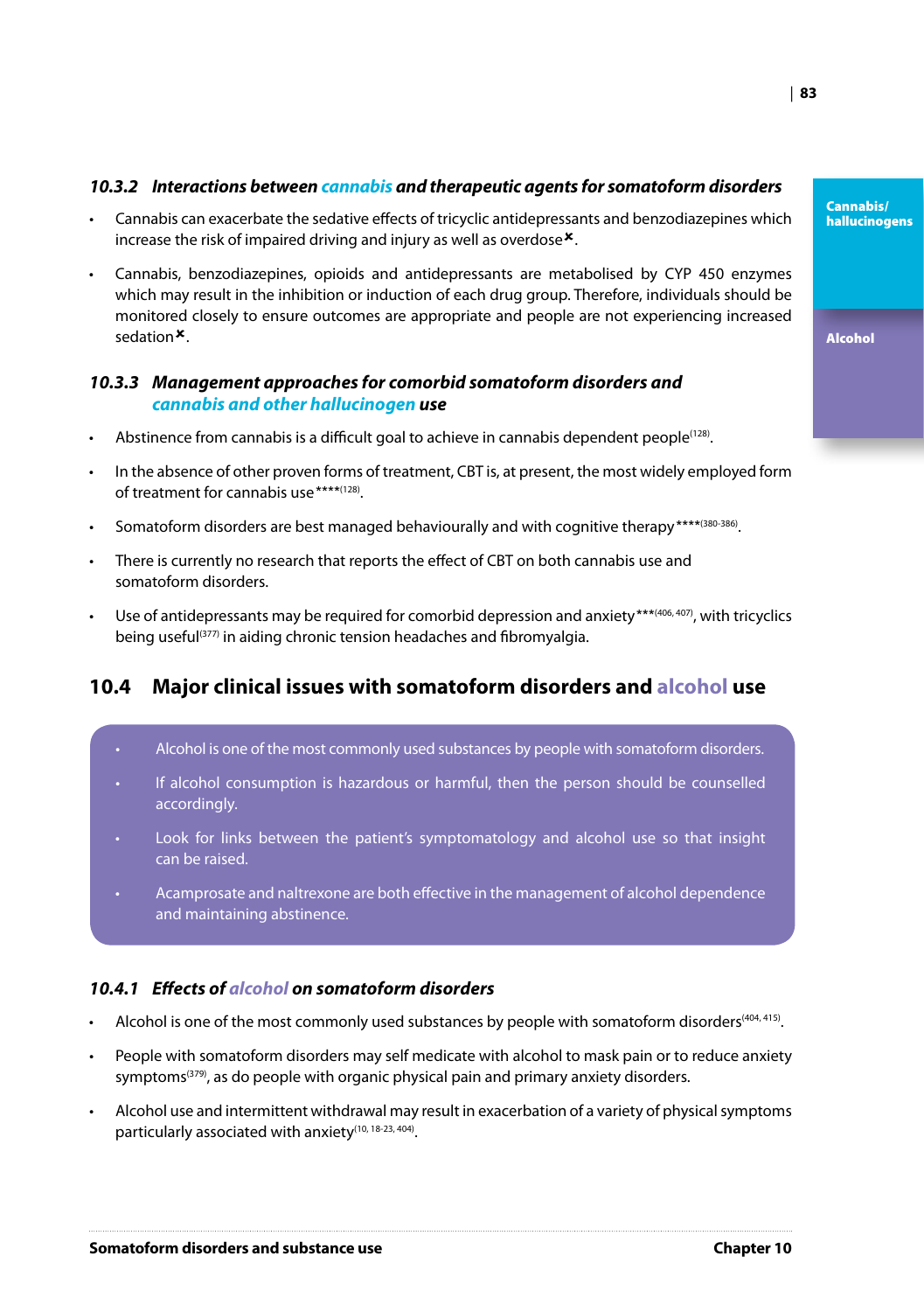### *10.3.2 Interactions between cannabis and therapeutic agents for somatoform disorders*

- Cannabis can exacerbate the sedative effects of tricyclic antidepressants and benzodiazepines which increase the risk of impaired driving and injury as well as overdose✖.
- Cannabis, benzodiazepines, opioids and antidepressants are metabolised by CYP 450 enzymes which may result in the inhibition or induction of each drug group. Therefore, individuals should be monitored closely to ensure outcomes are appropriate and people are not experiencing increased sedation✖.

### *10.3.3 Management approaches for comorbid somatoform disorders and cannabis and other hallucinogen use*

- Abstinence from cannabis is a difficult goal to achieve in cannabis dependent people[128].
- In the absence of other proven forms of treatment, CBT is, at present, the most widely employed form of treatment for cannabis use****[128].
- Somatoform disorders are best managed behaviourally and with cognitive therapy****[380-386].
- There is currently no research that reports the effect of CBT on both cannabis use and somatoform disorders.
- Use of antidepressants may be required for comorbid depression and anxiety***[406, 407], with tricyclics being useful[377] in aiding chronic tension headaches and fibromyalgia.

## 10.4 Major clinical issues with somatoform disorders and alcohol use

- Alcohol is one of the most commonly used substances by people with somatoform disorders.
- If alcohol consumption is hazardous or harmful, then the person should be counselled accordingly.
- Look for links between the patient's symptomatology and alcohol use so that insight can be raised.
- Acamprosate and naltrexone are both effective in the management of alcohol dependence and maintaining abstinence.

### *10.4.1 Effects of alcohol on somatoform disorders*

- Alcohol is one of the most commonly used substances by people with somatoform disorders[404, 415].
- People with somatoform disorders may self medicate with alcohol to mask pain or to reduce anxiety symptoms[379], as do people with organic physical pain and primary anxiety disorders.
- Alcohol use and intermittent withdrawal may result in exacerbation of a variety of physical symptoms particularly associated with anxiety[10, 18-23, 404].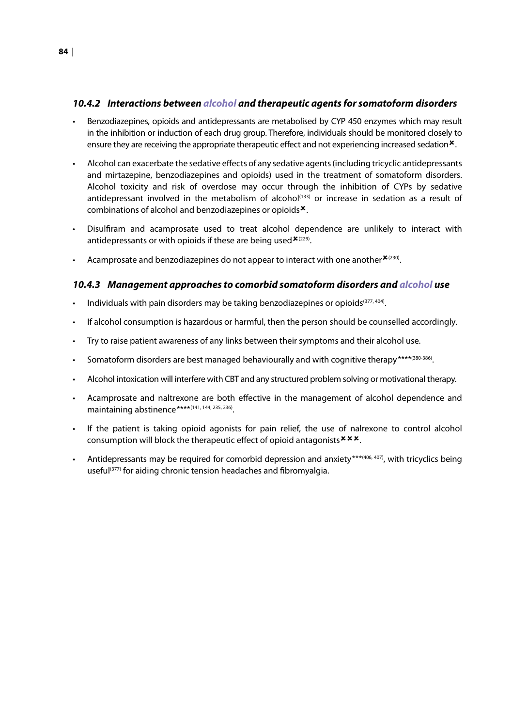### *10.4.2 Interactions between alcohol and therapeutic agents for somatoform disorders*

- Benzodiazepines, opioids and antidepressants are metabolised by CYP 450 enzymes which may result in the inhibition or induction of each drug group. Therefore, individuals should be monitored closely to ensure they are receiving the appropriate therapeutic effect and not experiencing increased sedation✖.
- Alcohol can exacerbate the sedative effects of any sedative agents (including tricyclic antidepressants and mirtazepine, benzodiazepines and opioids) used in the treatment of somatoform disorders. Alcohol toxicity and risk of overdose may occur through the inhibition of CYPs by sedative antidepressant involved in the metabolism of alcohol[133] or increase in sedation as a result of combinations of alcohol and benzodiazepines or opioids✖.
- Disulfiram and acamprosate used to treat alcohol dependence are unlikely to interact with antidepressants or with opioids if these are being used✖[229].
- Acamprosate and benzodiazepines do not appear to interact with one another✖[230].

### *10.4.3 Management approaches to comorbid somatoform disorders and alcohol use*

- Individuals with pain disorders may be taking benzodiazepines or opioids[377, 404].
- If alcohol consumption is hazardous or harmful, then the person should be counselled accordingly.
- Try to raise patient awareness of any links between their symptoms and their alcohol use.
- Somatoform disorders are best managed behaviourally and with cognitive therapy****[380-386].
- Alcohol intoxication will interfere with CBT and any structured problem solving or motivational therapy.
- Acamprosate and naltrexone are both effective in the management of alcohol dependence and maintaining abstinence****[141, 144, 235, 236].
- If the patient is taking opioid agonists for pain relief, the use of nalrexone to control alcohol consumption will block the therapeutic effect of opioid antagonists✖✖✖.
- Antidepressants may be required for comorbid depression and anxiety***[406, 407], with tricyclics being useful[377] for aiding chronic tension headaches and fibromyalgia.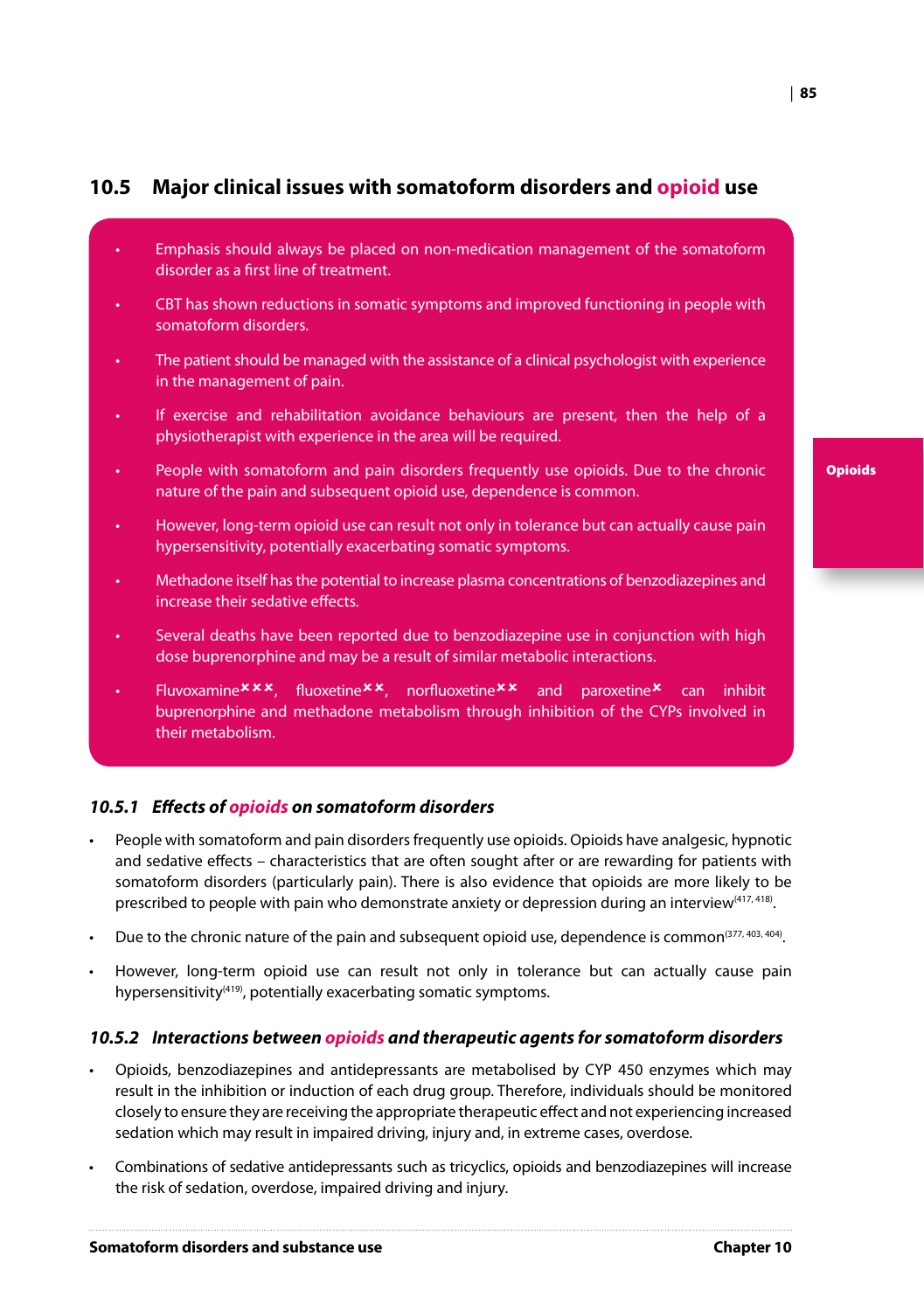## 10.5 Major clinical issues with somatoform disorders and opioid use

- Emphasis should always be placed on non-medication management of the somatoform disorder as a first line of treatment.
- CBT has shown reductions in somatic symptoms and improved functioning in people with somatoform disorders.
- The patient should be managed with the assistance of a clinical psychologist with experience in the management of pain.
- If exercise and rehabilitation avoidance behaviours are present, then the help of a physiotherapist with experience in the area will be required.
- People with somatoform and pain disorders frequently use opioids. Due to the chronic nature of the pain and subsequent opioid use, dependence is common.
- However, long-term opioid use can result not only in tolerance but can actually cause pain hypersensitivity, potentially exacerbating somatic symptoms.
- Methadone itself has the potential to increase plasma concentrations of benzodiazepines and increase their sedative effects.
- Several deaths have been reported due to benzodiazepine use in conjunction with high dose buprenorphine and may be a result of similar metabolic interactions.
- Fluvoxamine✖✖✖, fluoxetine✖✖, norfluoxetine✖✖ and paroxetine✖ can inhibit buprenorphine and methadone metabolism through inhibition of the CYPs involved in their metabolism.

### *10.5.1 Effects of opioids on somatoform disorders*

- People with somatoform and pain disorders frequently use opioids. Opioids have analgesic, hypnotic and sedative effects – characteristics that are often sought after or are rewarding for patients with somatoform disorders (particularly pain). There is also evidence that opioids are more likely to be prescribed to people with pain who demonstrate anxiety or depression during an interview[417, 418].
- Due to the chronic nature of the pain and subsequent opioid use, dependence is common[377, 403, 404].
- However, long-term opioid use can result not only in tolerance but can actually cause pain hypersensitivity[419], potentially exacerbating somatic symptoms.

### *10.5.2 Interactions between opioids and therapeutic agents for somatoform disorders*

- Opioids, benzodiazepines and antidepressants are metabolised by CYP 450 enzymes which may result in the inhibition or induction of each drug group. Therefore, individuals should be monitored closely to ensure they are receiving the appropriate therapeutic effect and not experiencing increased sedation which may result in impaired driving, injury and, in extreme cases, overdose.
- Combinations of sedative antidepressants such as tricyclics, opioids and benzodiazepines will increase the risk of sedation, overdose, impaired driving and injury.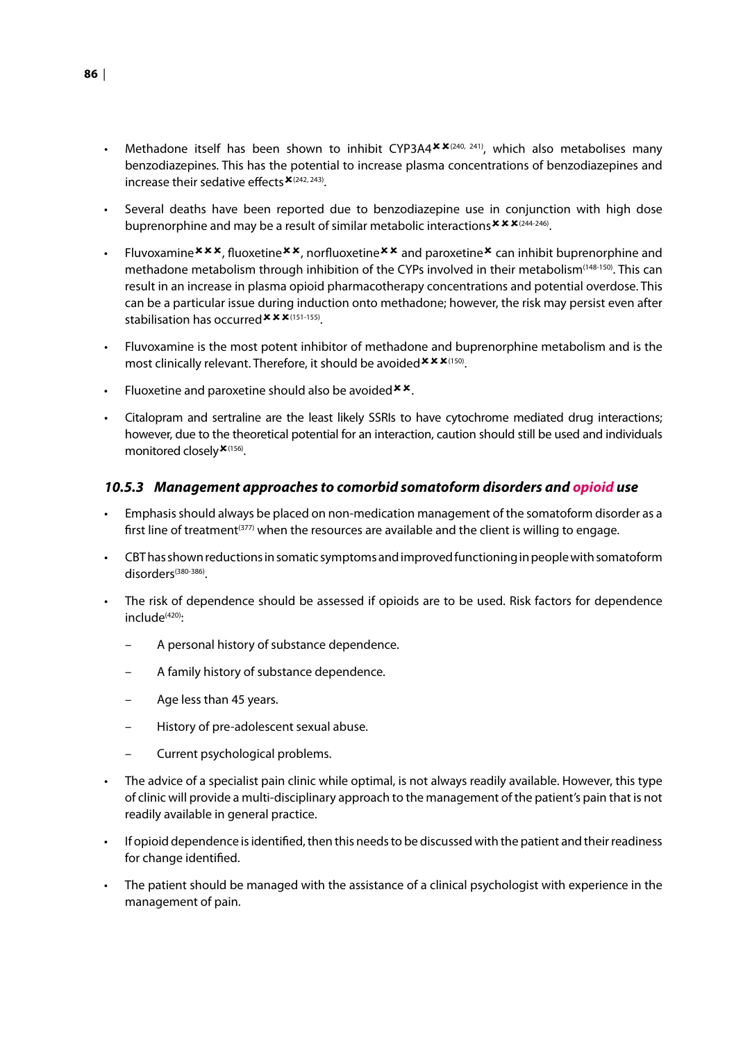- Methadone itself has been shown to inhibit CYP3A4✖✖[240, 241], which also metabolises many benzodiazepines. This has the potential to increase plasma concentrations of benzodiazepines and increase their sedative effects✖[242, 243].
- Several deaths have been reported due to benzodiazepine use in conjunction with high dose buprenorphine and may be a result of similar metabolic interactions✖✖✖[244-246].
- Fluvoxamine✖✖✖, fluoxetine✖✖, norfluoxetine✖✖ and paroxetine✖ can inhibit buprenorphine and methadone metabolism through inhibition of the CYPs involved in their metabolism[148-150]. This can result in an increase in plasma opioid pharmacotherapy concentrations and potential overdose. This can be a particular issue during induction onto methadone; however, the risk may persist even after stabilisation has occurred✖✖✖[151-155].
- Fluvoxamine is the most potent inhibitor of methadone and buprenorphine metabolism and is the most clinically relevant. Therefore, it should be avoided✖✖✖[150].
- Fluoxetine and paroxetine should also be avoided✖✖.
- Citalopram and sertraline are the least likely SSRIs to have cytochrome mediated drug interactions; however, due to the theoretical potential for an interaction, caution should still be used and individuals monitored closely✖[156].

### *10.5.3 Management approaches to comorbid somatoform disorders and opioid use*

- Emphasis should always be placed on non-medication management of the somatoform disorder as a first line of treatment[377] when the resources are available and the client is willing to engage.
- CBT has shown reductions in somatic symptoms and improved functioning in people with somatoform disorders[380-386].
- The risk of dependence should be assessed if opioids are to be used. Risk factors for dependence include[420]:
  - A personal history of substance dependence.
  - A family history of substance dependence.
  - Age less than 45 years.
  - History of pre-adolescent sexual abuse.
  - Current psychological problems.
- The advice of a specialist pain clinic while optimal, is not always readily available. However, this type of clinic will provide a multi-disciplinary approach to the management of the patient's pain that is not readily available in general practice.
- If opioid dependence is identified, then this needs to be discussed with the patient and their readiness for change identified.
- The patient should be managed with the assistance of a clinical psychologist with experience in the management of pain.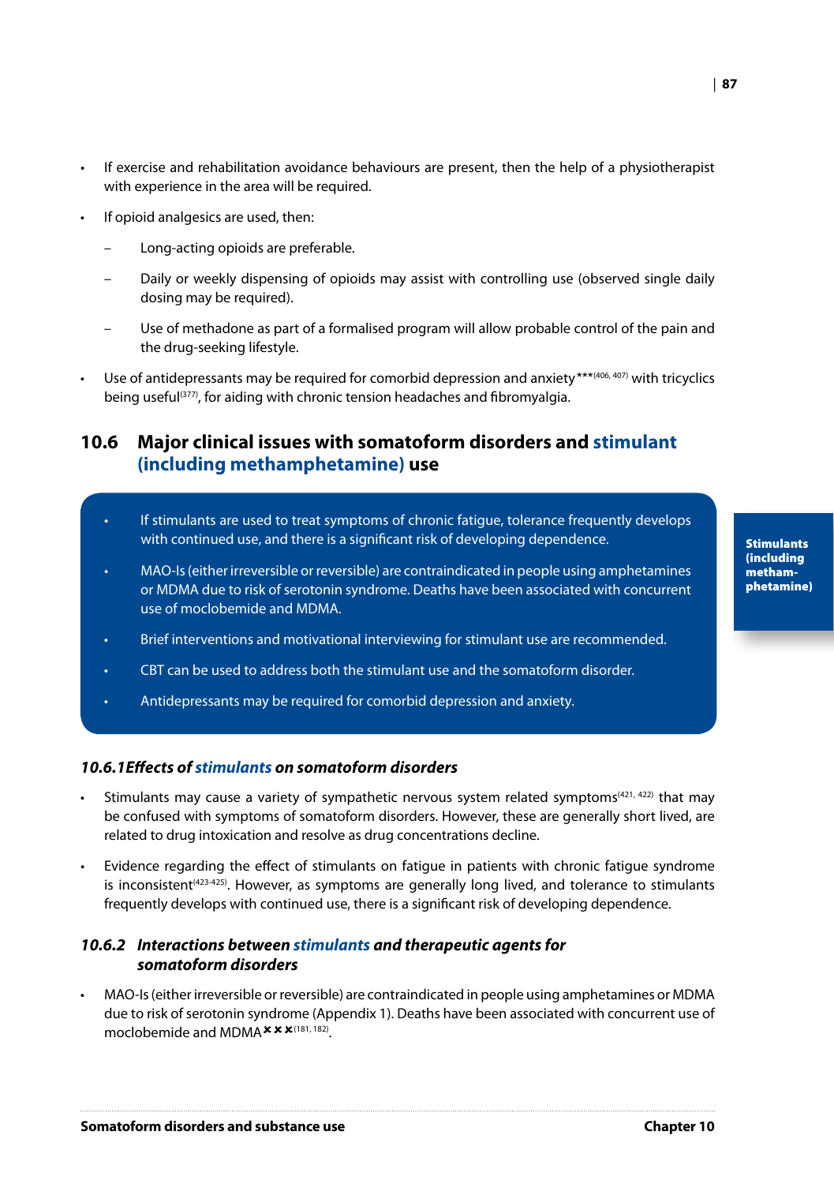- If exercise and rehabilitation avoidance behaviours are present, then the help of a physiotherapist with experience in the area will be required.
- If opioid analgesics are used, then:
  - Long-acting opioids are preferable.
  - Daily or weekly dispensing of opioids may assist with controlling use (observed single daily dosing may be required).
  - Use of methadone as part of a formalised program will allow probable control of the pain and the drug-seeking lifestyle.
- Use of antidepressants may be required for comorbid depression and anxiety***[406, 407] with tricyclics being useful[377], for aiding with chronic tension headaches and fibromyalgia.

## 10.6 Major clinical issues with somatoform disorders and stimulant (including methamphetamine) use

- If stimulants are used to treat symptoms of chronic fatigue, tolerance frequently develops with continued use, and there is a significant risk of developing dependence.
- MAO-Is (either irreversible or reversible) are contraindicated in people using amphetamines or MDMA due to risk of serotonin syndrome. Deaths have been associated with concurrent use of moclobemide and MDMA.
- Brief interventions and motivational interviewing for stimulant use are recommended.
- CBT can be used to address both the stimulant use and the somatoform disorder.
- Antidepressants may be required for comorbid depression and anxiety.

### *10.6.1 Effects of stimulants on somatoform disorders*

- Stimulants may cause a variety of sympathetic nervous system related symptoms[421, 422] that may be confused with symptoms of somatoform disorders. However, these are generally short lived, are related to drug intoxication and resolve as drug concentrations decline.
- Evidence regarding the effect of stimulants on fatigue in patients with chronic fatigue syndrome is inconsistent[423-425]. However, as symptoms are generally long lived, and tolerance to stimulants frequently develops with continued use, there is a significant risk of developing dependence.

### *10.6.2 Interactions between stimulants and therapeutic agents for somatoform disorders*

- MAO-Is (either irreversible or reversible) are contraindicated in people using amphetamines or MDMA due to risk of serotonin syndrome (Appendix 1). Deaths have been associated with concurrent use of moclobemide and MDMA ✖✖✖[181, 182].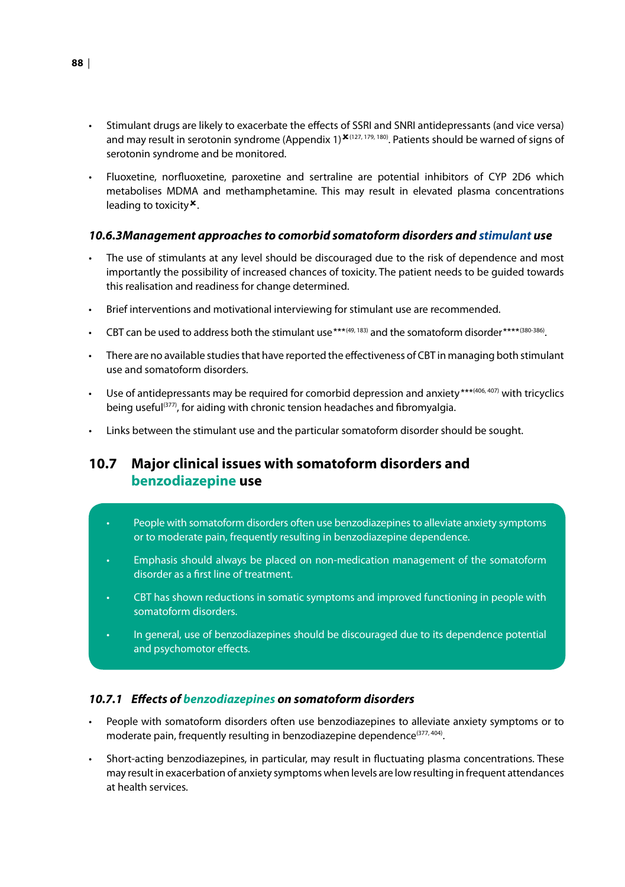- Stimulant drugs are likely to exacerbate the effects of SSRI and SNRI antidepressants (and vice versa) and may result in serotonin syndrome (Appendix 1)✖[127, 179, 180]. Patients should be warned of signs of serotonin syndrome and be monitored.

- Fluoxetine, norfluoxetine, paroxetine and sertraline are potential inhibitors of CYP 2D6 which metabolises MDMA and methamphetamine. This may result in elevated plasma concentrations leading to toxicity✖.

### *10.6.3 Management approaches to comorbid somatoform disorders and stimulant use*

- The use of stimulants at any level should be discouraged due to the risk of dependence and most importantly the possibility of increased chances of toxicity. The patient needs to be guided towards this realisation and readiness for change determined.

- Brief interventions and motivational interviewing for stimulant use are recommended.

- CBT can be used to address both the stimulant use***[49, 183] and the somatoform disorder****[380-386].

- There are no available studies that have reported the effectiveness of CBT in managing both stimulant use and somatoform disorders.

- Use of antidepressants may be required for comorbid depression and anxiety***[406, 407] with tricyclics being useful[377], for aiding with chronic tension headaches and fibromyalgia.

- Links between the stimulant use and the particular somatoform disorder should be sought.

## 10.7 Major clinical issues with somatoform disorders and benzodiazepine use

> - People with somatoform disorders often use benzodiazepines to alleviate anxiety symptoms or to moderate pain, frequently resulting in benzodiazepine dependence.
> - Emphasis should always be placed on non-medication management of the somatoform disorder as a first line of treatment.
> - CBT has shown reductions in somatic symptoms and improved functioning in people with somatoform disorders.
> - In general, use of benzodiazepines should be discouraged due to its dependence potential and psychomotor effects.

### *10.7.1 Effects of benzodiazepines on somatoform disorders*

- People with somatoform disorders often use benzodiazepines to alleviate anxiety symptoms or to moderate pain, frequently resulting in benzodiazepine dependence[377, 404].

- Short-acting benzodiazepines, in particular, may result in fluctuating plasma concentrations. These may result in exacerbation of anxiety symptoms when levels are low resulting in frequent attendances at health services.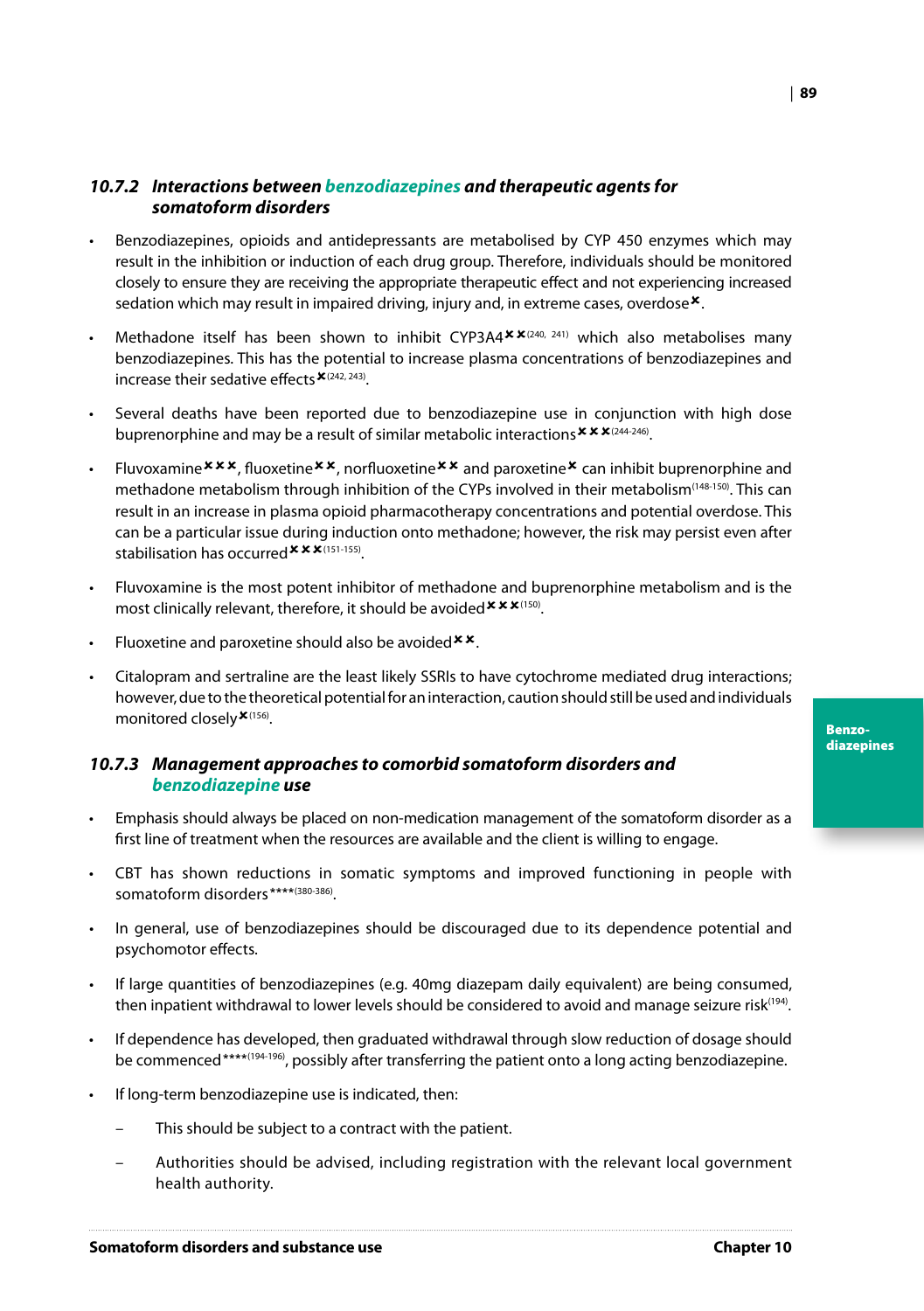### 10.7.2 *Interactions between benzodiazepines and therapeutic agents for somatoform disorders*

- Benzodiazepines, opioids and antidepressants are metabolised by CYP 450 enzymes which may result in the inhibition or induction of each drug group. Therefore, individuals should be monitored closely to ensure they are receiving the appropriate therapeutic effect and not experiencing increased sedation which may result in impaired driving, injury and, in extreme cases, overdose✖.
- Methadone itself has been shown to inhibit CYP3A4✖✖[240, 241] which also metabolises many benzodiazepines. This has the potential to increase plasma concentrations of benzodiazepines and increase their sedative effects✖[242, 243].
- Several deaths have been reported due to benzodiazepine use in conjunction with high dose buprenorphine and may be a result of similar metabolic interactions✖✖✖[244-246].
- Fluvoxamine✖✖✖, fluoxetine✖✖, norfluoxetine✖✖ and paroxetine✖ can inhibit buprenorphine and methadone metabolism through inhibition of the CYPs involved in their metabolism[148-150]. This can result in an increase in plasma opioid pharmacotherapy concentrations and potential overdose. This can be a particular issue during induction onto methadone; however, the risk may persist even after stabilisation has occurred✖✖✖[151-155].
- Fluvoxamine is the most potent inhibitor of methadone and buprenorphine metabolism and is the most clinically relevant, therefore, it should be avoided✖✖✖[150].
- Fluoxetine and paroxetine should also be avoided✖✖.
- Citalopram and sertraline are the least likely SSRIs to have cytochrome mediated drug interactions; however, due to the theoretical potential for an interaction, caution should still be used and individuals monitored closely✖[156].

### 10.7.3 *Management approaches to comorbid somatoform disorders and benzodiazepine use*

- Emphasis should always be placed on non-medication management of the somatoform disorder as a first line of treatment when the resources are available and the client is willing to engage.
- CBT has shown reductions in somatic symptoms and improved functioning in people with somatoform disorders****[380-386].
- In general, use of benzodiazepines should be discouraged due to its dependence potential and psychomotor effects.
- If large quantities of benzodiazepines (e.g. 40mg diazepam daily equivalent) are being consumed, then inpatient withdrawal to lower levels should be considered to avoid and manage seizure risk[194].
- If dependence has developed, then graduated withdrawal through slow reduction of dosage should be commenced****[194-196], possibly after transferring the patient onto a long acting benzodiazepine.
- If long-term benzodiazepine use is indicated, then:
  - This should be subject to a contract with the patient.
  - Authorities should be advised, including registration with the relevant local government health authority.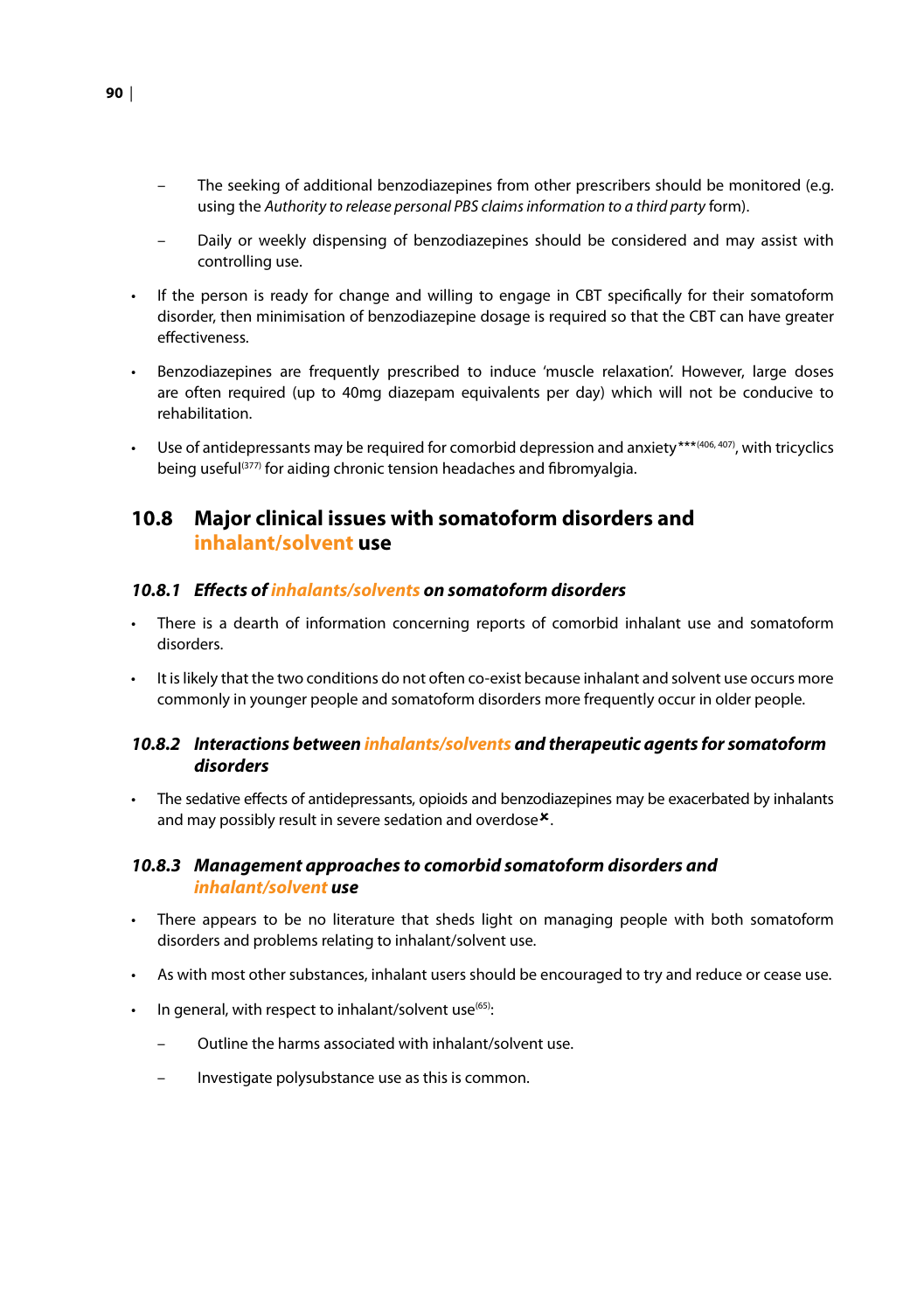- The seeking of additional benzodiazepines from other prescribers should be monitored (e.g. using the *Authority to release personal PBS claims information to a third party* form).
  - Daily or weekly dispensing of benzodiazepines should be considered and may assist with controlling use.

- If the person is ready for change and willing to engage in CBT specifically for their somatoform disorder, then minimisation of benzodiazepine dosage is required so that the CBT can have greater effectiveness.
- Benzodiazepines are frequently prescribed to induce 'muscle relaxation'. However, large doses are often required (up to 40mg diazepam equivalents per day) which will not be conducive to rehabilitation.
- Use of antidepressants may be required for comorbid depression and anxiety***[406, 407], with tricyclics being useful[377] for aiding chronic tension headaches and fibromyalgia.

## 10.8 Major clinical issues with somatoform disorders and inhalant/solvent use

### *10.8.1 Effects of inhalants/solvents on somatoform disorders*

- There is a dearth of information concerning reports of comorbid inhalant use and somatoform disorders.
- It is likely that the two conditions do not often co-exist because inhalant and solvent use occurs more commonly in younger people and somatoform disorders more frequently occur in older people.

### *10.8.2 Interactions between inhalants/solvents and therapeutic agents for somatoform disorders*

- The sedative effects of antidepressants, opioids and benzodiazepines may be exacerbated by inhalants and may possibly result in severe sedation and overdose✖.

### *10.8.3 Management approaches to comorbid somatoform disorders and inhalant/solvent use*

- There appears to be no literature that sheds light on managing people with both somatoform disorders and problems relating to inhalant/solvent use.
- As with most other substances, inhalant users should be encouraged to try and reduce or cease use.
- In general, with respect to inhalant/solvent use[65]:
  - Outline the harms associated with inhalant/solvent use.
  - Investigate polysubstance use as this is common.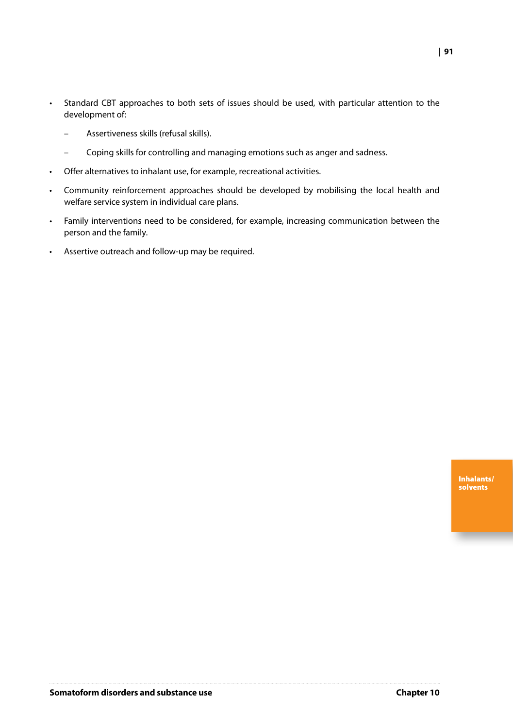- Standard CBT approaches to both sets of issues should be used, with particular attention to the development of:
  - Assertiveness skills (refusal skills).
  - Coping skills for controlling and managing emotions such as anger and sadness.
- Offer alternatives to inhalant use, for example, recreational activities.
- Community reinforcement approaches should be developed by mobilising the local health and welfare service system in individual care plans.
- Family interventions need to be considered, for example, increasing communication between the person and the family.
- Assertive outreach and follow-up may be required.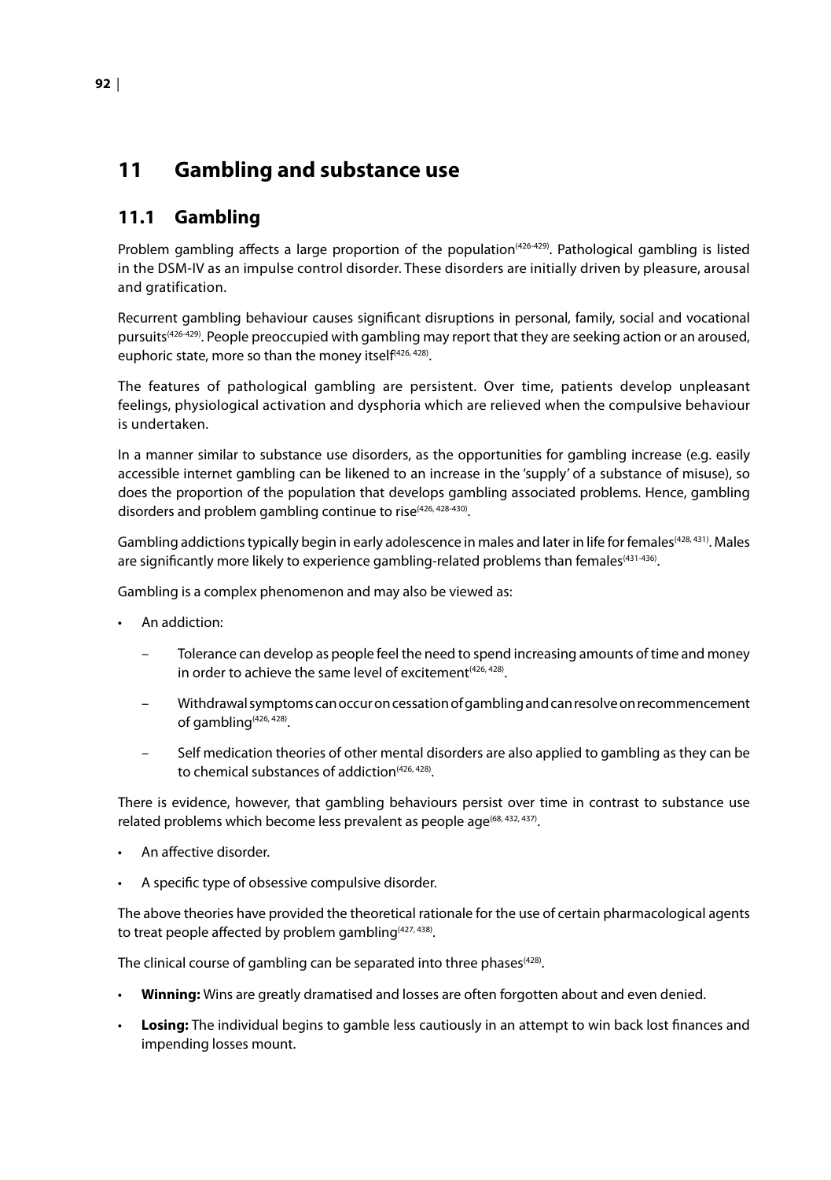# 11 Gambling and substance use

## 11.1 Gambling

Problem gambling affects a large proportion of the population[426-429]. Pathological gambling is listed in the DSM-IV as an impulse control disorder. These disorders are initially driven by pleasure, arousal and gratification.

Recurrent gambling behaviour causes significant disruptions in personal, family, social and vocational pursuits[426-429]. People preoccupied with gambling may report that they are seeking action or an aroused, euphoric state, more so than the money itself[426, 428].

The features of pathological gambling are persistent. Over time, patients develop unpleasant feelings, physiological activation and dysphoria which are relieved when the compulsive behaviour is undertaken.

In a manner similar to substance use disorders, as the opportunities for gambling increase (e.g. easily accessible internet gambling can be likened to an increase in the 'supply' of a substance of misuse), so does the proportion of the population that develops gambling associated problems. Hence, gambling disorders and problem gambling continue to rise[426, 428-430].

Gambling addictions typically begin in early adolescence in males and later in life for females[428, 431]. Males are significantly more likely to experience gambling-related problems than females[431-436].

Gambling is a complex phenomenon and may also be viewed as:

- An addiction:
  - Tolerance can develop as people feel the need to spend increasing amounts of time and money in order to achieve the same level of excitement[426, 428].
  - Withdrawal symptoms can occur on cessation of gambling and can resolve on recommencement of gambling[426, 428].
  - Self medication theories of other mental disorders are also applied to gambling as they can be to chemical substances of addiction[426, 428].

There is evidence, however, that gambling behaviours persist over time in contrast to substance use related problems which become less prevalent as people age[68, 432, 437].

- An affective disorder.
- A specific type of obsessive compulsive disorder.

The above theories have provided the theoretical rationale for the use of certain pharmacological agents to treat people affected by problem gambling[427, 438].

The clinical course of gambling can be separated into three phases[428].

- **Winning:** Wins are greatly dramatised and losses are often forgotten about and even denied.
- **Losing:** The individual begins to gamble less cautiously in an attempt to win back lost finances and impending losses mount.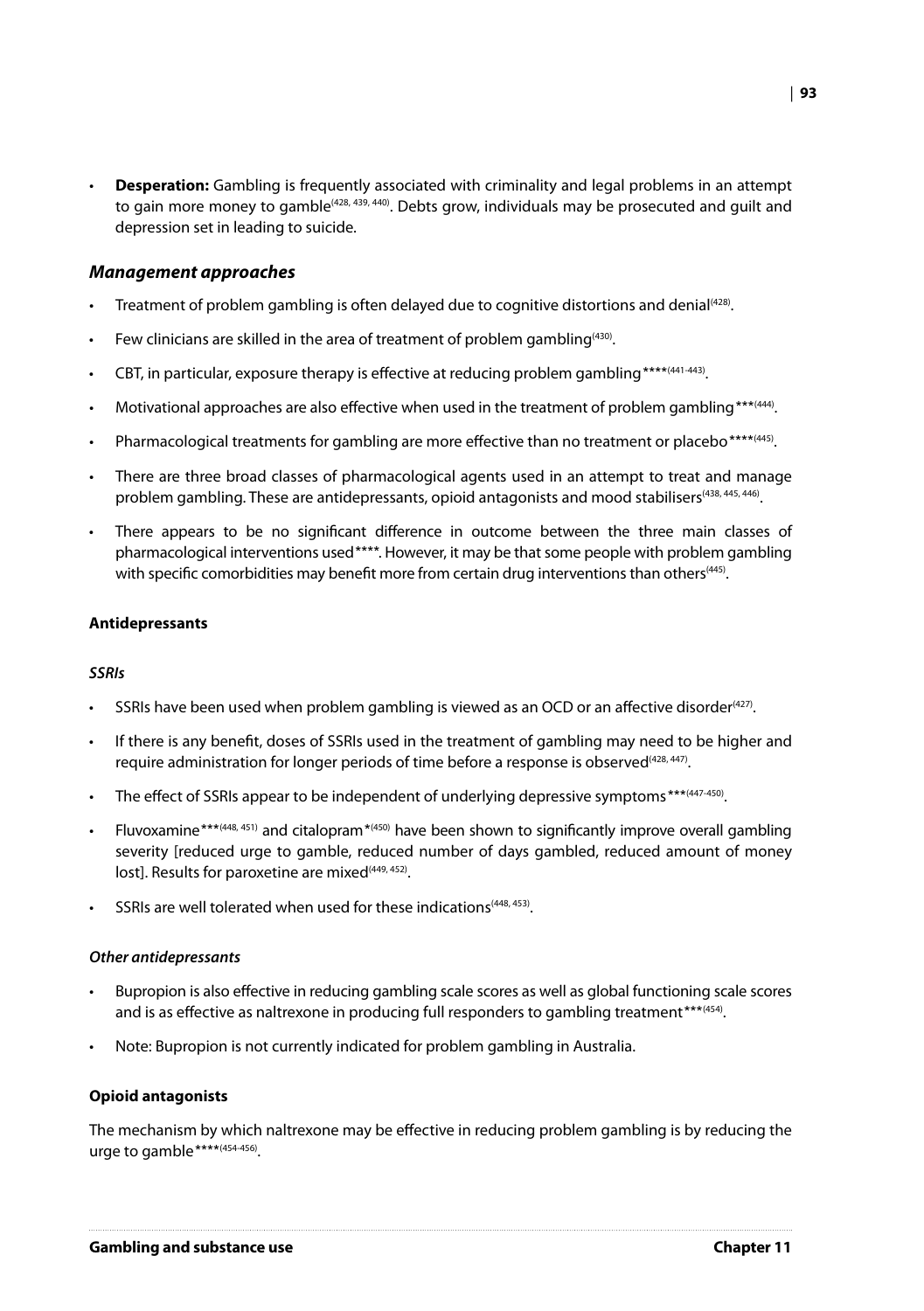- **Desperation:** Gambling is frequently associated with criminality and legal problems in an attempt to gain more money to gamble[428, 439, 440]. Debts grow, individuals may be prosecuted and guilt and depression set in leading to suicide.

### *Management approaches*

- Treatment of problem gambling is often delayed due to cognitive distortions and denial[428].
- Few clinicians are skilled in the area of treatment of problem gambling[430].
- CBT, in particular, exposure therapy is effective at reducing problem gambling****[441-443].
- Motivational approaches are also effective when used in the treatment of problem gambling***[444].
- Pharmacological treatments for gambling are more effective than no treatment or placebo****[445].
- There are three broad classes of pharmacological agents used in an attempt to treat and manage problem gambling. These are antidepressants, opioid antagonists and mood stabilisers[438, 445, 446].
- There appears to be no significant difference in outcome between the three main classes of pharmacological interventions used****. However, it may be that some people with problem gambling with specific comorbidities may benefit more from certain drug interventions than others[445].

#### **Antidepressants**

##### ***SSRIs***

- SSRIs have been used when problem gambling is viewed as an OCD or an affective disorder[427].
- If there is any benefit, doses of SSRIs used in the treatment of gambling may need to be higher and require administration for longer periods of time before a response is observed[428, 447].
- The effect of SSRIs appear to be independent of underlying depressive symptoms***[447-450].
- Fluvoxamine***[448, 451] and citalopram*[450] have been shown to significantly improve overall gambling severity [reduced urge to gamble, reduced number of days gambled, reduced amount of money lost]. Results for paroxetine are mixed[449, 452].
- SSRIs are well tolerated when used for these indications[448, 453].

##### ***Other antidepressants***

- Bupropion is also effective in reducing gambling scale scores as well as global functioning scale scores and is as effective as naltrexone in producing full responders to gambling treatment***[454].
- Note: Bupropion is not currently indicated for problem gambling in Australia.

#### **Opioid antagonists**

The mechanism by which naltrexone may be effective in reducing problem gambling is by reducing the urge to gamble****[454-456].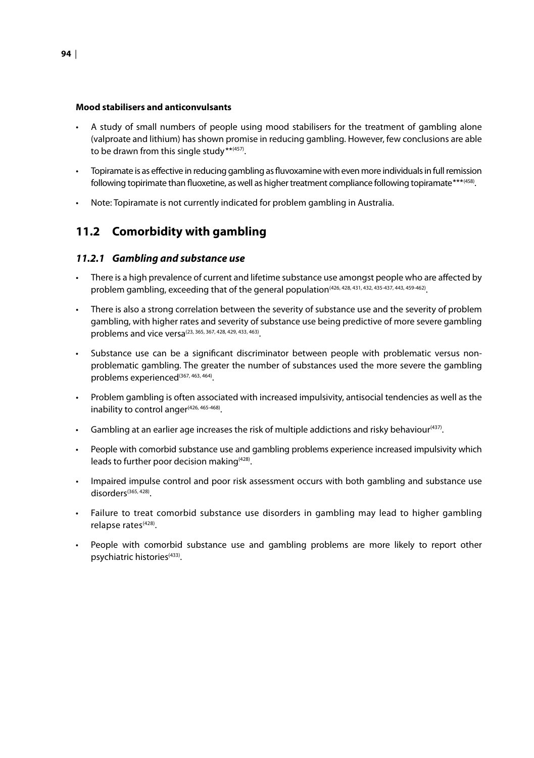**Mood stabilisers and anticonvulsants**

- A study of small numbers of people using mood stabilisers for the treatment of gambling alone (valproate and lithium) has shown promise in reducing gambling. However, few conclusions are able to be drawn from this single study**[457].
- Topiramate is as effective in reducing gambling as fluvoxamine with even more individuals in full remission following topirimate than fluoxetine, as well as higher treatment compliance following topiramate***[458].
- Note: Topiramate is not currently indicated for problem gambling in Australia.

## 11.2 Comorbidity with gambling

### *11.2.1 Gambling and substance use*

- There is a high prevalence of current and lifetime substance use amongst people who are affected by problem gambling, exceeding that of the general population[426, 428, 431, 432, 435-437, 443, 459-462].
- There is also a strong correlation between the severity of substance use and the severity of problem gambling, with higher rates and severity of substance use being predictive of more severe gambling problems and vice versa[23, 365, 367, 428, 429, 433, 463].
- Substance use can be a significant discriminator between people with problematic versus non-problematic gambling. The greater the number of substances used the more severe the gambling problems experienced[367, 463, 464].
- Problem gambling is often associated with increased impulsivity, antisocial tendencies as well as the inability to control anger[426, 465-468].
- Gambling at an earlier age increases the risk of multiple addictions and risky behaviour[437].
- People with comorbid substance use and gambling problems experience increased impulsivity which leads to further poor decision making[428].
- Impaired impulse control and poor risk assessment occurs with both gambling and substance use disorders[365, 428].
- Failure to treat comorbid substance use disorders in gambling may lead to higher gambling relapse rates[428].
- People with comorbid substance use and gambling problems are more likely to report other psychiatric histories[433].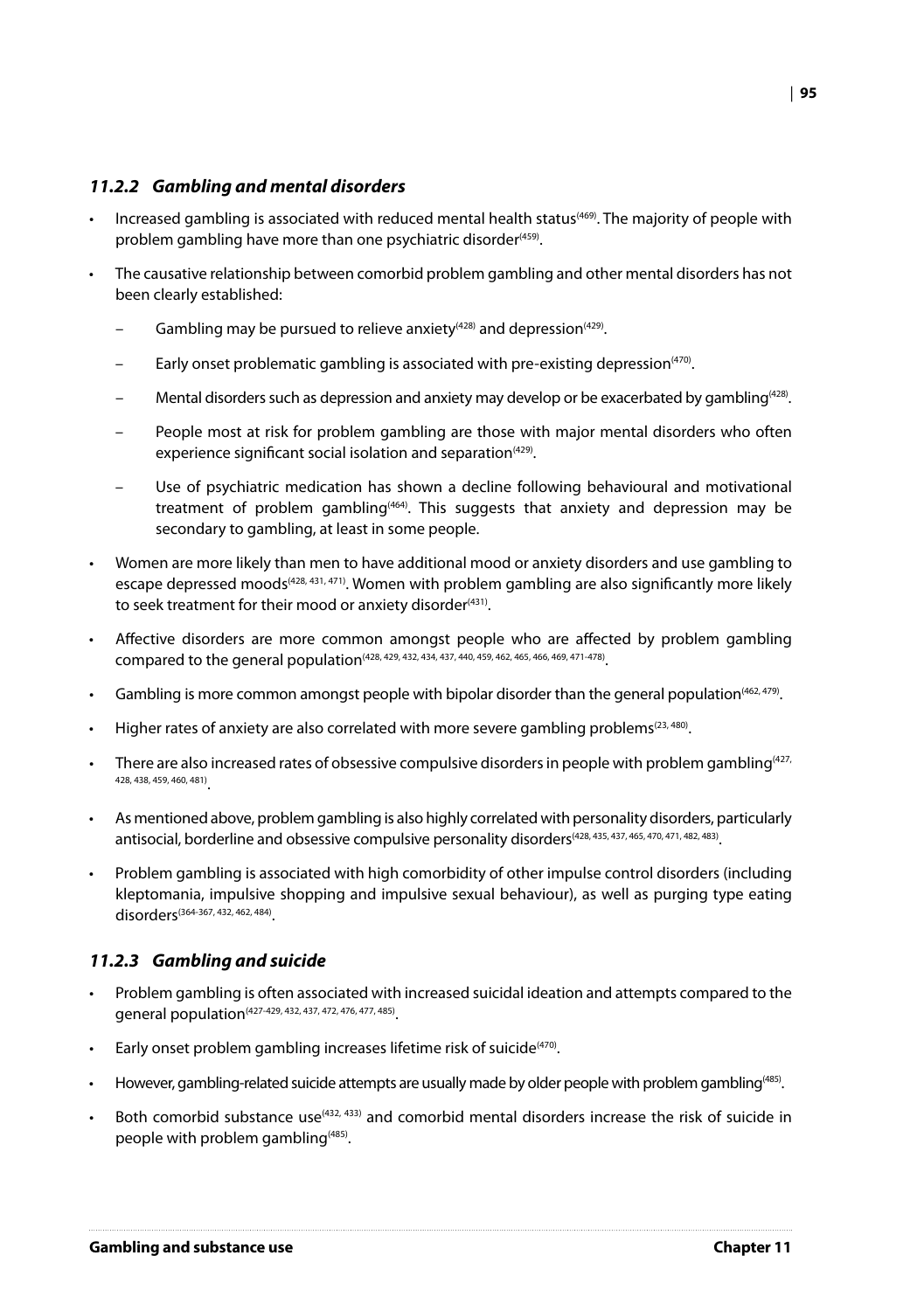### *11.2.2 Gambling and mental disorders*

- Increased gambling is associated with reduced mental health status[469]. The majority of people with problem gambling have more than one psychiatric disorder[459].
- The causative relationship between comorbid problem gambling and other mental disorders has not been clearly established:
  - Gambling may be pursued to relieve anxiety[428] and depression[429].
  - Early onset problematic gambling is associated with pre-existing depression[470].
  - Mental disorders such as depression and anxiety may develop or be exacerbated by gambling[428].
  - People most at risk for problem gambling are those with major mental disorders who often experience significant social isolation and separation[429].
  - Use of psychiatric medication has shown a decline following behavioural and motivational treatment of problem gambling[464]. This suggests that anxiety and depression may be secondary to gambling, at least in some people.
- Women are more likely than men to have additional mood or anxiety disorders and use gambling to escape depressed moods[428, 431, 471]. Women with problem gambling are also significantly more likely to seek treatment for their mood or anxiety disorder[431].
- Affective disorders are more common amongst people who are affected by problem gambling compared to the general population[428, 429, 432, 434, 437, 440, 459, 462, 465, 466, 469, 471-478].
- Gambling is more common amongst people with bipolar disorder than the general population[462, 479].
- Higher rates of anxiety are also correlated with more severe gambling problems[23, 480].
- There are also increased rates of obsessive compulsive disorders in people with problem gambling[427, 428, 438, 459, 460, 481].
- As mentioned above, problem gambling is also highly correlated with personality disorders, particularly antisocial, borderline and obsessive compulsive personality disorders[428, 435, 437, 465, 470, 471, 482, 483].
- Problem gambling is associated with high comorbidity of other impulse control disorders (including kleptomania, impulsive shopping and impulsive sexual behaviour), as well as purging type eating disorders[364-367, 432, 462, 484].

### *11.2.3 Gambling and suicide*

- Problem gambling is often associated with increased suicidal ideation and attempts compared to the general population[427-429, 432, 437, 472, 476, 477, 485].
- Early onset problem gambling increases lifetime risk of suicide[470].
- However, gambling-related suicide attempts are usually made by older people with problem gambling[485].
- Both comorbid substance use[432, 433] and comorbid mental disorders increase the risk of suicide in people with problem gambling[485].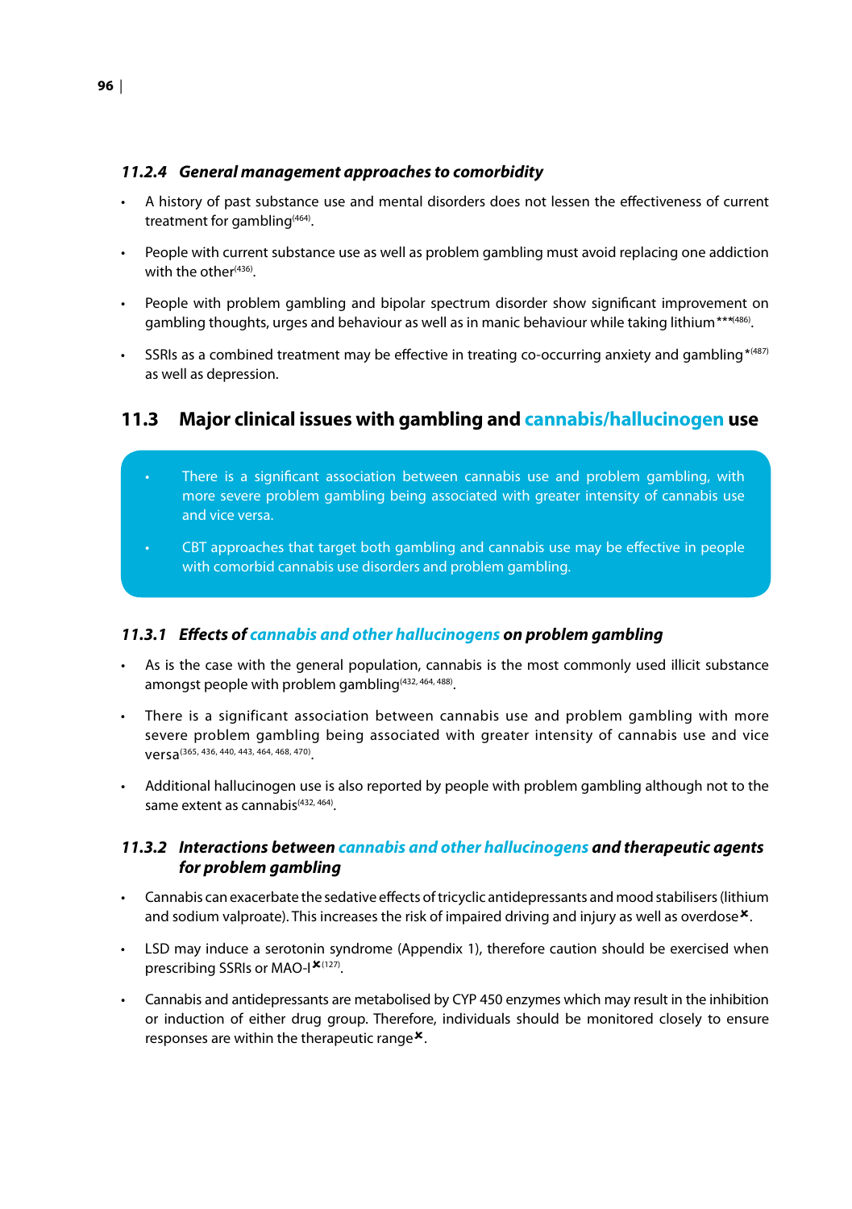### 11.2.4 General management approaches to comorbidity

- A history of past substance use and mental disorders does not lessen the effectiveness of current treatment for gambling[464].
- People with current substance use as well as problem gambling must avoid replacing one addiction with the other[436].
- People with problem gambling and bipolar spectrum disorder show significant improvement on gambling thoughts, urges and behaviour as well as in manic behaviour while taking lithium***[486].
- SSRIs as a combined treatment may be effective in treating co-occurring anxiety and gambling*[487] as well as depression.

## 11.3 Major clinical issues with gambling and cannabis/hallucinogen use

- There is a significant association between cannabis use and problem gambling, with more severe problem gambling being associated with greater intensity of cannabis use and vice versa.
- CBT approaches that target both gambling and cannabis use may be effective in people with comorbid cannabis use disorders and problem gambling.

### 11.3.1 Effects of cannabis and other hallucinogens on problem gambling

- As is the case with the general population, cannabis is the most commonly used illicit substance amongst people with problem gambling[432, 464, 488].
- There is a significant association between cannabis use and problem gambling with more severe problem gambling being associated with greater intensity of cannabis use and vice versa[365, 436, 440, 443, 464, 468, 470].
- Additional hallucinogen use is also reported by people with problem gambling although not to the same extent as cannabis[432, 464].

### 11.3.2 Interactions between cannabis and other hallucinogens and therapeutic agents for problem gambling

- Cannabis can exacerbate the sedative effects of tricyclic antidepressants and mood stabilisers (lithium and sodium valproate). This increases the risk of impaired driving and injury as well as overdose✖.
- LSD may induce a serotonin syndrome (Appendix 1), therefore caution should be exercised when prescribing SSRIs or MAO-I✖[127].
- Cannabis and antidepressants are metabolised by CYP 450 enzymes which may result in the inhibition or induction of either drug group. Therefore, individuals should be monitored closely to ensure responses are within the therapeutic range✖.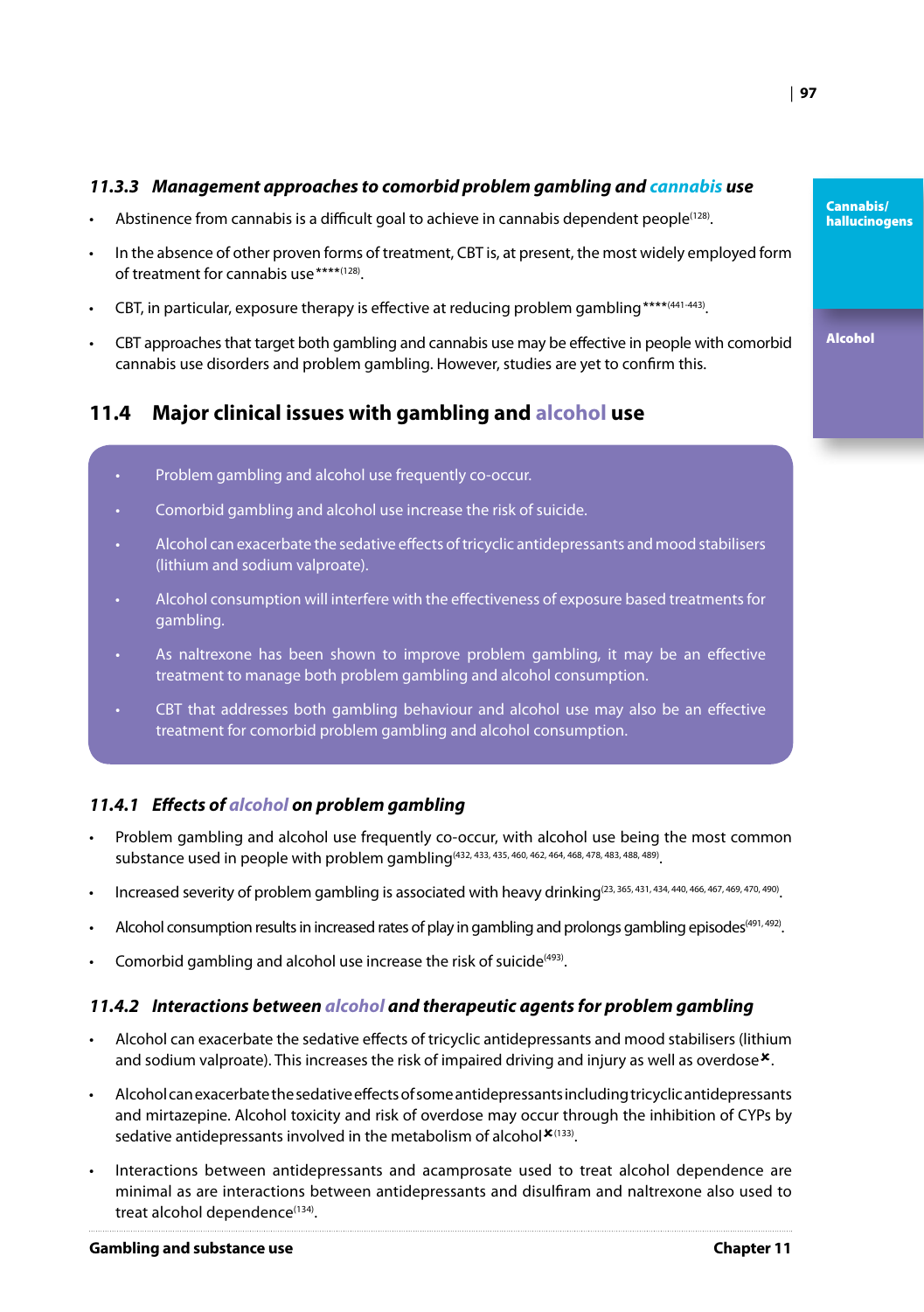### *11.3.3 Management approaches to comorbid problem gambling and cannabis use*

- Abstinence from cannabis is a difficult goal to achieve in cannabis dependent people[128].
- In the absence of other proven forms of treatment, CBT is, at present, the most widely employed form of treatment for cannabis use****[128].
- CBT, in particular, exposure therapy is effective at reducing problem gambling****[441-443].
- CBT approaches that target both gambling and cannabis use may be effective in people with comorbid cannabis use disorders and problem gambling. However, studies are yet to confirm this.

## 11.4 Major clinical issues with gambling and alcohol use

- Problem gambling and alcohol use frequently co-occur.
- Comorbid gambling and alcohol use increase the risk of suicide.
- Alcohol can exacerbate the sedative effects of tricyclic antidepressants and mood stabilisers (lithium and sodium valproate).
- Alcohol consumption will interfere with the effectiveness of exposure based treatments for gambling.
- As naltrexone has been shown to improve problem gambling, it may be an effective treatment to manage both problem gambling and alcohol consumption.
- CBT that addresses both gambling behaviour and alcohol use may also be an effective treatment for comorbid problem gambling and alcohol consumption.

### *11.4.1 Effects of alcohol on problem gambling*

- Problem gambling and alcohol use frequently co-occur, with alcohol use being the most common substance used in people with problem gambling[432, 433, 435, 460, 462, 464, 468, 478, 483, 488, 489].
- Increased severity of problem gambling is associated with heavy drinking[23, 365, 431, 434, 440, 466, 467, 469, 470, 490].
- Alcohol consumption results in increased rates of play in gambling and prolongs gambling episodes[491, 492].
- Comorbid gambling and alcohol use increase the risk of suicide[493].

### *11.4.2 Interactions between alcohol and therapeutic agents for problem gambling*

- Alcohol can exacerbate the sedative effects of tricyclic antidepressants and mood stabilisers (lithium and sodium valproate). This increases the risk of impaired driving and injury as well as overdose✖.
- Alcohol can exacerbate the sedative effects of some antidepressants including tricyclic antidepressants and mirtazepine. Alcohol toxicity and risk of overdose may occur through the inhibition of CYPs by sedative antidepressants involved in the metabolism of alcohol✖[133].
- Interactions between antidepressants and acamprosate used to treat alcohol dependence are minimal as are interactions between antidepressants and disulfiram and naltrexone also used to treat alcohol dependence[134].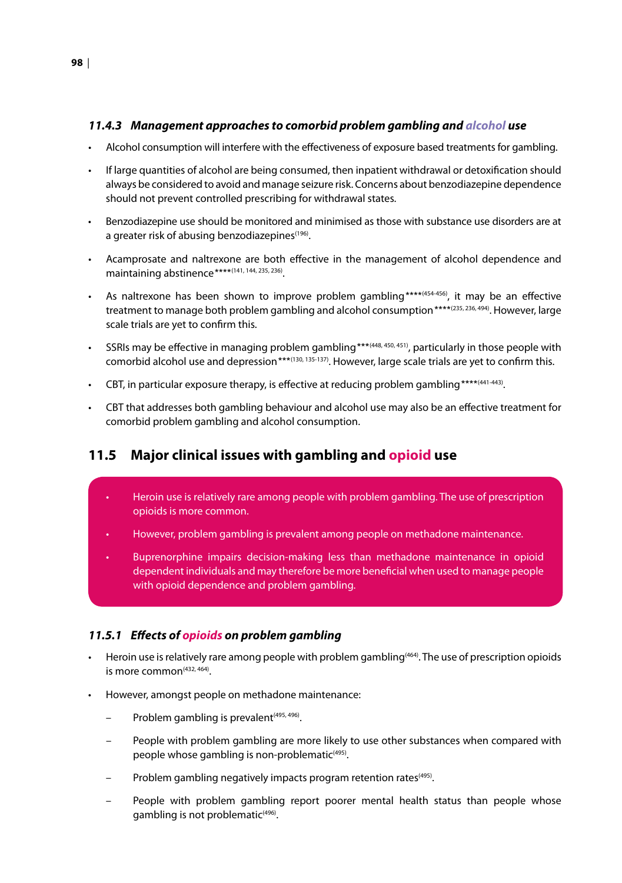### *11.4.3 Management approaches to comorbid problem gambling and alcohol use*

- Alcohol consumption will interfere with the effectiveness of exposure based treatments for gambling.
- If large quantities of alcohol are being consumed, then inpatient withdrawal or detoxification should always be considered to avoid and manage seizure risk. Concerns about benzodiazepine dependence should not prevent controlled prescribing for withdrawal states.
- Benzodiazepine use should be monitored and minimised as those with substance use disorders are at a greater risk of abusing benzodiazepines[196].
- Acamprosate and naltrexone are both effective in the management of alcohol dependence and maintaining abstinence****[141, 144, 235, 236].
- As naltrexone has been shown to improve problem gambling****[454-456], it may be an effective treatment to manage both problem gambling and alcohol consumption****[235, 236, 494]. However, large scale trials are yet to confirm this.
- SSRIs may be effective in managing problem gambling***[448, 450, 451], particularly in those people with comorbid alcohol use and depression***[130, 135-137]. However, large scale trials are yet to confirm this.
- CBT, in particular exposure therapy, is effective at reducing problem gambling****[441-443].
- CBT that addresses both gambling behaviour and alcohol use may also be an effective treatment for comorbid problem gambling and alcohol consumption.

## 11.5 Major clinical issues with gambling and opioid use

- Heroin use is relatively rare among people with problem gambling. The use of prescription opioids is more common.
- However, problem gambling is prevalent among people on methadone maintenance.
- Buprenorphine impairs decision-making less than methadone maintenance in opioid dependent individuals and may therefore be more beneficial when used to manage people with opioid dependence and problem gambling.

### *11.5.1 Effects of opioids on problem gambling*

- Heroin use is relatively rare among people with problem gambling[464]. The use of prescription opioids is more common[432, 464].
- However, amongst people on methadone maintenance:
  - Problem gambling is prevalent[495, 496].
  - People with problem gambling are more likely to use other substances when compared with people whose gambling is non-problematic[495].
  - Problem gambling negatively impacts program retention rates[495].
  - People with problem gambling report poorer mental health status than people whose gambling is not problematic[496].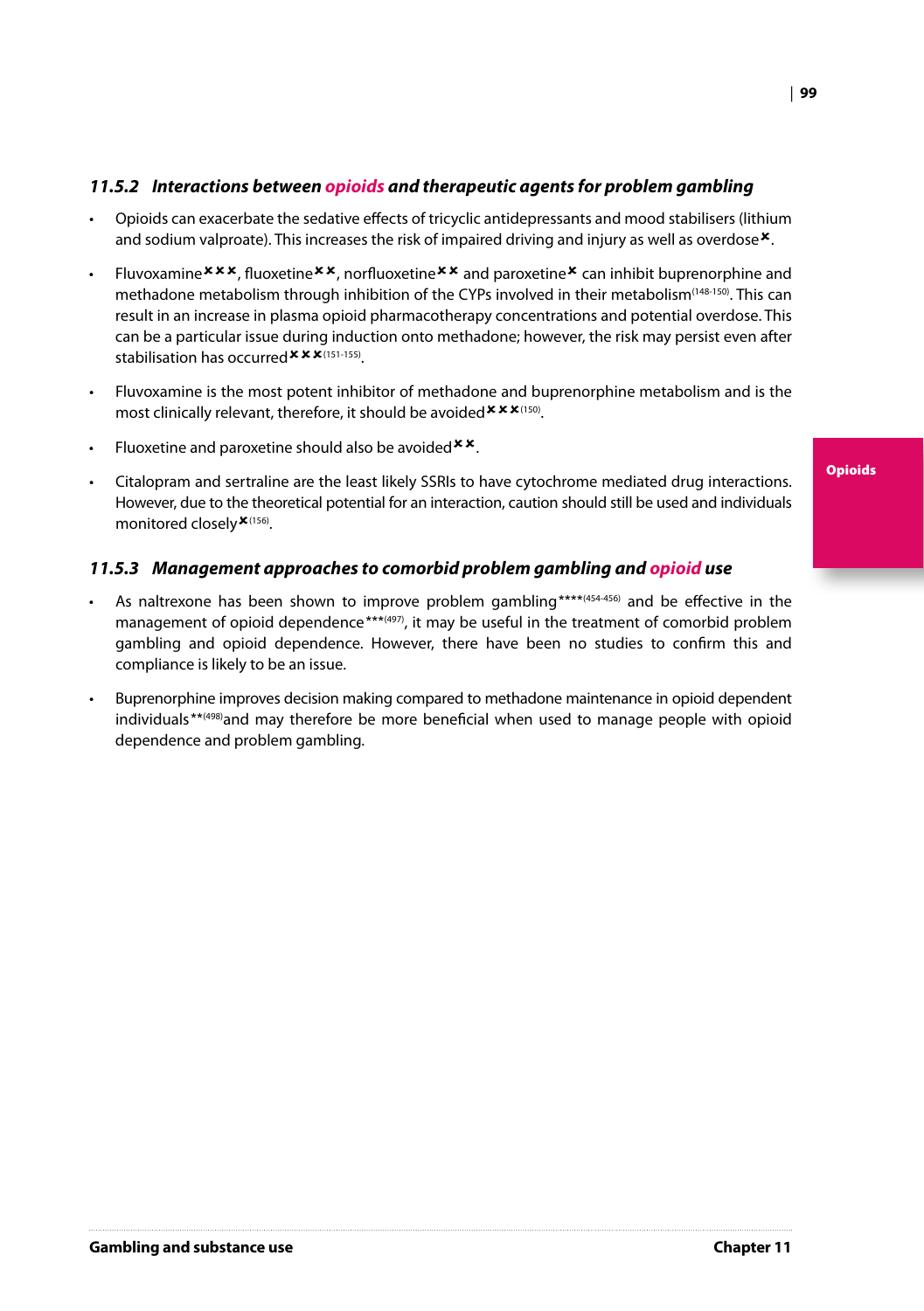### *11.5.2 Interactions between opioids and therapeutic agents for problem gambling*

- Opioids can exacerbate the sedative effects of tricyclic antidepressants and mood stabilisers (lithium and sodium valproate). This increases the risk of impaired driving and injury as well as overdose✖.
- Fluvoxamine✖✖✖, fluoxetine✖✖, norfluoxetine✖✖ and paroxetine✖ can inhibit buprenorphine and methadone metabolism through inhibition of the CYPs involved in their metabolism[148-150]. This can result in an increase in plasma opioid pharmacotherapy concentrations and potential overdose. This can be a particular issue during induction onto methadone; however, the risk may persist even after stabilisation has occurred✖✖✖[151-155].
- Fluvoxamine is the most potent inhibitor of methadone and buprenorphine metabolism and is the most clinically relevant, therefore, it should be avoided✖✖✖[150].
- Fluoxetine and paroxetine should also be avoided✖✖.
- Citalopram and sertraline are the least likely SSRIs to have cytochrome mediated drug interactions. However, due to the theoretical potential for an interaction, caution should still be used and individuals monitored closely✖[156].

### *11.5.3 Management approaches to comorbid problem gambling and opioid use*

- As naltrexone has been shown to improve problem gambling****[454-456] and be effective in the management of opioid dependence***[497], it may be useful in the treatment of comorbid problem gambling and opioid dependence. However, there have been no studies to confirm this and compliance is likely to be an issue.
- Buprenorphine improves decision making compared to methadone maintenance in opioid dependent individuals**[498] and may therefore be more beneficial when used to manage people with opioid dependence and problem gambling.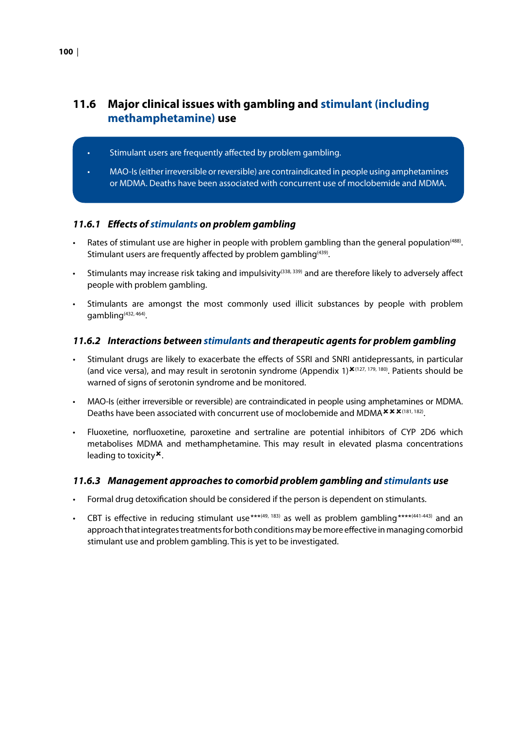## 11.6 Major clinical issues with gambling and stimulant (including methamphetamine) use

- Stimulant users are frequently affected by problem gambling.
- MAO-Is (either irreversible or reversible) are contraindicated in people using amphetamines or MDMA. Deaths have been associated with concurrent use of moclobemide and MDMA.

### *11.6.1 Effects of stimulants on problem gambling*

- Rates of stimulant use are higher in people with problem gambling than the general population[488]. Stimulant users are frequently affected by problem gambling[439].
- Stimulants may increase risk taking and impulsivity[338, 339] and are therefore likely to adversely affect people with problem gambling.
- Stimulants are amongst the most commonly used illicit substances by people with problem gambling[432, 464].

### *11.6.2 Interactions between stimulants and therapeutic agents for problem gambling*

- Stimulant drugs are likely to exacerbate the effects of SSRI and SNRI antidepressants, in particular (and vice versa), and may result in serotonin syndrome (Appendix 1)✖[127, 179, 180]. Patients should be warned of signs of serotonin syndrome and be monitored.
- MAO-Is (either irreversible or reversible) are contraindicated in people using amphetamines or MDMA. Deaths have been associated with concurrent use of moclobemide and MDMA✖✖✖[181, 182].
- Fluoxetine, norfluoxetine, paroxetine and sertraline are potential inhibitors of CYP 2D6 which metabolises MDMA and methamphetamine. This may result in elevated plasma concentrations leading to toxicity✖.

### *11.6.3 Management approaches to comorbid problem gambling and stimulants use*

- Formal drug detoxification should be considered if the person is dependent on stimulants.
- CBT is effective in reducing stimulant use***[49, 183] as well as problem gambling****[441-443] and an approach that integrates treatments for both conditions may be more effective in managing comorbid stimulant use and problem gambling. This is yet to be investigated.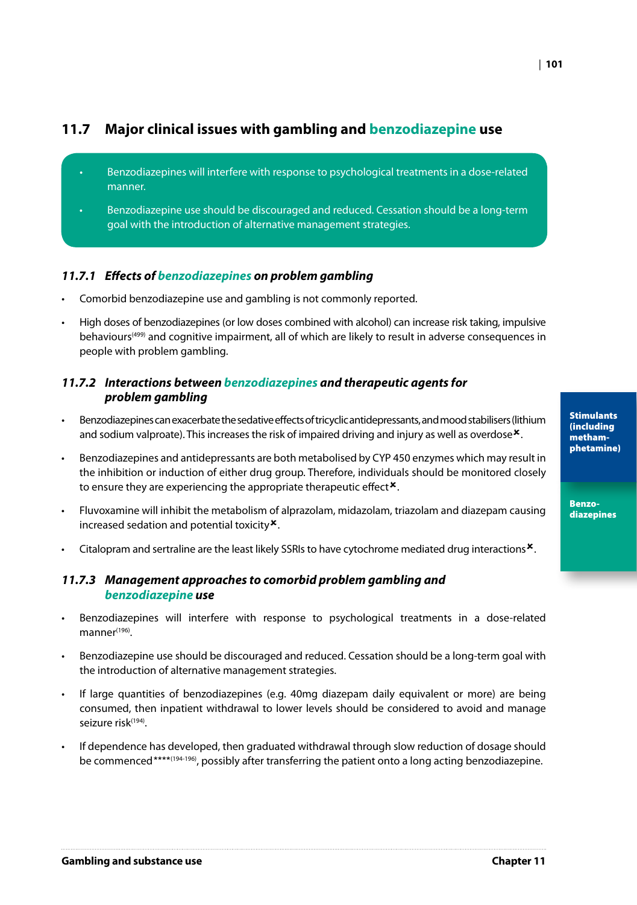## 11.7 Major clinical issues with gambling and benzodiazepine use

- Benzodiazepines will interfere with response to psychological treatments in a dose-related manner.
- Benzodiazepine use should be discouraged and reduced. Cessation should be a long-term goal with the introduction of alternative management strategies.

### *11.7.1 Effects of benzodiazepines on problem gambling*

- Comorbid benzodiazepine use and gambling is not commonly reported.
- High doses of benzodiazepines (or low doses combined with alcohol) can increase risk taking, impulsive behaviours[499] and cognitive impairment, all of which are likely to result in adverse consequences in people with problem gambling.

### *11.7.2 Interactions between benzodiazepines and therapeutic agents for problem gambling*

- Benzodiazepines can exacerbate the sedative effects of tricyclic antidepressants, and mood stabilisers (lithium and sodium valproate). This increases the risk of impaired driving and injury as well as overdose✖.
- Benzodiazepines and antidepressants are both metabolised by CYP 450 enzymes which may result in the inhibition or induction of either drug group. Therefore, individuals should be monitored closely to ensure they are experiencing the appropriate therapeutic effect✖.
- Fluvoxamine will inhibit the metabolism of alprazolam, midazolam, triazolam and diazepam causing increased sedation and potential toxicity✖.
- Citalopram and sertraline are the least likely SSRIs to have cytochrome mediated drug interactions✖.

### *11.7.3 Management approaches to comorbid problem gambling and benzodiazepine use*

- Benzodiazepines will interfere with response to psychological treatments in a dose-related manner[196].
- Benzodiazepine use should be discouraged and reduced. Cessation should be a long-term goal with the introduction of alternative management strategies.
- If large quantities of benzodiazepines (e.g. 40mg diazepam daily equivalent or more) are being consumed, then inpatient withdrawal to lower levels should be considered to avoid and manage seizure risk[194].
- If dependence has developed, then graduated withdrawal through slow reduction of dosage should be commenced****[194-196], possibly after transferring the patient onto a long acting benzodiazepine.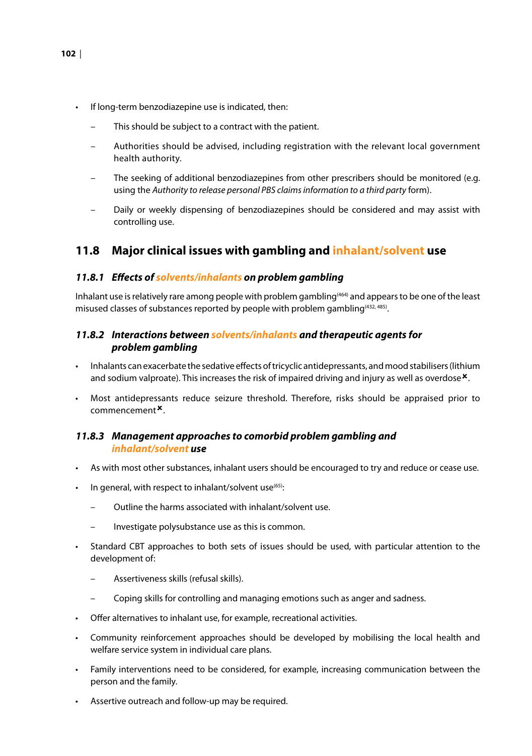- If long-term benzodiazepine use is indicated, then:
  - This should be subject to a contract with the patient.
  - Authorities should be advised, including registration with the relevant local government health authority.
  - The seeking of additional benzodiazepines from other prescribers should be monitored (e.g. using the *Authority to release personal PBS claims information to a third party* form).
  - Daily or weekly dispensing of benzodiazepines should be considered and may assist with controlling use.

## 11.8 Major clinical issues with gambling and inhalant/solvent use

### *11.8.1 Effects of solvents/inhalants on problem gambling*

Inhalant use is relatively rare among people with problem gambling[464] and appears to be one of the least misused classes of substances reported by people with problem gambling[432, 485].

### *11.8.2 Interactions between solvents/inhalants and therapeutic agents for problem gambling*

- Inhalants can exacerbate the sedative effects of tricyclic antidepressants, and mood stabilisers (lithium and sodium valproate). This increases the risk of impaired driving and injury as well as overdose✖.
- Most antidepressants reduce seizure threshold. Therefore, risks should be appraised prior to commencement✖.

### *11.8.3 Management approaches to comorbid problem gambling and inhalant/solvent use*

- As with most other substances, inhalant users should be encouraged to try and reduce or cease use.
- In general, with respect to inhalant/solvent use[65]:
  - Outline the harms associated with inhalant/solvent use.
  - Investigate polysubstance use as this is common.
- Standard CBT approaches to both sets of issues should be used, with particular attention to the development of:
  - Assertiveness skills (refusal skills).
  - Coping skills for controlling and managing emotions such as anger and sadness.
- Offer alternatives to inhalant use, for example, recreational activities.
- Community reinforcement approaches should be developed by mobilising the local health and welfare service system in individual care plans.
- Family interventions need to be considered, for example, increasing communication between the person and the family.
- Assertive outreach and follow-up may be required.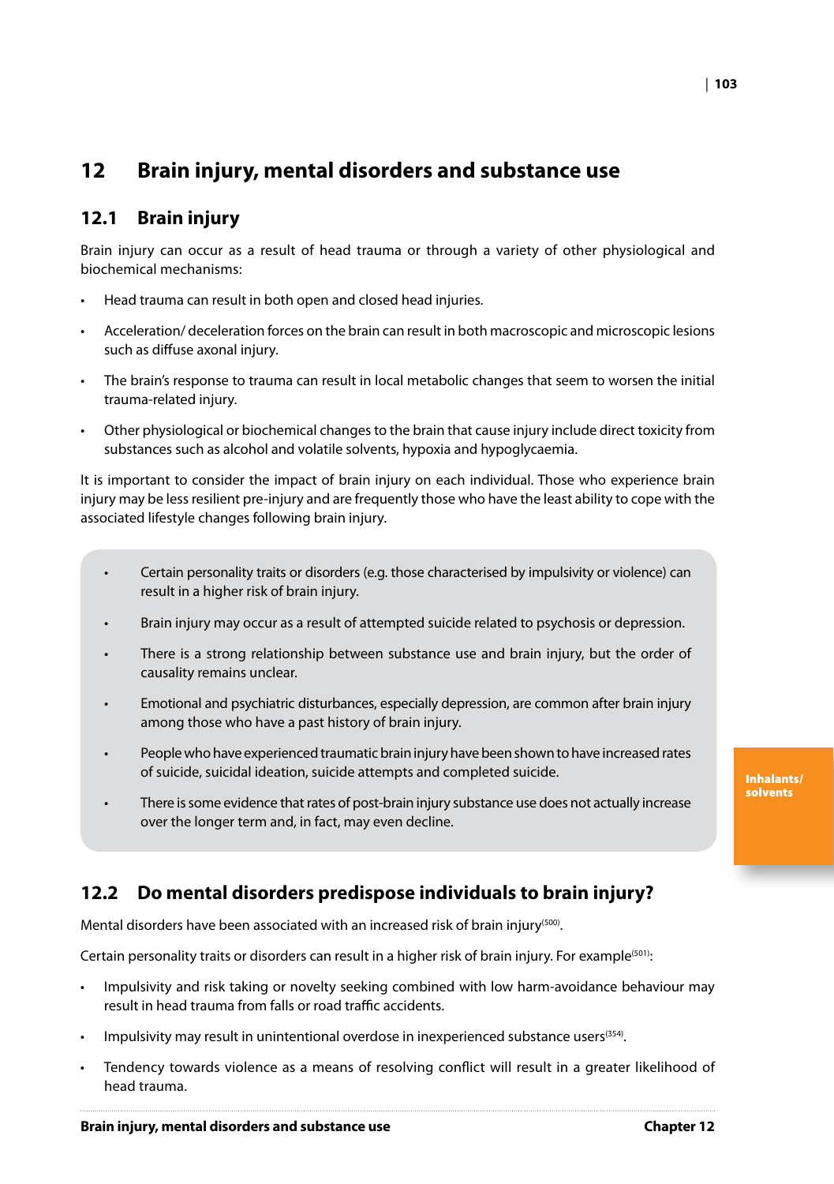# 12 Brain injury, mental disorders and substance use

## 12.1 Brain injury

Brain injury can occur as a result of head trauma or through a variety of other physiological and biochemical mechanisms:

- Head trauma can result in both open and closed head injuries.
- Acceleration/ deceleration forces on the brain can result in both macroscopic and microscopic lesions such as diffuse axonal injury.
- The brain's response to trauma can result in local metabolic changes that seem to worsen the initial trauma-related injury.
- Other physiological or biochemical changes to the brain that cause injury include direct toxicity from substances such as alcohol and volatile solvents, hypoxia and hypoglycaemia.

It is important to consider the impact of brain injury on each individual. Those who experience brain injury may be less resilient pre-injury and are frequently those who have the least ability to cope with the associated lifestyle changes following brain injury.

> - Certain personality traits or disorders (e.g. those characterised by impulsivity or violence) can result in a higher risk of brain injury.
> - Brain injury may occur as a result of attempted suicide related to psychosis or depression.
> - There is a strong relationship between substance use and brain injury, but the order of causality remains unclear.
> - Emotional and psychiatric disturbances, especially depression, are common after brain injury among those who have a past history of brain injury.
> - People who have experienced traumatic brain injury have been shown to have increased rates of suicide, suicidal ideation, suicide attempts and completed suicide.
> - There is some evidence that rates of post-brain injury substance use does not actually increase over the longer term and, in fact, may even decline.

## 12.2 Do mental disorders predispose individuals to brain injury?

Mental disorders have been associated with an increased risk of brain injury[500].

Certain personality traits or disorders can result in a higher risk of brain injury. For example[501]:

- Impulsivity and risk taking or novelty seeking combined with low harm-avoidance behaviour may result in head trauma from falls or road traffic accidents.
- Impulsivity may result in unintentional overdose in inexperienced substance users[354].
- Tendency towards violence as a means of resolving conflict will result in a greater likelihood of head trauma.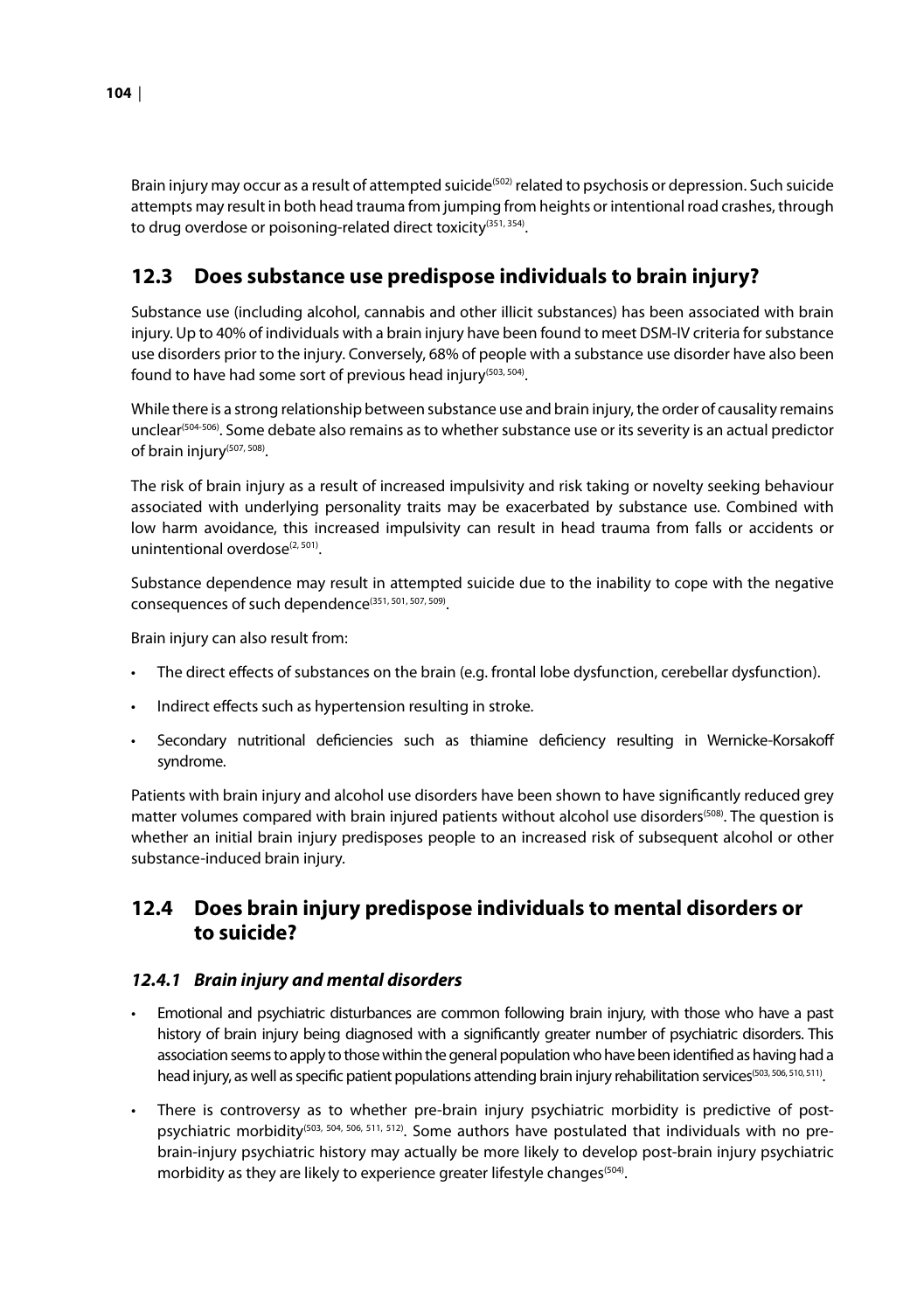Brain injury may occur as a result of attempted suicide[502] related to psychosis or depression. Such suicide attempts may result in both head trauma from jumping from heights or intentional road crashes, through to drug overdose or poisoning-related direct toxicity[351, 354].

## 12.3 Does substance use predispose individuals to brain injury?

Substance use (including alcohol, cannabis and other illicit substances) has been associated with brain injury. Up to 40% of individuals with a brain injury have been found to meet DSM-IV criteria for substance use disorders prior to the injury. Conversely, 68% of people with a substance use disorder have also been found to have had some sort of previous head injury[503, 504].

While there is a strong relationship between substance use and brain injury, the order of causality remains unclear[504-506]. Some debate also remains as to whether substance use or its severity is an actual predictor of brain injury[507, 508].

The risk of brain injury as a result of increased impulsivity and risk taking or novelty seeking behaviour associated with underlying personality traits may be exacerbated by substance use. Combined with low harm avoidance, this increased impulsivity can result in head trauma from falls or accidents or unintentional overdose[2, 501].

Substance dependence may result in attempted suicide due to the inability to cope with the negative consequences of such dependence[351, 501, 507, 509].

Brain injury can also result from:

- The direct effects of substances on the brain (e.g. frontal lobe dysfunction, cerebellar dysfunction).
- Indirect effects such as hypertension resulting in stroke.
- Secondary nutritional deficiencies such as thiamine deficiency resulting in Wernicke-Korsakoff syndrome.

Patients with brain injury and alcohol use disorders have been shown to have significantly reduced grey matter volumes compared with brain injured patients without alcohol use disorders[508]. The question is whether an initial brain injury predisposes people to an increased risk of subsequent alcohol or other substance-induced brain injury.

## 12.4 Does brain injury predispose individuals to mental disorders or to suicide?

### *12.4.1 Brain injury and mental disorders*

- Emotional and psychiatric disturbances are common following brain injury, with those who have a past history of brain injury being diagnosed with a significantly greater number of psychiatric disorders. This association seems to apply to those within the general population who have been identified as having had a head injury, as well as specific patient populations attending brain injury rehabilitation services[503, 506, 510, 511].
- There is controversy as to whether pre-brain injury psychiatric morbidity is predictive of post-psychiatric morbidity[503, 504, 506, 511, 512]. Some authors have postulated that individuals with no pre-brain-injury psychiatric history may actually be more likely to develop post-brain injury psychiatric morbidity as they are likely to experience greater lifestyle changes[504].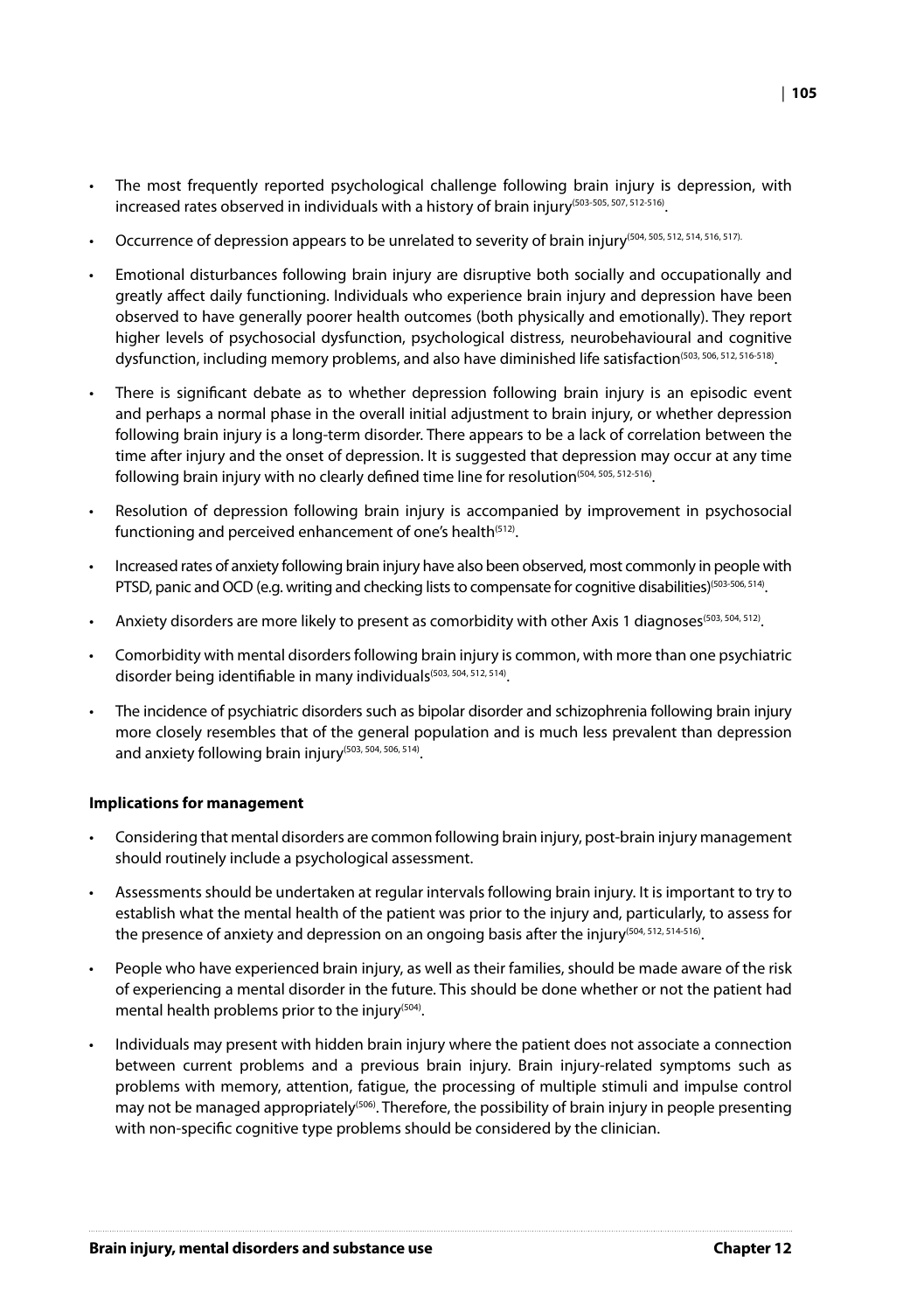- The most frequently reported psychological challenge following brain injury is depression, with increased rates observed in individuals with a history of brain injury[503-505, 507, 512-516].

- Occurrence of depression appears to be unrelated to severity of brain injury[504, 505, 512, 514, 516, 517].

- Emotional disturbances following brain injury are disruptive both socially and occupationally and greatly affect daily functioning. Individuals who experience brain injury and depression have been observed to have generally poorer health outcomes (both physically and emotionally). They report higher levels of psychosocial dysfunction, psychological distress, neurobehavioural and cognitive dysfunction, including memory problems, and also have diminished life satisfaction[503, 506, 512, 516-518].

- There is significant debate as to whether depression following brain injury is an episodic event and perhaps a normal phase in the overall initial adjustment to brain injury, or whether depression following brain injury is a long-term disorder. There appears to be a lack of correlation between the time after injury and the onset of depression. It is suggested that depression may occur at any time following brain injury with no clearly defined time line for resolution[504, 505, 512-516].

- Resolution of depression following brain injury is accompanied by improvement in psychosocial functioning and perceived enhancement of one's health[512].

- Increased rates of anxiety following brain injury have also been observed, most commonly in people with PTSD, panic and OCD (e.g. writing and checking lists to compensate for cognitive disabilities)[503-506, 514].

- Anxiety disorders are more likely to present as comorbidity with other Axis 1 diagnoses[503, 504, 512].

- Comorbidity with mental disorders following brain injury is common, with more than one psychiatric disorder being identifiable in many individuals[503, 504, 512, 514].

- The incidence of psychiatric disorders such as bipolar disorder and schizophrenia following brain injury more closely resembles that of the general population and is much less prevalent than depression and anxiety following brain injury[503, 504, 506, 514].

**Implications for management**

- Considering that mental disorders are common following brain injury, post-brain injury management should routinely include a psychological assessment.

- Assessments should be undertaken at regular intervals following brain injury. It is important to try to establish what the mental health of the patient was prior to the injury and, particularly, to assess for the presence of anxiety and depression on an ongoing basis after the injury[504, 512, 514-516].

- People who have experienced brain injury, as well as their families, should be made aware of the risk of experiencing a mental disorder in the future. This should be done whether or not the patient had mental health problems prior to the injury[504].

- Individuals may present with hidden brain injury where the patient does not associate a connection between current problems and a previous brain injury. Brain injury-related symptoms such as problems with memory, attention, fatigue, the processing of multiple stimuli and impulse control may not be managed appropriately[506]. Therefore, the possibility of brain injury in people presenting with non-specific cognitive type problems should be considered by the clinician.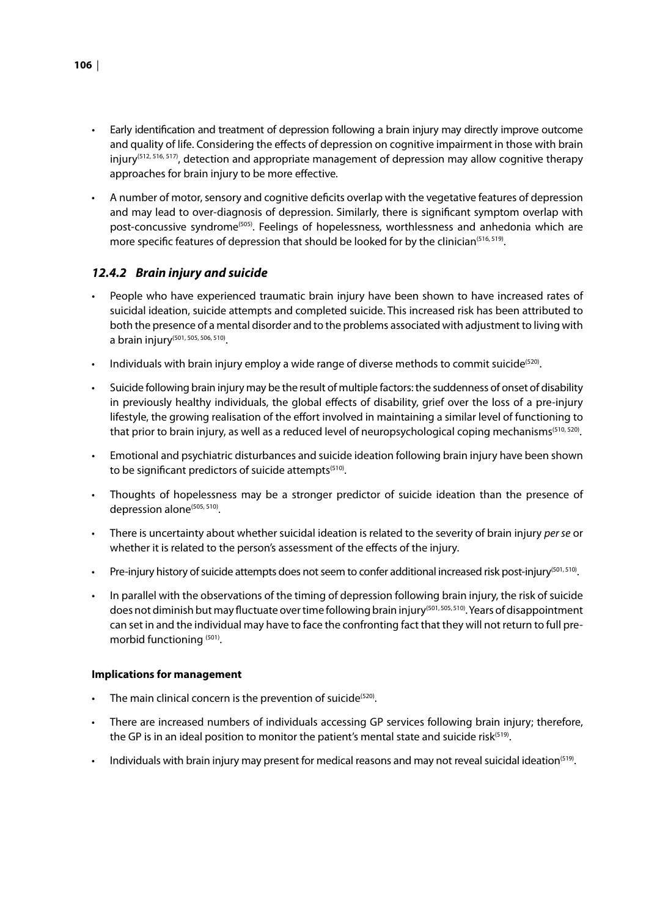- Early identification and treatment of depression following a brain injury may directly improve outcome and quality of life. Considering the effects of depression on cognitive impairment in those with brain injury[512, 516, 517], detection and appropriate management of depression may allow cognitive therapy approaches for brain injury to be more effective.

- A number of motor, sensory and cognitive deficits overlap with the vegetative features of depression and may lead to over-diagnosis of depression. Similarly, there is significant symptom overlap with post-concussive syndrome[505]. Feelings of hopelessness, worthlessness and anhedonia which are more specific features of depression that should be looked for by the clinician[516, 519].

### *12.4.2 Brain injury and suicide*

- People who have experienced traumatic brain injury have been shown to have increased rates of suicidal ideation, suicide attempts and completed suicide. This increased risk has been attributed to both the presence of a mental disorder and to the problems associated with adjustment to living with a brain injury[501, 505, 506, 510].

- Individuals with brain injury employ a wide range of diverse methods to commit suicide[520].

- Suicide following brain injury may be the result of multiple factors: the suddenness of onset of disability in previously healthy individuals, the global effects of disability, grief over the loss of a pre-injury lifestyle, the growing realisation of the effort involved in maintaining a similar level of functioning to that prior to brain injury, as well as a reduced level of neuropsychological coping mechanisms[510, 520].

- Emotional and psychiatric disturbances and suicide ideation following brain injury have been shown to be significant predictors of suicide attempts[510].

- Thoughts of hopelessness may be a stronger predictor of suicide ideation than the presence of depression alone[505, 510].

- There is uncertainty about whether suicidal ideation is related to the severity of brain injury *per se* or whether it is related to the person's assessment of the effects of the injury.

- Pre-injury history of suicide attempts does not seem to confer additional increased risk post-injury[501, 510].

- In parallel with the observations of the timing of depression following brain injury, the risk of suicide does not diminish but may fluctuate over time following brain injury[501, 505, 510]. Years of disappointment can set in and the individual may have to face the confronting fact that they will not return to full pre-morbid functioning [501].

**Implications for management**

- The main clinical concern is the prevention of suicide[520].

- There are increased numbers of individuals accessing GP services following brain injury; therefore, the GP is in an ideal position to monitor the patient's mental state and suicide risk[519].

- Individuals with brain injury may present for medical reasons and may not reveal suicidal ideation[519].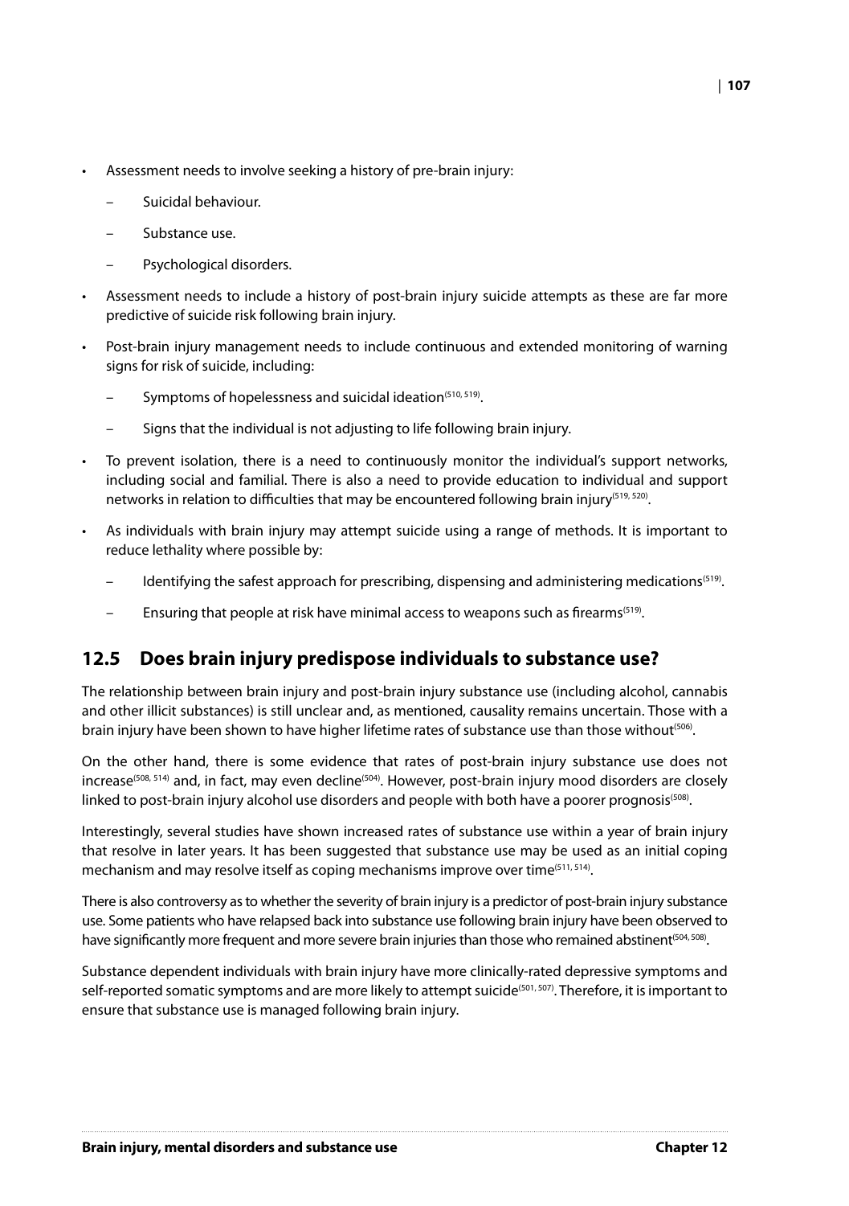- Assessment needs to involve seeking a history of pre-brain injury:
  - Suicidal behaviour.
  - Substance use.
  - Psychological disorders.
- Assessment needs to include a history of post-brain injury suicide attempts as these are far more predictive of suicide risk following brain injury.
- Post-brain injury management needs to include continuous and extended monitoring of warning signs for risk of suicide, including:
  - Symptoms of hopelessness and suicidal ideation[510, 519].
  - Signs that the individual is not adjusting to life following brain injury.
- To prevent isolation, there is a need to continuously monitor the individual's support networks, including social and familial. There is also a need to provide education to individual and support networks in relation to difficulties that may be encountered following brain injury[519, 520].
- As individuals with brain injury may attempt suicide using a range of methods. It is important to reduce lethality where possible by:
  - Identifying the safest approach for prescribing, dispensing and administering medications[519].
  - Ensuring that people at risk have minimal access to weapons such as firearms[519].

## 12.5 Does brain injury predispose individuals to substance use?

The relationship between brain injury and post-brain injury substance use (including alcohol, cannabis and other illicit substances) is still unclear and, as mentioned, causality remains uncertain. Those with a brain injury have been shown to have higher lifetime rates of substance use than those without[506].

On the other hand, there is some evidence that rates of post-brain injury substance use does not increase[508, 514] and, in fact, may even decline[504]. However, post-brain injury mood disorders are closely linked to post-brain injury alcohol use disorders and people with both have a poorer prognosis[508].

Interestingly, several studies have shown increased rates of substance use within a year of brain injury that resolve in later years. It has been suggested that substance use may be used as an initial coping mechanism and may resolve itself as coping mechanisms improve over time[511, 514].

There is also controversy as to whether the severity of brain injury is a predictor of post-brain injury substance use. Some patients who have relapsed back into substance use following brain injury have been observed to have significantly more frequent and more severe brain injuries than those who remained abstinent[504, 508].

Substance dependent individuals with brain injury have more clinically-rated depressive symptoms and self-reported somatic symptoms and are more likely to attempt suicide[501, 507]. Therefore, it is important to ensure that substance use is managed following brain injury.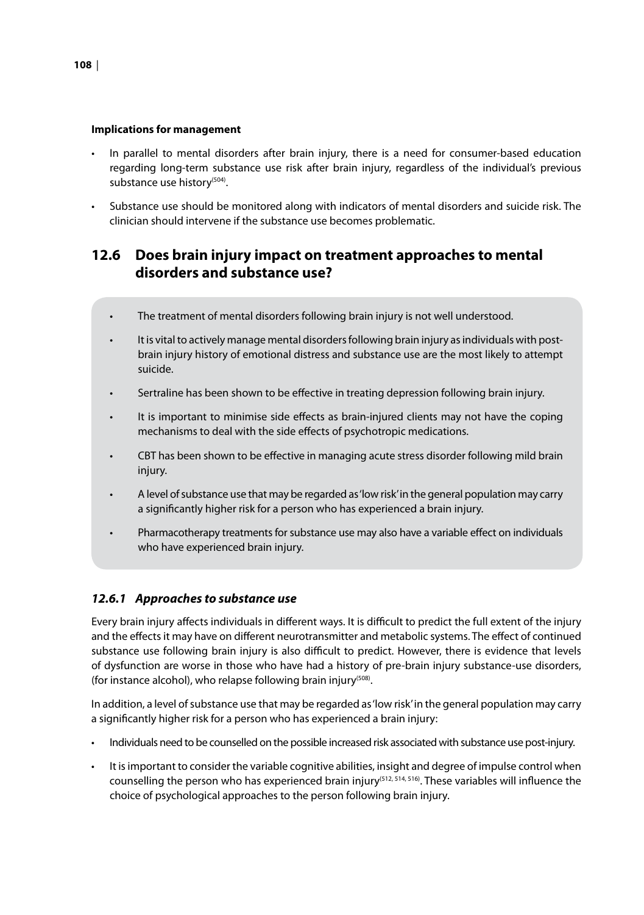**Implications for management**

- In parallel to mental disorders after brain injury, there is a need for consumer-based education regarding long-term substance use risk after brain injury, regardless of the individual's previous substance use history[504].
- Substance use should be monitored along with indicators of mental disorders and suicide risk. The clinician should intervene if the substance use becomes problematic.

## 12.6 Does brain injury impact on treatment approaches to mental disorders and substance use?

- The treatment of mental disorders following brain injury is not well understood.
- It is vital to actively manage mental disorders following brain injury as individuals with post-brain injury history of emotional distress and substance use are the most likely to attempt suicide.
- Sertraline has been shown to be effective in treating depression following brain injury.
- It is important to minimise side effects as brain-injured clients may not have the coping mechanisms to deal with the side effects of psychotropic medications.
- CBT has been shown to be effective in managing acute stress disorder following mild brain injury.
- A level of substance use that may be regarded as 'low risk' in the general population may carry a significantly higher risk for a person who has experienced a brain injury.
- Pharmacotherapy treatments for substance use may also have a variable effect on individuals who have experienced brain injury.

### *12.6.1 Approaches to substance use*

Every brain injury affects individuals in different ways. It is difficult to predict the full extent of the injury and the effects it may have on different neurotransmitter and metabolic systems. The effect of continued substance use following brain injury is also difficult to predict. However, there is evidence that levels of dysfunction are worse in those who have had a history of pre-brain injury substance-use disorders, (for instance alcohol), who relapse following brain injury[508].

In addition, a level of substance use that may be regarded as 'low risk' in the general population may carry a significantly higher risk for a person who has experienced a brain injury:

- Individuals need to be counselled on the possible increased risk associated with substance use post-injury.
- It is important to consider the variable cognitive abilities, insight and degree of impulse control when counselling the person who has experienced brain injury[512, 514, 516]. These variables will influence the choice of psychological approaches to the person following brain injury.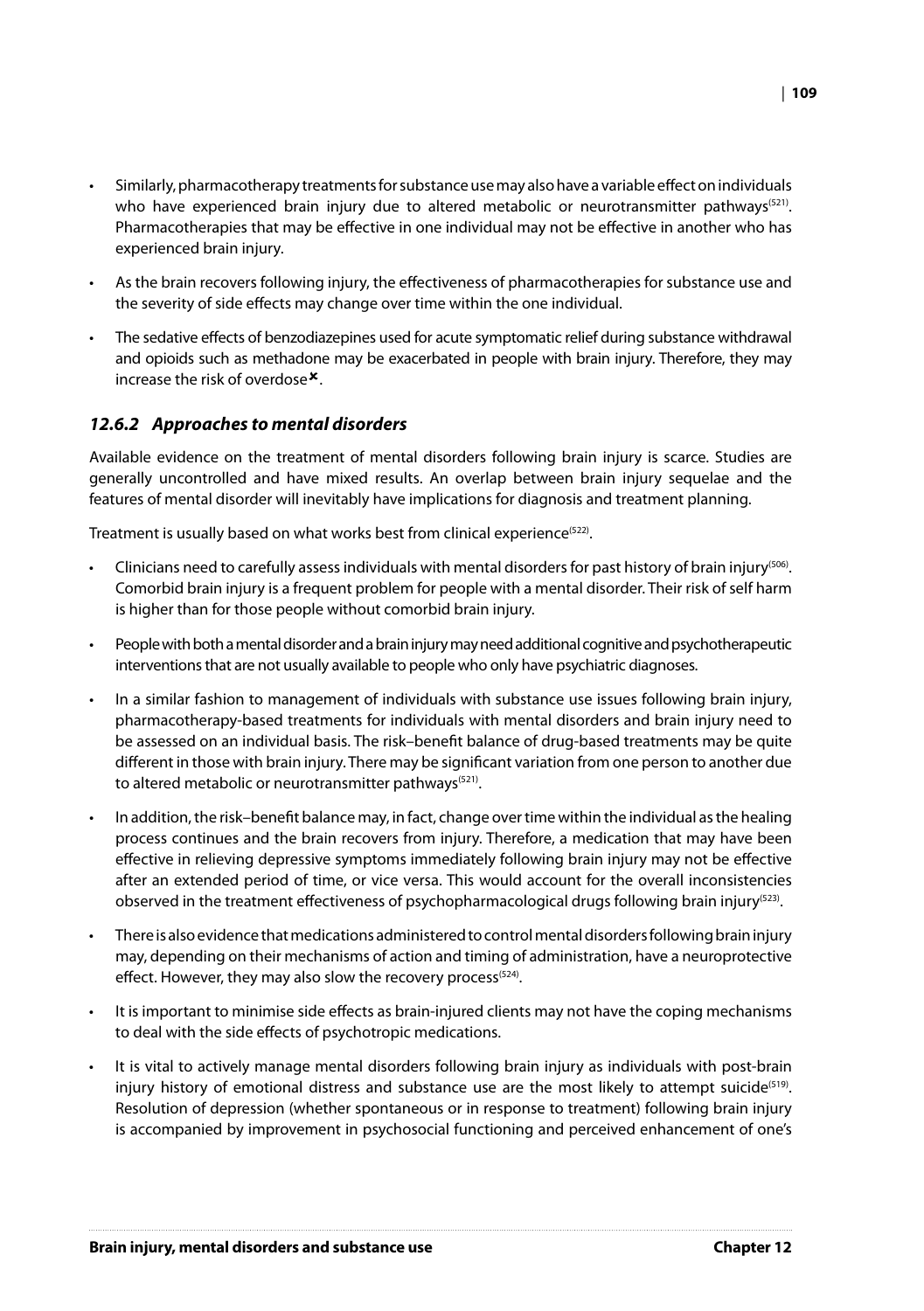- Similarly, pharmacotherapy treatments for substance use may also have a variable effect on individuals who have experienced brain injury due to altered metabolic or neurotransmitter pathways[521]. Pharmacotherapies that may be effective in one individual may not be effective in another who has experienced brain injury.
- As the brain recovers following injury, the effectiveness of pharmacotherapies for substance use and the severity of side effects may change over time within the one individual.
- The sedative effects of benzodiazepines used for acute symptomatic relief during substance withdrawal and opioids such as methadone may be exacerbated in people with brain injury. Therefore, they may increase the risk of overdose✖.

### *12.6.2 Approaches to mental disorders*

Available evidence on the treatment of mental disorders following brain injury is scarce. Studies are generally uncontrolled and have mixed results. An overlap between brain injury sequelae and the features of mental disorder will inevitably have implications for diagnosis and treatment planning.

Treatment is usually based on what works best from clinical experience[522].

- Clinicians need to carefully assess individuals with mental disorders for past history of brain injury[506]. Comorbid brain injury is a frequent problem for people with a mental disorder. Their risk of self harm is higher than for those people without comorbid brain injury.
- People with both a mental disorder and a brain injury may need additional cognitive and psychotherapeutic interventions that are not usually available to people who only have psychiatric diagnoses.
- In a similar fashion to management of individuals with substance use issues following brain injury, pharmacotherapy-based treatments for individuals with mental disorders and brain injury need to be assessed on an individual basis. The risk–benefit balance of drug-based treatments may be quite different in those with brain injury. There may be significant variation from one person to another due to altered metabolic or neurotransmitter pathways[521].
- In addition, the risk–benefit balance may, in fact, change over time within the individual as the healing process continues and the brain recovers from injury. Therefore, a medication that may have been effective in relieving depressive symptoms immediately following brain injury may not be effective after an extended period of time, or vice versa. This would account for the overall inconsistencies observed in the treatment effectiveness of psychopharmacological drugs following brain injury[523].
- There is also evidence that medications administered to control mental disorders following brain injury may, depending on their mechanisms of action and timing of administration, have a neuroprotective effect. However, they may also slow the recovery process[524].
- It is important to minimise side effects as brain-injured clients may not have the coping mechanisms to deal with the side effects of psychotropic medications.
- It is vital to actively manage mental disorders following brain injury as individuals with post-brain injury history of emotional distress and substance use are the most likely to attempt suicide[519]. Resolution of depression (whether spontaneous or in response to treatment) following brain injury is accompanied by improvement in psychosocial functioning and perceived enhancement of one's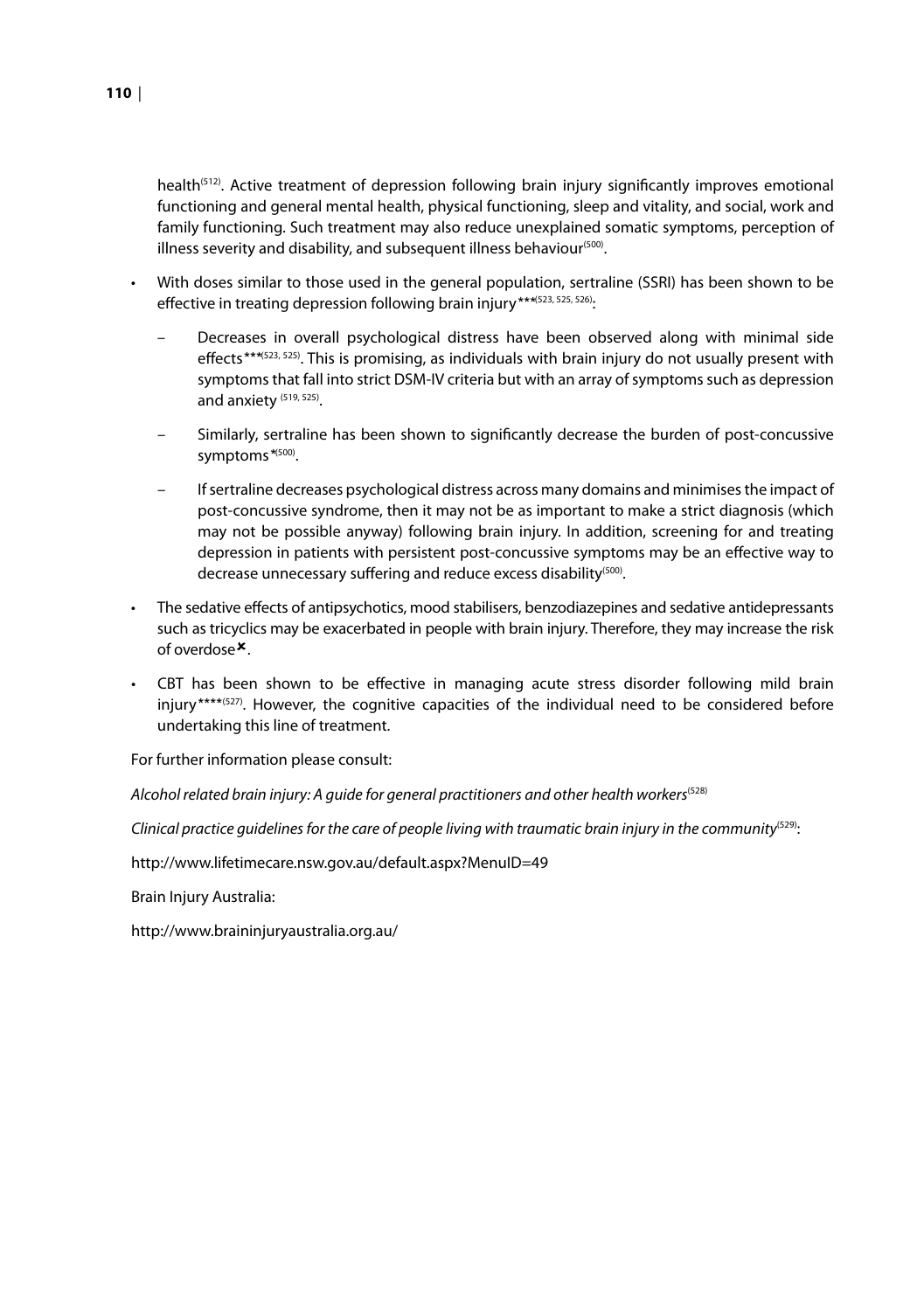health[512]. Active treatment of depression following brain injury significantly improves emotional functioning and general mental health, physical functioning, sleep and vitality, and social, work and family functioning. Such treatment may also reduce unexplained somatic symptoms, perception of illness severity and disability, and subsequent illness behaviour[500].

- With doses similar to those used in the general population, sertraline (SSRI) has been shown to be effective in treating depression following brain injury***[523, 525, 526]:
  - Decreases in overall psychological distress have been observed along with minimal side effects***[523, 525]. This is promising, as individuals with brain injury do not usually present with symptoms that fall into strict DSM-IV criteria but with an array of symptoms such as depression and anxiety [519, 525].
  - Similarly, sertraline has been shown to significantly decrease the burden of post-concussive symptoms*[500].
  - If sertraline decreases psychological distress across many domains and minimises the impact of post-concussive syndrome, then it may not be as important to make a strict diagnosis (which may not be possible anyway) following brain injury. In addition, screening for and treating depression in patients with persistent post-concussive symptoms may be an effective way to decrease unnecessary suffering and reduce excess disability[500].
- The sedative effects of antipsychotics, mood stabilisers, benzodiazepines and sedative antidepressants such as tricyclics may be exacerbated in people with brain injury. Therefore, they may increase the risk of overdose✖.
- CBT has been shown to be effective in managing acute stress disorder following mild brain injury****[527]. However, the cognitive capacities of the individual need to be considered before undertaking this line of treatment.

For further information please consult:

*Alcohol related brain injury: A guide for general practitioners and other health workers*[528]

*Clinical practice guidelines for the care of people living with traumatic brain injury in the community*[529]:

http://www.lifetimecare.nsw.gov.au/default.aspx?MenuID=49

Brain Injury Australia:

http://www.braininjuryaustralia.org.au/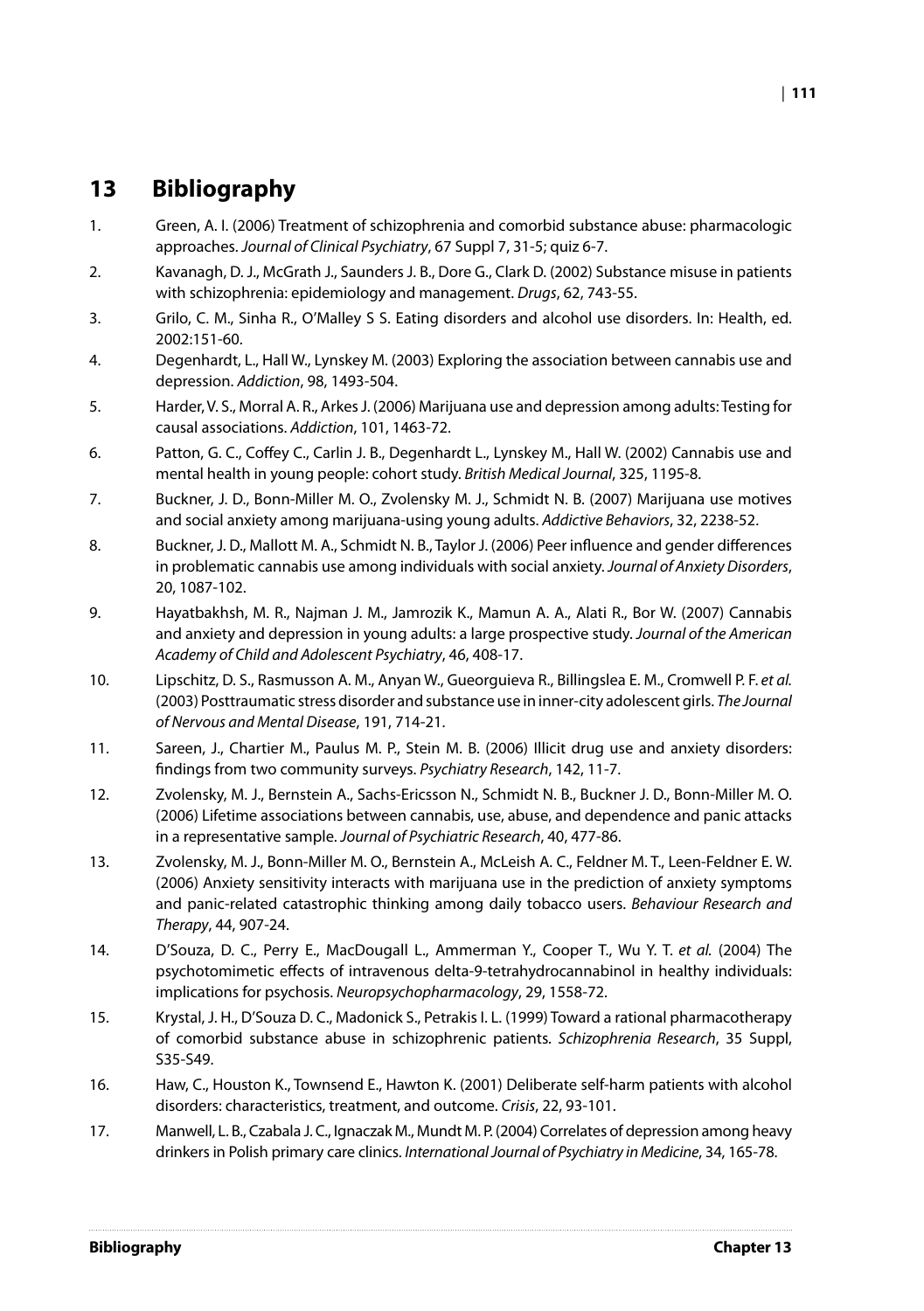# 13 Bibliography

1. Green, A. I. (2006) Treatment of schizophrenia and comorbid substance abuse: pharmacologic approaches. *Journal of Clinical Psychiatry*, 67 Suppl 7, 31-5; quiz 6-7.
2. Kavanagh, D. J., McGrath J., Saunders J. B., Dore G., Clark D. (2002) Substance misuse in patients with schizophrenia: epidemiology and management. *Drugs*, 62, 743-55.
3. Grilo, C. M., Sinha R., O'Malley S S. Eating disorders and alcohol use disorders. In: Health, ed. 2002:151-60.
4. Degenhardt, L., Hall W., Lynskey M. (2003) Exploring the association between cannabis use and depression. *Addiction*, 98, 1493-504.
5. Harder, V. S., Morral A. R., Arkes J. (2006) Marijuana use and depression among adults: Testing for causal associations. *Addiction*, 101, 1463-72.
6. Patton, G. C., Coffey C., Carlin J. B., Degenhardt L., Lynskey M., Hall W. (2002) Cannabis use and mental health in young people: cohort study. *British Medical Journal*, 325, 1195-8.
7. Buckner, J. D., Bonn-Miller M. O., Zvolensky M. J., Schmidt N. B. (2007) Marijuana use motives and social anxiety among marijuana-using young adults. *Addictive Behaviors*, 32, 2238-52.
8. Buckner, J. D., Mallott M. A., Schmidt N. B., Taylor J. (2006) Peer influence and gender differences in problematic cannabis use among individuals with social anxiety. *Journal of Anxiety Disorders*, 20, 1087-102.
9. Hayatbakhsh, M. R., Najman J. M., Jamrozik K., Mamun A. A., Alati R., Bor W. (2007) Cannabis and anxiety and depression in young adults: a large prospective study. *Journal of the American Academy of Child and Adolescent Psychiatry*, 46, 408-17.
10. Lipschitz, D. S., Rasmusson A. M., Anyan W., Gueorguieva R., Billingslea E. M., Cromwell P. F. *et al.* (2003) Posttraumatic stress disorder and substance use in inner-city adolescent girls. *The Journal of Nervous and Mental Disease*, 191, 714-21.
11. Sareen, J., Chartier M., Paulus M. P., Stein M. B. (2006) Illicit drug use and anxiety disorders: findings from two community surveys. *Psychiatry Research*, 142, 11-7.
12. Zvolensky, M. J., Bernstein A., Sachs-Ericsson N., Schmidt N. B., Buckner J. D., Bonn-Miller M. O. (2006) Lifetime associations between cannabis, use, abuse, and dependence and panic attacks in a representative sample. *Journal of Psychiatric Research*, 40, 477-86.
13. Zvolensky, M. J., Bonn-Miller M. O., Bernstein A., McLeish A. C., Feldner M. T., Leen-Feldner E. W. (2006) Anxiety sensitivity interacts with marijuana use in the prediction of anxiety symptoms and panic-related catastrophic thinking among daily tobacco users. *Behaviour Research and Therapy*, 44, 907-24.
14. D'Souza, D. C., Perry E., MacDougall L., Ammerman Y., Cooper T., Wu Y. T. *et al.* (2004) The psychotomimetic effects of intravenous delta-9-tetrahydrocannabinol in healthy individuals: implications for psychosis. *Neuropsychopharmacology*, 29, 1558-72.
15. Krystal, J. H., D'Souza D. C., Madonick S., Petrakis I. L. (1999) Toward a rational pharmacotherapy of comorbid substance abuse in schizophrenic patients. *Schizophrenia Research*, 35 Suppl, S35-S49.
16. Haw, C., Houston K., Townsend E., Hawton K. (2001) Deliberate self-harm patients with alcohol disorders: characteristics, treatment, and outcome. *Crisis*, 22, 93-101.
17. Manwell, L. B., Czabala J. C., Ignaczak M., Mundt M. P. (2004) Correlates of depression among heavy drinkers in Polish primary care clinics. *International Journal of Psychiatry in Medicine*, 34, 165-78.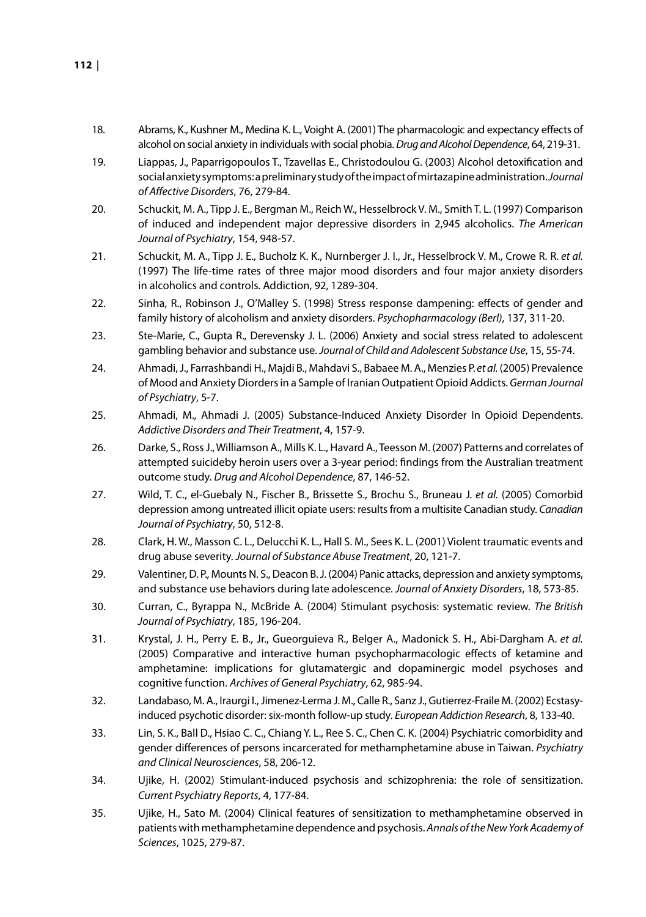18. Abrams, K., Kushner M., Medina K. L., Voight A. (2001) The pharmacologic and expectancy effects of alcohol on social anxiety in individuals with social phobia. *Drug and Alcohol Dependence*, 64, 219-31.
19. Liappas, J., Paparrigopoulos T., Tzavellas E., Christodoulou G. (2003) Alcohol detoxification and social anxiety symptoms: a preliminary study of the impact of mirtazapine administration. *Journal of Affective Disorders*, 76, 279-84.
20. Schuckit, M. A., Tipp J. E., Bergman M., Reich W., Hesselbrock V. M., Smith T. L. (1997) Comparison of induced and independent major depressive disorders in 2,945 alcoholics. *The American Journal of Psychiatry*, 154, 948-57.
21. Schuckit, M. A., Tipp J. E., Bucholz K. K., Nurnberger J. I., Jr., Hesselbrock V. M., Crowe R. R. *et al.* (1997) The life-time rates of three major mood disorders and four major anxiety disorders in alcoholics and controls. Addiction, 92, 1289-304.
22. Sinha, R., Robinson J., O'Malley S. (1998) Stress response dampening: effects of gender and family history of alcoholism and anxiety disorders. *Psychopharmacology (Berl)*, 137, 311-20.
23. Ste-Marie, C., Gupta R., Derevensky J. L. (2006) Anxiety and social stress related to adolescent gambling behavior and substance use. *Journal of Child and Adolescent Substance Use*, 15, 55-74.
24. Ahmadi, J., Farrashbandi H., Majdi B., Mahdavi S., Babaee M. A., Menzies P. *et al.* (2005) Prevalence of Mood and Anxiety Diorders in a Sample of Iranian Outpatient Opioid Addicts. *German Journal of Psychiatry*, 5-7.
25. Ahmadi, M., Ahmadi J. (2005) Substance-Induced Anxiety Disorder In Opioid Dependents. *Addictive Disorders and Their Treatment*, 4, 157-9.
26. Darke, S., Ross J., Williamson A., Mills K. L., Havard A., Teesson M. (2007) Patterns and correlates of attempted suicideby heroin users over a 3-year period: findings from the Australian treatment outcome study. *Drug and Alcohol Dependence*, 87, 146-52.
27. Wild, T. C., el-Guebaly N., Fischer B., Brissette S., Brochu S., Bruneau J. *et al.* (2005) Comorbid depression among untreated illicit opiate users: results from a multisite Canadian study. *Canadian Journal of Psychiatry*, 50, 512-8.
28. Clark, H. W., Masson C. L., Delucchi K. L., Hall S. M., Sees K. L. (2001) Violent traumatic events and drug abuse severity. *Journal of Substance Abuse Treatment*, 20, 121-7.
29. Valentiner, D. P., Mounts N. S., Deacon B. J. (2004) Panic attacks, depression and anxiety symptoms, and substance use behaviors during late adolescence. *Journal of Anxiety Disorders*, 18, 573-85.
30. Curran, C., Byrappa N., McBride A. (2004) Stimulant psychosis: systematic review. *The British Journal of Psychiatry*, 185, 196-204.
31. Krystal, J. H., Perry E. B., Jr., Gueorguieva R., Belger A., Madonick S. H., Abi-Dargham A. *et al.* (2005) Comparative and interactive human psychopharmacologic effects of ketamine and amphetamine: implications for glutamatergic and dopaminergic model psychoses and cognitive function. *Archives of General Psychiatry*, 62, 985-94.
32. Landabaso, M. A., Iraurgi I., Jimenez-Lerma J. M., Calle R., Sanz J., Gutierrez-Fraile M. (2002) Ecstasy-induced psychotic disorder: six-month follow-up study. *European Addiction Research*, 8, 133-40.
33. Lin, S. K., Ball D., Hsiao C. C., Chiang Y. L., Ree S. C., Chen C. K. (2004) Psychiatric comorbidity and gender differences of persons incarcerated for methamphetamine abuse in Taiwan. *Psychiatry and Clinical Neurosciences*, 58, 206-12.
34. Ujike, H. (2002) Stimulant-induced psychosis and schizophrenia: the role of sensitization. *Current Psychiatry Reports*, 4, 177-84.
35. Ujike, H., Sato M. (2004) Clinical features of sensitization to methamphetamine observed in patients with methamphetamine dependence and psychosis. *Annals of the New York Academy of Sciences*, 1025, 279-87.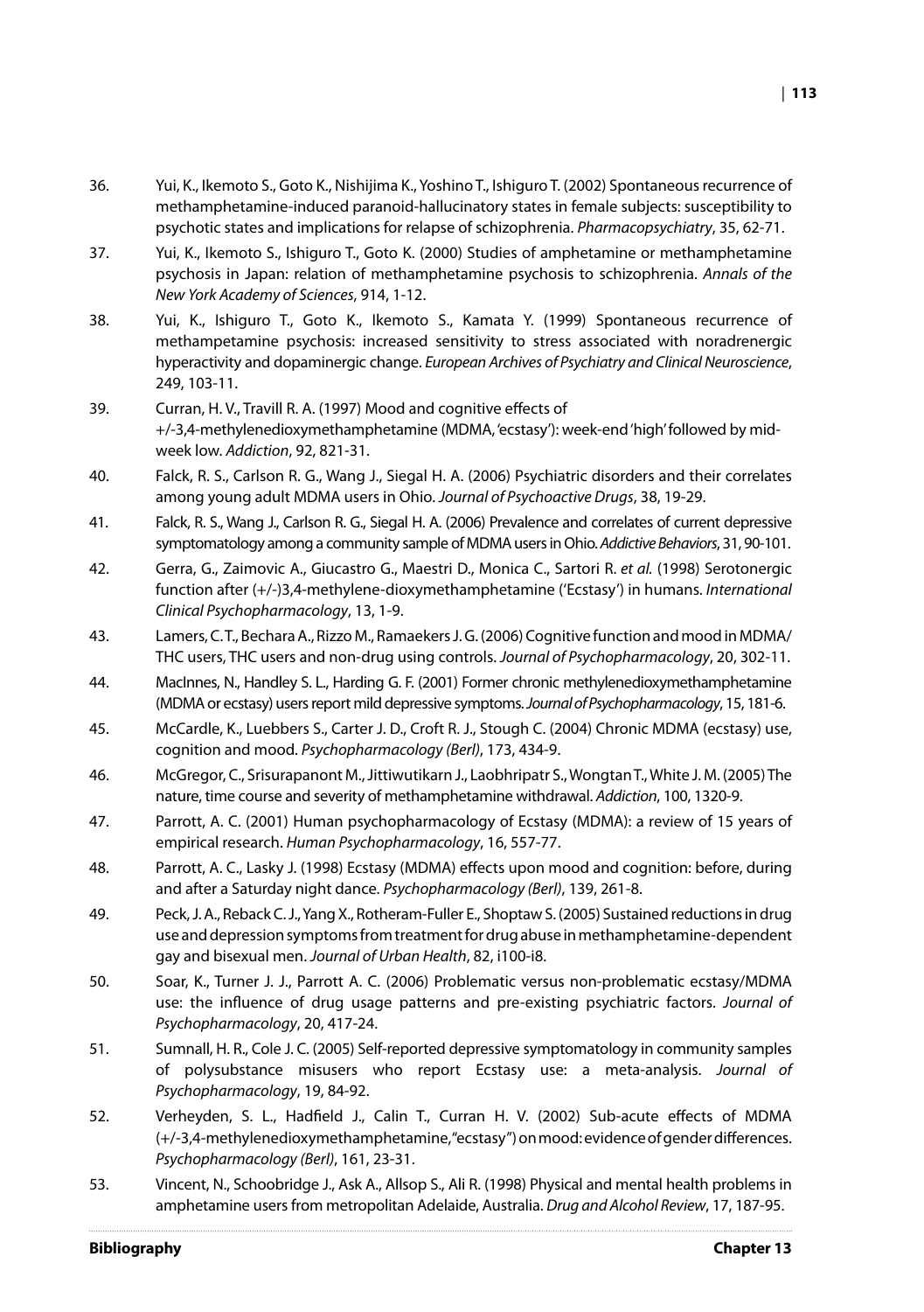36. Yui, K., Ikemoto S., Goto K., Nishijima K., Yoshino T., Ishiguro T. (2002) Spontaneous recurrence of methamphetamine-induced paranoid-hallucinatory states in female subjects: susceptibility to psychotic states and implications for relapse of schizophrenia. *Pharmacopsychiatry*, 35, 62-71.
37. Yui, K., Ikemoto S., Ishiguro T., Goto K. (2000) Studies of amphetamine or methamphetamine psychosis in Japan: relation of methamphetamine psychosis to schizophrenia. *Annals of the New York Academy of Sciences*, 914, 1-12.
38. Yui, K., Ishiguro T., Goto K., Ikemoto S., Kamata Y. (1999) Spontaneous recurrence of methampetamine psychosis: increased sensitivity to stress associated with noradrenergic hyperactivity and dopaminergic change. *European Archives of Psychiatry and Clinical Neuroscience*, 249, 103-11.
39. Curran, H. V., Travill R. A. (1997) Mood and cognitive effects of +/-3,4-methylenedioxymethamphetamine (MDMA, 'ecstasy'): week-end 'high' followed by mid-week low. *Addiction*, 92, 821-31.
40. Falck, R. S., Carlson R. G., Wang J., Siegal H. A. (2006) Psychiatric disorders and their correlates among young adult MDMA users in Ohio. *Journal of Psychoactive Drugs*, 38, 19-29.
41. Falck, R. S., Wang J., Carlson R. G., Siegal H. A. (2006) Prevalence and correlates of current depressive symptomatology among a community sample of MDMA users in Ohio. *Addictive Behaviors*, 31, 90-101.
42. Gerra, G., Zaimovic A., Giucastro G., Maestri D., Monica C., Sartori R. *et al.* (1998) Serotonergic function after (+/-)3,4-methylene-dioxymethamphetamine ('Ecstasy') in humans. *International Clinical Psychopharmacology*, 13, 1-9.
43. Lamers, C. T., Bechara A., Rizzo M., Ramaekers J. G. (2006) Cognitive function and mood in MDMA/THC users, THC users and non-drug using controls. *Journal of Psychopharmacology*, 20, 302-11.
44. MacInnes, N., Handley S. L., Harding G. F. (2001) Former chronic methylenedioxymethamphetamine (MDMA or ecstasy) users report mild depressive symptoms. *Journal of Psychopharmacology*, 15, 181-6.
45. McCardle, K., Luebbers S., Carter J. D., Croft R. J., Stough C. (2004) Chronic MDMA (ecstasy) use, cognition and mood. *Psychopharmacology (Berl)*, 173, 434-9.
46. McGregor, C., Srisurapanont M., Jittiwutikarn J., Laobhripatr S., Wongtan T., White J. M. (2005) The nature, time course and severity of methamphetamine withdrawal. *Addiction*, 100, 1320-9.
47. Parrott, A. C. (2001) Human psychopharmacology of Ecstasy (MDMA): a review of 15 years of empirical research. *Human Psychopharmacology*, 16, 557-77.
48. Parrott, A. C., Lasky J. (1998) Ecstasy (MDMA) effects upon mood and cognition: before, during and after a Saturday night dance. *Psychopharmacology (Berl)*, 139, 261-8.
49. Peck, J. A., Reback C. J., Yang X., Rotheram-Fuller E., Shoptaw S. (2005) Sustained reductions in drug use and depression symptoms from treatment for drug abuse in methamphetamine-dependent gay and bisexual men. *Journal of Urban Health*, 82, i100-i8.
50. Soar, K., Turner J. J., Parrott A. C. (2006) Problematic versus non-problematic ecstasy/MDMA use: the influence of drug usage patterns and pre-existing psychiatric factors. *Journal of Psychopharmacology*, 20, 417-24.
51. Sumnall, H. R., Cole J. C. (2005) Self-reported depressive symptomatology in community samples of polysubstance misusers who report Ecstasy use: a meta-analysis. *Journal of Psychopharmacology*, 19, 84-92.
52. Verheyden, S. L., Hadfield J., Calin T., Curran H. V. (2002) Sub-acute effects of MDMA (+/-3,4-methylenedioxymethamphetamine,"ecstasy") on mood: evidence of gender differences. *Psychopharmacology (Berl)*, 161, 23-31.
53. Vincent, N., Schoobridge J., Ask A., Allsop S., Ali R. (1998) Physical and mental health problems in amphetamine users from metropolitan Adelaide, Australia. *Drug and Alcohol Review*, 17, 187-95.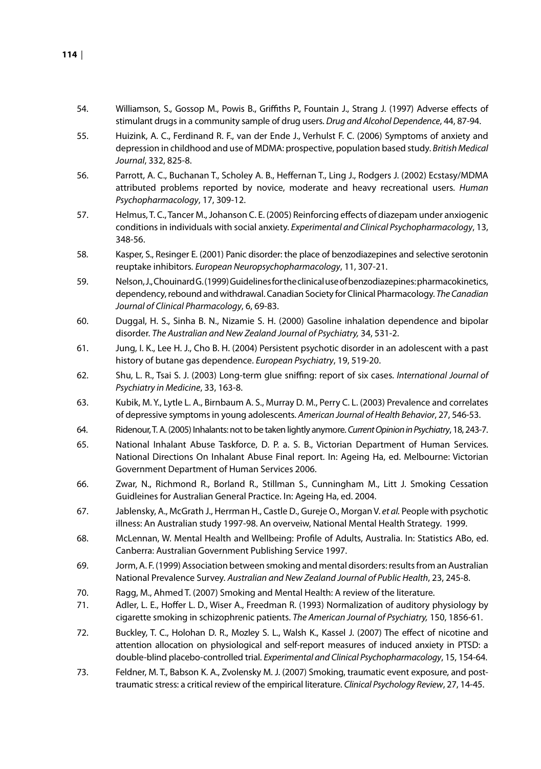54. Williamson, S., Gossop M., Powis B., Griffiths P., Fountain J., Strang J. (1997) Adverse effects of stimulant drugs in a community sample of drug users. *Drug and Alcohol Dependence*, 44, 87-94.
55. Huizink, A. C., Ferdinand R. F., van der Ende J., Verhulst F. C. (2006) Symptoms of anxiety and depression in childhood and use of MDMA: prospective, population based study. *British Medical Journal*, 332, 825-8.
56. Parrott, A. C., Buchanan T., Scholey A. B., Heffernan T., Ling J., Rodgers J. (2002) Ecstasy/MDMA attributed problems reported by novice, moderate and heavy recreational users. *Human Psychopharmacology*, 17, 309-12.
57. Helmus, T. C., Tancer M., Johanson C. E. (2005) Reinforcing effects of diazepam under anxiogenic conditions in individuals with social anxiety. *Experimental and Clinical Psychopharmacology*, 13, 348-56.
58. Kasper, S., Resinger E. (2001) Panic disorder: the place of benzodiazepines and selective serotonin reuptake inhibitors. *European Neuropsychopharmacology*, 11, 307-21.
59. Nelson, J., Chouinard G. (1999) Guidelines for the clinical use of benzodiazepines: pharmacokinetics, dependency, rebound and withdrawal. Canadian Society for Clinical Pharmacology. *The Canadian Journal of Clinical Pharmacology*, 6, 69-83.
60. Duggal, H. S., Sinha B. N., Nizamie S. H. (2000) Gasoline inhalation dependence and bipolar disorder. *The Australian and New Zealand Journal of Psychiatry,* 34, 531-2.
61. Jung, I. K., Lee H. J., Cho B. H. (2004) Persistent psychotic disorder in an adolescent with a past history of butane gas dependence. *European Psychiatry*, 19, 519-20.
62. Shu, L. R., Tsai S. J. (2003) Long-term glue sniffing: report of six cases. *International Journal of Psychiatry in Medicine*, 33, 163-8.
63. Kubik, M. Y., Lytle L. A., Birnbaum A. S., Murray D. M., Perry C. L. (2003) Prevalence and correlates of depressive symptoms in young adolescents. *American Journal of Health Behavior*, 27, 546-53.
64. Ridenour, T. A. (2005) Inhalants: not to be taken lightly anymore. *Current Opinion in Psychiatry*, 18, 243-7.
65. National Inhalant Abuse Taskforce, D. P. a. S. B., Victorian Department of Human Services. National Directions On Inhalant Abuse Final report. In: Ageing Ha, ed. Melbourne: Victorian Government Department of Human Services 2006.
66. Zwar, N., Richmond R., Borland R., Stillman S., Cunningham M., Litt J. Smoking Cessation Guidleines for Australian General Practice. In: Ageing Ha, ed. 2004.
67. Jablensky, A., McGrath J., Herrman H., Castle D., Gureje O., Morgan V. *et al.* People with psychotic illness: An Australian study 1997-98. An overveiw, National Mental Health Strategy. 1999.
68. McLennan, W. Mental Health and Wellbeing: Profile of Adults, Australia. In: Statistics ABo, ed. Canberra: Australian Government Publishing Service 1997.
69. Jorm, A. F. (1999) Association between smoking and mental disorders: results from an Australian National Prevalence Survey. *Australian and New Zealand Journal of Public Health*, 23, 245-8.
70. Ragg, M., Ahmed T. (2007) Smoking and Mental Health: A review of the literature.
71. Adler, L. E., Hoffer L. D., Wiser A., Freedman R. (1993) Normalization of auditory physiology by cigarette smoking in schizophrenic patients. *The American Journal of Psychiatry,* 150, 1856-61.
72. Buckley, T. C., Holohan D. R., Mozley S. L., Walsh K., Kassel J. (2007) The effect of nicotine and attention allocation on physiological and self-report measures of induced anxiety in PTSD: a double-blind placebo-controlled trial. *Experimental and Clinical Psychopharmacology*, 15, 154-64.
73. Feldner, M. T., Babson K. A., Zvolensky M. J. (2007) Smoking, traumatic event exposure, and post-traumatic stress: a critical review of the empirical literature. *Clinical Psychology Review*, 27, 14-45.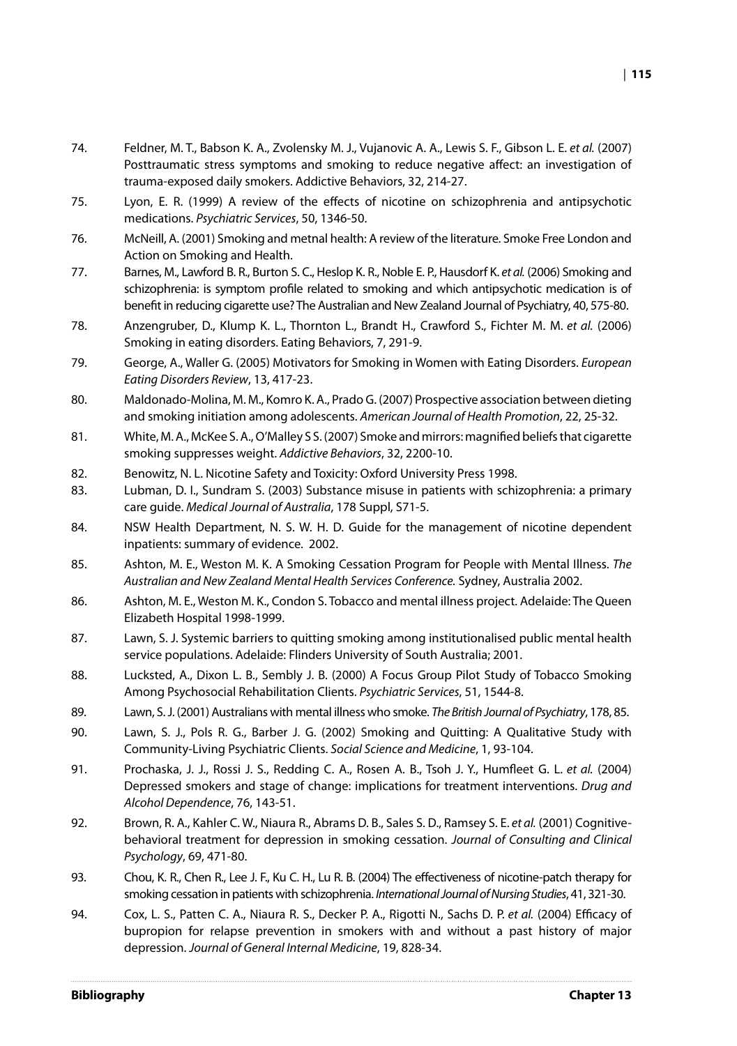74. Feldner, M. T., Babson K. A., Zvolensky M. J., Vujanovic A. A., Lewis S. F., Gibson L. E. *et al.* (2007) Posttraumatic stress symptoms and smoking to reduce negative affect: an investigation of trauma-exposed daily smokers. Addictive Behaviors, 32, 214-27.

75. Lyon, E. R. (1999) A review of the effects of nicotine on schizophrenia and antipsychotic medications. *Psychiatric Services*, 50, 1346-50.

76. McNeill, A. (2001) Smoking and metnal health: A review of the literature. Smoke Free London and Action on Smoking and Health.

77. Barnes, M., Lawford B. R., Burton S. C., Heslop K. R., Noble E. P., Hausdorf K. *et al.* (2006) Smoking and schizophrenia: is symptom profile related to smoking and which antipsychotic medication is of benefit in reducing cigarette use? The Australian and New Zealand Journal of Psychiatry, 40, 575-80.

78. Anzengruber, D., Klump K. L., Thornton L., Brandt H., Crawford S., Fichter M. M. *et al.* (2006) Smoking in eating disorders. Eating Behaviors, 7, 291-9.

79. George, A., Waller G. (2005) Motivators for Smoking in Women with Eating Disorders. *European Eating Disorders Review*, 13, 417-23.

80. Maldonado-Molina, M. M., Komro K. A., Prado G. (2007) Prospective association between dieting and smoking initiation among adolescents. *American Journal of Health Promotion*, 22, 25-32.

81. White, M. A., McKee S. A., O'Malley S S. (2007) Smoke and mirrors: magnified beliefs that cigarette smoking suppresses weight. *Addictive Behaviors*, 32, 2200-10.

82. Benowitz, N. L. Nicotine Safety and Toxicity: Oxford University Press 1998.

83. Lubman, D. I., Sundram S. (2003) Substance misuse in patients with schizophrenia: a primary care guide. *Medical Journal of Australia*, 178 Suppl, S71-5.

84. NSW Health Department, N. S. W. H. D. Guide for the management of nicotine dependent inpatients: summary of evidence. 2002.

85. Ashton, M. E., Weston M. K. A Smoking Cessation Program for People with Mental Illness. *The Australian and New Zealand Mental Health Services Conference.* Sydney, Australia 2002.

86. Ashton, M. E., Weston M. K., Condon S. Tobacco and mental illness project. Adelaide: The Queen Elizabeth Hospital 1998-1999.

87. Lawn, S. J. Systemic barriers to quitting smoking among institutionalised public mental health service populations. Adelaide: Flinders University of South Australia; 2001.

88. Lucksted, A., Dixon L. B., Sembly J. B. (2000) A Focus Group Pilot Study of Tobacco Smoking Among Psychosocial Rehabilitation Clients. *Psychiatric Services*, 51, 1544-8.

89. Lawn, S. J. (2001) Australians with mental illness who smoke. *The British Journal of Psychiatry*, 178, 85.

90. Lawn, S. J., Pols R. G., Barber J. G. (2002) Smoking and Quitting: A Qualitative Study with Community-Living Psychiatric Clients. *Social Science and Medicine*, 1, 93-104.

91. Prochaska, J. J., Rossi J. S., Redding C. A., Rosen A. B., Tsoh J. Y., Humfleet G. L. *et al.* (2004) Depressed smokers and stage of change: implications for treatment interventions. *Drug and Alcohol Dependence*, 76, 143-51.

92. Brown, R. A., Kahler C. W., Niaura R., Abrams D. B., Sales S. D., Ramsey S. E. *et al.* (2001) Cognitive-behavioral treatment for depression in smoking cessation. *Journal of Consulting and Clinical Psychology*, 69, 471-80.

93. Chou, K. R., Chen R., Lee J. F., Ku C. H., Lu R. B. (2004) The effectiveness of nicotine-patch therapy for smoking cessation in patients with schizophrenia. *International Journal of Nursing Studies*, 41, 321-30.

94. Cox, L. S., Patten C. A., Niaura R. S., Decker P. A., Rigotti N., Sachs D. P. *et al.* (2004) Efficacy of bupropion for relapse prevention in smokers with and without a past history of major depression. *Journal of General Internal Medicine*, 19, 828-34.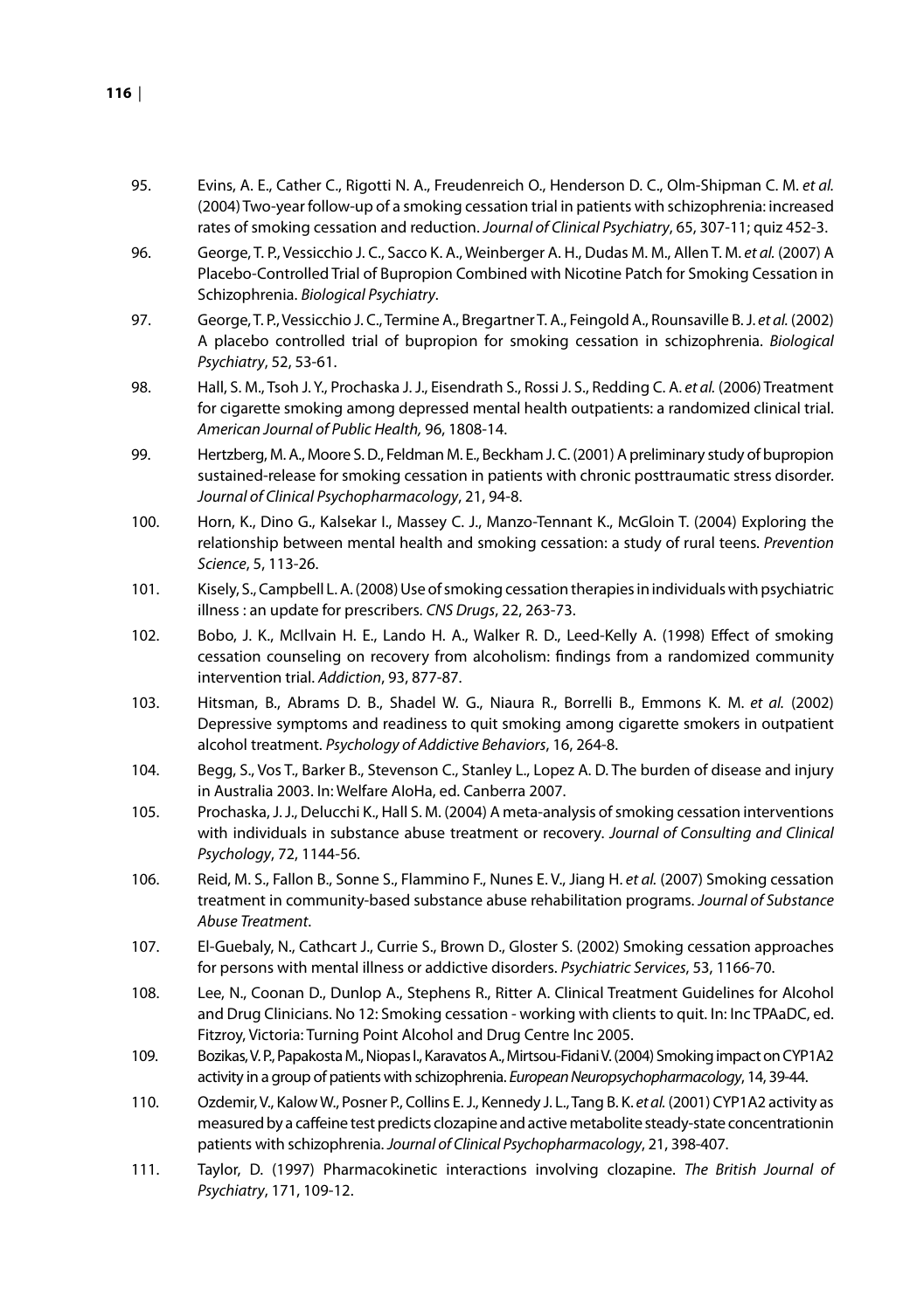95. Evins, A. E., Cather C., Rigotti N. A., Freudenreich O., Henderson D. C., Olm-Shipman C. M. *et al.* (2004) Two-year follow-up of a smoking cessation trial in patients with schizophrenia: increased rates of smoking cessation and reduction. *Journal of Clinical Psychiatry*, 65, 307-11; quiz 452-3.
96. George, T. P., Vessicchio J. C., Sacco K. A., Weinberger A. H., Dudas M. M., Allen T. M. *et al.* (2007) A Placebo-Controlled Trial of Bupropion Combined with Nicotine Patch for Smoking Cessation in Schizophrenia. *Biological Psychiatry*.
97. George, T. P., Vessicchio J. C., Termine A., Bregartner T. A., Feingold A., Rounsaville B. J. *et al.* (2002) A placebo controlled trial of bupropion for smoking cessation in schizophrenia. *Biological Psychiatry*, 52, 53-61.
98. Hall, S. M., Tsoh J. Y., Prochaska J. J., Eisendrath S., Rossi J. S., Redding C. A. *et al.* (2006) Treatment for cigarette smoking among depressed mental health outpatients: a randomized clinical trial. *American Journal of Public Health,* 96, 1808-14.
99. Hertzberg, M. A., Moore S. D., Feldman M. E., Beckham J. C. (2001) A preliminary study of bupropion sustained-release for smoking cessation in patients with chronic posttraumatic stress disorder. *Journal of Clinical Psychopharmacology*, 21, 94-8.
100. Horn, K., Dino G., Kalsekar I., Massey C. J., Manzo-Tennant K., McGloin T. (2004) Exploring the relationship between mental health and smoking cessation: a study of rural teens. *Prevention Science*, 5, 113-26.
101. Kisely, S., Campbell L. A. (2008) Use of smoking cessation therapies in individuals with psychiatric illness : an update for prescribers. *CNS Drugs*, 22, 263-73.
102. Bobo, J. K., McIlvain H. E., Lando H. A., Walker R. D., Leed-Kelly A. (1998) Effect of smoking cessation counseling on recovery from alcoholism: findings from a randomized community intervention trial. *Addiction*, 93, 877-87.
103. Hitsman, B., Abrams D. B., Shadel W. G., Niaura R., Borrelli B., Emmons K. M. *et al.* (2002) Depressive symptoms and readiness to quit smoking among cigarette smokers in outpatient alcohol treatment. *Psychology of Addictive Behaviors*, 16, 264-8.
104. Begg, S., Vos T., Barker B., Stevenson C., Stanley L., Lopez A. D. The burden of disease and injury in Australia 2003. In: Welfare AIoHa, ed. Canberra 2007.
105. Prochaska, J. J., Delucchi K., Hall S. M. (2004) A meta-analysis of smoking cessation interventions with individuals in substance abuse treatment or recovery. *Journal of Consulting and Clinical Psychology*, 72, 1144-56.
106. Reid, M. S., Fallon B., Sonne S., Flammino F., Nunes E. V., Jiang H. *et al.* (2007) Smoking cessation treatment in community-based substance abuse rehabilitation programs. *Journal of Substance Abuse Treatment*.
107. El-Guebaly, N., Cathcart J., Currie S., Brown D., Gloster S. (2002) Smoking cessation approaches for persons with mental illness or addictive disorders. *Psychiatric Services*, 53, 1166-70.
108. Lee, N., Coonan D., Dunlop A., Stephens R., Ritter A. Clinical Treatment Guidelines for Alcohol and Drug Clinicians. No 12: Smoking cessation - working with clients to quit. In: Inc TPAaDC, ed. Fitzroy, Victoria: Turning Point Alcohol and Drug Centre Inc 2005.
109. Bozikas, V. P., Papakosta M., Niopas I., Karavatos A., Mirtsou-Fidani V. (2004) Smoking impact on CYP1A2 activity in a group of patients with schizophrenia. *European Neuropsychopharmacology*, 14, 39-44.
110. Ozdemir, V., Kalow W., Posner P., Collins E. J., Kennedy J. L., Tang B. K. *et al.* (2001) CYP1A2 activity as measured by a caffeine test predicts clozapine and active metabolite steady-state concentrationin patients with schizophrenia. *Journal of Clinical Psychopharmacology*, 21, 398-407.
111. Taylor, D. (1997) Pharmacokinetic interactions involving clozapine. *The British Journal of Psychiatry*, 171, 109-12.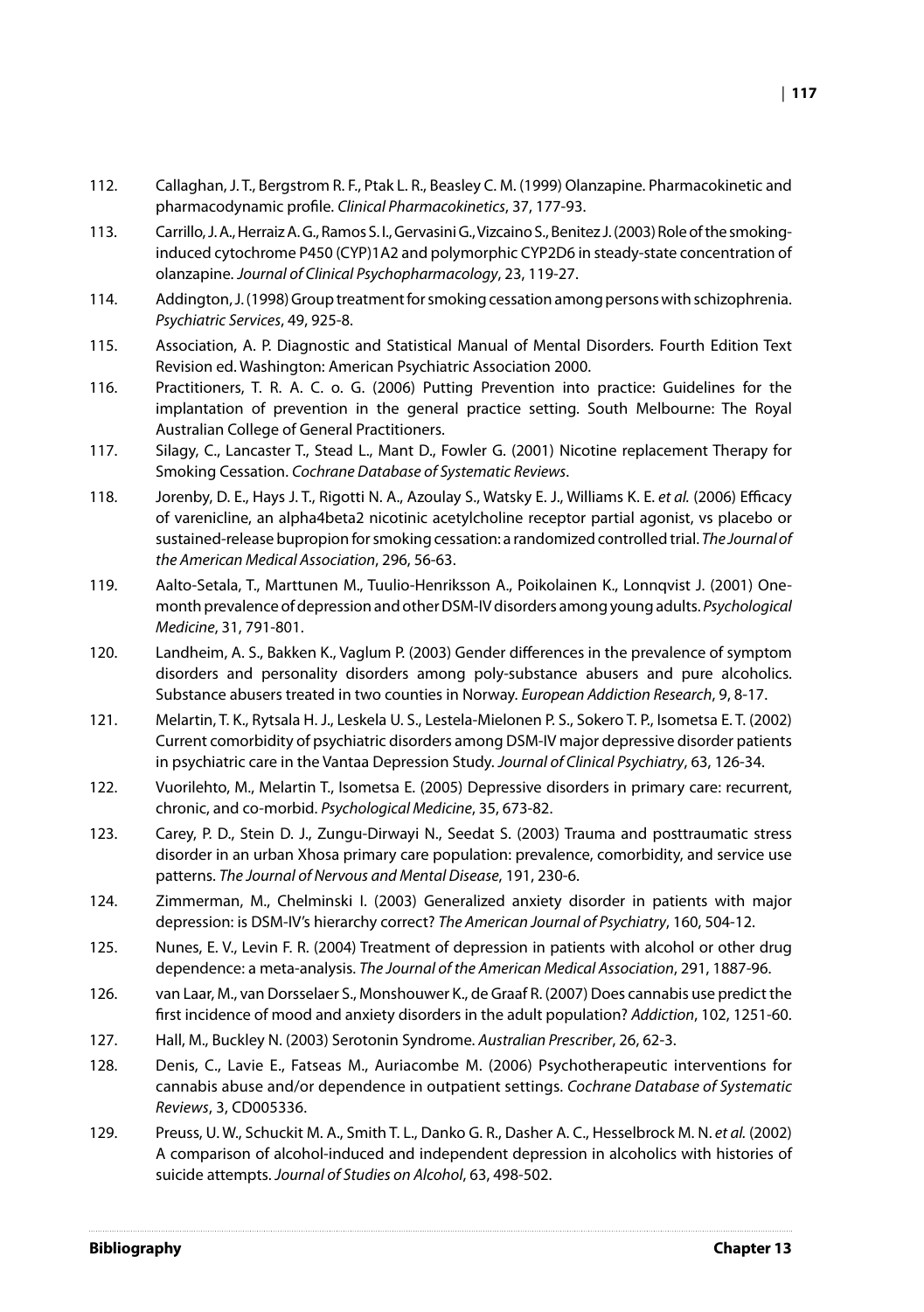112. Callaghan, J. T., Bergstrom R. F., Ptak L. R., Beasley C. M. (1999) Olanzapine. Pharmacokinetic and pharmacodynamic profile. *Clinical Pharmacokinetics*, 37, 177-93.

113. Carrillo, J. A., Herraiz A. G., Ramos S. I., Gervasini G., Vizcaino S., Benitez J. (2003) Role of the smoking-induced cytochrome P450 (CYP)1A2 and polymorphic CYP2D6 in steady-state concentration of olanzapine. *Journal of Clinical Psychopharmacology*, 23, 119-27.

114. Addington, J. (1998) Group treatment for smoking cessation among persons with schizophrenia. *Psychiatric Services*, 49, 925-8.

115. Association, A. P. Diagnostic and Statistical Manual of Mental Disorders. Fourth Edition Text Revision ed. Washington: American Psychiatric Association 2000.

116. Practitioners, T. R. A. C. o. G. (2006) Putting Prevention into practice: Guidelines for the implantation of prevention in the general practice setting. South Melbourne: The Royal Australian College of General Practitioners.

117. Silagy, C., Lancaster T., Stead L., Mant D., Fowler G. (2001) Nicotine replacement Therapy for Smoking Cessation. *Cochrane Database of Systematic Reviews*.

118. Jorenby, D. E., Hays J. T., Rigotti N. A., Azoulay S., Watsky E. J., Williams K. E. *et al.* (2006) Efficacy of varenicline, an alpha4beta2 nicotinic acetylcholine receptor partial agonist, vs placebo or sustained-release bupropion for smoking cessation: a randomized controlled trial. *The Journal of the American Medical Association*, 296, 56-63.

119. Aalto-Setala, T., Marttunen M., Tuulio-Henriksson A., Poikolainen K., Lonnqvist J. (2001) One-month prevalence of depression and other DSM-IV disorders among young adults. *Psychological Medicine*, 31, 791-801.

120. Landheim, A. S., Bakken K., Vaglum P. (2003) Gender differences in the prevalence of symptom disorders and personality disorders among poly-substance abusers and pure alcoholics. Substance abusers treated in two counties in Norway. *European Addiction Research*, 9, 8-17.

121. Melartin, T. K., Rytsala H. J., Leskela U. S., Lestela-Mielonen P. S., Sokero T. P., Isometsa E. T. (2002) Current comorbidity of psychiatric disorders among DSM-IV major depressive disorder patients in psychiatric care in the Vantaa Depression Study. *Journal of Clinical Psychiatry*, 63, 126-34.

122. Vuorilehto, M., Melartin T., Isometsa E. (2005) Depressive disorders in primary care: recurrent, chronic, and co-morbid. *Psychological Medicine*, 35, 673-82.

123. Carey, P. D., Stein D. J., Zungu-Dirwayi N., Seedat S. (2003) Trauma and posttraumatic stress disorder in an urban Xhosa primary care population: prevalence, comorbidity, and service use patterns. *The Journal of Nervous and Mental Disease*, 191, 230-6.

124. Zimmerman, M., Chelminski I. (2003) Generalized anxiety disorder in patients with major depression: is DSM-IV's hierarchy correct? *The American Journal of Psychiatry*, 160, 504-12.

125. Nunes, E. V., Levin F. R. (2004) Treatment of depression in patients with alcohol or other drug dependence: a meta-analysis. *The Journal of the American Medical Association*, 291, 1887-96.

126. van Laar, M., van Dorsselaer S., Monshouwer K., de Graaf R. (2007) Does cannabis use predict the first incidence of mood and anxiety disorders in the adult population? *Addiction*, 102, 1251-60.

127. Hall, M., Buckley N. (2003) Serotonin Syndrome. *Australian Prescriber*, 26, 62-3.

128. Denis, C., Lavie E., Fatseas M., Auriacombe M. (2006) Psychotherapeutic interventions for cannabis abuse and/or dependence in outpatient settings. *Cochrane Database of Systematic Reviews*, 3, CD005336.

129. Preuss, U. W., Schuckit M. A., Smith T. L., Danko G. R., Dasher A. C., Hesselbrock M. N. *et al.* (2002) A comparison of alcohol-induced and independent depression in alcoholics with histories of suicide attempts. *Journal of Studies on Alcohol*, 63, 498-502.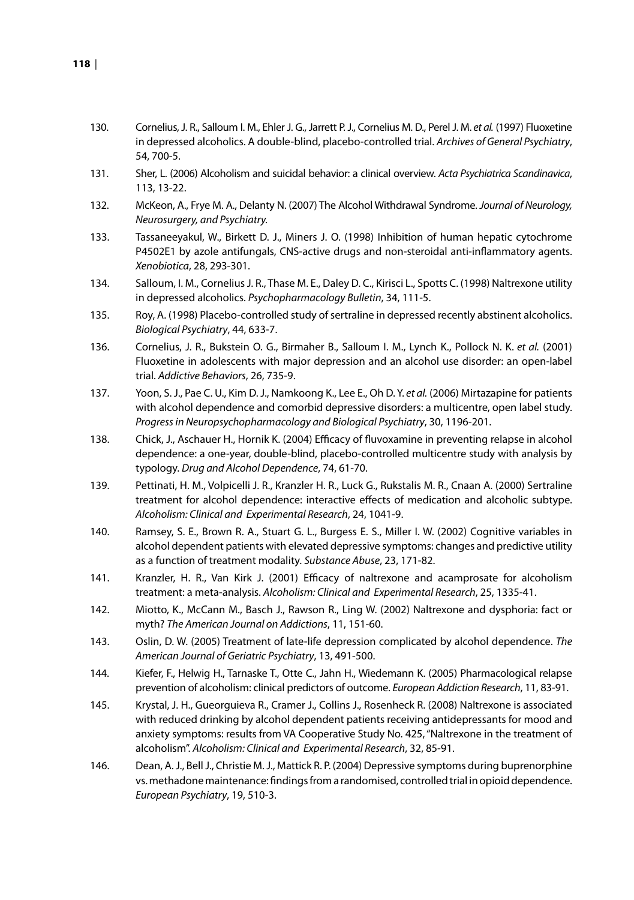130. Cornelius, J. R., Salloum I. M., Ehler J. G., Jarrett P. J., Cornelius M. D., Perel J. M. *et al.* (1997) Fluoxetine in depressed alcoholics. A double-blind, placebo-controlled trial. *Archives of General Psychiatry*, 54, 700-5.

131. Sher, L. (2006) Alcoholism and suicidal behavior: a clinical overview. *Acta Psychiatrica Scandinavica*, 113, 13-22.

132. McKeon, A., Frye M. A., Delanty N. (2007) The Alcohol Withdrawal Syndrome. *Journal of Neurology, Neurosurgery, and Psychiatry.*

133. Tassaneeyakul, W., Birkett D. J., Miners J. O. (1998) Inhibition of human hepatic cytochrome P4502E1 by azole antifungals, CNS-active drugs and non-steroidal anti-inflammatory agents. *Xenobiotica*, 28, 293-301.

134. Salloum, I. M., Cornelius J. R., Thase M. E., Daley D. C., Kirisci L., Spotts C. (1998) Naltrexone utility in depressed alcoholics. *Psychopharmacology Bulletin*, 34, 111-5.

135. Roy, A. (1998) Placebo-controlled study of sertraline in depressed recently abstinent alcoholics. *Biological Psychiatry*, 44, 633-7.

136. Cornelius, J. R., Bukstein O. G., Birmaher B., Salloum I. M., Lynch K., Pollock N. K. *et al.* (2001) Fluoxetine in adolescents with major depression and an alcohol use disorder: an open-label trial. *Addictive Behaviors*, 26, 735-9.

137. Yoon, S. J., Pae C. U., Kim D. J., Namkoong K., Lee E., Oh D. Y. *et al.* (2006) Mirtazapine for patients with alcohol dependence and comorbid depressive disorders: a multicentre, open label study. *Progress in Neuropsychopharmacology and Biological Psychiatry*, 30, 1196-201.

138. Chick, J., Aschauer H., Hornik K. (2004) Efficacy of fluvoxamine in preventing relapse in alcohol dependence: a one-year, double-blind, placebo-controlled multicentre study with analysis by typology. *Drug and Alcohol Dependence*, 74, 61-70.

139. Pettinati, H. M., Volpicelli J. R., Kranzler H. R., Luck G., Rukstalis M. R., Cnaan A. (2000) Sertraline treatment for alcohol dependence: interactive effects of medication and alcoholic subtype. *Alcoholism: Clinical and Experimental Research*, 24, 1041-9.

140. Ramsey, S. E., Brown R. A., Stuart G. L., Burgess E. S., Miller I. W. (2002) Cognitive variables in alcohol dependent patients with elevated depressive symptoms: changes and predictive utility as a function of treatment modality. *Substance Abuse*, 23, 171-82.

141. Kranzler, H. R., Van Kirk J. (2001) Efficacy of naltrexone and acamprosate for alcoholism treatment: a meta-analysis. *Alcoholism: Clinical and Experimental Research*, 25, 1335-41.

142. Miotto, K., McCann M., Basch J., Rawson R., Ling W. (2002) Naltrexone and dysphoria: fact or myth? *The American Journal on Addictions*, 11, 151-60.

143. Oslin, D. W. (2005) Treatment of late-life depression complicated by alcohol dependence. *The American Journal of Geriatric Psychiatry*, 13, 491-500.

144. Kiefer, F., Helwig H., Tarnaske T., Otte C., Jahn H., Wiedemann K. (2005) Pharmacological relapse prevention of alcoholism: clinical predictors of outcome. *European Addiction Research*, 11, 83-91.

145. Krystal, J. H., Gueorguieva R., Cramer J., Collins J., Rosenheck R. (2008) Naltrexone is associated with reduced drinking by alcohol dependent patients receiving antidepressants for mood and anxiety symptoms: results from VA Cooperative Study No. 425, "Naltrexone in the treatment of alcoholism". *Alcoholism: Clinical and Experimental Research*, 32, 85-91.

146. Dean, A. J., Bell J., Christie M. J., Mattick R. P. (2004) Depressive symptoms during buprenorphine vs. methadone maintenance: findings from a randomised, controlled trial in opioid dependence. *European Psychiatry*, 19, 510-3.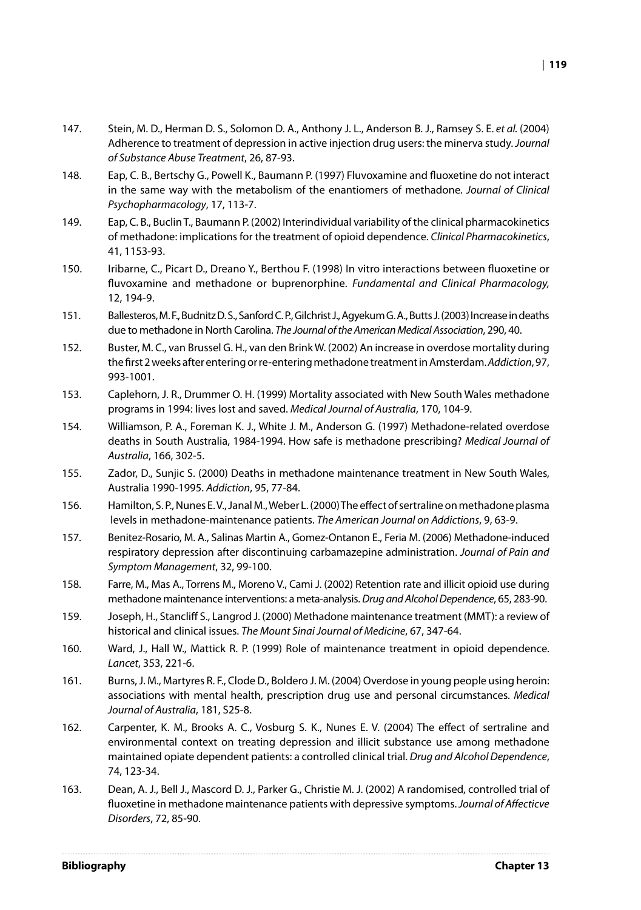147. Stein, M. D., Herman D. S., Solomon D. A., Anthony J. L., Anderson B. J., Ramsey S. E. *et al.* (2004) Adherence to treatment of depression in active injection drug users: the minerva study. *Journal of Substance Abuse Treatment*, 26, 87-93.

148. Eap, C. B., Bertschy G., Powell K., Baumann P. (1997) Fluvoxamine and fluoxetine do not interact in the same way with the metabolism of the enantiomers of methadone. *Journal of Clinical Psychopharmacology*, 17, 113-7.

149. Eap, C. B., Buclin T., Baumann P. (2002) Interindividual variability of the clinical pharmacokinetics of methadone: implications for the treatment of opioid dependence. *Clinical Pharmacokinetics*, 41, 1153-93.

150. Iribarne, C., Picart D., Dreano Y., Berthou F. (1998) In vitro interactions between fluoxetine or fluvoxamine and methadone or buprenorphine. *Fundamental and Clinical Pharmacology,* 12, 194-9.

151. Ballesteros, M. F., Budnitz D. S., Sanford C. P., Gilchrist J., Agyekum G. A., Butts J. (2003) Increase in deaths due to methadone in North Carolina. *The Journal of the American Medical Association*, 290, 40.

152. Buster, M. C., van Brussel G. H., van den Brink W. (2002) An increase in overdose mortality during the first 2 weeks after entering or re-entering methadone treatment in Amsterdam. *Addiction*, 97, 993-1001.

153. Caplehorn, J. R., Drummer O. H. (1999) Mortality associated with New South Wales methadone programs in 1994: lives lost and saved. *Medical Journal of Australia*, 170, 104-9.

154. Williamson, P. A., Foreman K. J., White J. M., Anderson G. (1997) Methadone-related overdose deaths in South Australia, 1984-1994. How safe is methadone prescribing? *Medical Journal of Australia*, 166, 302-5.

155. Zador, D., Sunjic S. (2000) Deaths in methadone maintenance treatment in New South Wales, Australia 1990-1995. *Addiction*, 95, 77-84.

156. Hamilton, S. P., Nunes E. V., Janal M., Weber L. (2000) The effect of sertraline on methadone plasma levels in methadone-maintenance patients. *The American Journal on Addictions*, 9, 63-9.

157. Benitez-Rosario, M. A., Salinas Martin A., Gomez-Ontanon E., Feria M. (2006) Methadone-induced respiratory depression after discontinuing carbamazepine administration. *Journal of Pain and Symptom Management*, 32, 99-100.

158. Farre, M., Mas A., Torrens M., Moreno V., Cami J. (2002) Retention rate and illicit opioid use during methadone maintenance interventions: a meta-analysis. *Drug and Alcohol Dependence*, 65, 283-90.

159. Joseph, H., Stancliff S., Langrod J. (2000) Methadone maintenance treatment (MMT): a review of historical and clinical issues. *The Mount Sinai Journal of Medicine*, 67, 347-64.

160. Ward, J., Hall W., Mattick R. P. (1999) Role of maintenance treatment in opioid dependence. *Lancet*, 353, 221-6.

161. Burns, J. M., Martyres R. F., Clode D., Boldero J. M. (2004) Overdose in young people using heroin: associations with mental health, prescription drug use and personal circumstances. *Medical Journal of Australia*, 181, S25-8.

162. Carpenter, K. M., Brooks A. C., Vosburg S. K., Nunes E. V. (2004) The effect of sertraline and environmental context on treating depression and illicit substance use among methadone maintained opiate dependent patients: a controlled clinical trial. *Drug and Alcohol Dependence*, 74, 123-34.

163. Dean, A. J., Bell J., Mascord D. J., Parker G., Christie M. J. (2002) A randomised, controlled trial of fluoxetine in methadone maintenance patients with depressive symptoms. *Journal of Affecticve Disorders*, 72, 85-90.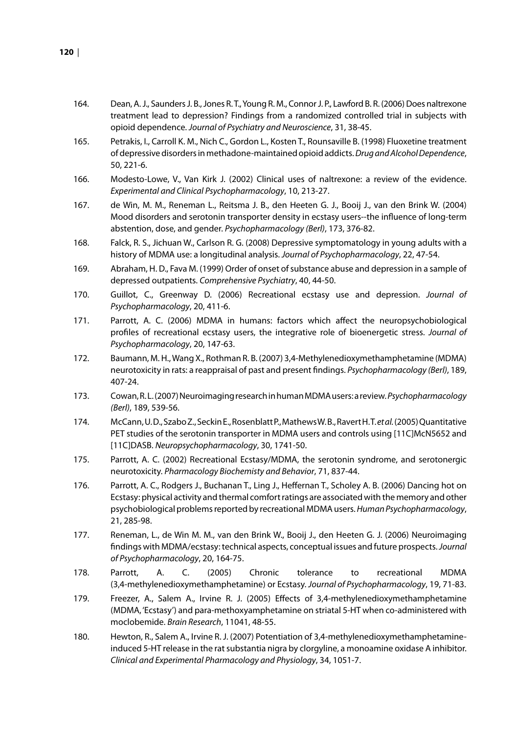164. Dean, A. J., Saunders J. B., Jones R. T., Young R. M., Connor J. P., Lawford B. R. (2006) Does naltrexone treatment lead to depression? Findings from a randomized controlled trial in subjects with opioid dependence. *Journal of Psychiatry and Neuroscience*, 31, 38-45.

165. Petrakis, I., Carroll K. M., Nich C., Gordon L., Kosten T., Rounsaville B. (1998) Fluoxetine treatment of depressive disorders in methadone-maintained opioid addicts. *Drug and Alcohol Dependence*, 50, 221-6.

166. Modesto-Lowe, V., Van Kirk J. (2002) Clinical uses of naltrexone: a review of the evidence. *Experimental and Clinical Psychopharmacology*, 10, 213-27.

167. de Win, M. M., Reneman L., Reitsma J. B., den Heeten G. J., Booij J., van den Brink W. (2004) Mood disorders and serotonin transporter density in ecstasy users--the influence of long-term abstention, dose, and gender. *Psychopharmacology (Berl)*, 173, 376-82.

168. Falck, R. S., Jichuan W., Carlson R. G. (2008) Depressive symptomatology in young adults with a history of MDMA use: a longitudinal analysis. *Journal of Psychopharmacology*, 22, 47-54.

169. Abraham, H. D., Fava M. (1999) Order of onset of substance abuse and depression in a sample of depressed outpatients. *Comprehensive Psychiatry*, 40, 44-50.

170. Guillot, C., Greenway D. (2006) Recreational ecstasy use and depression. *Journal of Psychopharmacology*, 20, 411-6.

171. Parrott, A. C. (2006) MDMA in humans: factors which affect the neuropsychobiological profiles of recreational ecstasy users, the integrative role of bioenergetic stress. *Journal of Psychopharmacology*, 20, 147-63.

172. Baumann, M. H., Wang X., Rothman R. B. (2007) 3,4-Methylenedioxymethamphetamine (MDMA) neurotoxicity in rats: a reappraisal of past and present findings. *Psychopharmacology (Berl)*, 189, 407-24.

173. Cowan, R. L. (2007) Neuroimaging research in human MDMA users: a review. *Psychopharmacology (Berl)*, 189, 539-56.

174. McCann, U. D., Szabo Z., Seckin E., Rosenblatt P., Mathews W. B., Ravert H. T. *et al.* (2005) Quantitative PET studies of the serotonin transporter in MDMA users and controls using [11C]McN5652 and [11C]DASB. *Neuropsychopharmacology*, 30, 1741-50.

175. Parrott, A. C. (2002) Recreational Ecstasy/MDMA, the serotonin syndrome, and serotonergic neurotoxicity. *Pharmacology Biochemisty and Behavior*, 71, 837-44.

176. Parrott, A. C., Rodgers J., Buchanan T., Ling J., Heffernan T., Scholey A. B. (2006) Dancing hot on Ecstasy: physical activity and thermal comfort ratings are associated with the memory and other psychobiological problems reported by recreational MDMA users. *Human Psychopharmacology*, 21, 285-98.

177. Reneman, L., de Win M. M., van den Brink W., Booij J., den Heeten G. J. (2006) Neuroimaging findings with MDMA/ecstasy: technical aspects, conceptual issues and future prospects. *Journal of Psychopharmacology*, 20, 164-75.

178. Parrott, A. C. (2005) Chronic tolerance to recreational MDMA (3,4-methylenedioxymethamphetamine) or Ecstasy. *Journal of Psychopharmacology*, 19, 71-83.

179. Freezer, A., Salem A., Irvine R. J. (2005) Effects of 3,4-methylenedioxymethamphetamine (MDMA, 'Ecstasy') and para-methoxyamphetamine on striatal 5-HT when co-administered with moclobemide. *Brain Research*, 11041, 48-55.

180. Hewton, R., Salem A., Irvine R. J. (2007) Potentiation of 3,4-methylenedioxymethamphetamine-induced 5-HT release in the rat substantia nigra by clorgyline, a monoamine oxidase A inhibitor. *Clinical and Experimental Pharmacology and Physiology*, 34, 1051-7.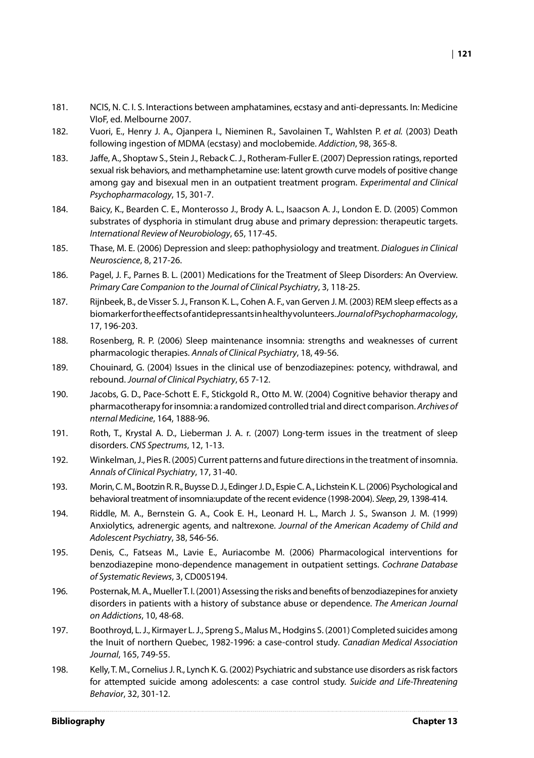181. NCIS, N. C. I. S. Interactions between amphatamines, ecstasy and anti-depressants. In: Medicine VIoF, ed. Melbourne 2007.

182. Vuori, E., Henry J. A., Ojanpera I., Nieminen R., Savolainen T., Wahlsten P. *et al.* (2003) Death following ingestion of MDMA (ecstasy) and moclobemide. *Addiction*, 98, 365-8.

183. Jaffe, A., Shoptaw S., Stein J., Reback C. J., Rotheram-Fuller E. (2007) Depression ratings, reported sexual risk behaviors, and methamphetamine use: latent growth curve models of positive change among gay and bisexual men in an outpatient treatment program. *Experimental and Clinical Psychopharmacology*, 15, 301-7.

184. Baicy, K., Bearden C. E., Monterosso J., Brody A. L., Isaacson A. J., London E. D. (2005) Common substrates of dysphoria in stimulant drug abuse and primary depression: therapeutic targets. *International Review of Neurobiology*, 65, 117-45.

185. Thase, M. E. (2006) Depression and sleep: pathophysiology and treatment. *Dialogues in Clinical Neuroscience*, 8, 217-26.

186. Pagel, J. F., Parnes B. L. (2001) Medications for the Treatment of Sleep Disorders: An Overview. *Primary Care Companion to the Journal of Clinical Psychiatry*, 3, 118-25.

187. Rijnbeek, B., de Visser S. J., Franson K. L., Cohen A. F., van Gerven J. M. (2003) REM sleep effects as a biomarker for the effects of antidepressants in healthy volunteers. *Journal of Psychopharmacology*, 17, 196-203.

188. Rosenberg, R. P. (2006) Sleep maintenance insomnia: strengths and weaknesses of current pharmacologic therapies. *Annals of Clinical Psychiatry*, 18, 49-56.

189. Chouinard, G. (2004) Issues in the clinical use of benzodiazepines: potency, withdrawal, and rebound. *Journal of Clinical Psychiatry*, 65 7-12.

190. Jacobs, G. D., Pace-Schott E. F., Stickgold R., Otto M. W. (2004) Cognitive behavior therapy and pharmacotherapy for insomnia: a randomized controlled trial and direct comparison. *Archives of nternal Medicine*, 164, 1888-96.

191. Roth, T., Krystal A. D., Lieberman J. A. r. (2007) Long-term issues in the treatment of sleep disorders. *CNS Spectrums*, 12, 1-13.

192. Winkelman, J., Pies R. (2005) Current patterns and future directions in the treatment of insomnia. *Annals of Clinical Psychiatry*, 17, 31-40.

193. Morin, C. M., Bootzin R. R., Buysse D. J., Edinger J. D., Espie C. A., Lichstein K. L. (2006) Psychological and behavioral treatment of insomnia:update of the recent evidence (1998-2004). *Sleep*, 29, 1398-414.

194. Riddle, M. A., Bernstein G. A., Cook E. H., Leonard H. L., March J. S., Swanson J. M. (1999) Anxiolytics, adrenergic agents, and naltrexone. *Journal of the American Academy of Child and Adolescent Psychiatry*, 38, 546-56.

195. Denis, C., Fatseas M., Lavie E., Auriacombe M. (2006) Pharmacological interventions for benzodiazepine mono-dependence management in outpatient settings. *Cochrane Database of Systematic Reviews*, 3, CD005194.

196. Posternak, M. A., Mueller T. I. (2001) Assessing the risks and benefits of benzodiazepines for anxiety disorders in patients with a history of substance abuse or dependence. *The American Journal on Addictions*, 10, 48-68.

197. Boothroyd, L. J., Kirmayer L. J., Spreng S., Malus M., Hodgins S. (2001) Completed suicides among the Inuit of northern Quebec, 1982-1996: a case-control study. *Canadian Medical Association Journal*, 165, 749-55.

198. Kelly, T. M., Cornelius J. R., Lynch K. G. (2002) Psychiatric and substance use disorders as risk factors for attempted suicide among adolescents: a case control study. *Suicide and Life-Threatening Behavior*, 32, 301-12.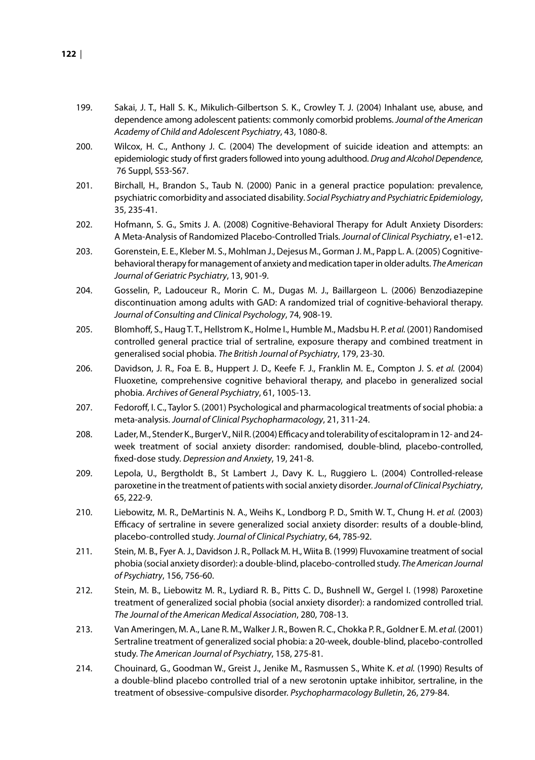199. Sakai, J. T., Hall S. K., Mikulich-Gilbertson S. K., Crowley T. J. (2004) Inhalant use, abuse, and dependence among adolescent patients: commonly comorbid problems. *Journal of the American Academy of Child and Adolescent Psychiatry*, 43, 1080-8.

200. Wilcox, H. C., Anthony J. C. (2004) The development of suicide ideation and attempts: an epidemiologic study of first graders followed into young adulthood. *Drug and Alcohol Dependence*, 76 Suppl, S53-S67.

201. Birchall, H., Brandon S., Taub N. (2000) Panic in a general practice population: prevalence, psychiatric comorbidity and associated disability. *Social Psychiatry and Psychiatric Epidemiology*, 35, 235-41.

202. Hofmann, S. G., Smits J. A. (2008) Cognitive-Behavioral Therapy for Adult Anxiety Disorders: A Meta-Analysis of Randomized Placebo-Controlled Trials. *Journal of Clinical Psychiatry*, e1-e12.

203. Gorenstein, E. E., Kleber M. S., Mohlman J., Dejesus M., Gorman J. M., Papp L. A. (2005) Cognitive-behavioral therapy for management of anxiety and medication taper in older adults. *The American Journal of Geriatric Psychiatry*, 13, 901-9.

204. Gosselin, P., Ladouceur R., Morin C. M., Dugas M. J., Baillargeon L. (2006) Benzodiazepine discontinuation among adults with GAD: A randomized trial of cognitive-behavioral therapy. *Journal of Consulting and Clinical Psychology*, 74, 908-19.

205. Blomhoff, S., Haug T. T., Hellstrom K., Holme I., Humble M., Madsbu H. P. *et al.* (2001) Randomised controlled general practice trial of sertraline, exposure therapy and combined treatment in generalised social phobia. *The British Journal of Psychiatry*, 179, 23-30.

206. Davidson, J. R., Foa E. B., Huppert J. D., Keefe F. J., Franklin M. E., Compton J. S. *et al.* (2004) Fluoxetine, comprehensive cognitive behavioral therapy, and placebo in generalized social phobia. *Archives of General Psychiatry*, 61, 1005-13.

207. Fedoroff, I. C., Taylor S. (2001) Psychological and pharmacological treatments of social phobia: a meta-analysis. *Journal of Clinical Psychopharmacology*, 21, 311-24.

208. Lader, M., Stender K., Burger V., Nil R. (2004) Efficacy and tolerability of escitalopram in 12- and 24-week treatment of social anxiety disorder: randomised, double-blind, placebo-controlled, fixed-dose study. *Depression and Anxiety*, 19, 241-8.

209. Lepola, U., Bergtholdt B., St Lambert J., Davy K. L., Ruggiero L. (2004) Controlled-release paroxetine in the treatment of patients with social anxiety disorder. *Journal of Clinical Psychiatry*, 65, 222-9.

210. Liebowitz, M. R., DeMartinis N. A., Weihs K., Londborg P. D., Smith W. T., Chung H. *et al.* (2003) Efficacy of sertraline in severe generalized social anxiety disorder: results of a double-blind, placebo-controlled study. *Journal of Clinical Psychiatry*, 64, 785-92.

211. Stein, M. B., Fyer A. J., Davidson J. R., Pollack M. H., Wiita B. (1999) Fluvoxamine treatment of social phobia (social anxiety disorder): a double-blind, placebo-controlled study. *The American Journal of Psychiatry*, 156, 756-60.

212. Stein, M. B., Liebowitz M. R., Lydiard R. B., Pitts C. D., Bushnell W., Gergel I. (1998) Paroxetine treatment of generalized social phobia (social anxiety disorder): a randomized controlled trial. *The Journal of the American Medical Association*, 280, 708-13.

213. Van Ameringen, M. A., Lane R. M., Walker J. R., Bowen R. C., Chokka P. R., Goldner E. M. *et al.* (2001) Sertraline treatment of generalized social phobia: a 20-week, double-blind, placebo-controlled study. *The American Journal of Psychiatry*, 158, 275-81.

214. Chouinard, G., Goodman W., Greist J., Jenike M., Rasmussen S., White K. *et al.* (1990) Results of a double-blind placebo controlled trial of a new serotonin uptake inhibitor, sertraline, in the treatment of obsessive-compulsive disorder. *Psychopharmacology Bulletin*, 26, 279-84.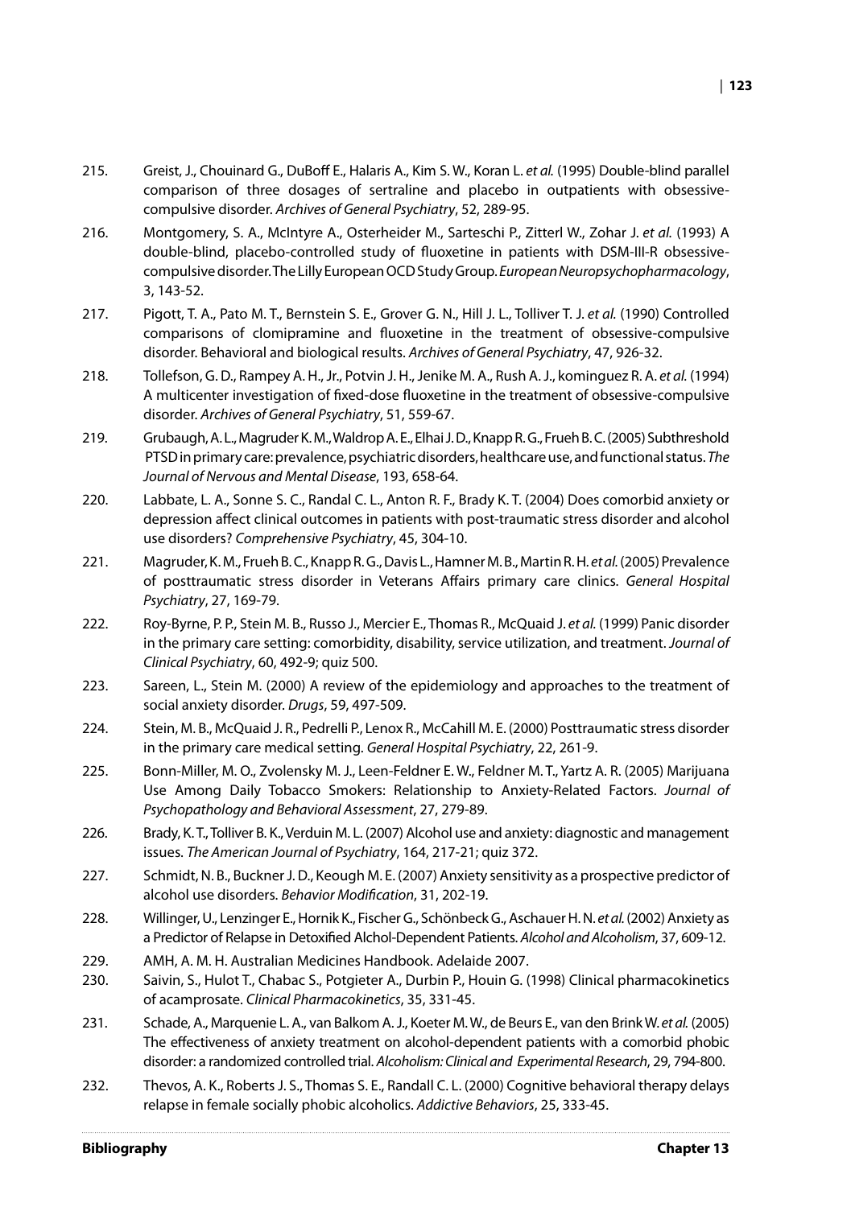215. Greist, J., Chouinard G., DuBoff E., Halaris A., Kim S. W., Koran L. *et al.* (1995) Double-blind parallel comparison of three dosages of sertraline and placebo in outpatients with obsessive-compulsive disorder. *Archives of General Psychiatry*, 52, 289-95.

216. Montgomery, S. A., McIntyre A., Osterheider M., Sarteschi P., Zitterl W., Zohar J. *et al.* (1993) A double-blind, placebo-controlled study of fluoxetine in patients with DSM-III-R obsessive-compulsive disorder. The Lilly European OCD Study Group. *European Neuropsychopharmacology*, 3, 143-52.

217. Pigott, T. A., Pato M. T., Bernstein S. E., Grover G. N., Hill J. L., Tolliver T. J. *et al.* (1990) Controlled comparisons of clomipramine and fluoxetine in the treatment of obsessive-compulsive disorder. Behavioral and biological results. *Archives of General Psychiatry*, 47, 926-32.

218. Tollefson, G. D., Rampey A. H., Jr., Potvin J. H., Jenike M. A., Rush A. J., kominguez R. A. *et al.* (1994) A multicenter investigation of fixed-dose fluoxetine in the treatment of obsessive-compulsive disorder. *Archives of General Psychiatry*, 51, 559-67.

219. Grubaugh, A. L., Magruder K. M., Waldrop A. E., Elhai J. D., Knapp R. G., Frueh B. C. (2005) Subthreshold PTSD in primary care: prevalence, psychiatric disorders, healthcare use, and functional status. *The Journal of Nervous and Mental Disease*, 193, 658-64.

220. Labbate, L. A., Sonne S. C., Randal C. L., Anton R. F., Brady K. T. (2004) Does comorbid anxiety or depression affect clinical outcomes in patients with post-traumatic stress disorder and alcohol use disorders? *Comprehensive Psychiatry*, 45, 304-10.

221. Magruder, K. M., Frueh B. C., Knapp R. G., Davis L., Hamner M. B., Martin R. H. *et al.* (2005) Prevalence of posttraumatic stress disorder in Veterans Affairs primary care clinics. *General Hospital Psychiatry*, 27, 169-79.

222. Roy-Byrne, P. P., Stein M. B., Russo J., Mercier E., Thomas R., McQuaid J. *et al.* (1999) Panic disorder in the primary care setting: comorbidity, disability, service utilization, and treatment. *Journal of Clinical Psychiatry*, 60, 492-9; quiz 500.

223. Sareen, L., Stein M. (2000) A review of the epidemiology and approaches to the treatment of social anxiety disorder. *Drugs*, 59, 497-509.

224. Stein, M. B., McQuaid J. R., Pedrelli P., Lenox R., McCahill M. E. (2000) Posttraumatic stress disorder in the primary care medical setting. *General Hospital Psychiatry*, 22, 261-9.

225. Bonn-Miller, M. O., Zvolensky M. J., Leen-Feldner E. W., Feldner M. T., Yartz A. R. (2005) Marijuana Use Among Daily Tobacco Smokers: Relationship to Anxiety-Related Factors. *Journal of Psychopathology and Behavioral Assessment*, 27, 279-89.

226. Brady, K. T., Tolliver B. K., Verduin M. L. (2007) Alcohol use and anxiety: diagnostic and management issues. *The American Journal of Psychiatry*, 164, 217-21; quiz 372.

227. Schmidt, N. B., Buckner J. D., Keough M. E. (2007) Anxiety sensitivity as a prospective predictor of alcohol use disorders. *Behavior Modification*, 31, 202-19.

228. Willinger, U., Lenzinger E., Hornik K., Fischer G., Schönbeck G., Aschauer H. N. *et al.* (2002) Anxiety as a Predictor of Relapse in Detoxified Alchol-Dependent Patients. *Alcohol and Alcoholism*, 37, 609-12.

229. AMH, A. M. H. Australian Medicines Handbook. Adelaide 2007.

230. Saivin, S., Hulot T., Chabac S., Potgieter A., Durbin P., Houin G. (1998) Clinical pharmacokinetics of acamprosate. *Clinical Pharmacokinetics*, 35, 331-45.

231. Schade, A., Marquenie L. A., van Balkom A. J., Koeter M. W., de Beurs E., van den Brink W. *et al.* (2005) The effectiveness of anxiety treatment on alcohol-dependent patients with a comorbid phobic disorder: a randomized controlled trial. *Alcoholism: Clinical and Experimental Research*, 29, 794-800.

232. Thevos, A. K., Roberts J. S., Thomas S. E., Randall C. L. (2000) Cognitive behavioral therapy delays relapse in female socially phobic alcoholics. *Addictive Behaviors*, 25, 333-45.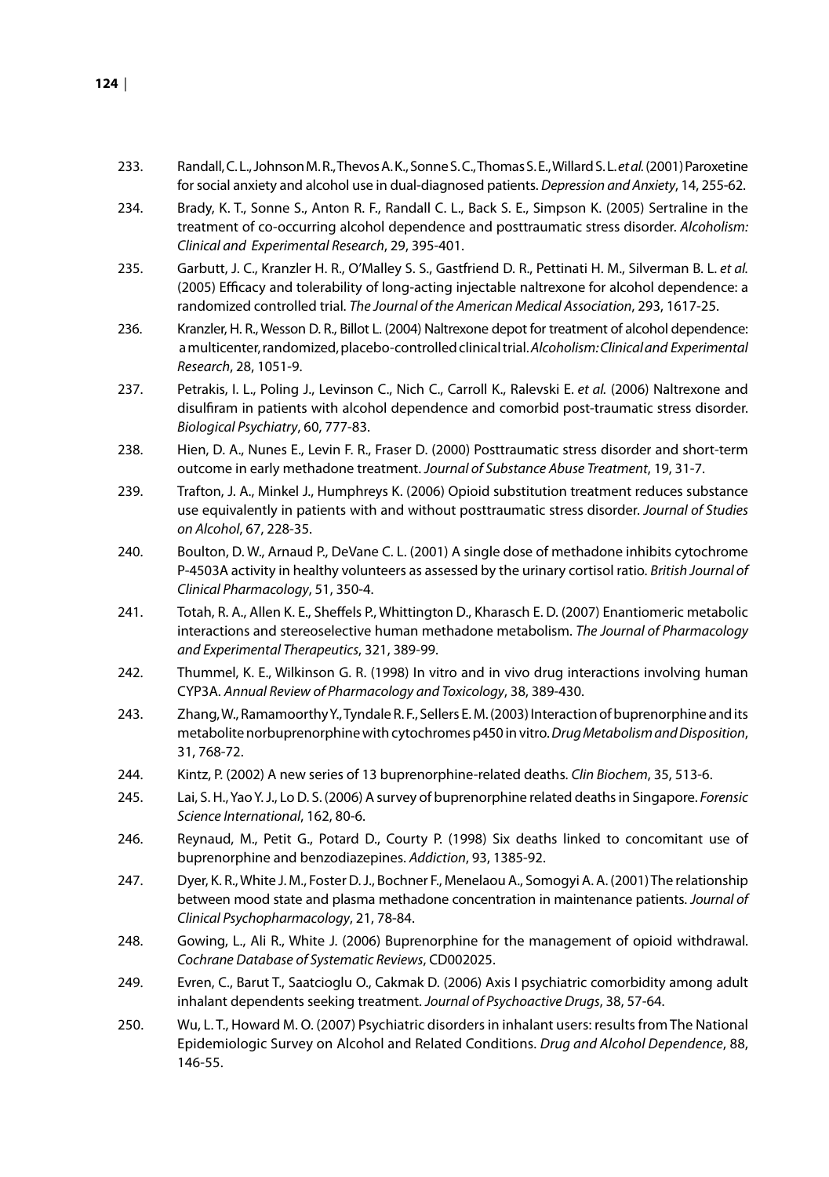233. Randall, C. L., Johnson M. R., Thevos A. K., Sonne S. C., Thomas S. E., Willard S. L. *et al.* (2001) Paroxetine for social anxiety and alcohol use in dual-diagnosed patients. *Depression and Anxiety*, 14, 255-62.

234. Brady, K. T., Sonne S., Anton R. F., Randall C. L., Back S. E., Simpson K. (2005) Sertraline in the treatment of co-occurring alcohol dependence and posttraumatic stress disorder. *Alcoholism: Clinical and Experimental Research*, 29, 395-401.

235. Garbutt, J. C., Kranzler H. R., O'Malley S. S., Gastfriend D. R., Pettinati H. M., Silverman B. L. *et al.* (2005) Efficacy and tolerability of long-acting injectable naltrexone for alcohol dependence: a randomized controlled trial. *The Journal of the American Medical Association*, 293, 1617-25.

236. Kranzler, H. R., Wesson D. R., Billot L. (2004) Naltrexone depot for treatment of alcohol dependence: a multicenter, randomized, placebo-controlled clinical trial. *Alcoholism: Clinical and Experimental Research*, 28, 1051-9.

237. Petrakis, I. L., Poling J., Levinson C., Nich C., Carroll K., Ralevski E. *et al.* (2006) Naltrexone and disulfiram in patients with alcohol dependence and comorbid post-traumatic stress disorder. *Biological Psychiatry*, 60, 777-83.

238. Hien, D. A., Nunes E., Levin F. R., Fraser D. (2000) Posttraumatic stress disorder and short-term outcome in early methadone treatment. *Journal of Substance Abuse Treatment*, 19, 31-7.

239. Trafton, J. A., Minkel J., Humphreys K. (2006) Opioid substitution treatment reduces substance use equivalently in patients with and without posttraumatic stress disorder. *Journal of Studies on Alcohol*, 67, 228-35.

240. Boulton, D. W., Arnaud P., DeVane C. L. (2001) A single dose of methadone inhibits cytochrome P-4503A activity in healthy volunteers as assessed by the urinary cortisol ratio. *British Journal of Clinical Pharmacology*, 51, 350-4.

241. Totah, R. A., Allen K. E., Sheffels P., Whittington D., Kharasch E. D. (2007) Enantiomeric metabolic interactions and stereoselective human methadone metabolism. *The Journal of Pharmacology and Experimental Therapeutics*, 321, 389-99.

242. Thummel, K. E., Wilkinson G. R. (1998) In vitro and in vivo drug interactions involving human CYP3A. *Annual Review of Pharmacology and Toxicology*, 38, 389-430.

243. Zhang, W., Ramamoorthy Y., Tyndale R. F., Sellers E. M. (2003) Interaction of buprenorphine and its metabolite norbuprenorphine with cytochromes p450 in vitro. *Drug Metabolism and Disposition*, 31, 768-72.

244. Kintz, P. (2002) A new series of 13 buprenorphine-related deaths. *Clin Biochem*, 35, 513-6.

245. Lai, S. H., Yao Y. J., Lo D. S. (2006) A survey of buprenorphine related deaths in Singapore. *Forensic Science International*, 162, 80-6.

246. Reynaud, M., Petit G., Potard D., Courty P. (1998) Six deaths linked to concomitant use of buprenorphine and benzodiazepines. *Addiction*, 93, 1385-92.

247. Dyer, K. R., White J. M., Foster D. J., Bochner F., Menelaou A., Somogyi A. A. (2001) The relationship between mood state and plasma methadone concentration in maintenance patients. *Journal of Clinical Psychopharmacology*, 21, 78-84.

248. Gowing, L., Ali R., White J. (2006) Buprenorphine for the management of opioid withdrawal. *Cochrane Database of Systematic Reviews*, CD002025.

249. Evren, C., Barut T., Saatcioglu O., Cakmak D. (2006) Axis I psychiatric comorbidity among adult inhalant dependents seeking treatment. *Journal of Psychoactive Drugs*, 38, 57-64.

250. Wu, L. T., Howard M. O. (2007) Psychiatric disorders in inhalant users: results from The National Epidemiologic Survey on Alcohol and Related Conditions. *Drug and Alcohol Dependence*, 88, 146-55.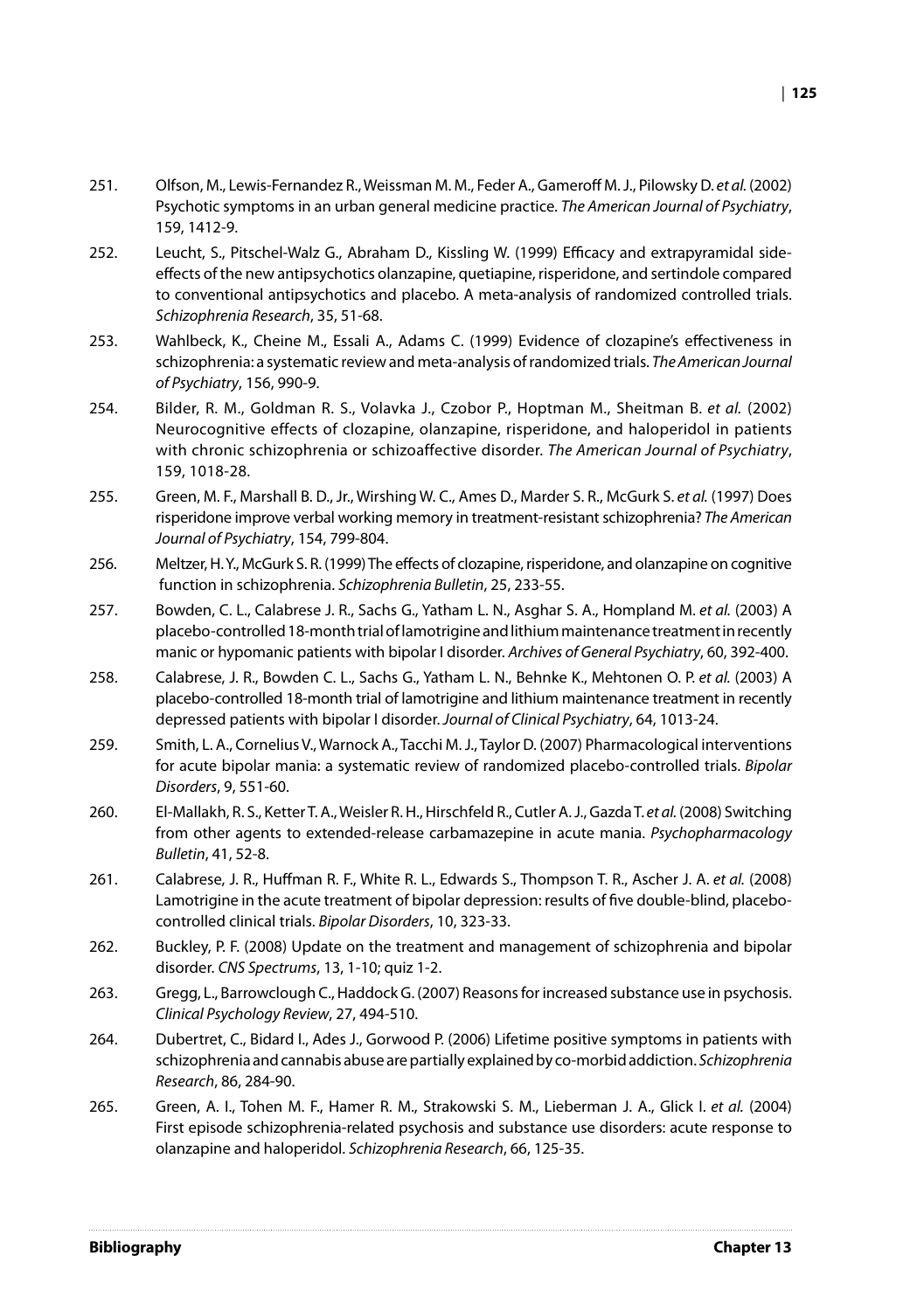251. Olfson, M., Lewis-Fernandez R., Weissman M. M., Feder A., Gameroff M. J., Pilowsky D. *et al.* (2002) Psychotic symptoms in an urban general medicine practice. *The American Journal of Psychiatry*, 159, 1412-9.

252. Leucht, S., Pitschel-Walz G., Abraham D., Kissling W. (1999) Efficacy and extrapyramidal side-effects of the new antipsychotics olanzapine, quetiapine, risperidone, and sertindole compared to conventional antipsychotics and placebo. A meta-analysis of randomized controlled trials. *Schizophrenia Research*, 35, 51-68.

253. Wahlbeck, K., Cheine M., Essali A., Adams C. (1999) Evidence of clozapine's effectiveness in schizophrenia: a systematic review and meta-analysis of randomized trials. *The American Journal of Psychiatry*, 156, 990-9.

254. Bilder, R. M., Goldman R. S., Volavka J., Czobor P., Hoptman M., Sheitman B. *et al.* (2002) Neurocognitive effects of clozapine, olanzapine, risperidone, and haloperidol in patients with chronic schizophrenia or schizoaffective disorder. *The American Journal of Psychiatry*, 159, 1018-28.

255. Green, M. F., Marshall B. D., Jr., Wirshing W. C., Ames D., Marder S. R., McGurk S. *et al.* (1997) Does risperidone improve verbal working memory in treatment-resistant schizophrenia? *The American Journal of Psychiatry*, 154, 799-804.

256. Meltzer, H. Y., McGurk S. R. (1999) The effects of clozapine, risperidone, and olanzapine on cognitive function in schizophrenia. *Schizophrenia Bulletin*, 25, 233-55.

257. Bowden, C. L., Calabrese J. R., Sachs G., Yatham L. N., Asghar S. A., Hompland M. *et al.* (2003) A placebo-controlled 18-month trial of lamotrigine and lithium maintenance treatment in recently manic or hypomanic patients with bipolar I disorder. *Archives of General Psychiatry*, 60, 392-400.

258. Calabrese, J. R., Bowden C. L., Sachs G., Yatham L. N., Behnke K., Mehtonen O. P. *et al.* (2003) A placebo-controlled 18-month trial of lamotrigine and lithium maintenance treatment in recently depressed patients with bipolar I disorder. *Journal of Clinical Psychiatry*, 64, 1013-24.

259. Smith, L. A., Cornelius V., Warnock A., Tacchi M. J., Taylor D. (2007) Pharmacological interventions for acute bipolar mania: a systematic review of randomized placebo-controlled trials. *Bipolar Disorders*, 9, 551-60.

260. El-Mallakh, R. S., Ketter T. A., Weisler R. H., Hirschfeld R., Cutler A. J., Gazda T. *et al.* (2008) Switching from other agents to extended-release carbamazepine in acute mania. *Psychopharmacology Bulletin*, 41, 52-8.

261. Calabrese, J. R., Huffman R. F., White R. L., Edwards S., Thompson T. R., Ascher J. A. *et al.* (2008) Lamotrigine in the acute treatment of bipolar depression: results of five double-blind, placebo-controlled clinical trials. *Bipolar Disorders*, 10, 323-33.

262. Buckley, P. F. (2008) Update on the treatment and management of schizophrenia and bipolar disorder. *CNS Spectrums*, 13, 1-10; quiz 1-2.

263. Gregg, L., Barrowclough C., Haddock G. (2007) Reasons for increased substance use in psychosis. *Clinical Psychology Review*, 27, 494-510.

264. Dubertret, C., Bidard I., Ades J., Gorwood P. (2006) Lifetime positive symptoms in patients with schizophrenia and cannabis abuse are partially explained by co-morbid addiction. *Schizophrenia Research*, 86, 284-90.

265. Green, A. I., Tohen M. F., Hamer R. M., Strakowski S. M., Lieberman J. A., Glick I. *et al.* (2004) First episode schizophrenia-related psychosis and substance use disorders: acute response to olanzapine and haloperidol. *Schizophrenia Research*, 66, 125-35.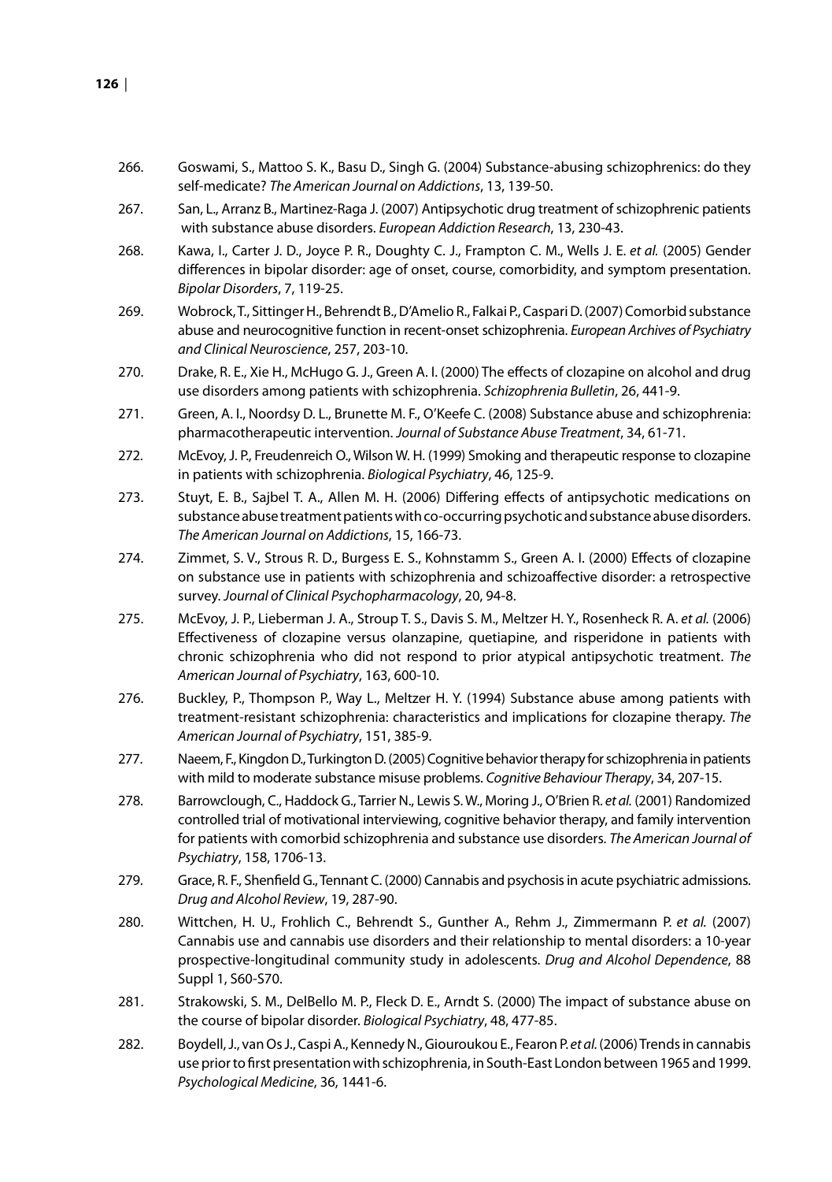266. Goswami, S., Mattoo S. K., Basu D., Singh G. (2004) Substance-abusing schizophrenics: do they self-medicate? *The American Journal on Addictions*, 13, 139-50.

267. San, L., Arranz B., Martinez-Raga J. (2007) Antipsychotic drug treatment of schizophrenic patients with substance abuse disorders. *European Addiction Research*, 13, 230-43.

268. Kawa, I., Carter J. D., Joyce P. R., Doughty C. J., Frampton C. M., Wells J. E. *et al.* (2005) Gender differences in bipolar disorder: age of onset, course, comorbidity, and symptom presentation. *Bipolar Disorders*, 7, 119-25.

269. Wobrock, T., Sittinger H., Behrendt B., D'Amelio R., Falkai P., Caspari D. (2007) Comorbid substance abuse and neurocognitive function in recent-onset schizophrenia. *European Archives of Psychiatry and Clinical Neuroscience*, 257, 203-10.

270. Drake, R. E., Xie H., McHugo G. J., Green A. I. (2000) The effects of clozapine on alcohol and drug use disorders among patients with schizophrenia. *Schizophrenia Bulletin*, 26, 441-9.

271. Green, A. I., Noordsy D. L., Brunette M. F., O'Keefe C. (2008) Substance abuse and schizophrenia: pharmacotherapeutic intervention. *Journal of Substance Abuse Treatment*, 34, 61-71.

272. McEvoy, J. P., Freudenreich O., Wilson W. H. (1999) Smoking and therapeutic response to clozapine in patients with schizophrenia. *Biological Psychiatry*, 46, 125-9.

273. Stuyt, E. B., Sajbel T. A., Allen M. H. (2006) Differing effects of antipsychotic medications on substance abuse treatment patients with co-occurring psychotic and substance abuse disorders. *The American Journal on Addictions*, 15, 166-73.

274. Zimmet, S. V., Strous R. D., Burgess E. S., Kohnstamm S., Green A. I. (2000) Effects of clozapine on substance use in patients with schizophrenia and schizoaffective disorder: a retrospective survey. *Journal of Clinical Psychopharmacology*, 20, 94-8.

275. McEvoy, J. P., Lieberman J. A., Stroup T. S., Davis S. M., Meltzer H. Y., Rosenheck R. A. *et al.* (2006) Effectiveness of clozapine versus olanzapine, quetiapine, and risperidone in patients with chronic schizophrenia who did not respond to prior atypical antipsychotic treatment. *The American Journal of Psychiatry*, 163, 600-10.

276. Buckley, P., Thompson P., Way L., Meltzer H. Y. (1994) Substance abuse among patients with treatment-resistant schizophrenia: characteristics and implications for clozapine therapy. *The American Journal of Psychiatry*, 151, 385-9.

277. Naeem, F., Kingdon D., Turkington D. (2005) Cognitive behavior therapy for schizophrenia in patients with mild to moderate substance misuse problems. *Cognitive Behaviour Therapy*, 34, 207-15.

278. Barrowclough, C., Haddock G., Tarrier N., Lewis S. W., Moring J., O'Brien R. *et al.* (2001) Randomized controlled trial of motivational interviewing, cognitive behavior therapy, and family intervention for patients with comorbid schizophrenia and substance use disorders. *The American Journal of Psychiatry*, 158, 1706-13.

279. Grace, R. F., Shenfield G., Tennant C. (2000) Cannabis and psychosis in acute psychiatric admissions. *Drug and Alcohol Review*, 19, 287-90.

280. Wittchen, H. U., Frohlich C., Behrendt S., Gunther A., Rehm J., Zimmermann P. *et al.* (2007) Cannabis use and cannabis use disorders and their relationship to mental disorders: a 10-year prospective-longitudinal community study in adolescents. *Drug and Alcohol Dependence*, 88 Suppl 1, S60-S70.

281. Strakowski, S. M., DelBello M. P., Fleck D. E., Arndt S. (2000) The impact of substance abuse on the course of bipolar disorder. *Biological Psychiatry*, 48, 477-85.

282. Boydell, J., van Os J., Caspi A., Kennedy N., Giouroukou E., Fearon P. *et al.* (2006) Trends in cannabis use prior to first presentation with schizophrenia, in South-East London between 1965 and 1999. *Psychological Medicine*, 36, 1441-6.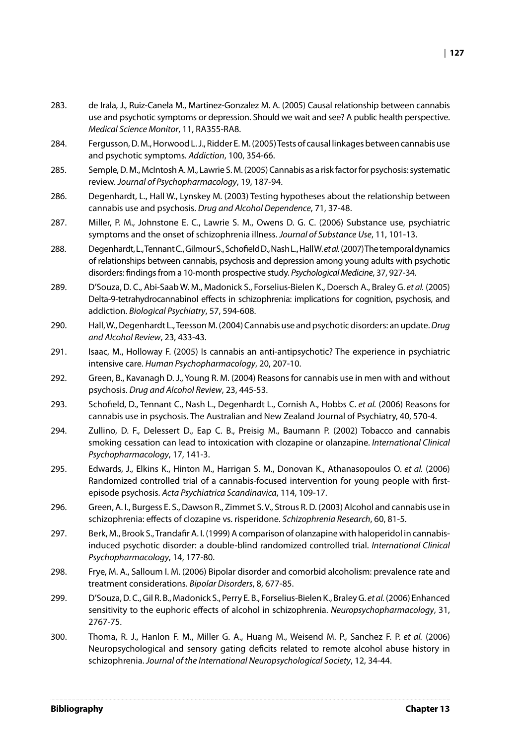283. de Irala, J., Ruiz-Canela M., Martinez-Gonzalez M. A. (2005) Causal relationship between cannabis use and psychotic symptoms or depression. Should we wait and see? A public health perspective. *Medical Science Monitor*, 11, RA355-RA8.

284. Fergusson, D. M., Horwood L. J., Ridder E. M. (2005) Tests of causal linkages between cannabis use and psychotic symptoms. *Addiction*, 100, 354-66.

285. Semple, D. M., McIntosh A. M., Lawrie S. M. (2005) Cannabis as a risk factor for psychosis: systematic review. *Journal of Psychopharmacology*, 19, 187-94.

286. Degenhardt, L., Hall W., Lynskey M. (2003) Testing hypotheses about the relationship between cannabis use and psychosis. *Drug and Alcohol Dependence*, 71, 37-48.

287. Miller, P. M., Johnstone E. C., Lawrie S. M., Owens D. G. C. (2006) Substance use, psychiatric symptoms and the onset of schizophrenia illness. *Journal of Substance Use*, 11, 101-13.

288. Degenhardt, L., Tennant C., Gilmour S., Schofield D., Nash L., Hall W. *et al.* (2007) The temporal dynamics of relationships between cannabis, psychosis and depression among young adults with psychotic disorders: findings from a 10-month prospective study. *Psychological Medicine*, 37, 927-34.

289. D'Souza, D. C., Abi-Saab W. M., Madonick S., Forselius-Bielen K., Doersch A., Braley G. *et al.* (2005) Delta-9-tetrahydrocannabinol effects in schizophrenia: implications for cognition, psychosis, and addiction. *Biological Psychiatry*, 57, 594-608.

290. Hall, W., Degenhardt L., Teesson M. (2004) Cannabis use and psychotic disorders: an update. *Drug and Alcohol Review*, 23, 433-43.

291. Isaac, M., Holloway F. (2005) Is cannabis an anti-antipsychotic? The experience in psychiatric intensive care. *Human Psychopharmacology*, 20, 207-10.

292. Green, B., Kavanagh D. J., Young R. M. (2004) Reasons for cannabis use in men with and without psychosis. *Drug and Alcohol Review*, 23, 445-53.

293. Schofield, D., Tennant C., Nash L., Degenhardt L., Cornish A., Hobbs C. *et al.* (2006) Reasons for cannabis use in psychosis. The Australian and New Zealand Journal of Psychiatry, 40, 570-4.

294. Zullino, D. F., Delessert D., Eap C. B., Preisig M., Baumann P. (2002) Tobacco and cannabis smoking cessation can lead to intoxication with clozapine or olanzapine. *International Clinical Psychopharmacology*, 17, 141-3.

295. Edwards, J., Elkins K., Hinton M., Harrigan S. M., Donovan K., Athanasopoulos O. *et al.* (2006) Randomized controlled trial of a cannabis-focused intervention for young people with first-episode psychosis. *Acta Psychiatrica Scandinavica*, 114, 109-17.

296. Green, A. I., Burgess E. S., Dawson R., Zimmet S. V., Strous R. D. (2003) Alcohol and cannabis use in schizophrenia: effects of clozapine vs. risperidone. *Schizophrenia Research*, 60, 81-5.

297. Berk, M., Brook S., Trandafir A. I. (1999) A comparison of olanzapine with haloperidol in cannabis-induced psychotic disorder: a double-blind randomized controlled trial. *International Clinical Psychopharmacology*, 14, 177-80.

298. Frye, M. A., Salloum I. M. (2006) Bipolar disorder and comorbid alcoholism: prevalence rate and treatment considerations. *Bipolar Disorders*, 8, 677-85.

299. D'Souza, D. C., Gil R. B., Madonick S., Perry E. B., Forselius-Bielen K., Braley G. *et al.* (2006) Enhanced sensitivity to the euphoric effects of alcohol in schizophrenia. *Neuropsychopharmacology*, 31, 2767-75.

300. Thoma, R. J., Hanlon F. M., Miller G. A., Huang M., Weisend M. P., Sanchez F. P. *et al.* (2006) Neuropsychological and sensory gating deficits related to remote alcohol abuse history in schizophrenia. *Journal of the International Neuropsychological Society*, 12, 34-44.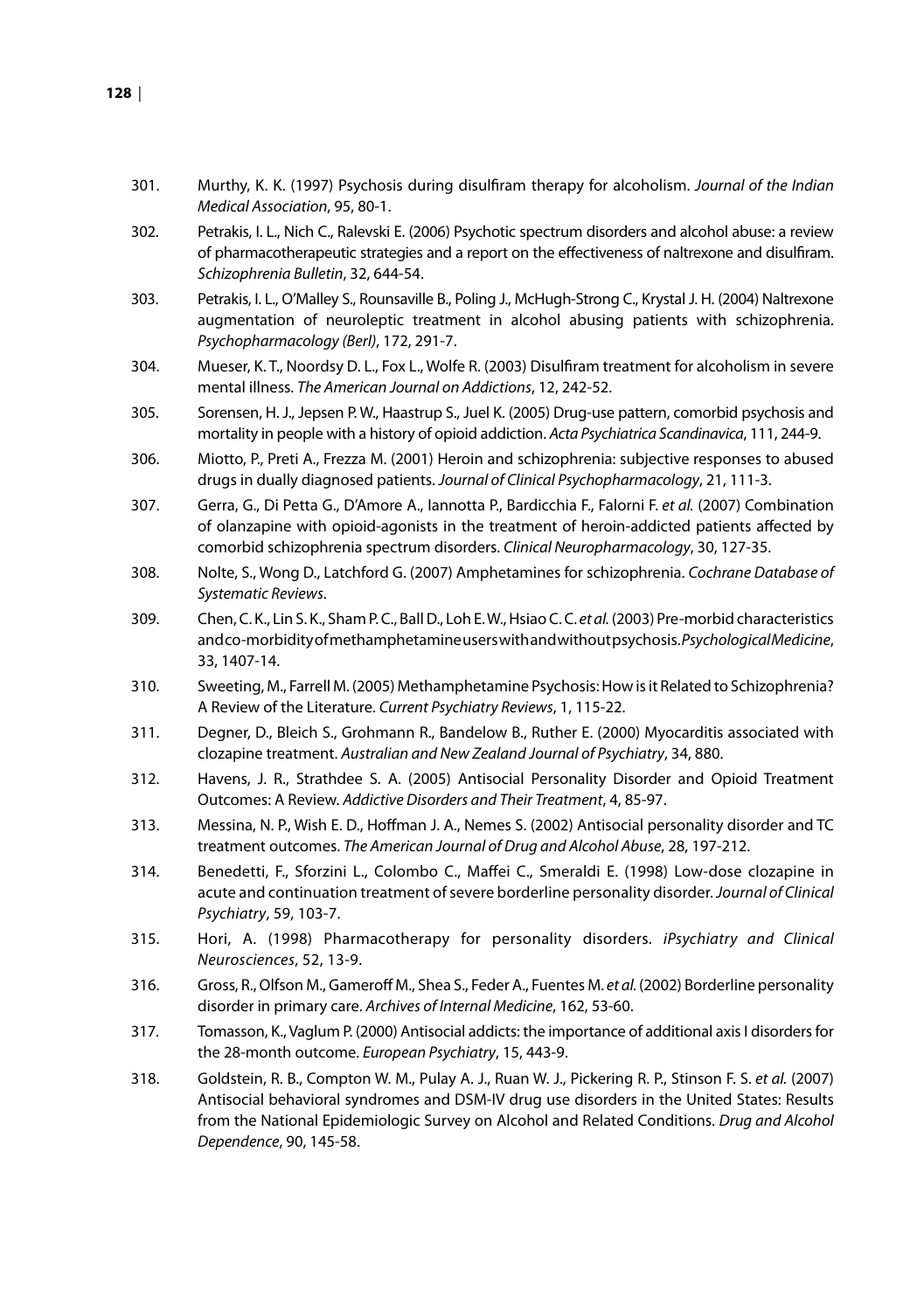301. Murthy, K. K. (1997) Psychosis during disulfiram therapy for alcoholism. *Journal of the Indian Medical Association*, 95, 80-1.

302. Petrakis, I. L., Nich C., Ralevski E. (2006) Psychotic spectrum disorders and alcohol abuse: a review of pharmacotherapeutic strategies and a report on the effectiveness of naltrexone and disulfiram. *Schizophrenia Bulletin*, 32, 644-54.

303. Petrakis, I. L., O'Malley S., Rounsaville B., Poling J., McHugh-Strong C., Krystal J. H. (2004) Naltrexone augmentation of neuroleptic treatment in alcohol abusing patients with schizophrenia. *Psychopharmacology (Berl)*, 172, 291-7.

304. Mueser, K. T., Noordsy D. L., Fox L., Wolfe R. (2003) Disulfiram treatment for alcoholism in severe mental illness. *The American Journal on Addictions*, 12, 242-52.

305. Sorensen, H. J., Jepsen P. W., Haastrup S., Juel K. (2005) Drug-use pattern, comorbid psychosis and mortality in people with a history of opioid addiction. *Acta Psychiatrica Scandinavica*, 111, 244-9.

306. Miotto, P., Preti A., Frezza M. (2001) Heroin and schizophrenia: subjective responses to abused drugs in dually diagnosed patients. *Journal of Clinical Psychopharmacology*, 21, 111-3.

307. Gerra, G., Di Petta G., D'Amore A., Iannotta P., Bardicchia F., Falorni F. *et al.* (2007) Combination of olanzapine with opioid-agonists in the treatment of heroin-addicted patients affected by comorbid schizophrenia spectrum disorders. *Clinical Neuropharmacology*, 30, 127-35.

308. Nolte, S., Wong D., Latchford G. (2007) Amphetamines for schizophrenia. *Cochrane Database of Systematic Reviews*.

309. Chen, C. K., Lin S. K., Sham P. C., Ball D., Loh E. W., Hsiao C. C. *et al.* (2003) Pre-morbid characteristics and co-morbidity of methamphetamine users with and without psychosis. *Psychological Medicine*, 33, 1407-14.

310. Sweeting, M., Farrell M. (2005) Methamphetamine Psychosis: How is it Related to Schizophrenia? A Review of the Literature. *Current Psychiatry Reviews*, 1, 115-22.

311. Degner, D., Bleich S., Grohmann R., Bandelow B., Ruther E. (2000) Myocarditis associated with clozapine treatment. *Australian and New Zealand Journal of Psychiatry*, 34, 880.

312. Havens, J. R., Strathdee S. A. (2005) Antisocial Personality Disorder and Opioid Treatment Outcomes: A Review. *Addictive Disorders and Their Treatment*, 4, 85-97.

313. Messina, N. P., Wish E. D., Hoffman J. A., Nemes S. (2002) Antisocial personality disorder and TC treatment outcomes. *The American Journal of Drug and Alcohol Abuse*, 28, 197-212.

314. Benedetti, F., Sforzini L., Colombo C., Maffei C., Smeraldi E. (1998) Low-dose clozapine in acute and continuation treatment of severe borderline personality disorder. *Journal of Clinical Psychiatry*, 59, 103-7.

315. Hori, A. (1998) Pharmacotherapy for personality disorders. *iPsychiatry and Clinical Neurosciences*, 52, 13-9.

316. Gross, R., Olfson M., Gameroff M., Shea S., Feder A., Fuentes M. *et al.* (2002) Borderline personality disorder in primary care. *Archives of Internal Medicine*, 162, 53-60.

317. Tomasson, K., Vaglum P. (2000) Antisocial addicts: the importance of additional axis I disorders for the 28-month outcome. *European Psychiatry*, 15, 443-9.

318. Goldstein, R. B., Compton W. M., Pulay A. J., Ruan W. J., Pickering R. P., Stinson F. S. *et al.* (2007) Antisocial behavioral syndromes and DSM-IV drug use disorders in the United States: Results from the National Epidemiologic Survey on Alcohol and Related Conditions. *Drug and Alcohol Dependence*, 90, 145-58.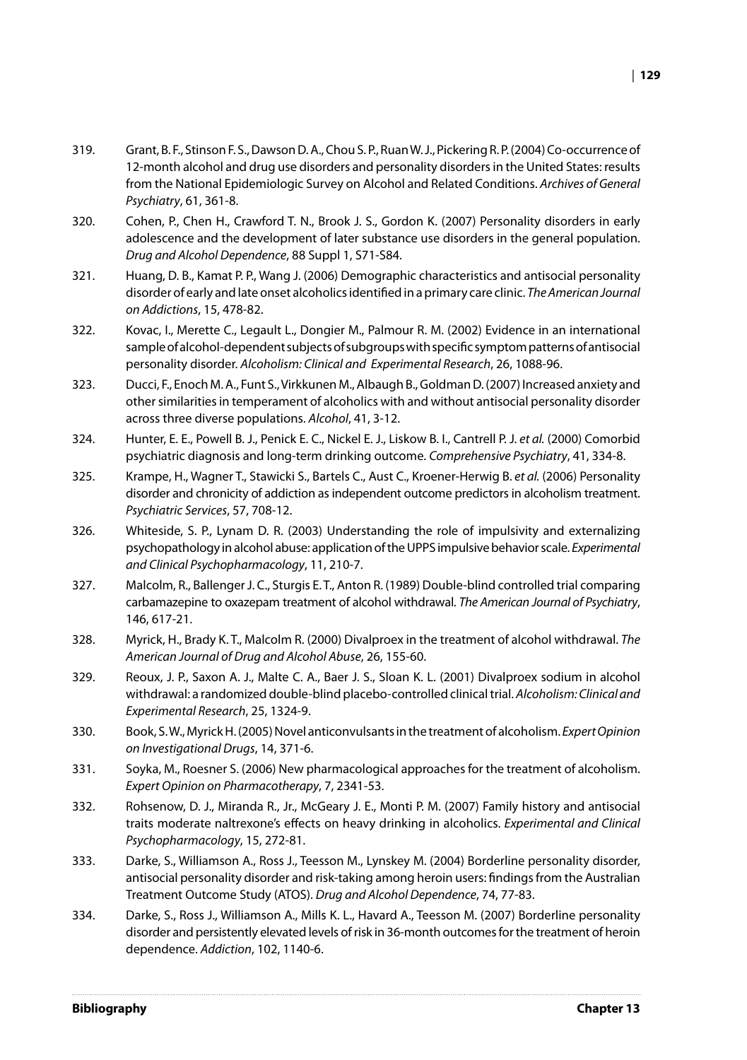319. Grant, B. F., Stinson F. S., Dawson D. A., Chou S. P., Ruan W. J., Pickering R. P. (2004) Co-occurrence of 12-month alcohol and drug use disorders and personality disorders in the United States: results from the National Epidemiologic Survey on Alcohol and Related Conditions. *Archives of General Psychiatry*, 61, 361-8.

320. Cohen, P., Chen H., Crawford T. N., Brook J. S., Gordon K. (2007) Personality disorders in early adolescence and the development of later substance use disorders in the general population. *Drug and Alcohol Dependence*, 88 Suppl 1, S71-S84.

321. Huang, D. B., Kamat P. P., Wang J. (2006) Demographic characteristics and antisocial personality disorder of early and late onset alcoholics identified in a primary care clinic. *The American Journal on Addictions*, 15, 478-82.

322. Kovac, I., Merette C., Legault L., Dongier M., Palmour R. M. (2002) Evidence in an international sample of alcohol-dependent subjects of subgroups with specific symptom patterns of antisocial personality disorder. *Alcoholism: Clinical and Experimental Research*, 26, 1088-96.

323. Ducci, F., Enoch M. A., Funt S., Virkkunen M., Albaugh B., Goldman D. (2007) Increased anxiety and other similarities in temperament of alcoholics with and without antisocial personality disorder across three diverse populations. *Alcohol*, 41, 3-12.

324. Hunter, E. E., Powell B. J., Penick E. C., Nickel E. J., Liskow B. I., Cantrell P. J. *et al.* (2000) Comorbid psychiatric diagnosis and long-term drinking outcome. *Comprehensive Psychiatry*, 41, 334-8.

325. Krampe, H., Wagner T., Stawicki S., Bartels C., Aust C., Kroener-Herwig B. *et al.* (2006) Personality disorder and chronicity of addiction as independent outcome predictors in alcoholism treatment. *Psychiatric Services*, 57, 708-12.

326. Whiteside, S. P., Lynam D. R. (2003) Understanding the role of impulsivity and externalizing psychopathology in alcohol abuse: application of the UPPS impulsive behavior scale. *Experimental and Clinical Psychopharmacology*, 11, 210-7.

327. Malcolm, R., Ballenger J. C., Sturgis E. T., Anton R. (1989) Double-blind controlled trial comparing carbamazepine to oxazepam treatment of alcohol withdrawal. *The American Journal of Psychiatry*, 146, 617-21.

328. Myrick, H., Brady K. T., Malcolm R. (2000) Divalproex in the treatment of alcohol withdrawal. *The American Journal of Drug and Alcohol Abuse*, 26, 155-60.

329. Reoux, J. P., Saxon A. J., Malte C. A., Baer J. S., Sloan K. L. (2001) Divalproex sodium in alcohol withdrawal: a randomized double-blind placebo-controlled clinical trial. *Alcoholism: Clinical and Experimental Research*, 25, 1324-9.

330. Book, S. W., Myrick H. (2005) Novel anticonvulsants in the treatment of alcoholism. *Expert Opinion on Investigational Drugs*, 14, 371-6.

331. Soyka, M., Roesner S. (2006) New pharmacological approaches for the treatment of alcoholism. *Expert Opinion on Pharmacotherapy*, 7, 2341-53.

332. Rohsenow, D. J., Miranda R., Jr., McGeary J. E., Monti P. M. (2007) Family history and antisocial traits moderate naltrexone's effects on heavy drinking in alcoholics. *Experimental and Clinical Psychopharmacology*, 15, 272-81.

333. Darke, S., Williamson A., Ross J., Teesson M., Lynskey M. (2004) Borderline personality disorder, antisocial personality disorder and risk-taking among heroin users: findings from the Australian Treatment Outcome Study (ATOS). *Drug and Alcohol Dependence*, 74, 77-83.

334. Darke, S., Ross J., Williamson A., Mills K. L., Havard A., Teesson M. (2007) Borderline personality disorder and persistently elevated levels of risk in 36-month outcomes for the treatment of heroin dependence. *Addiction*, 102, 1140-6.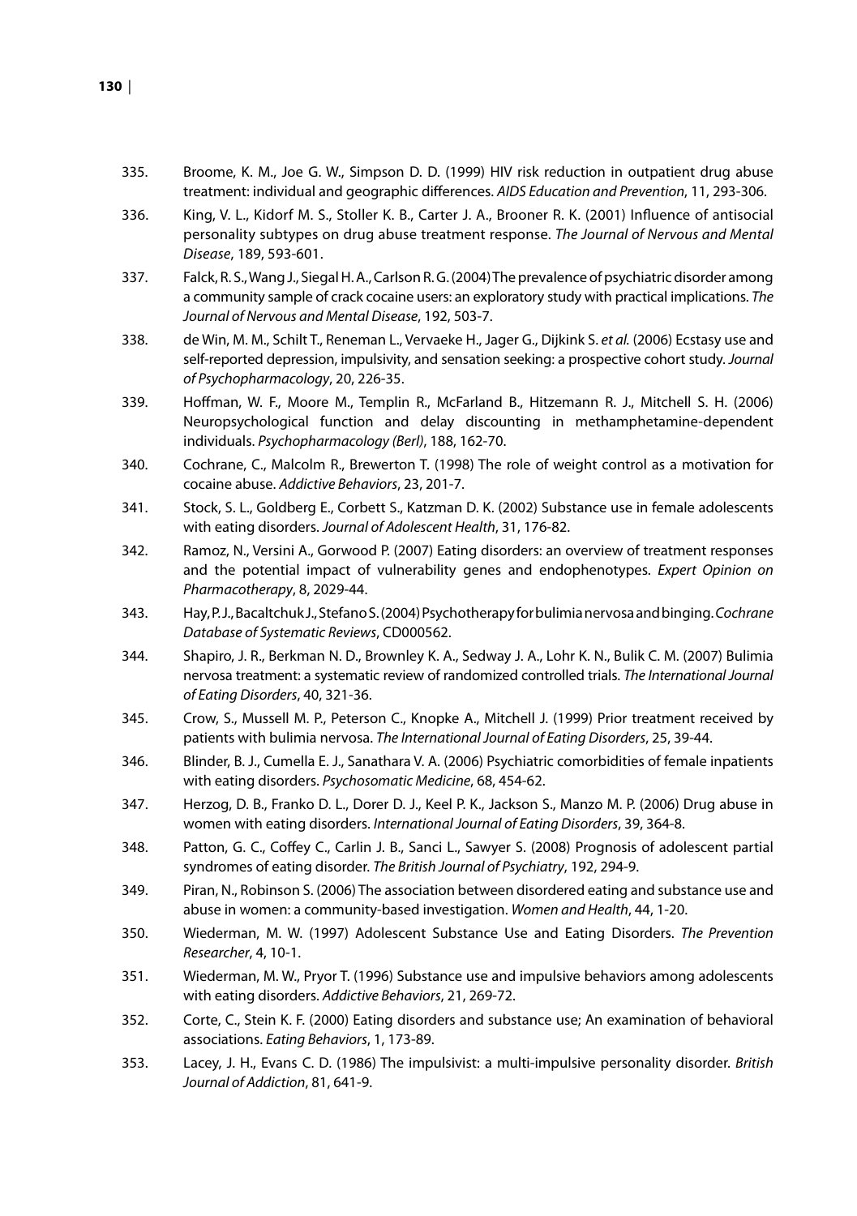335. Broome, K. M., Joe G. W., Simpson D. D. (1999) HIV risk reduction in outpatient drug abuse treatment: individual and geographic differences. *AIDS Education and Prevention*, 11, 293-306.

336. King, V. L., Kidorf M. S., Stoller K. B., Carter J. A., Brooner R. K. (2001) Influence of antisocial personality subtypes on drug abuse treatment response. *The Journal of Nervous and Mental Disease*, 189, 593-601.

337. Falck, R. S., Wang J., Siegal H. A., Carlson R. G. (2004) The prevalence of psychiatric disorder among a community sample of crack cocaine users: an exploratory study with practical implications. *The Journal of Nervous and Mental Disease*, 192, 503-7.

338. de Win, M. M., Schilt T., Reneman L., Vervaeke H., Jager G., Dijkink S. *et al.* (2006) Ecstasy use and self-reported depression, impulsivity, and sensation seeking: a prospective cohort study. *Journal of Psychopharmacology*, 20, 226-35.

339. Hoffman, W. F., Moore M., Templin R., McFarland B., Hitzemann R. J., Mitchell S. H. (2006) Neuropsychological function and delay discounting in methamphetamine-dependent individuals. *Psychopharmacology (Berl)*, 188, 162-70.

340. Cochrane, C., Malcolm R., Brewerton T. (1998) The role of weight control as a motivation for cocaine abuse. *Addictive Behaviors*, 23, 201-7.

341. Stock, S. L., Goldberg E., Corbett S., Katzman D. K. (2002) Substance use in female adolescents with eating disorders. *Journal of Adolescent Health*, 31, 176-82.

342. Ramoz, N., Versini A., Gorwood P. (2007) Eating disorders: an overview of treatment responses and the potential impact of vulnerability genes and endophenotypes. *Expert Opinion on Pharmacotherapy*, 8, 2029-44.

343. Hay, P. J., Bacaltchuk J., Stefano S. (2004) Psychotherapy for bulimia nervosa and binging. *Cochrane Database of Systematic Reviews*, CD000562.

344. Shapiro, J. R., Berkman N. D., Brownley K. A., Sedway J. A., Lohr K. N., Bulik C. M. (2007) Bulimia nervosa treatment: a systematic review of randomized controlled trials. *The International Journal of Eating Disorders*, 40, 321-36.

345. Crow, S., Mussell M. P., Peterson C., Knopke A., Mitchell J. (1999) Prior treatment received by patients with bulimia nervosa. *The International Journal of Eating Disorders*, 25, 39-44.

346. Blinder, B. J., Cumella E. J., Sanathara V. A. (2006) Psychiatric comorbidities of female inpatients with eating disorders. *Psychosomatic Medicine*, 68, 454-62.

347. Herzog, D. B., Franko D. L., Dorer D. J., Keel P. K., Jackson S., Manzo M. P. (2006) Drug abuse in women with eating disorders. *International Journal of Eating Disorders*, 39, 364-8.

348. Patton, G. C., Coffey C., Carlin J. B., Sanci L., Sawyer S. (2008) Prognosis of adolescent partial syndromes of eating disorder. *The British Journal of Psychiatry*, 192, 294-9.

349. Piran, N., Robinson S. (2006) The association between disordered eating and substance use and abuse in women: a community-based investigation. *Women and Health*, 44, 1-20.

350. Wiederman, M. W. (1997) Adolescent Substance Use and Eating Disorders. *The Prevention Researcher*, 4, 10-1.

351. Wiederman, M. W., Pryor T. (1996) Substance use and impulsive behaviors among adolescents with eating disorders. *Addictive Behaviors*, 21, 269-72.

352. Corte, C., Stein K. F. (2000) Eating disorders and substance use; An examination of behavioral associations. *Eating Behaviors*, 1, 173-89.

353. Lacey, J. H., Evans C. D. (1986) The impulsivist: a multi-impulsive personality disorder. *British Journal of Addiction*, 81, 641-9.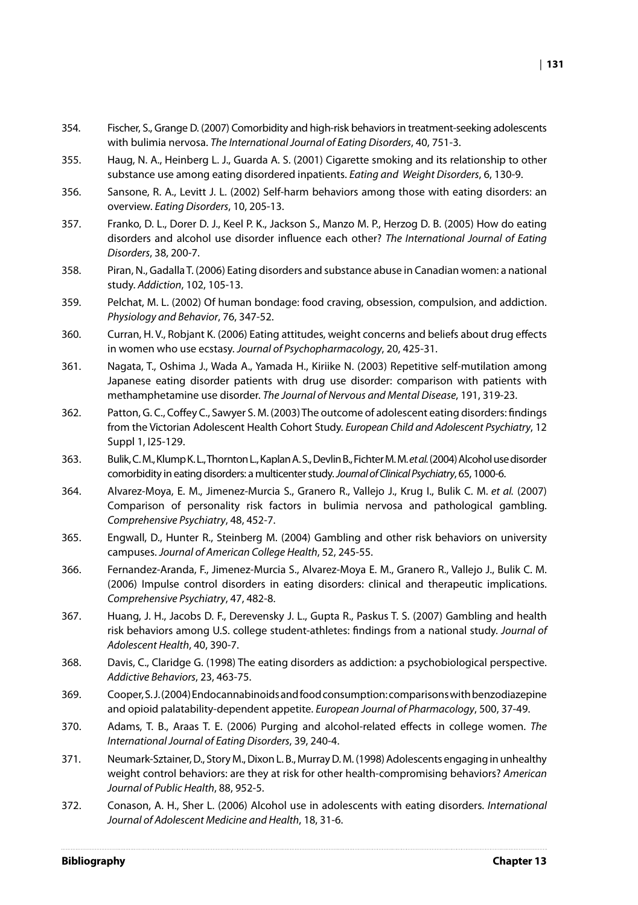354. Fischer, S., Grange D. (2007) Comorbidity and high-risk behaviors in treatment-seeking adolescents with bulimia nervosa. *The International Journal of Eating Disorders*, 40, 751-3.

355. Haug, N. A., Heinberg L. J., Guarda A. S. (2001) Cigarette smoking and its relationship to other substance use among eating disordered inpatients. *Eating and Weight Disorders*, 6, 130-9.

356. Sansone, R. A., Levitt J. L. (2002) Self-harm behaviors among those with eating disorders: an overview. *Eating Disorders*, 10, 205-13.

357. Franko, D. L., Dorer D. J., Keel P. K., Jackson S., Manzo M. P., Herzog D. B. (2005) How do eating disorders and alcohol use disorder influence each other? *The International Journal of Eating Disorders*, 38, 200-7.

358. Piran, N., Gadalla T. (2006) Eating disorders and substance abuse in Canadian women: a national study. *Addiction*, 102, 105-13.

359. Pelchat, M. L. (2002) Of human bondage: food craving, obsession, compulsion, and addiction. *Physiology and Behavior*, 76, 347-52.

360. Curran, H. V., Robjant K. (2006) Eating attitudes, weight concerns and beliefs about drug effects in women who use ecstasy. *Journal of Psychopharmacology*, 20, 425-31.

361. Nagata, T., Oshima J., Wada A., Yamada H., Kiriike N. (2003) Repetitive self-mutilation among Japanese eating disorder patients with drug use disorder: comparison with patients with methamphetamine use disorder. *The Journal of Nervous and Mental Disease*, 191, 319-23.

362. Patton, G. C., Coffey C., Sawyer S. M. (2003) The outcome of adolescent eating disorders: findings from the Victorian Adolescent Health Cohort Study. *European Child and Adolescent Psychiatry*, 12 Suppl 1, I25-129.

363. Bulik, C. M., Klump K. L., Thornton L., Kaplan A. S., Devlin B., Fichter M. M. *et al.* (2004) Alcohol use disorder comorbidity in eating disorders: a multicenter study. *Journal of Clinical Psychiatry*, 65, 1000-6.

364. Alvarez-Moya, E. M., Jimenez-Murcia S., Granero R., Vallejo J., Krug I., Bulik C. M. *et al.* (2007) Comparison of personality risk factors in bulimia nervosa and pathological gambling. *Comprehensive Psychiatry*, 48, 452-7.

365. Engwall, D., Hunter R., Steinberg M. (2004) Gambling and other risk behaviors on university campuses. *Journal of American College Health*, 52, 245-55.

366. Fernandez-Aranda, F., Jimenez-Murcia S., Alvarez-Moya E. M., Granero R., Vallejo J., Bulik C. M. (2006) Impulse control disorders in eating disorders: clinical and therapeutic implications. *Comprehensive Psychiatry*, 47, 482-8.

367. Huang, J. H., Jacobs D. F., Derevensky J. L., Gupta R., Paskus T. S. (2007) Gambling and health risk behaviors among U.S. college student-athletes: findings from a national study. *Journal of Adolescent Health*, 40, 390-7.

368. Davis, C., Claridge G. (1998) The eating disorders as addiction: a psychobiological perspective. *Addictive Behaviors*, 23, 463-75.

369. Cooper, S. J. (2004) Endocannabinoids and food consumption: comparisons with benzodiazepine and opioid palatability-dependent appetite. *European Journal of Pharmacology*, 500, 37-49.

370. Adams, T. B., Araas T. E. (2006) Purging and alcohol-related effects in college women. *The International Journal of Eating Disorders*, 39, 240-4.

371. Neumark-Sztainer, D., Story M., Dixon L. B., Murray D. M. (1998) Adolescents engaging in unhealthy weight control behaviors: are they at risk for other health-compromising behaviors? *American Journal of Public Health*, 88, 952-5.

372. Conason, A. H., Sher L. (2006) Alcohol use in adolescents with eating disorders. *International Journal of Adolescent Medicine and Health*, 18, 31-6.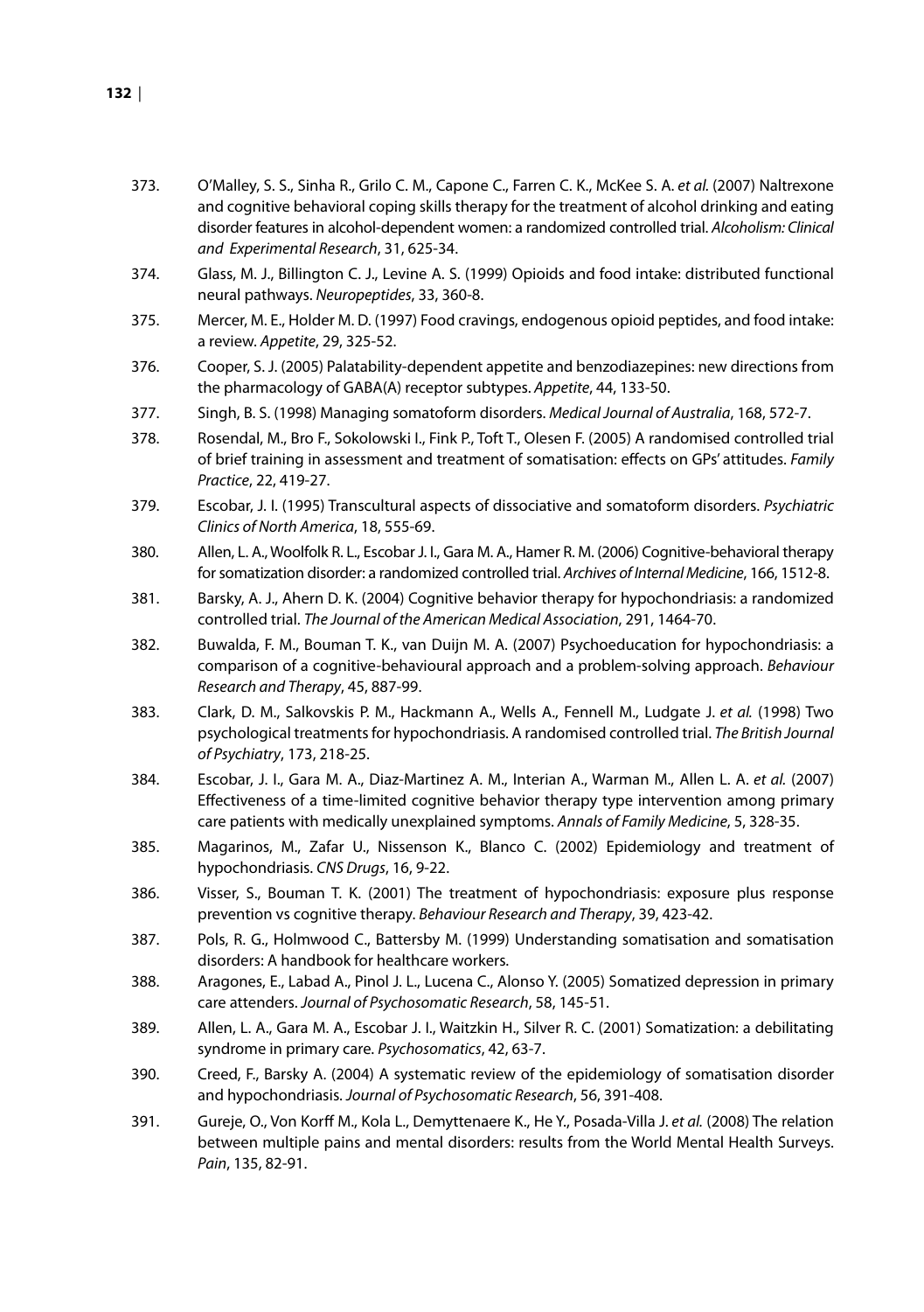373. O'Malley, S. S., Sinha R., Grilo C. M., Capone C., Farren C. K., McKee S. A. *et al.* (2007) Naltrexone and cognitive behavioral coping skills therapy for the treatment of alcohol drinking and eating disorder features in alcohol-dependent women: a randomized controlled trial. *Alcoholism: Clinical and Experimental Research*, 31, 625-34.

374. Glass, M. J., Billington C. J., Levine A. S. (1999) Opioids and food intake: distributed functional neural pathways. *Neuropeptides*, 33, 360-8.

375. Mercer, M. E., Holder M. D. (1997) Food cravings, endogenous opioid peptides, and food intake: a review. *Appetite*, 29, 325-52.

376. Cooper, S. J. (2005) Palatability-dependent appetite and benzodiazepines: new directions from the pharmacology of GABA(A) receptor subtypes. *Appetite*, 44, 133-50.

377. Singh, B. S. (1998) Managing somatoform disorders. *Medical Journal of Australia*, 168, 572-7.

378. Rosendal, M., Bro F., Sokolowski I., Fink P., Toft T., Olesen F. (2005) A randomised controlled trial of brief training in assessment and treatment of somatisation: effects on GPs' attitudes. *Family Practice*, 22, 419-27.

379. Escobar, J. I. (1995) Transcultural aspects of dissociative and somatoform disorders. *Psychiatric Clinics of North America*, 18, 555-69.

380. Allen, L. A., Woolfolk R. L., Escobar J. I., Gara M. A., Hamer R. M. (2006) Cognitive-behavioral therapy for somatization disorder: a randomized controlled trial. *Archives of Internal Medicine*, 166, 1512-8.

381. Barsky, A. J., Ahern D. K. (2004) Cognitive behavior therapy for hypochondriasis: a randomized controlled trial. *The Journal of the American Medical Association*, 291, 1464-70.

382. Buwalda, F. M., Bouman T. K., van Duijn M. A. (2007) Psychoeducation for hypochondriasis: a comparison of a cognitive-behavioural approach and a problem-solving approach. *Behaviour Research and Therapy*, 45, 887-99.

383. Clark, D. M., Salkovskis P. M., Hackmann A., Wells A., Fennell M., Ludgate J. *et al.* (1998) Two psychological treatments for hypochondriasis. A randomised controlled trial. *The British Journal of Psychiatry*, 173, 218-25.

384. Escobar, J. I., Gara M. A., Diaz-Martinez A. M., Interian A., Warman M., Allen L. A. *et al.* (2007) Effectiveness of a time-limited cognitive behavior therapy type intervention among primary care patients with medically unexplained symptoms. *Annals of Family Medicine*, 5, 328-35.

385. Magarinos, M., Zafar U., Nissenson K., Blanco C. (2002) Epidemiology and treatment of hypochondriasis. *CNS Drugs*, 16, 9-22.

386. Visser, S., Bouman T. K. (2001) The treatment of hypochondriasis: exposure plus response prevention vs cognitive therapy. *Behaviour Research and Therapy*, 39, 423-42.

387. Pols, R. G., Holmwood C., Battersby M. (1999) Understanding somatisation and somatisation disorders: A handbook for healthcare workers.

388. Aragones, E., Labad A., Pinol J. L., Lucena C., Alonso Y. (2005) Somatized depression in primary care attenders. *Journal of Psychosomatic Research*, 58, 145-51.

389. Allen, L. A., Gara M. A., Escobar J. I., Waitzkin H., Silver R. C. (2001) Somatization: a debilitating syndrome in primary care. *Psychosomatics*, 42, 63-7.

390. Creed, F., Barsky A. (2004) A systematic review of the epidemiology of somatisation disorder and hypochondriasis. *Journal of Psychosomatic Research*, 56, 391-408.

391. Gureje, O., Von Korff M., Kola L., Demyttenaere K., He Y., Posada-Villa J. *et al.* (2008) The relation between multiple pains and mental disorders: results from the World Mental Health Surveys. *Pain*, 135, 82-91.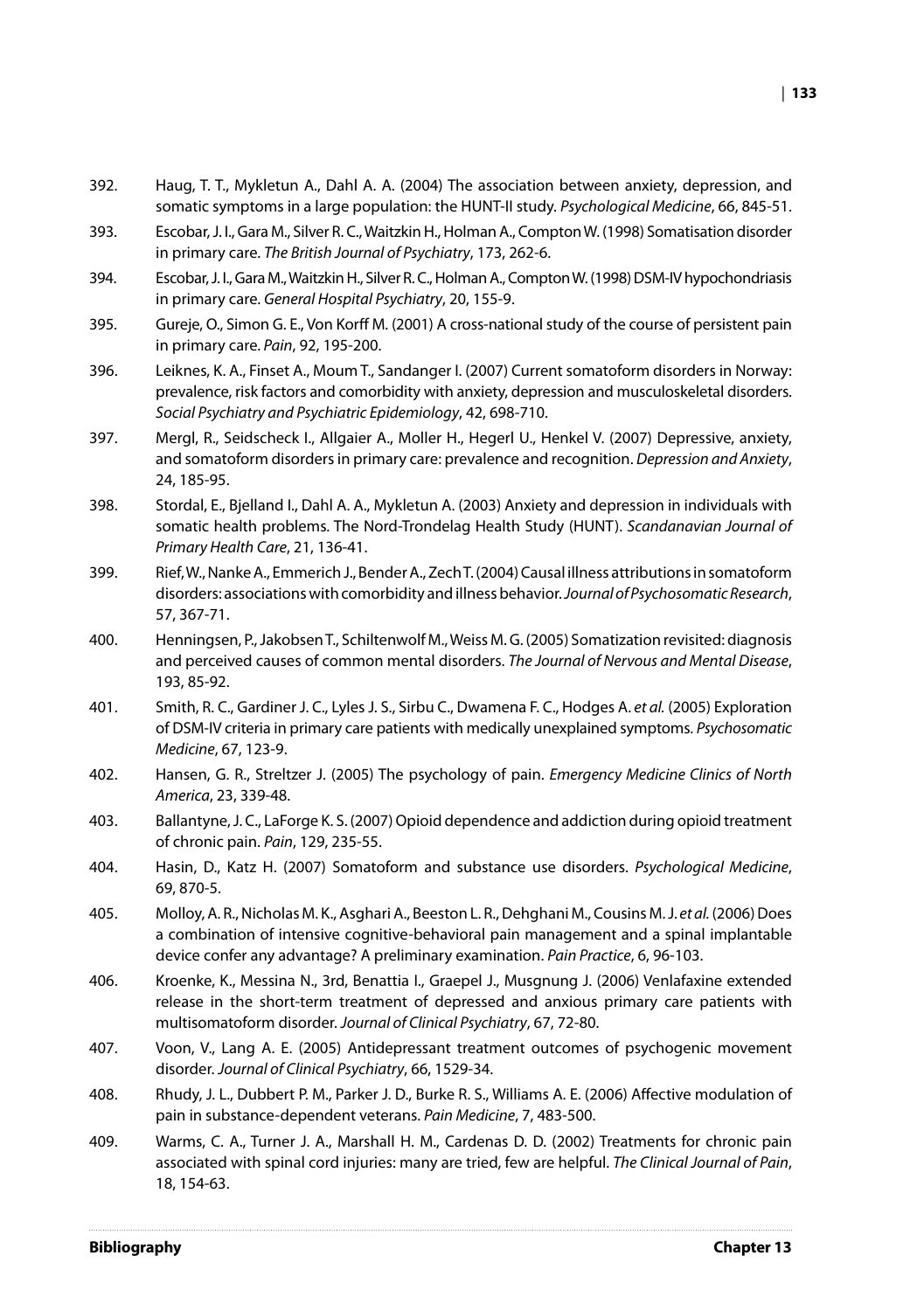392. Haug, T. T., Mykletun A., Dahl A. A. (2004) The association between anxiety, depression, and somatic symptoms in a large population: the HUNT-II study. *Psychological Medicine*, 66, 845-51.

393. Escobar, J. I., Gara M., Silver R. C., Waitzkin H., Holman A., Compton W. (1998) Somatisation disorder in primary care. *The British Journal of Psychiatry*, 173, 262-6.

394. Escobar, J. I., Gara M., Waitzkin H., Silver R. C., Holman A., Compton W. (1998) DSM-IV hypochondriasis in primary care. *General Hospital Psychiatry*, 20, 155-9.

395. Gureje, O., Simon G. E., Von Korff M. (2001) A cross-national study of the course of persistent pain in primary care. *Pain*, 92, 195-200.

396. Leiknes, K. A., Finset A., Moum T., Sandanger I. (2007) Current somatoform disorders in Norway: prevalence, risk factors and comorbidity with anxiety, depression and musculoskeletal disorders. *Social Psychiatry and Psychiatric Epidemiology*, 42, 698-710.

397. Mergl, R., Seidscheck I., Allgaier A., Moller H., Hegerl U., Henkel V. (2007) Depressive, anxiety, and somatoform disorders in primary care: prevalence and recognition. *Depression and Anxiety*, 24, 185-95.

398. Stordal, E., Bjelland I., Dahl A. A., Mykletun A. (2003) Anxiety and depression in individuals with somatic health problems. The Nord-Trondelag Health Study (HUNT). *Scandanavian Journal of Primary Health Care*, 21, 136-41.

399. Rief, W., Nanke A., Emmerich J., Bender A., Zech T. (2004) Causal illness attributions in somatoform disorders: associations with comorbidity and illness behavior. *Journal of Psychosomatic Research*, 57, 367-71.

400. Henningsen, P., Jakobsen T., Schiltenwolf M., Weiss M. G. (2005) Somatization revisited: diagnosis and perceived causes of common mental disorders. *The Journal of Nervous and Mental Disease*, 193, 85-92.

401. Smith, R. C., Gardiner J. C., Lyles J. S., Sirbu C., Dwamena F. C., Hodges A. *et al.* (2005) Exploration of DSM-IV criteria in primary care patients with medically unexplained symptoms. *Psychosomatic Medicine*, 67, 123-9.

402. Hansen, G. R., Streltzer J. (2005) The psychology of pain. *Emergency Medicine Clinics of North America*, 23, 339-48.

403. Ballantyne, J. C., LaForge K. S. (2007) Opioid dependence and addiction during opioid treatment of chronic pain. *Pain*, 129, 235-55.

404. Hasin, D., Katz H. (2007) Somatoform and substance use disorders. *Psychological Medicine*, 69, 870-5.

405. Molloy, A. R., Nicholas M. K., Asghari A., Beeston L. R., Dehghani M., Cousins M. J. *et al.* (2006) Does a combination of intensive cognitive-behavioral pain management and a spinal implantable device confer any advantage? A preliminary examination. *Pain Practice*, 6, 96-103.

406. Kroenke, K., Messina N., 3rd, Benattia I., Graepel J., Musgnung J. (2006) Venlafaxine extended release in the short-term treatment of depressed and anxious primary care patients with multisomatoform disorder. *Journal of Clinical Psychiatry*, 67, 72-80.

407. Voon, V., Lang A. E. (2005) Antidepressant treatment outcomes of psychogenic movement disorder. *Journal of Clinical Psychiatry*, 66, 1529-34.

408. Rhudy, J. L., Dubbert P. M., Parker J. D., Burke R. S., Williams A. E. (2006) Affective modulation of pain in substance-dependent veterans. *Pain Medicine*, 7, 483-500.

409. Warms, C. A., Turner J. A., Marshall H. M., Cardenas D. D. (2002) Treatments for chronic pain associated with spinal cord injuries: many are tried, few are helpful. *The Clinical Journal of Pain*, 18, 154-63.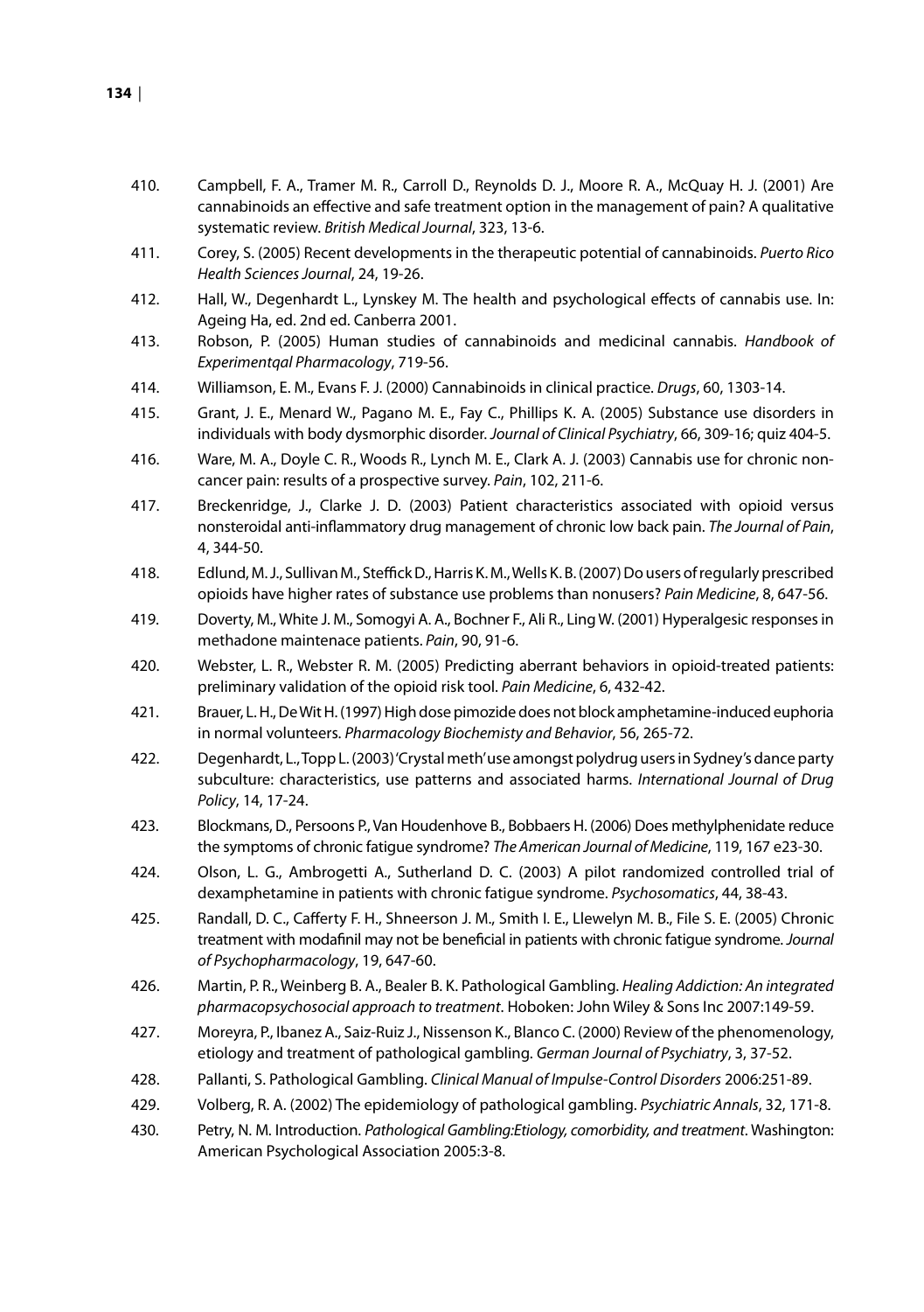410. Campbell, F. A., Tramer M. R., Carroll D., Reynolds D. J., Moore R. A., McQuay H. J. (2001) Are cannabinoids an effective and safe treatment option in the management of pain? A qualitative systematic review. *British Medical Journal*, 323, 13-6.

411. Corey, S. (2005) Recent developments in the therapeutic potential of cannabinoids. *Puerto Rico Health Sciences Journal*, 24, 19-26.

412. Hall, W., Degenhardt L., Lynskey M. The health and psychological effects of cannabis use. In: Ageing Ha, ed. 2nd ed. Canberra 2001.

413. Robson, P. (2005) Human studies of cannabinoids and medicinal cannabis. *Handbook of Experimentqal Pharmacology*, 719-56.

414. Williamson, E. M., Evans F. J. (2000) Cannabinoids in clinical practice. *Drugs*, 60, 1303-14.

415. Grant, J. E., Menard W., Pagano M. E., Fay C., Phillips K. A. (2005) Substance use disorders in individuals with body dysmorphic disorder. *Journal of Clinical Psychiatry*, 66, 309-16; quiz 404-5.

416. Ware, M. A., Doyle C. R., Woods R., Lynch M. E., Clark A. J. (2003) Cannabis use for chronic non-cancer pain: results of a prospective survey. *Pain*, 102, 211-6.

417. Breckenridge, J., Clarke J. D. (2003) Patient characteristics associated with opioid versus nonsteroidal anti-inflammatory drug management of chronic low back pain. *The Journal of Pain*, 4, 344-50.

418. Edlund, M. J., Sullivan M., Steffick D., Harris K. M., Wells K. B. (2007) Do users of regularly prescribed opioids have higher rates of substance use problems than nonusers? *Pain Medicine*, 8, 647-56.

419. Doverty, M., White J. M., Somogyi A. A., Bochner F., Ali R., Ling W. (2001) Hyperalgesic responses in methadone maintenace patients. *Pain*, 90, 91-6.

420. Webster, L. R., Webster R. M. (2005) Predicting aberrant behaviors in opioid-treated patients: preliminary validation of the opioid risk tool. *Pain Medicine*, 6, 432-42.

421. Brauer, L. H., De Wit H. (1997) High dose pimozide does not block amphetamine-induced euphoria in normal volunteers. *Pharmacology Biochemisty and Behavior*, 56, 265-72.

422. Degenhardt, L., Topp L. (2003) 'Crystal meth' use amongst polydrug users in Sydney's dance party subculture: characteristics, use patterns and associated harms. *International Journal of Drug Policy*, 14, 17-24.

423. Blockmans, D., Persoons P., Van Houdenhove B., Bobbaers H. (2006) Does methylphenidate reduce the symptoms of chronic fatigue syndrome? *The American Journal of Medicine*, 119, 167 e23-30.

424. Olson, L. G., Ambrogetti A., Sutherland D. C. (2003) A pilot randomized controlled trial of dexamphetamine in patients with chronic fatigue syndrome. *Psychosomatics*, 44, 38-43.

425. Randall, D. C., Cafferty F. H., Shneerson J. M., Smith I. E., Llewelyn M. B., File S. E. (2005) Chronic treatment with modafinil may not be beneficial in patients with chronic fatigue syndrome. *Journal of Psychopharmacology*, 19, 647-60.

426. Martin, P. R., Weinberg B. A., Bealer B. K. Pathological Gambling. *Healing Addiction: An integrated pharmacopsychosocial approach to treatment*. Hoboken: John Wiley & Sons Inc 2007:149-59.

427. Moreyra, P., Ibanez A., Saiz-Ruiz J., Nissenson K., Blanco C. (2000) Review of the phenomenology, etiology and treatment of pathological gambling. *German Journal of Psychiatry*, 3, 37-52.

428. Pallanti, S. Pathological Gambling. *Clinical Manual of Impulse-Control Disorders* 2006:251-89.

429. Volberg, R. A. (2002) The epidemiology of pathological gambling. *Psychiatric Annals*, 32, 171-8.

430. Petry, N. M. Introduction. *Pathological Gambling:Etiology, comorbidity, and treatment*. Washington: American Psychological Association 2005:3-8.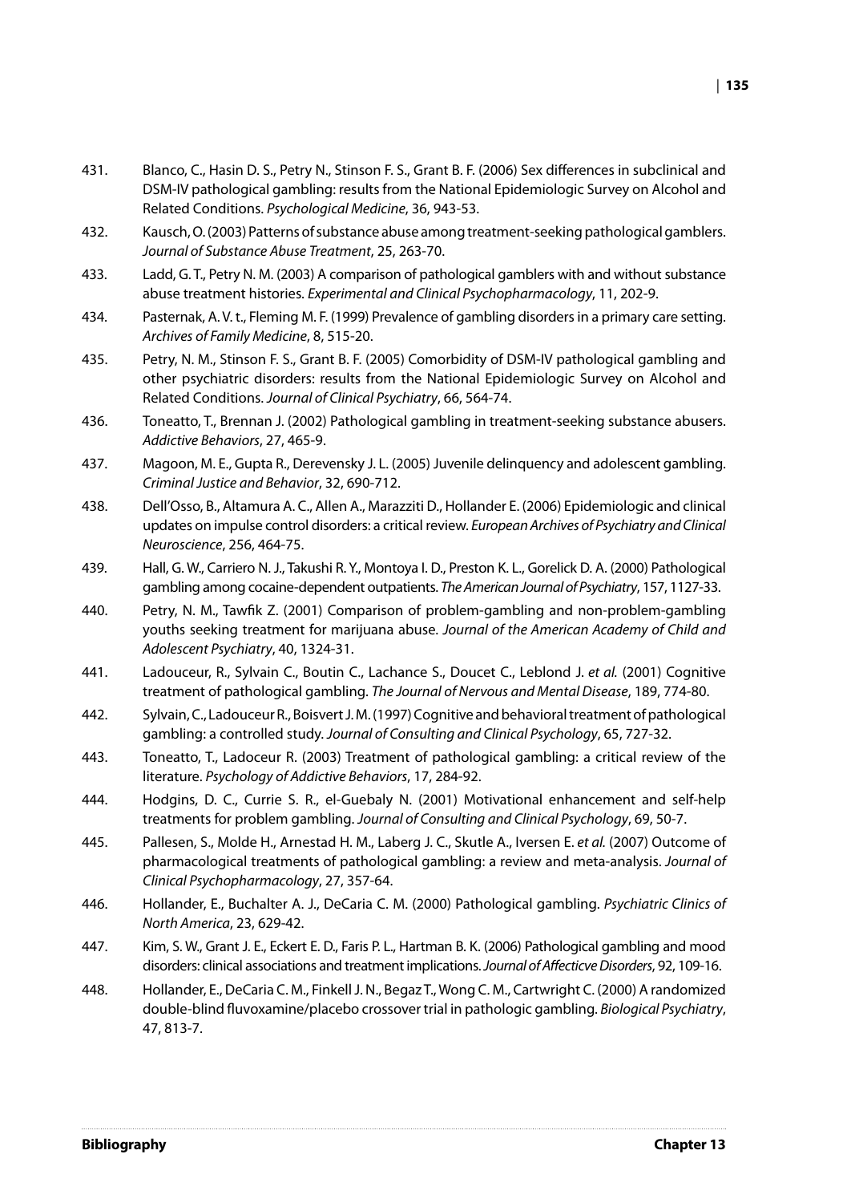431. Blanco, C., Hasin D. S., Petry N., Stinson F. S., Grant B. F. (2006) Sex differences in subclinical and DSM-IV pathological gambling: results from the National Epidemiologic Survey on Alcohol and Related Conditions. *Psychological Medicine*, 36, 943-53.

432. Kausch, O. (2003) Patterns of substance abuse among treatment-seeking pathological gamblers. *Journal of Substance Abuse Treatment*, 25, 263-70.

433. Ladd, G. T., Petry N. M. (2003) A comparison of pathological gamblers with and without substance abuse treatment histories. *Experimental and Clinical Psychopharmacology*, 11, 202-9.

434. Pasternak, A. V. t., Fleming M. F. (1999) Prevalence of gambling disorders in a primary care setting. *Archives of Family Medicine*, 8, 515-20.

435. Petry, N. M., Stinson F. S., Grant B. F. (2005) Comorbidity of DSM-IV pathological gambling and other psychiatric disorders: results from the National Epidemiologic Survey on Alcohol and Related Conditions. *Journal of Clinical Psychiatry*, 66, 564-74.

436. Toneatto, T., Brennan J. (2002) Pathological gambling in treatment-seeking substance abusers. *Addictive Behaviors*, 27, 465-9.

437. Magoon, M. E., Gupta R., Derevensky J. L. (2005) Juvenile delinquency and adolescent gambling. *Criminal Justice and Behavior*, 32, 690-712.

438. Dell'Osso, B., Altamura A. C., Allen A., Marazziti D., Hollander E. (2006) Epidemiologic and clinical updates on impulse control disorders: a critical review. *European Archives of Psychiatry and Clinical Neuroscience*, 256, 464-75.

439. Hall, G. W., Carriero N. J., Takushi R. Y., Montoya I. D., Preston K. L., Gorelick D. A. (2000) Pathological gambling among cocaine-dependent outpatients. *The American Journal of Psychiatry*, 157, 1127-33.

440. Petry, N. M., Tawfik Z. (2001) Comparison of problem-gambling and non-problem-gambling youths seeking treatment for marijuana abuse. *Journal of the American Academy of Child and Adolescent Psychiatry*, 40, 1324-31.

441. Ladouceur, R., Sylvain C., Boutin C., Lachance S., Doucet C., Leblond J. *et al.* (2001) Cognitive treatment of pathological gambling. *The Journal of Nervous and Mental Disease*, 189, 774-80.

442. Sylvain, C., Ladouceur R., Boisvert J. M. (1997) Cognitive and behavioral treatment of pathological gambling: a controlled study. *Journal of Consulting and Clinical Psychology*, 65, 727-32.

443. Toneatto, T., Ladoceur R. (2003) Treatment of pathological gambling: a critical review of the literature. *Psychology of Addictive Behaviors*, 17, 284-92.

444. Hodgins, D. C., Currie S. R., el-Guebaly N. (2001) Motivational enhancement and self-help treatments for problem gambling. *Journal of Consulting and Clinical Psychology*, 69, 50-7.

445. Pallesen, S., Molde H., Arnestad H. M., Laberg J. C., Skutle A., Iversen E. *et al.* (2007) Outcome of pharmacological treatments of pathological gambling: a review and meta-analysis. *Journal of Clinical Psychopharmacology*, 27, 357-64.

446. Hollander, E., Buchalter A. J., DeCaria C. M. (2000) Pathological gambling. *Psychiatric Clinics of North America*, 23, 629-42.

447. Kim, S. W., Grant J. E., Eckert E. D., Faris P. L., Hartman B. K. (2006) Pathological gambling and mood disorders: clinical associations and treatment implications. *Journal of Affecticve Disorders*, 92, 109-16.

448. Hollander, E., DeCaria C. M., Finkell J. N., Begaz T., Wong C. M., Cartwright C. (2000) A randomized double-blind fluvoxamine/placebo crossover trial in pathologic gambling. *Biological Psychiatry*, 47, 813-7.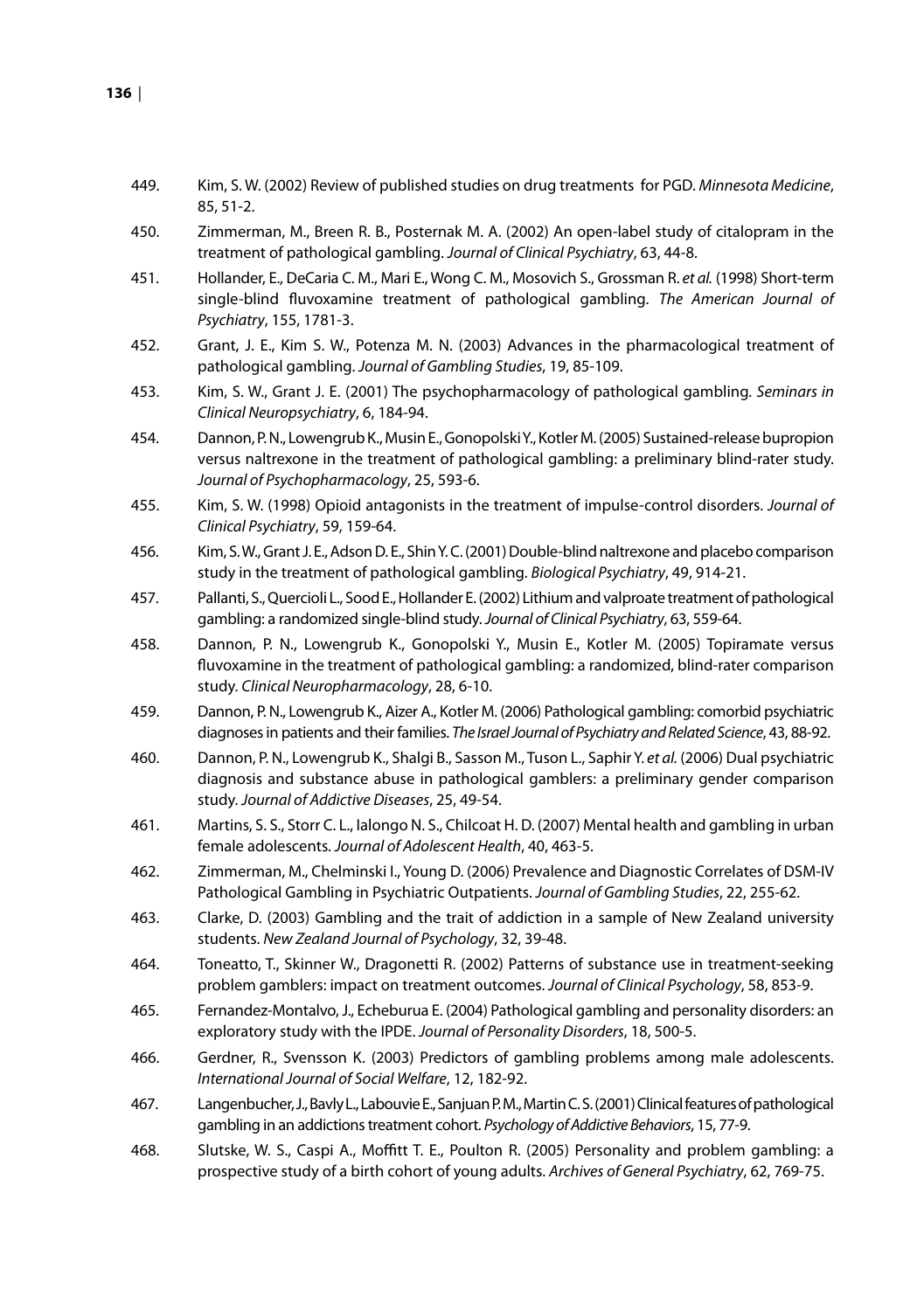449. Kim, S. W. (2002) Review of published studies on drug treatments for PGD. *Minnesota Medicine*, 85, 51-2.

450. Zimmerman, M., Breen R. B., Posternak M. A. (2002) An open-label study of citalopram in the treatment of pathological gambling. *Journal of Clinical Psychiatry*, 63, 44-8.

451. Hollander, E., DeCaria C. M., Mari E., Wong C. M., Mosovich S., Grossman R. *et al.* (1998) Short-term single-blind fluvoxamine treatment of pathological gambling. *The American Journal of Psychiatry*, 155, 1781-3.

452. Grant, J. E., Kim S. W., Potenza M. N. (2003) Advances in the pharmacological treatment of pathological gambling. *Journal of Gambling Studies*, 19, 85-109.

453. Kim, S. W., Grant J. E. (2001) The psychopharmacology of pathological gambling. *Seminars in Clinical Neuropsychiatry*, 6, 184-94.

454. Dannon, P. N., Lowengrub K., Musin E., Gonopolski Y., Kotler M. (2005) Sustained-release bupropion versus naltrexone in the treatment of pathological gambling: a preliminary blind-rater study. *Journal of Psychopharmacology*, 25, 593-6.

455. Kim, S. W. (1998) Opioid antagonists in the treatment of impulse-control disorders. *Journal of Clinical Psychiatry*, 59, 159-64.

456. Kim, S. W., Grant J. E., Adson D. E., Shin Y. C. (2001) Double-blind naltrexone and placebo comparison study in the treatment of pathological gambling. *Biological Psychiatry*, 49, 914-21.

457. Pallanti, S., Quercioli L., Sood E., Hollander E. (2002) Lithium and valproate treatment of pathological gambling: a randomized single-blind study. *Journal of Clinical Psychiatry*, 63, 559-64.

458. Dannon, P. N., Lowengrub K., Gonopolski Y., Musin E., Kotler M. (2005) Topiramate versus fluvoxamine in the treatment of pathological gambling: a randomized, blind-rater comparison study. *Clinical Neuropharmacology*, 28, 6-10.

459. Dannon, P. N., Lowengrub K., Aizer A., Kotler M. (2006) Pathological gambling: comorbid psychiatric diagnoses in patients and their families. *The Israel Journal of Psychiatry and Related Science*, 43, 88-92.

460. Dannon, P. N., Lowengrub K., Shalgi B., Sasson M., Tuson L., Saphir Y. *et al.* (2006) Dual psychiatric diagnosis and substance abuse in pathological gamblers: a preliminary gender comparison study. *Journal of Addictive Diseases*, 25, 49-54.

461. Martins, S. S., Storr C. L., Ialongo N. S., Chilcoat H. D. (2007) Mental health and gambling in urban female adolescents. *Journal of Adolescent Health*, 40, 463-5.

462. Zimmerman, M., Chelminski I., Young D. (2006) Prevalence and Diagnostic Correlates of DSM-IV Pathological Gambling in Psychiatric Outpatients. *Journal of Gambling Studies*, 22, 255-62.

463. Clarke, D. (2003) Gambling and the trait of addiction in a sample of New Zealand university students. *New Zealand Journal of Psychology*, 32, 39-48.

464. Toneatto, T., Skinner W., Dragonetti R. (2002) Patterns of substance use in treatment-seeking problem gamblers: impact on treatment outcomes. *Journal of Clinical Psychology*, 58, 853-9.

465. Fernandez-Montalvo, J., Echeburua E. (2004) Pathological gambling and personality disorders: an exploratory study with the IPDE. *Journal of Personality Disorders*, 18, 500-5.

466. Gerdner, R., Svensson K. (2003) Predictors of gambling problems among male adolescents. *International Journal of Social Welfare*, 12, 182-92.

467. Langenbucher, J., Bavly L., Labouvie E., Sanjuan P. M., Martin C. S. (2001) Clinical features of pathological gambling in an addictions treatment cohort. *Psychology of Addictive Behaviors*, 15, 77-9.

468. Slutske, W. S., Caspi A., Moffitt T. E., Poulton R. (2005) Personality and problem gambling: a prospective study of a birth cohort of young adults. *Archives of General Psychiatry*, 62, 769-75.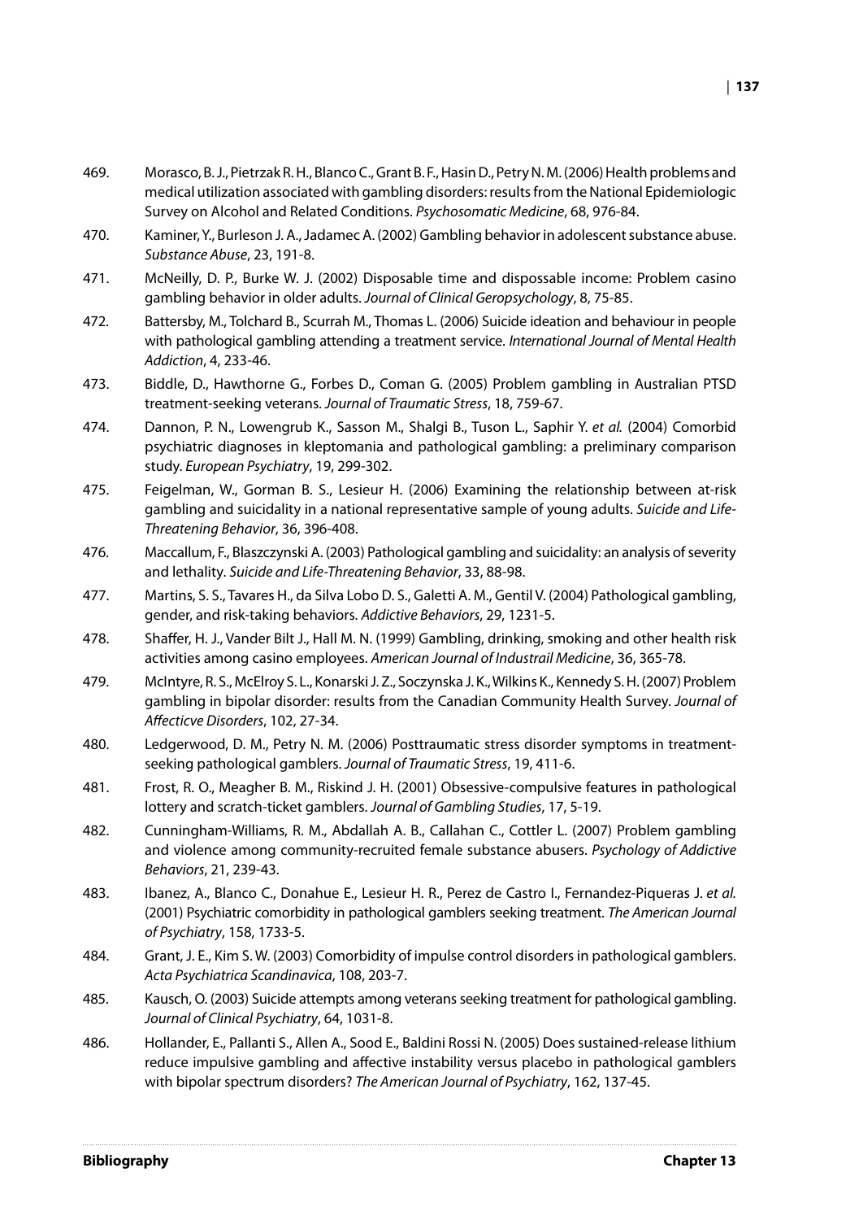469. Morasco, B. J., Pietrzak R. H., Blanco C., Grant B. F., Hasin D., Petry N. M. (2006) Health problems and medical utilization associated with gambling disorders: results from the National Epidemiologic Survey on Alcohol and Related Conditions. *Psychosomatic Medicine*, 68, 976-84.

470. Kaminer, Y., Burleson J. A., Jadamec A. (2002) Gambling behavior in adolescent substance abuse. *Substance Abuse*, 23, 191-8.

471. McNeilly, D. P., Burke W. J. (2002) Disposable time and dispossable income: Problem casino gambling behavior in older adults. *Journal of Clinical Geropsychology*, 8, 75-85.

472. Battersby, M., Tolchard B., Scurrah M., Thomas L. (2006) Suicide ideation and behaviour in people with pathological gambling attending a treatment service. *International Journal of Mental Health Addiction*, 4, 233-46.

473. Biddle, D., Hawthorne G., Forbes D., Coman G. (2005) Problem gambling in Australian PTSD treatment-seeking veterans. *Journal of Traumatic Stress*, 18, 759-67.

474. Dannon, P. N., Lowengrub K., Sasson M., Shalgi B., Tuson L., Saphir Y. *et al.* (2004) Comorbid psychiatric diagnoses in kleptomania and pathological gambling: a preliminary comparison study. *European Psychiatry*, 19, 299-302.

475. Feigelman, W., Gorman B. S., Lesieur H. (2006) Examining the relationship between at-risk gambling and suicidality in a national representative sample of young adults. *Suicide and Life-Threatening Behavior*, 36, 396-408.

476. Maccallum, F., Blaszczynski A. (2003) Pathological gambling and suicidality: an analysis of severity and lethality. *Suicide and Life-Threatening Behavior*, 33, 88-98.

477. Martins, S. S., Tavares H., da Silva Lobo D. S., Galetti A. M., Gentil V. (2004) Pathological gambling, gender, and risk-taking behaviors. *Addictive Behaviors*, 29, 1231-5.

478. Shaffer, H. J., Vander Bilt J., Hall M. N. (1999) Gambling, drinking, smoking and other health risk activities among casino employees. *American Journal of Industrail Medicine*, 36, 365-78.

479. McIntyre, R. S., McElroy S. L., Konarski J. Z., Soczynska J. K., Wilkins K., Kennedy S. H. (2007) Problem gambling in bipolar disorder: results from the Canadian Community Health Survey. *Journal of Affecticve Disorders*, 102, 27-34.

480. Ledgerwood, D. M., Petry N. M. (2006) Posttraumatic stress disorder symptoms in treatment-seeking pathological gamblers. *Journal of Traumatic Stress*, 19, 411-6.

481. Frost, R. O., Meagher B. M., Riskind J. H. (2001) Obsessive-compulsive features in pathological lottery and scratch-ticket gamblers. *Journal of Gambling Studies*, 17, 5-19.

482. Cunningham-Williams, R. M., Abdallah A. B., Callahan C., Cottler L. (2007) Problem gambling and violence among community-recruited female substance abusers. *Psychology of Addictive Behaviors*, 21, 239-43.

483. Ibanez, A., Blanco C., Donahue E., Lesieur H. R., Perez de Castro I., Fernandez-Piqueras J. *et al.* (2001) Psychiatric comorbidity in pathological gamblers seeking treatment. *The American Journal of Psychiatry*, 158, 1733-5.

484. Grant, J. E., Kim S. W. (2003) Comorbidity of impulse control disorders in pathological gamblers. *Acta Psychiatrica Scandinavica*, 108, 203-7.

485. Kausch, O. (2003) Suicide attempts among veterans seeking treatment for pathological gambling. *Journal of Clinical Psychiatry*, 64, 1031-8.

486. Hollander, E., Pallanti S., Allen A., Sood E., Baldini Rossi N. (2005) Does sustained-release lithium reduce impulsive gambling and affective instability versus placebo in pathological gamblers with bipolar spectrum disorders? *The American Journal of Psychiatry*, 162, 137-45.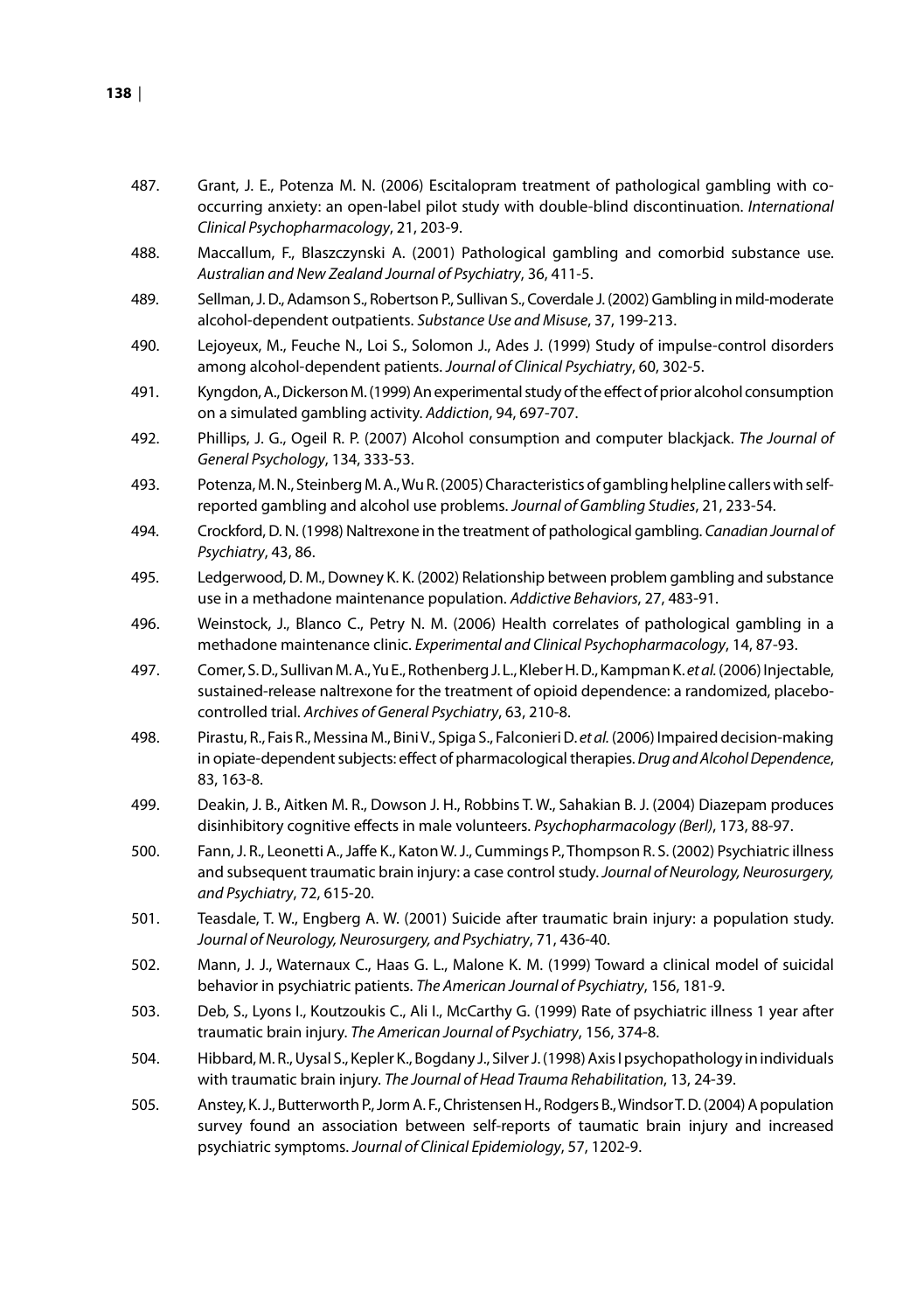487. Grant, J. E., Potenza M. N. (2006) Escitalopram treatment of pathological gambling with co-occurring anxiety: an open-label pilot study with double-blind discontinuation. *International Clinical Psychopharmacology*, 21, 203-9.

488. Maccallum, F., Blaszczynski A. (2001) Pathological gambling and comorbid substance use. *Australian and New Zealand Journal of Psychiatry*, 36, 411-5.

489. Sellman, J. D., Adamson S., Robertson P., Sullivan S., Coverdale J. (2002) Gambling in mild-moderate alcohol-dependent outpatients. *Substance Use and Misuse*, 37, 199-213.

490. Lejoyeux, M., Feuche N., Loi S., Solomon J., Ades J. (1999) Study of impulse-control disorders among alcohol-dependent patients. *Journal of Clinical Psychiatry*, 60, 302-5.

491. Kyngdon, A., Dickerson M. (1999) An experimental study of the effect of prior alcohol consumption on a simulated gambling activity. *Addiction*, 94, 697-707.

492. Phillips, J. G., Ogeil R. P. (2007) Alcohol consumption and computer blackjack. *The Journal of General Psychology*, 134, 333-53.

493. Potenza, M. N., Steinberg M. A., Wu R. (2005) Characteristics of gambling helpline callers with self-reported gambling and alcohol use problems. *Journal of Gambling Studies*, 21, 233-54.

494. Crockford, D. N. (1998) Naltrexone in the treatment of pathological gambling. *Canadian Journal of Psychiatry*, 43, 86.

495. Ledgerwood, D. M., Downey K. K. (2002) Relationship between problem gambling and substance use in a methadone maintenance population. *Addictive Behaviors*, 27, 483-91.

496. Weinstock, J., Blanco C., Petry N. M. (2006) Health correlates of pathological gambling in a methadone maintenance clinic. *Experimental and Clinical Psychopharmacology*, 14, 87-93.

497. Comer, S. D., Sullivan M. A., Yu E., Rothenberg J. L., Kleber H. D., Kampman K. *et al.* (2006) Injectable, sustained-release naltrexone for the treatment of opioid dependence: a randomized, placebo-controlled trial. *Archives of General Psychiatry*, 63, 210-8.

498. Pirastu, R., Fais R., Messina M., Bini V., Spiga S., Falconieri D. *et al.* (2006) Impaired decision-making in opiate-dependent subjects: effect of pharmacological therapies. *Drug and Alcohol Dependence*, 83, 163-8.

499. Deakin, J. B., Aitken M. R., Dowson J. H., Robbins T. W., Sahakian B. J. (2004) Diazepam produces disinhibitory cognitive effects in male volunteers. *Psychopharmacology (Berl)*, 173, 88-97.

500. Fann, J. R., Leonetti A., Jaffe K., Katon W. J., Cummings P., Thompson R. S. (2002) Psychiatric illness and subsequent traumatic brain injury: a case control study. *Journal of Neurology, Neurosurgery, and Psychiatry*, 72, 615-20.

501. Teasdale, T. W., Engberg A. W. (2001) Suicide after traumatic brain injury: a population study. *Journal of Neurology, Neurosurgery, and Psychiatry*, 71, 436-40.

502. Mann, J. J., Waternaux C., Haas G. L., Malone K. M. (1999) Toward a clinical model of suicidal behavior in psychiatric patients. *The American Journal of Psychiatry*, 156, 181-9.

503. Deb, S., Lyons I., Koutzoukis C., Ali I., McCarthy G. (1999) Rate of psychiatric illness 1 year after traumatic brain injury. *The American Journal of Psychiatry*, 156, 374-8.

504. Hibbard, M. R., Uysal S., Kepler K., Bogdany J., Silver J. (1998) Axis I psychopathology in individuals with traumatic brain injury. *The Journal of Head Trauma Rehabilitation*, 13, 24-39.

505. Anstey, K. J., Butterworth P., Jorm A. F., Christensen H., Rodgers B., Windsor T. D. (2004) A population survey found an association between self-reports of taumatic brain injury and increased psychiatric symptoms. *Journal of Clinical Epidemiology*, 57, 1202-9.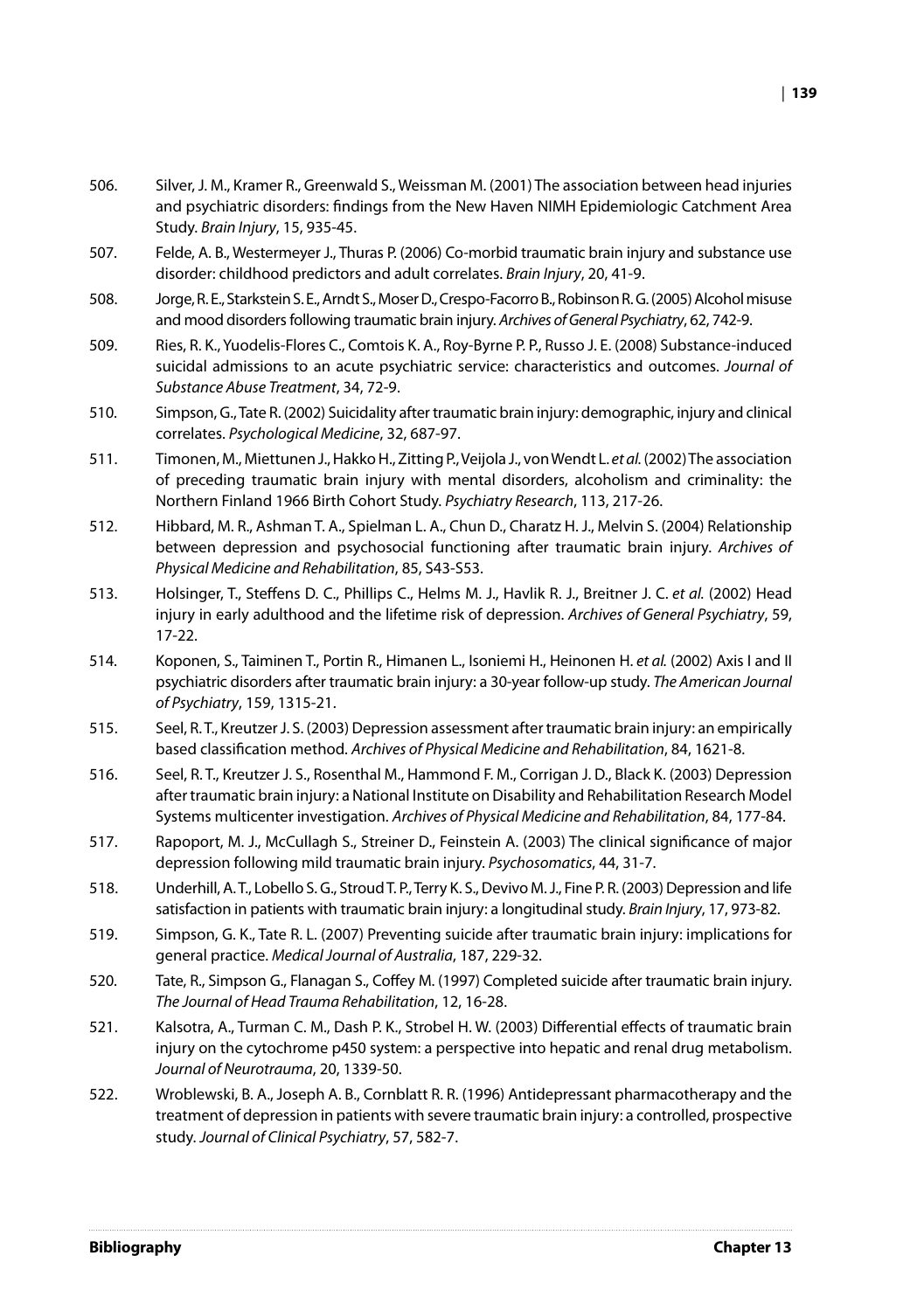506. Silver, J. M., Kramer R., Greenwald S., Weissman M. (2001) The association between head injuries and psychiatric disorders: findings from the New Haven NIMH Epidemiologic Catchment Area Study. *Brain Injury*, 15, 935-45.

507. Felde, A. B., Westermeyer J., Thuras P. (2006) Co-morbid traumatic brain injury and substance use disorder: childhood predictors and adult correlates. *Brain Injury*, 20, 41-9.

508. Jorge, R. E., Starkstein S. E., Arndt S., Moser D., Crespo-Facorro B., Robinson R. G. (2005) Alcohol misuse and mood disorders following traumatic brain injury. *Archives of General Psychiatry*, 62, 742-9.

509. Ries, R. K., Yuodelis-Flores C., Comtois K. A., Roy-Byrne P. P., Russo J. E. (2008) Substance-induced suicidal admissions to an acute psychiatric service: characteristics and outcomes. *Journal of Substance Abuse Treatment*, 34, 72-9.

510. Simpson, G., Tate R. (2002) Suicidality after traumatic brain injury: demographic, injury and clinical correlates. *Psychological Medicine*, 32, 687-97.

511. Timonen, M., Miettunen J., Hakko H., Zitting P., Veijola J., von Wendt L. *et al.* (2002) The association of preceding traumatic brain injury with mental disorders, alcoholism and criminality: the Northern Finland 1966 Birth Cohort Study. *Psychiatry Research*, 113, 217-26.

512. Hibbard, M. R., Ashman T. A., Spielman L. A., Chun D., Charatz H. J., Melvin S. (2004) Relationship between depression and psychosocial functioning after traumatic brain injury. *Archives of Physical Medicine and Rehabilitation*, 85, S43-S53.

513. Holsinger, T., Steffens D. C., Phillips C., Helms M. J., Havlik R. J., Breitner J. C. *et al.* (2002) Head injury in early adulthood and the lifetime risk of depression. *Archives of General Psychiatry*, 59, 17-22.

514. Koponen, S., Taiminen T., Portin R., Himanen L., Isoniemi H., Heinonen H. *et al.* (2002) Axis I and II psychiatric disorders after traumatic brain injury: a 30-year follow-up study. *The American Journal of Psychiatry*, 159, 1315-21.

515. Seel, R. T., Kreutzer J. S. (2003) Depression assessment after traumatic brain injury: an empirically based classification method. *Archives of Physical Medicine and Rehabilitation*, 84, 1621-8.

516. Seel, R. T., Kreutzer J. S., Rosenthal M., Hammond F. M., Corrigan J. D., Black K. (2003) Depression after traumatic brain injury: a National Institute on Disability and Rehabilitation Research Model Systems multicenter investigation. *Archives of Physical Medicine and Rehabilitation*, 84, 177-84.

517. Rapoport, M. J., McCullagh S., Streiner D., Feinstein A. (2003) The clinical significance of major depression following mild traumatic brain injury. *Psychosomatics*, 44, 31-7.

518. Underhill, A. T., Lobello S. G., Stroud T. P., Terry K. S., Devivo M. J., Fine P. R. (2003) Depression and life satisfaction in patients with traumatic brain injury: a longitudinal study. *Brain Injury*, 17, 973-82.

519. Simpson, G. K., Tate R. L. (2007) Preventing suicide after traumatic brain injury: implications for general practice. *Medical Journal of Australia*, 187, 229-32.

520. Tate, R., Simpson G., Flanagan S., Coffey M. (1997) Completed suicide after traumatic brain injury. *The Journal of Head Trauma Rehabilitation*, 12, 16-28.

521. Kalsotra, A., Turman C. M., Dash P. K., Strobel H. W. (2003) Differential effects of traumatic brain injury on the cytochrome p450 system: a perspective into hepatic and renal drug metabolism. *Journal of Neurotrauma*, 20, 1339-50.

522. Wroblewski, B. A., Joseph A. B., Cornblatt R. R. (1996) Antidepressant pharmacotherapy and the treatment of depression in patients with severe traumatic brain injury: a controlled, prospective study. *Journal of Clinical Psychiatry*, 57, 582-7.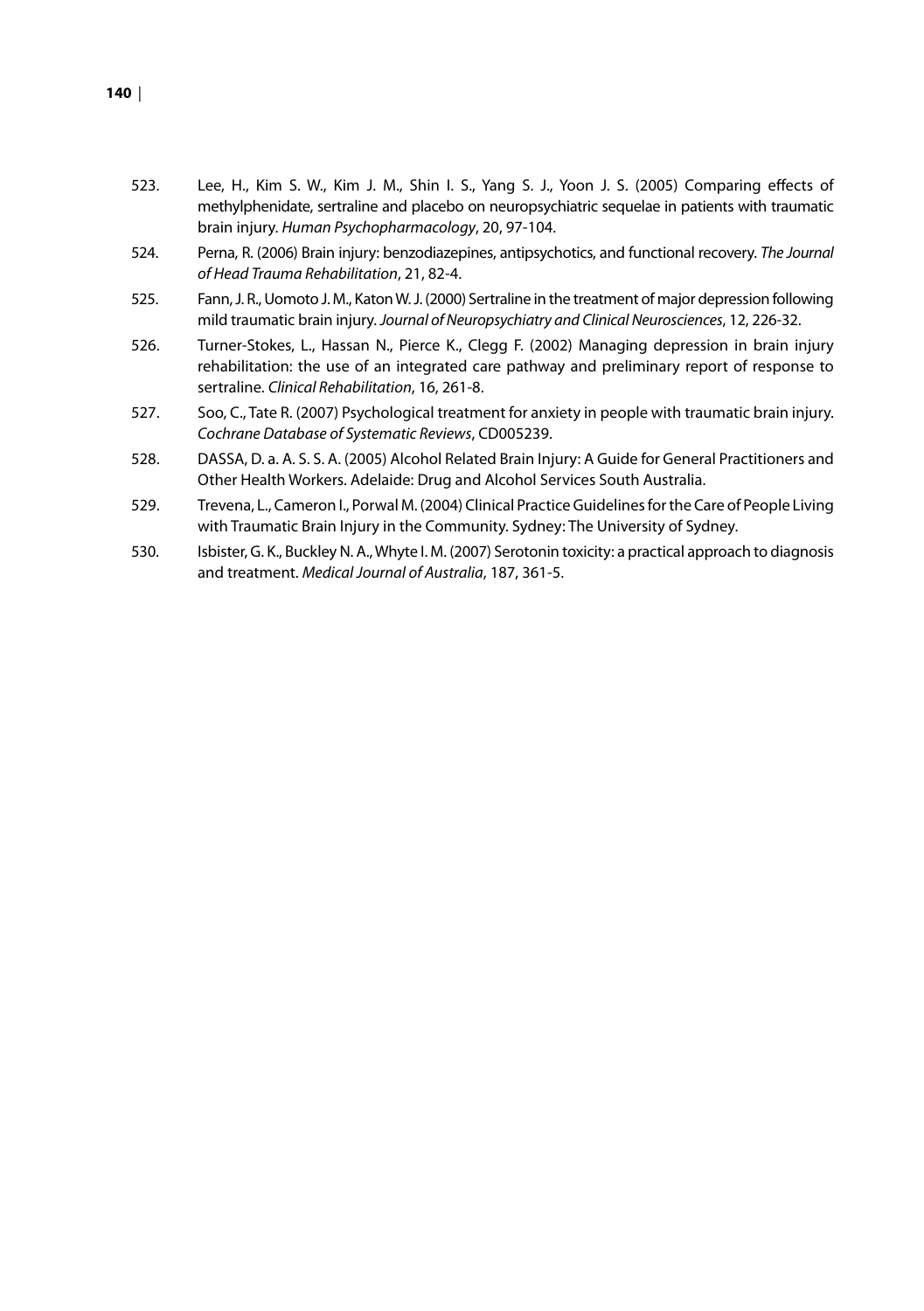523. Lee, H., Kim S. W., Kim J. M., Shin I. S., Yang S. J., Yoon J. S. (2005) Comparing effects of methylphenidate, sertraline and placebo on neuropsychiatric sequelae in patients with traumatic brain injury. *Human Psychopharmacology*, 20, 97-104.

524. Perna, R. (2006) Brain injury: benzodiazepines, antipsychotics, and functional recovery. *The Journal of Head Trauma Rehabilitation*, 21, 82-4.

525. Fann, J. R., Uomoto J. M., Katon W. J. (2000) Sertraline in the treatment of major depression following mild traumatic brain injury. *Journal of Neuropsychiatry and Clinical Neurosciences*, 12, 226-32.

526. Turner-Stokes, L., Hassan N., Pierce K., Clegg F. (2002) Managing depression in brain injury rehabilitation: the use of an integrated care pathway and preliminary report of response to sertraline. *Clinical Rehabilitation*, 16, 261-8.

527. Soo, C., Tate R. (2007) Psychological treatment for anxiety in people with traumatic brain injury. *Cochrane Database of Systematic Reviews*, CD005239.

528. DASSA, D. a. A. S. S. A. (2005) Alcohol Related Brain Injury: A Guide for General Practitioners and Other Health Workers. Adelaide: Drug and Alcohol Services South Australia.

529. Trevena, L., Cameron I., Porwal M. (2004) Clinical Practice Guidelines for the Care of People Living with Traumatic Brain Injury in the Community. Sydney: The University of Sydney.

530. Isbister, G. K., Buckley N. A., Whyte I. M. (2007) Serotonin toxicity: a practical approach to diagnosis and treatment. *Medical Journal of Australia*, 187, 361-5.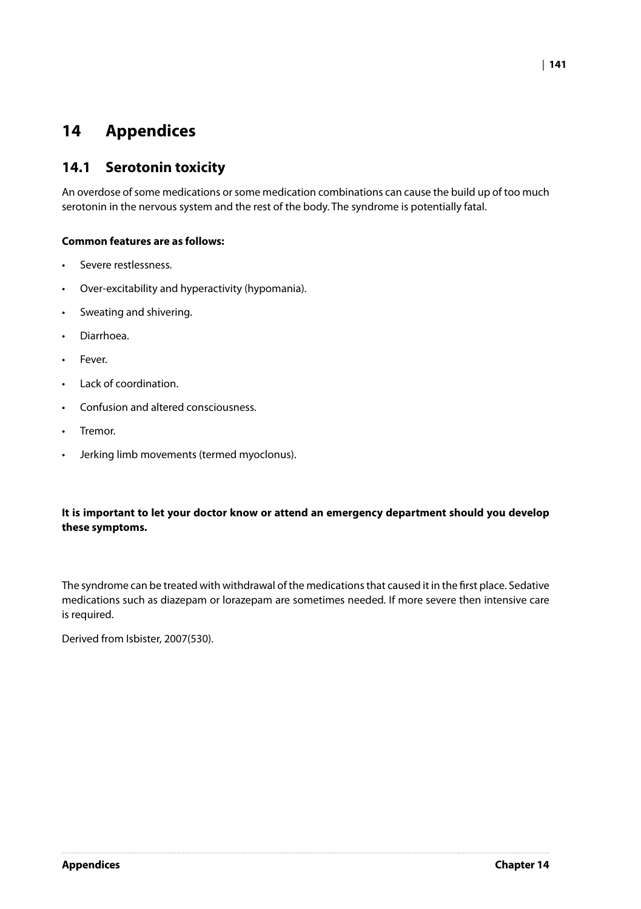# 14 Appendices

## 14.1 Serotonin toxicity

An overdose of some medications or some medication combinations can cause the build up of too much serotonin in the nervous system and the rest of the body. The syndrome is potentially fatal.

**Common features are as follows:**

- Severe restlessness.
- Over-excitability and hyperactivity (hypomania).
- Sweating and shivering.
- Diarrhoea.
- Fever.
- Lack of coordination.
- Confusion and altered consciousness.
- Tremor.
- Jerking limb movements (termed myoclonus).

**It is important to let your doctor know or attend an emergency department should you develop these symptoms.**

The syndrome can be treated with withdrawal of the medications that caused it in the first place. Sedative medications such as diazepam or lorazepam are sometimes needed. If more severe then intensive care is required.

Derived from Isbister, 2007(530).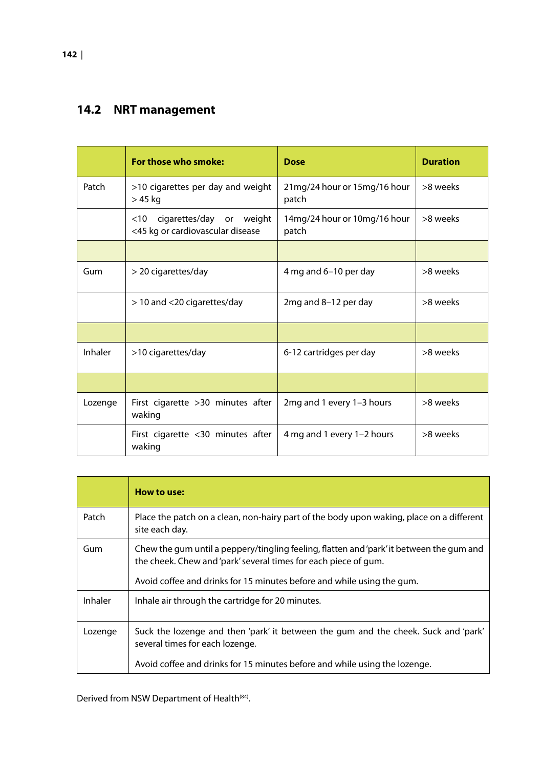## 14.2 NRT management

| | For those who smoke: | Dose | Duration |
|---|---|---|---|
| Patch | >10 cigarettes per day and weight > 45 kg | 21mg/24 hour or 15mg/16 hour patch | >8 weeks |
| | <10 cigarettes/day or weight <45 kg or cardiovascular disease | 14mg/24 hour or 10mg/16 hour patch | >8 weeks |
| | | | |
| Gum | > 20 cigarettes/day | 4 mg and 6–10 per day | >8 weeks |
| | > 10 and <20 cigarettes/day | 2mg and 8–12 per day | >8 weeks |
| | | | |
| Inhaler | >10 cigarettes/day | 6-12 cartridges per day | >8 weeks |
| | | | |
| Lozenge | First cigarette >30 minutes after waking | 2mg and 1 every 1–3 hours | >8 weeks |
| | First cigarette <30 minutes after waking | 4 mg and 1 every 1–2 hours | >8 weeks |

| | How to use: |
|---|---|
| Patch | Place the patch on a clean, non-hairy part of the body upon waking, place on a different site each day. |
| Gum | Chew the gum until a peppery/tingling feeling, flatten and 'park' it between the gum and the cheek. Chew and 'park' several times for each piece of gum.<br><br>Avoid coffee and drinks for 15 minutes before and while using the gum. |
| Inhaler | Inhale air through the cartridge for 20 minutes. |
| Lozenge | Suck the lozenge and then 'park' it between the gum and the cheek. Suck and 'park' several times for each lozenge.<br><br>Avoid coffee and drinks for 15 minutes before and while using the lozenge. |

Derived from NSW Department of Health[84].